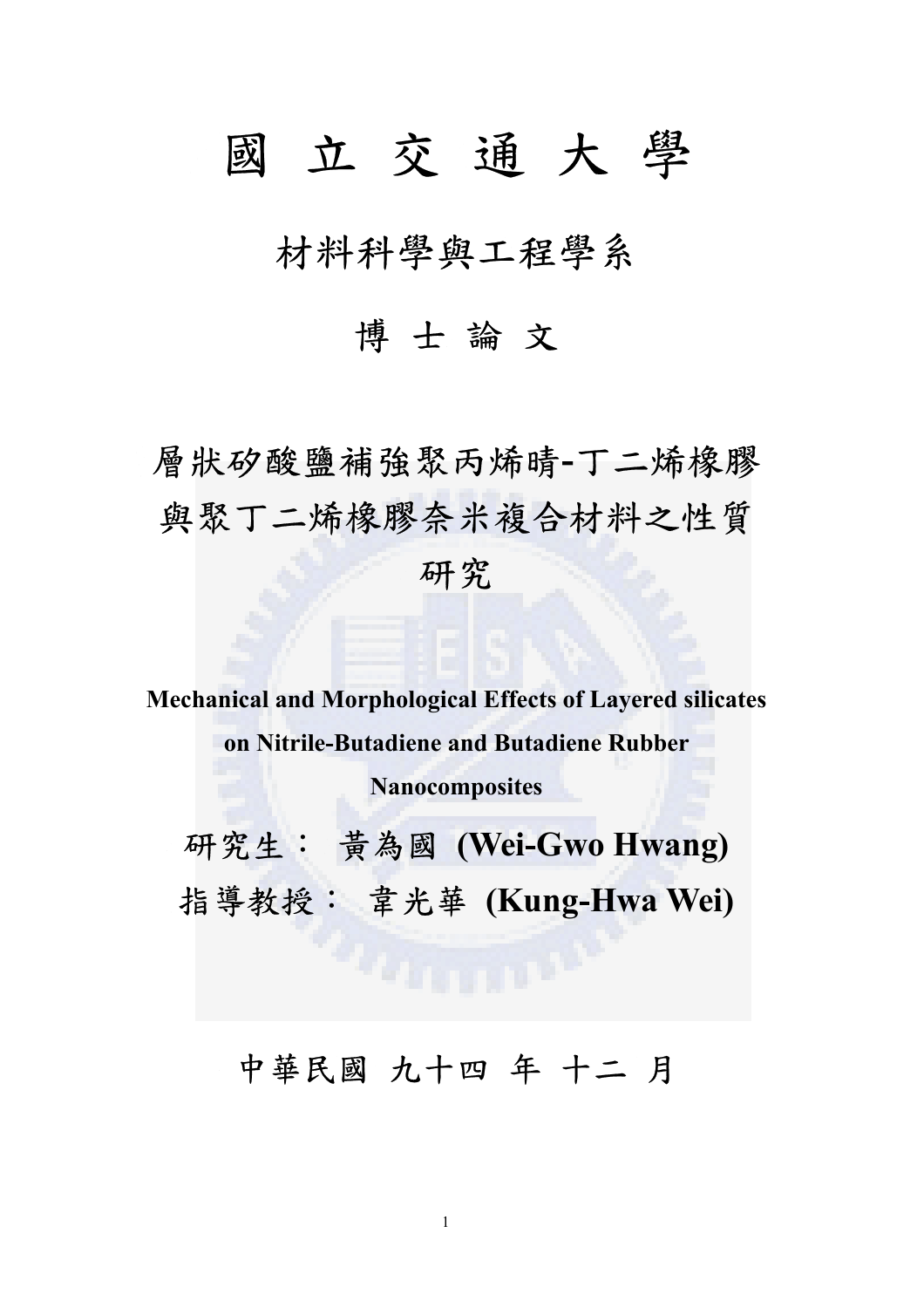# 國 立 交 通 大 學

## 材料科學與工程學系

## 博 士 論 文

# 層狀矽酸鹽補強聚丙烯晴-丁二烯橡膠與聚丁二烯橡膠奈米複合材料之性質研究

**Mechanical and Morphological Effects of Layered silicates on Nitrile-Butadiene and Butadiene Rubber Nanocomposites**

研究生： 黃為國 **(Wei-Gwo Hwang)**

指導教授： 韋光華 **(Kung-Hwa Wei)**

中華民國 九十四 年 十二 月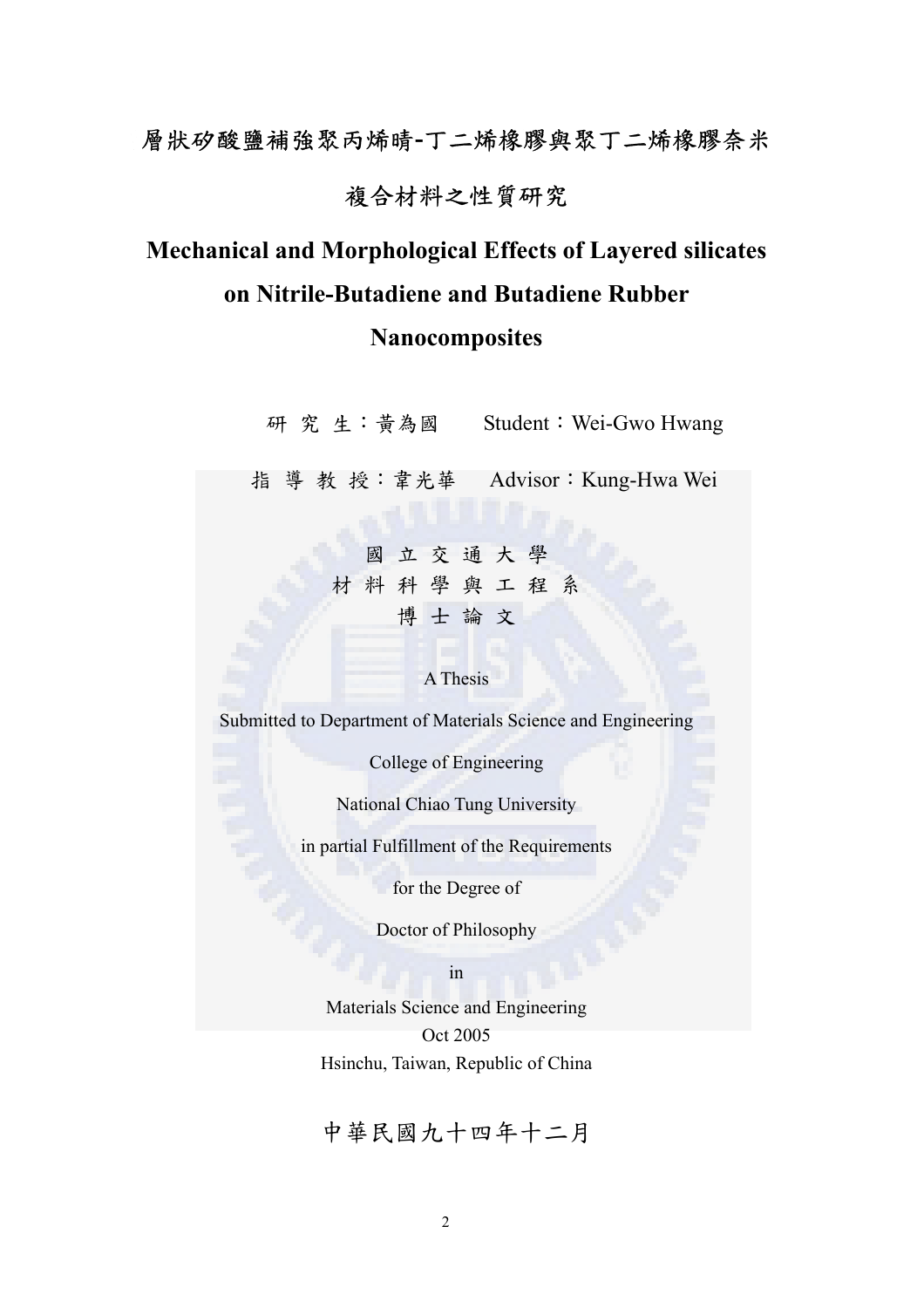# 層狀矽酸鹽補強聚丙烯晴-丁二烯橡膠與聚丁二烯橡膠奈米複合材料之性質研究

# Mechanical and Morphological Effects of Layered silicates on Nitrile-Butadiene and Butadiene Rubber Nanocomposites

研 究 生：黃為國　　Student：Wei-Gwo Hwang

指 導 教 授：韋光華　　Advisor：Kung-Hwa Wei

國 立 交 通 大 學

材 料 科 學 與 工 程 系

博 士 論 文

A Thesis

Submitted to Department of Materials Science and Engineering

College of Engineering

National Chiao Tung University

in partial Fulfillment of the Requirements

for the Degree of

Doctor of Philosophy

in

Materials Science and Engineering

Oct 2005

Hsinchu, Taiwan, Republic of China

中華民國九十四年十二月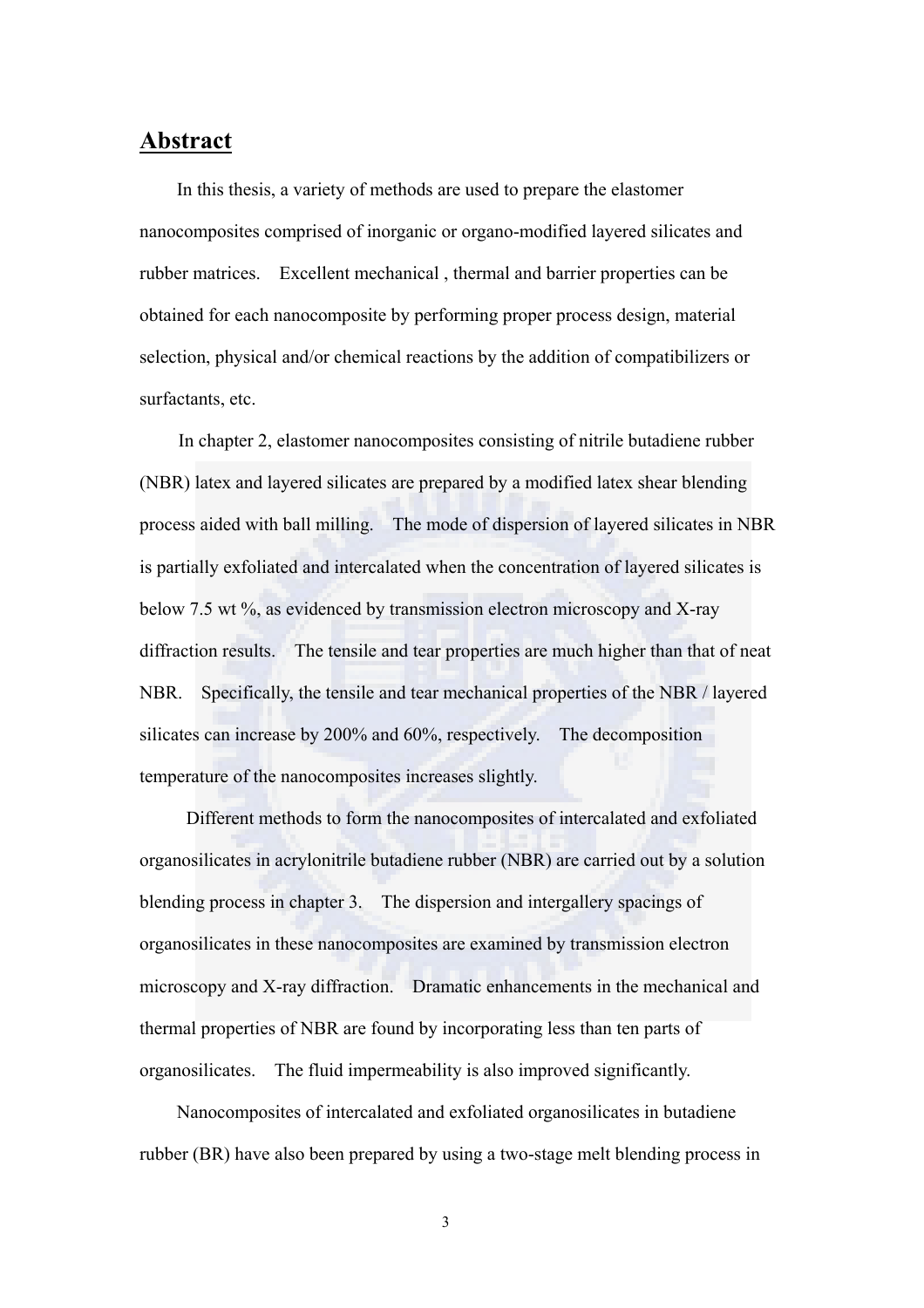# Abstract

In this thesis, a variety of methods are used to prepare the elastomer nanocomposites comprised of inorganic or organo-modified layered silicates and rubber matrices. Excellent mechanical , thermal and barrier properties can be obtained for each nanocomposite by performing proper process design, material selection, physical and/or chemical reactions by the addition of compatibilizers or surfactants, etc.

In chapter 2, elastomer nanocomposites consisting of nitrile butadiene rubber (NBR) latex and layered silicates are prepared by a modified latex shear blending process aided with ball milling. The mode of dispersion of layered silicates in NBR is partially exfoliated and intercalated when the concentration of layered silicates is below 7.5 wt %, as evidenced by transmission electron microscopy and X-ray diffraction results. The tensile and tear properties are much higher than that of neat NBR. Specifically, the tensile and tear mechanical properties of the NBR / layered silicates can increase by 200% and 60%, respectively. The decomposition temperature of the nanocomposites increases slightly.

Different methods to form the nanocomposites of intercalated and exfoliated organosilicates in acrylonitrile butadiene rubber (NBR) are carried out by a solution blending process in chapter 3. The dispersion and intergallery spacings of organosilicates in these nanocomposites are examined by transmission electron microscopy and X-ray diffraction. Dramatic enhancements in the mechanical and thermal properties of NBR are found by incorporating less than ten parts of organosilicates. The fluid impermeability is also improved significantly.

Nanocomposites of intercalated and exfoliated organosilicates in butadiene rubber (BR) have also been prepared by using a two-stage melt blending process in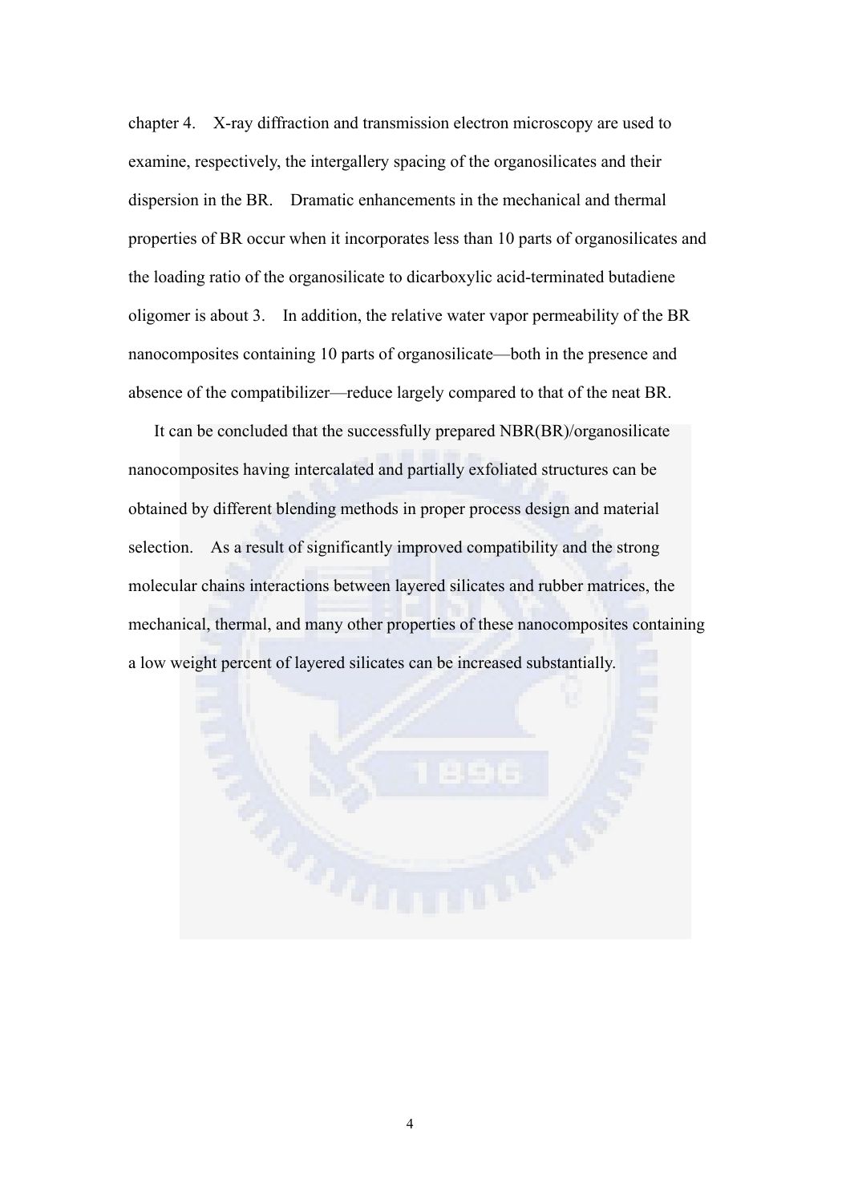chapter 4. X-ray diffraction and transmission electron microscopy are used to examine, respectively, the intergallery spacing of the organosilicates and their dispersion in the BR. Dramatic enhancements in the mechanical and thermal properties of BR occur when it incorporates less than 10 parts of organosilicates and the loading ratio of the organosilicate to dicarboxylic acid-terminated butadiene oligomer is about 3. In addition, the relative water vapor permeability of the BR nanocomposites containing 10 parts of organosilicate—both in the presence and absence of the compatibilizer—reduce largely compared to that of the neat BR.

It can be concluded that the successfully prepared NBR(BR)/organosilicate nanocomposites having intercalated and partially exfoliated structures can be obtained by different blending methods in proper process design and material selection. As a result of significantly improved compatibility and the strong molecular chains interactions between layered silicates and rubber matrices, the mechanical, thermal, and many other properties of these nanocomposites containing a low weight percent of layered silicates can be increased substantially.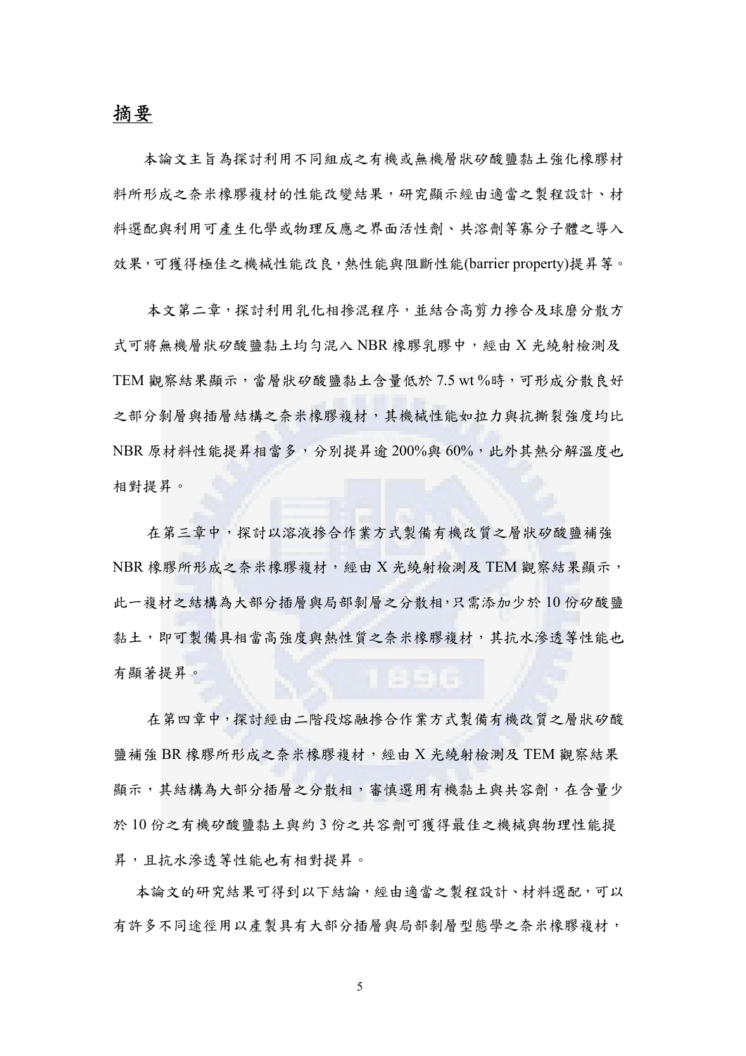# 摘要

本論文主旨為探討利用不同組成之有機或無機層狀矽酸鹽黏土強化橡膠材料所形成之奈米橡膠複材的性能改變結果，研究顯示經由適當之製程設計、材料選配與利用可產生化學或物理反應之界面活性劑、共溶劑等寡分子體之導入效果，可獲得極佳之機械性能改良，熱性能與阻斷性能(barrier property)提昇等。

本文第二章，探討利用乳化相摻混程序，並結合高剪力摻合及球磨分散方式可將無機層狀矽酸鹽黏土均勻混入 NBR 橡膠乳膠中，經由 X 光繞射檢測及 TEM 觀察結果顯示，當層狀矽酸鹽黏土含量低於 7.5 wt %時，可形成分散良好之部分剝層與插層結構之奈米橡膠複材，其機械性能如拉力與抗撕裂強度均比 NBR 原材料性能提昇相當多，分別提昇逾 200%與 60%，此外其熱分解溫度也相對提昇。

在第三章中，探討以溶液摻合作業方式製備有機改質之層狀矽酸鹽補強 NBR 橡膠所形成之奈米橡膠複材，經由 X 光繞射檢測及 TEM 觀察結果顯示，此一複材之結構為大部分插層與局部剝層之分散相，只需添加少於 10 份矽酸鹽黏土，即可製備具相當高強度與熱性質之奈米橡膠複材，其抗水滲透等性能也有顯著提昇。

在第四章中，探討經由二階段熔融摻合作業方式製備有機改質之層狀矽酸鹽補強 BR 橡膠所形成之奈米橡膠複材，經由 X 光繞射檢測及 TEM 觀察結果顯示，其結構為大部分插層之分散相，審慎選用有機黏土與共容劑，在含量少於 10 份之有機矽酸鹽黏土與約 3 份之共容劑可獲得最佳之機械與物理性能提昇，且抗水滲透等性能也有相對提昇。

本論文的研究結果可得到以下結論，經由適當之製程設計、材料選配，可以有許多不同途徑用以產製具有大部分插層與局部剝層型態學之奈米橡膠複材，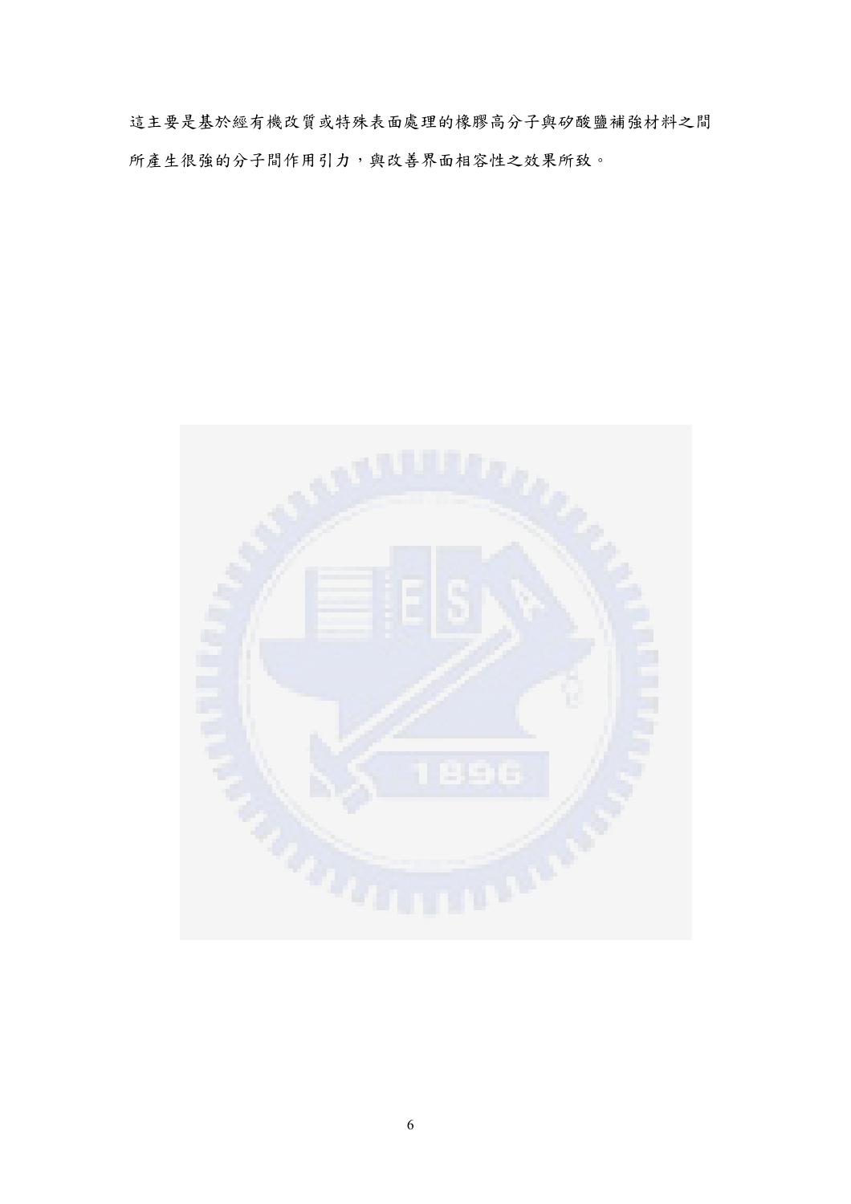這主要是基於經有機改質或特殊表面處理的橡膠高分子與矽酸鹽補強材料之間所產生很強的分子間作用引力，與改善界面相容性之效果所致。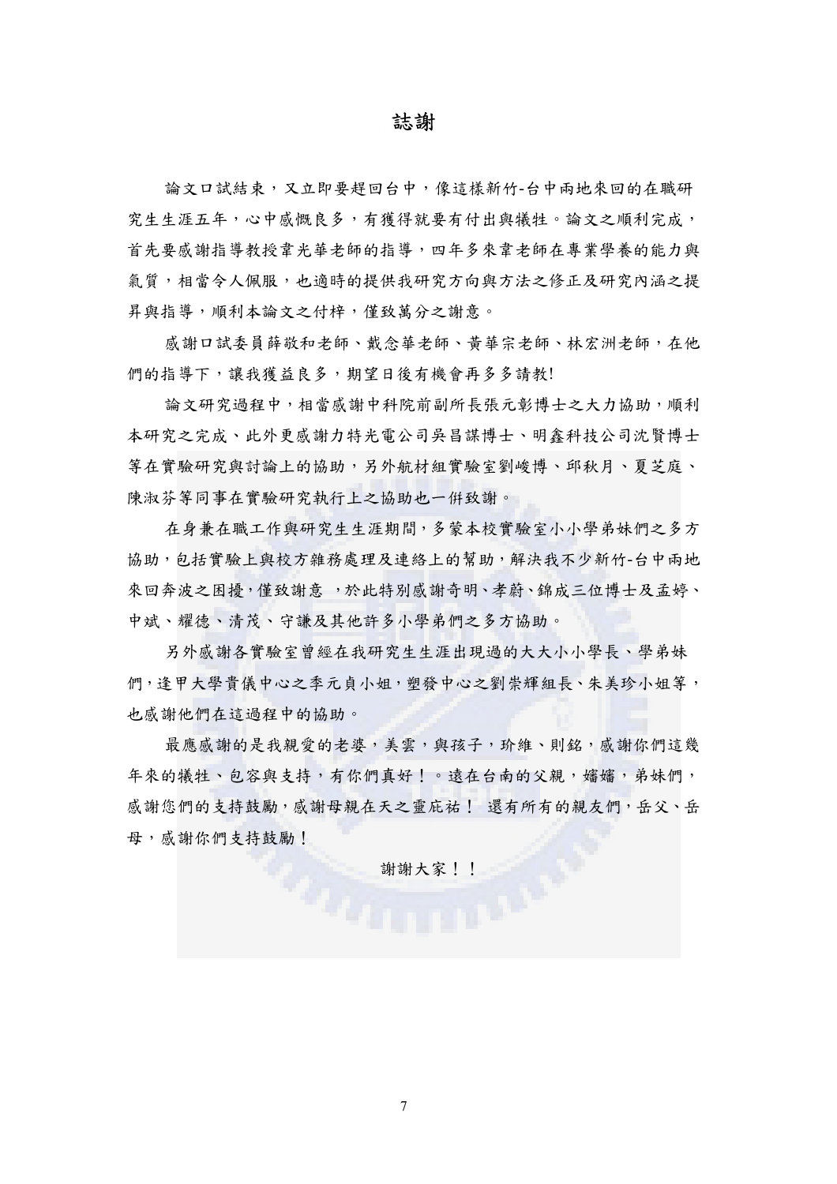# 誌謝

論文口試結束，又立即要趕回台中，像這樣新竹-台中兩地來回的在職研究生生涯五年，心中感慨良多，有獲得就要有付出與犧牲。論文之順利完成，首先要感謝指導教授韋光華老師的指導，四年多來韋老師在專業學養的能力與氣質，相當令人佩服，也適時的提供我研究方向與方法之修正及研究內涵之提昇與指導，順利本論文之付梓，僅致萬分之謝意。

感謝口試委員薛敬和老師、戴念華老師、黃華宗老師、林宏洲老師，在他們的指導下，讓我獲益良多，期望日後有機會再多多請教!

論文研究過程中，相當感謝中科院前副所長張元彰博士之大力協助，順利本研究之完成、此外更感謝力特光電公司吳昌謀博士、明鑫科技公司沈賢博士等在實驗研究與討論上的協助，另外航材組實驗室劉峻博、邱秋月、夏芝庭、陳淑芬等同事在實驗研究執行上之協助也一併致謝。

在身兼在職工作與研究生生涯期間，多蒙本校實驗室小小學弟妹們之多方協助，包括實驗上與校方雜務處理及連絡上的幫助，解決我不少新竹-台中兩地來回奔波之困擾，僅致謝意 ，於此特別感謝奇明、孝蔚、錦成三位博士及孟婷、中斌、耀德、清茂、守謙及其他許多小學弟們之多方協助。

另外感謝各實驗室曾經在我研究生生涯出現過的大大小小學長、學弟妹們，逢甲大學貴儀中心之李元貞小姐，塑發中心之劉崇輝組長、朱美珍小姐等，也感謝他們在這過程中的協助。

最應感謝的是我親愛的老婆，美雲，與孩子，玠維、則銘，感謝你們這幾年來的犧牲、包容與支持，有你們真好！。遠在台南的父親，嬸嬸，弟妹們，感謝您們的支持鼓勵，感謝母親在天之靈庇祐！ 還有所有的親友們，岳父、岳母，感謝你們支持鼓勵！

謝謝大家！！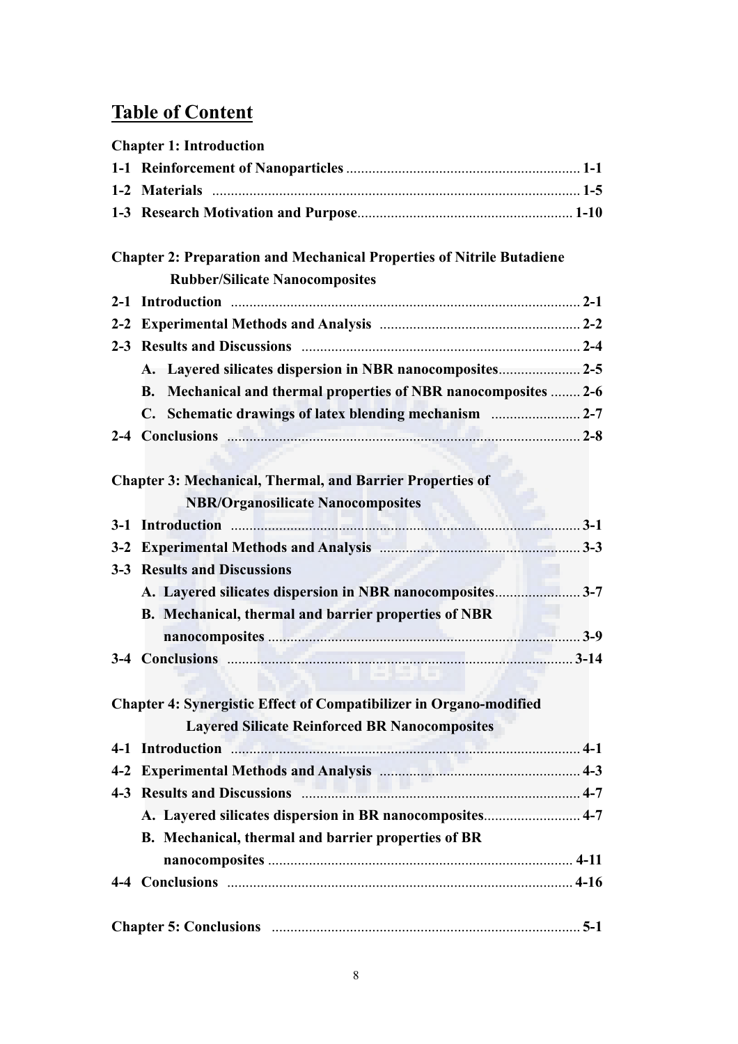# Table of Content

**Chapter 1: Introduction**

**1-1 Reinforcement of Nanoparticles .............................................................. 1-1**

**1-2 Materials .................................................................................................. 1-5**

**1-3 Research Motivation and Purpose......................................................... 1-10**

**Chapter 2: Preparation and Mechanical Properties of Nitrile Butadiene Rubber/Silicate Nanocomposites**

**2-1 Introduction ............................................................................................ 2-1**

**2-2 Experimental Methods and Analysis ..................................................... 2-2**

**2-3 Results and Discussions .......................................................................... 2-4**

**A. Layered silicates dispersion in NBR nanocomposites...................... 2-5**

**B. Mechanical and thermal properties of NBR nanocomposites ........ 2-6**

**C. Schematic drawings of latex blending mechanism ........................ 2-7**

**2-4 Conclusions ............................................................................................. 2-8**

**Chapter 3: Mechanical, Thermal, and Barrier Properties of NBR/Organosilicate Nanocomposites**

**3-1 Introduction ............................................................................................ 3-1**

**3-2 Experimental Methods and Analysis ..................................................... 3-3**

**3-3 Results and Discussions**

**A. Layered silicates dispersion in NBR nanocomposites...................... 3-7**

**B. Mechanical, thermal and barrier properties of NBR nanocomposites ................................................................................... 3-9**

**3-4 Conclusions ............................................................................................ 3-14**

**Chapter 4: Synergistic Effect of Compatibilizer in Organo-modified Layered Silicate Reinforced BR Nanocomposites**

**4-1 Introduction ............................................................................................ 4-1**

**4-2 Experimental Methods and Analysis ..................................................... 4-3**

**4-3 Results and Discussions .......................................................................... 4-7**

**A. Layered silicates dispersion in BR nanocomposites.......................... 4-7**

**B. Mechanical, thermal and barrier properties of BR nanocomposites ................................................................................. 4-11**

**4-4 Conclusions ............................................................................................ 4-16**

**Chapter 5: Conclusions .................................................................................. 5-1**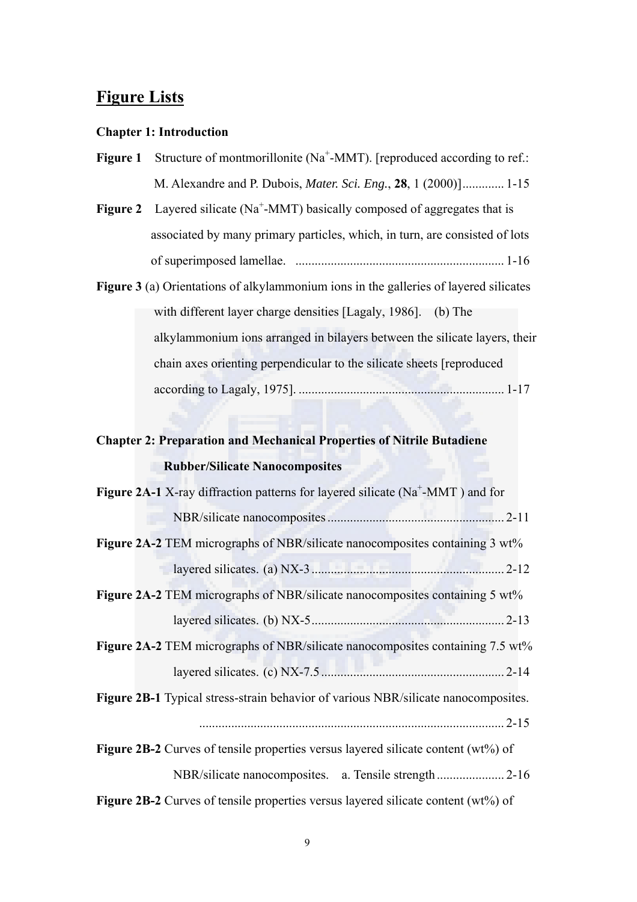## Figure Lists

### Chapter 1: Introduction

**Figure 1** Structure of montmorillonite ($Na^+$-MMT). [reproduced according to ref.: M. Alexandre and P. Dubois, *Mater. Sci. Eng.*, **28**, 1 (2000)] ............. 1-15

**Figure 2** Layered silicate ($Na^+$-MMT) basically composed of aggregates that is associated by many primary particles, which, in turn, are consisted of lots of superimposed lamellae. ................................................................ 1-16

**Figure 3** (a) Orientations of alkylammonium ions in the galleries of layered silicates with different layer charge densities [Lagaly, 1986]. (b) The alkylammonium ions arranged in bilayers between the silicate layers, their chain axes orienting perpendicular to the silicate sheets [reproduced according to Lagaly, 1975]. ............................................................... 1-17

### Chapter 2: Preparation and Mechanical Properties of Nitrile Butadiene Rubber/Silicate Nanocomposites

**Figure 2A-1** X-ray diffraction patterns for layered silicate ($Na^+$-MMT ) and for NBR/silicate nanocomposites ...................................................... 2-11

**Figure 2A-2** TEM micrographs of NBR/silicate nanocomposites containing 3 wt% layered silicates. (a) NX-3 ............................................................ 2-12

**Figure 2A-2** TEM micrographs of NBR/silicate nanocomposites containing 5 wt% layered silicates. (b) NX-5 ............................................................ 2-13

**Figure 2A-2** TEM micrographs of NBR/silicate nanocomposites containing 7.5 wt% layered silicates. (c) NX-7.5 ........................................................ 2-14

**Figure 2B-1** Typical stress-strain behavior of various NBR/silicate nanocomposites. ............................................................................................ 2-15

**Figure 2B-2** Curves of tensile properties versus layered silicate content (wt%) of NBR/silicate nanocomposites. a. Tensile strength ..................... 2-16

**Figure 2B-2** Curves of tensile properties versus layered silicate content (wt%) of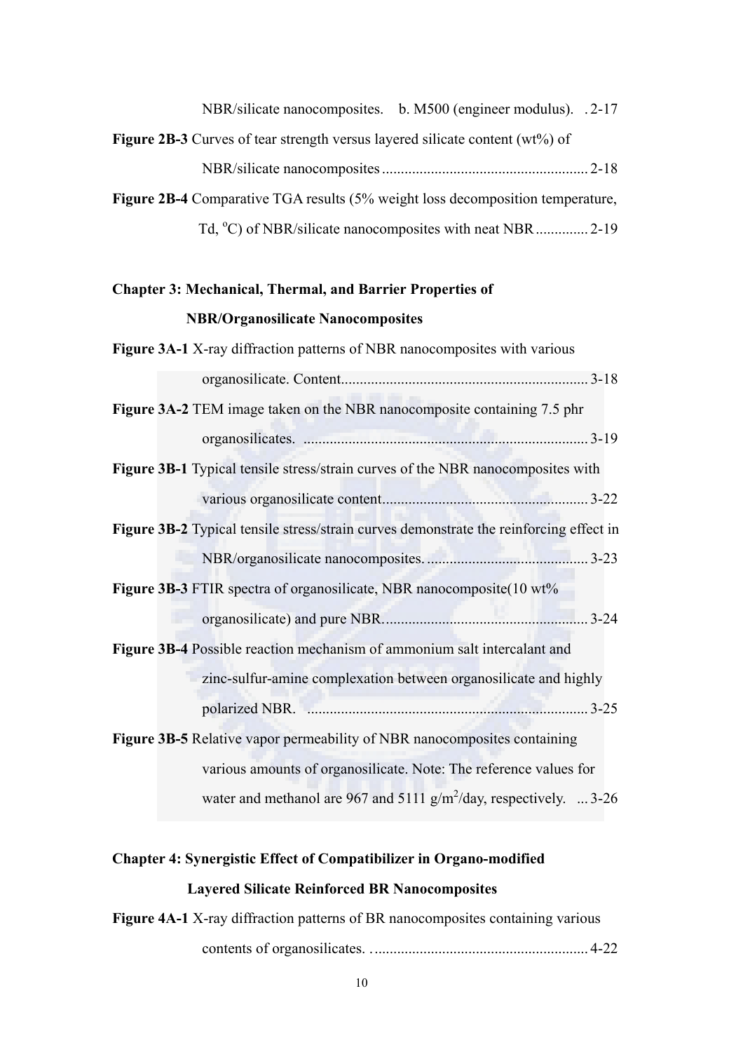NBR/silicate nanocomposites. b. M500 (engineer modulus). . 2-17

**Figure 2B-3** Curves of tear strength versus layered silicate content (wt%) of NBR/silicate nanocomposites ...................................................... 2-18

**Figure 2B-4** Comparative TGA results (5% weight loss decomposition temperature, Td, $^{o}C$) of NBR/silicate nanocomposites with neat NBR ............. 2-19

**Chapter 3: Mechanical, Thermal, and Barrier Properties of NBR/Organosilicate Nanocomposites**

**Figure 3A-1** X-ray diffraction patterns of NBR nanocomposites with various organosilicate. Content................................................................. 3-18

**Figure 3A-2** TEM image taken on the NBR nanocomposite containing 7.5 phr organosilicates. .......................................................................... 3-19

**Figure 3B-1** Typical tensile stress/strain curves of the NBR nanocomposites with various organosilicate content...................................................... 3-22

**Figure 3B-2** Typical tensile stress/strain curves demonstrate the reinforcing effect in NBR/organosilicate nanocomposites. .......................................... 3-23

**Figure 3B-3** FTIR spectra of organosilicate, NBR nanocomposite(10 wt% organosilicate) and pure NBR. ..................................................... 3-24

**Figure 3B-4** Possible reaction mechanism of ammonium salt intercalant and zinc-sulfur-amine complexation between organosilicate and highly polarized NBR. ......................................................................... 3-25

**Figure 3B-5** Relative vapor permeability of NBR nanocomposites containing various amounts of organosilicate. Note: The reference values for water and methanol are 967 and 5111 $g/m^2$/day, respectively. ... 3-26

**Chapter 4: Synergistic Effect of Compatibilizer in Organo-modified Layered Silicate Reinforced BR Nanocomposites**

**Figure 4A-1** X-ray diffraction patterns of BR nanocomposites containing various contents of organosilicates. . ......................................................... 4-22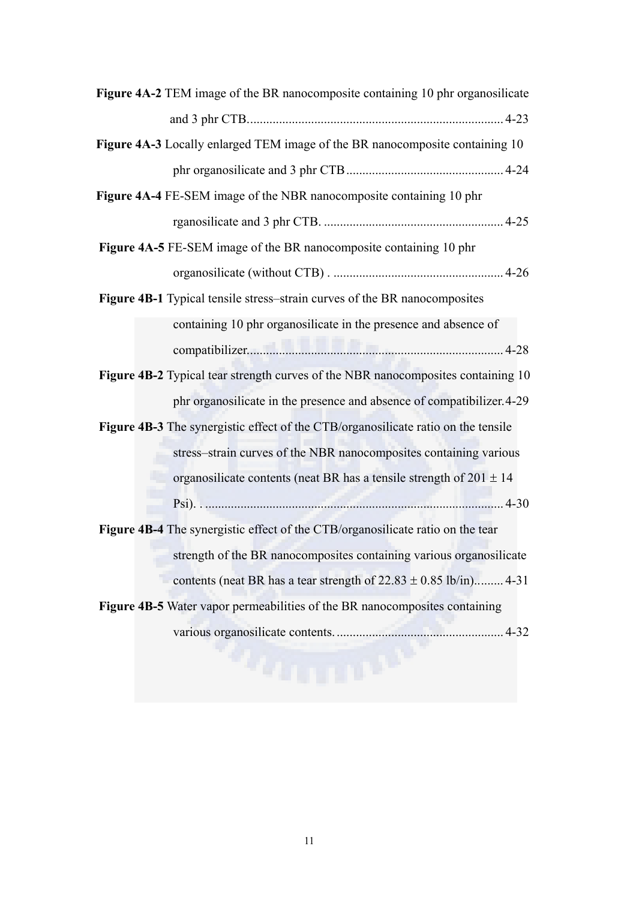**Figure 4A-2** TEM image of the BR nanocomposite containing 10 phr organosilicate and 3 phr CTB............................................................................... 4-23

**Figure 4A-3** Locally enlarged TEM image of the BR nanocomposite containing 10 phr organosilicate and 3 phr CTB ................................................ 4-24

**Figure 4A-4** FE-SEM image of the NBR nanocomposite containing 10 phr rganosilicate and 3 phr CTB. ....................................................... 4-25

**Figure 4A-5** FE-SEM image of the BR nanocomposite containing 10 phr organosilicate (without CTB) . .................................................... 4-26

**Figure 4B-1** Typical tensile stress–strain curves of the BR nanocomposites containing 10 phr organosilicate in the presence and absence of compatibilizer............................................................................... 4-28

**Figure 4B-2** Typical tear strength curves of the NBR nanocomposites containing 10 phr organosilicate in the presence and absence of compatibilizer.4-29

**Figure 4B-3** The synergistic effect of the CTB/organosilicate ratio on the tensile stress–strain curves of the NBR nanocomposites containing various organosilicate contents (neat BR has a tensile strength of 201 ± 14 Psi). . ........................................................................................... 4-30

**Figure 4B-4** The synergistic effect of the CTB/organosilicate ratio on the tear strength of the BR nanocomposites containing various organosilicate contents (neat BR has a tear strength of 22.83 ± 0.85 lb/in)......... 4-31

**Figure 4B-5** Water vapor permeabilities of the BR nanocomposites containing various organosilicate contents. ................................................... 4-32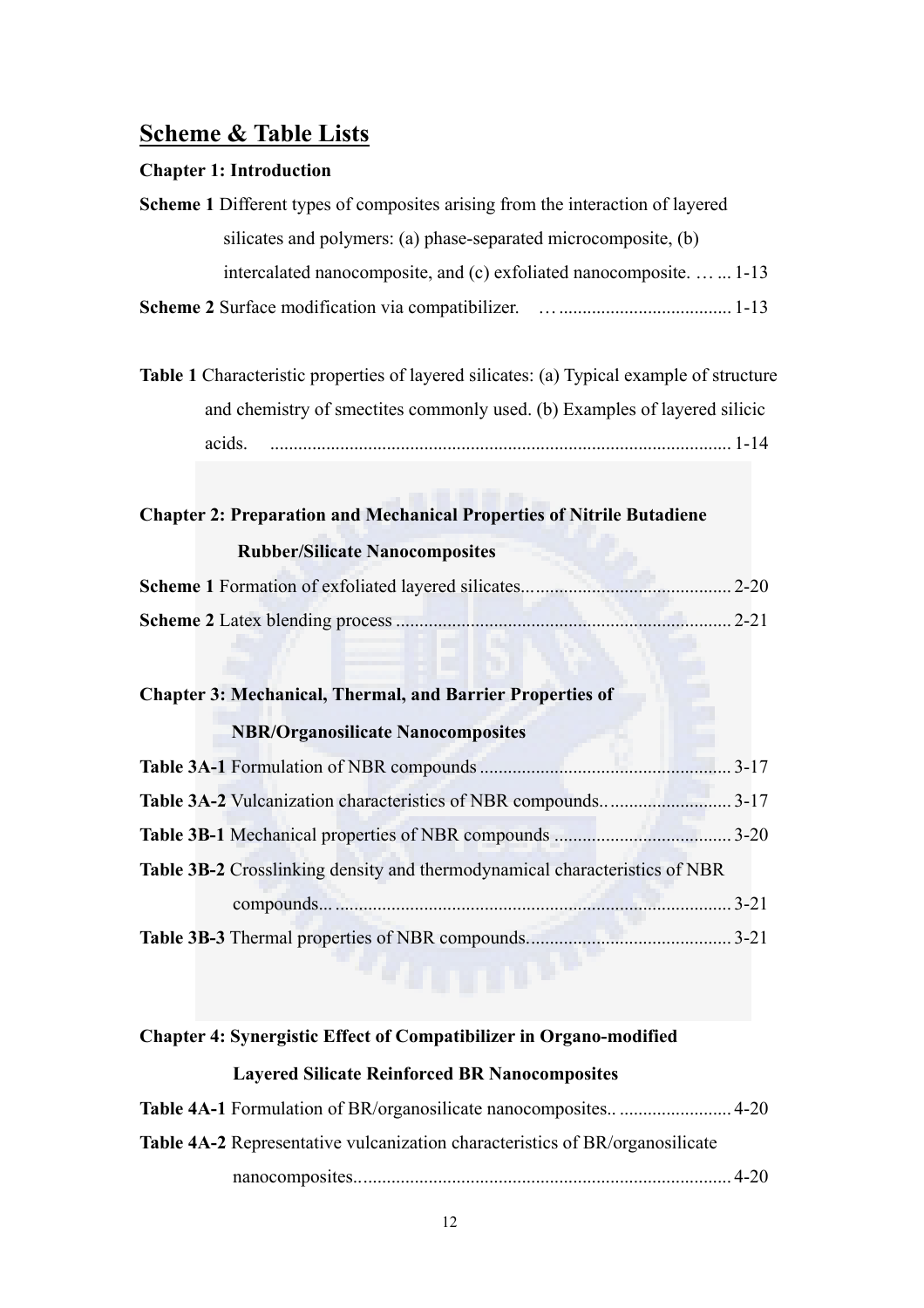## Scheme & Table Lists

**Chapter 1: Introduction**

**Scheme 1** Different types of composites arising from the interaction of layered silicates and polymers: (a) phase-separated microcomposite, (b) intercalated nanocomposite, and (c) exfoliated nanocomposite. … ... 1-13

**Scheme 2** Surface modification via compatibilizer. … ..................................... 1-13

**Table 1** Characteristic properties of layered silicates: (a) Typical example of structure and chemistry of smectites commonly used. (b) Examples of layered silicic acids. ................................................................................................ 1-14

**Chapter 2: Preparation and Mechanical Properties of Nitrile Butadiene Rubber/Silicate Nanocomposites**

**Scheme 1** Formation of exfoliated layered silicates... ......................................... 2-20

**Scheme 2** Latex blending process ..................................................................... 2-21

**Chapter 3: Mechanical, Thermal, and Barrier Properties of NBR/Organosilicate Nanocomposites**

**Table 3A-1** Formulation of NBR compounds ..................................................... 3-17

**Table 3A-2** Vulcanization characteristics of NBR compounds.. ......................... 3-17

**Table 3B-1** Mechanical properties of NBR compounds ...................................... 3-20

**Table 3B-2** Crosslinking density and thermodynamical characteristics of NBR compounds... .................................................................................... 3-21

**Table 3B-3** Thermal properties of NBR compounds. .......................................... 3-21

**Chapter 4: Synergistic Effect of Compatibilizer in Organo-modified Layered Silicate Reinforced BR Nanocomposites**

**Table 4A-1** Formulation of BR/organosilicate nanocomposites.. ........................ 4-20

**Table 4A-2** Representative vulcanization characteristics of BR/organosilicate nanocomposites. ............................................................................. 4-20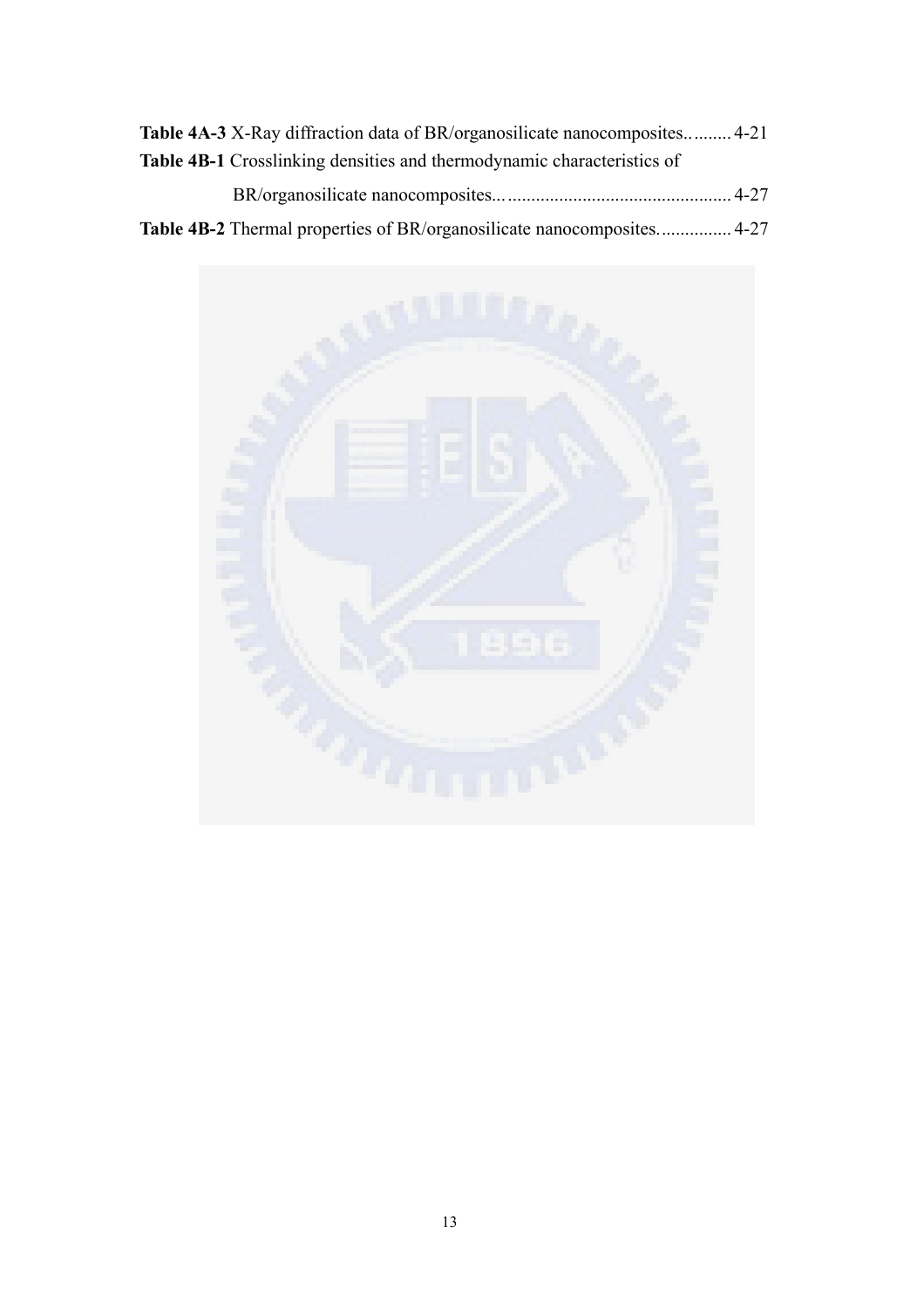**Table 4A-3** X-Ray diffraction data of BR/organosilicate nanocomposites.......... 4-21

**Table 4B-1** Crosslinking densities and thermodynamic characteristics of BR/organosilicate nanocomposites................................................ 4-27

**Table 4B-2** Thermal properties of BR/organosilicate nanocomposites................ 4-27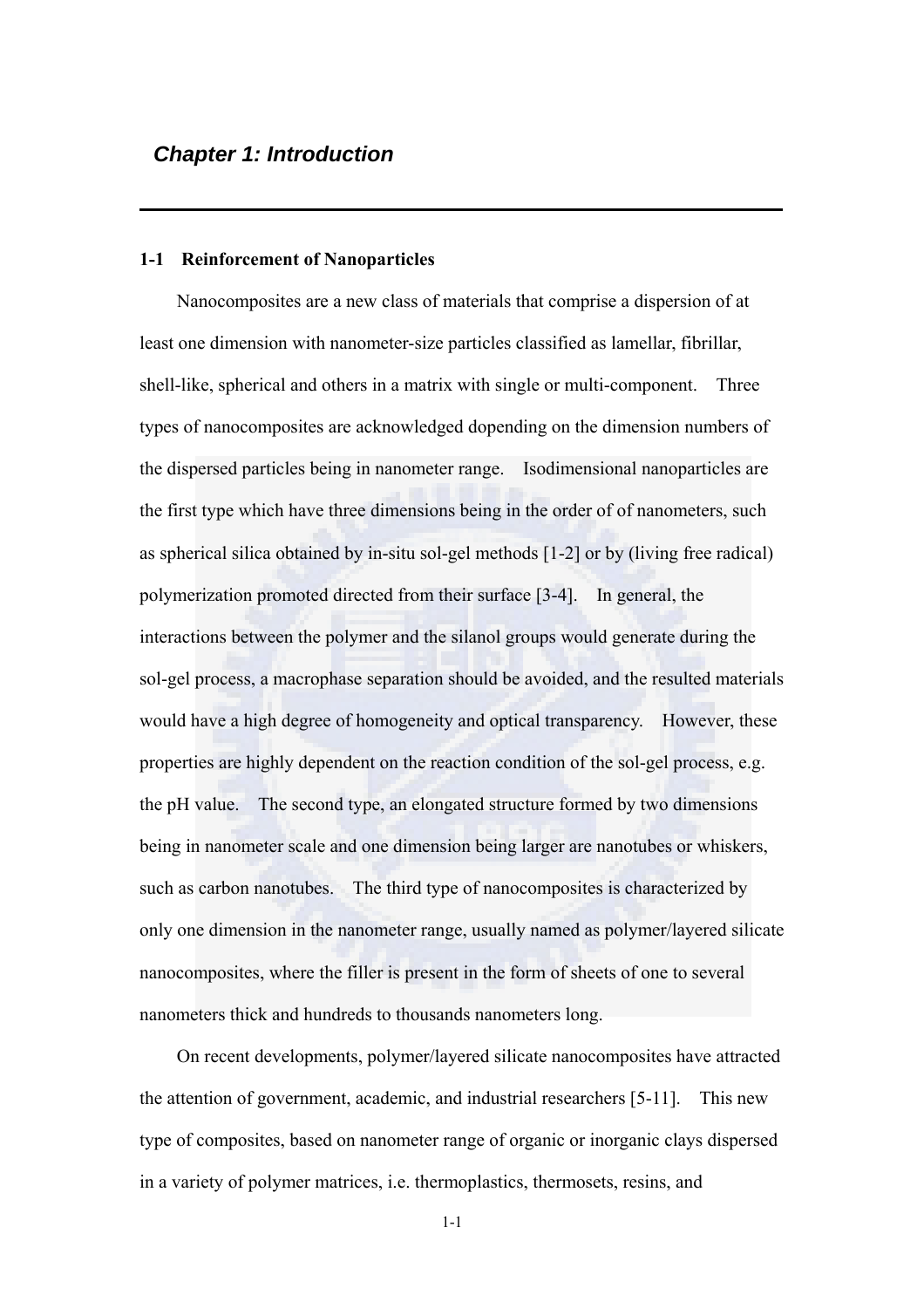## *Chapter 1: Introduction*

---

### 1-1 Reinforcement of Nanoparticles

Nanocomposites are a new class of materials that comprise a dispersion of at least one dimension with nanometer-size particles classified as lamellar, fibrillar, shell-like, spherical and others in a matrix with single or multi-component. Three types of nanocomposites are acknowledged dopending on the dimension numbers of the dispersed particles being in nanometer range. Isodimensional nanoparticles are the first type which have three dimensions being in the order of of nanometers, such as spherical silica obtained by in-situ sol-gel methods [1-2] or by (living free radical) polymerization promoted directed from their surface [3-4]. In general, the interactions between the polymer and the silanol groups would generate during the sol-gel process, a macrophase separation should be avoided, and the resulted materials would have a high degree of homogeneity and optical transparency. However, these properties are highly dependent on the reaction condition of the sol-gel process, e.g. the pH value. The second type, an elongated structure formed by two dimensions being in nanometer scale and one dimension being larger are nanotubes or whiskers, such as carbon nanotubes. The third type of nanocomposites is characterized by only one dimension in the nanometer range, usually named as polymer/layered silicate nanocomposites, where the filler is present in the form of sheets of one to several nanometers thick and hundreds to thousands nanometers long.

On recent developments, polymer/layered silicate nanocomposites have attracted the attention of government, academic, and industrial researchers [5-11]. This new type of composites, based on nanometer range of organic or inorganic clays dispersed in a variety of polymer matrices, i.e. thermoplastics, thermosets, resins, and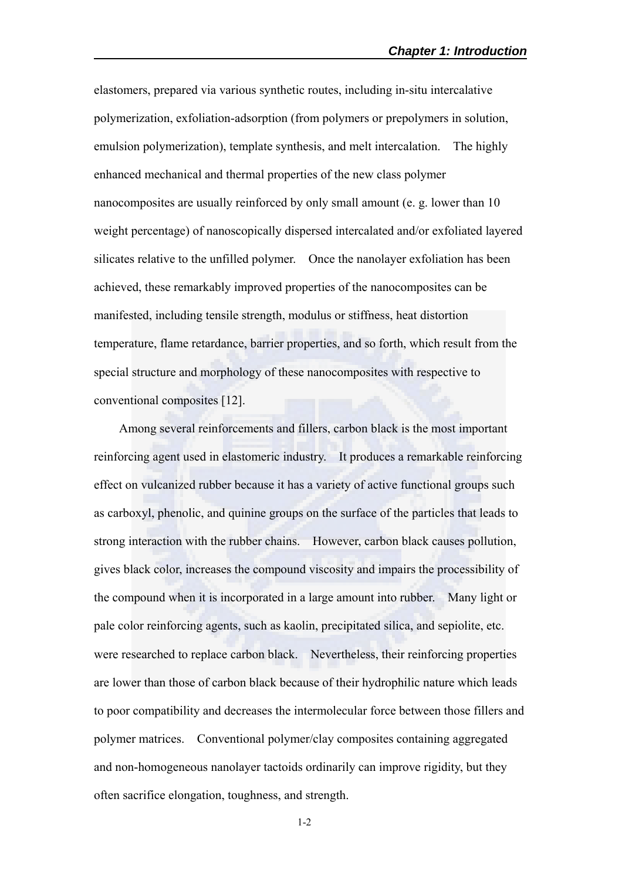elastomers, prepared via various synthetic routes, including in-situ intercalative polymerization, exfoliation-adsorption (from polymers or prepolymers in solution, emulsion polymerization), template synthesis, and melt intercalation. The highly enhanced mechanical and thermal properties of the new class polymer nanocomposites are usually reinforced by only small amount (e. g. lower than 10 weight percentage) of nanoscopically dispersed intercalated and/or exfoliated layered silicates relative to the unfilled polymer. Once the nanolayer exfoliation has been achieved, these remarkably improved properties of the nanocomposites can be manifested, including tensile strength, modulus or stiffness, heat distortion temperature, flame retardance, barrier properties, and so forth, which result from the special structure and morphology of these nanocomposites with respective to conventional composites [12].

Among several reinforcements and fillers, carbon black is the most important reinforcing agent used in elastomeric industry. It produces a remarkable reinforcing effect on vulcanized rubber because it has a variety of active functional groups such as carboxyl, phenolic, and quinine groups on the surface of the particles that leads to strong interaction with the rubber chains. However, carbon black causes pollution, gives black color, increases the compound viscosity and impairs the processibility of the compound when it is incorporated in a large amount into rubber. Many light or pale color reinforcing agents, such as kaolin, precipitated silica, and sepiolite, etc. were researched to replace carbon black. Nevertheless, their reinforcing properties are lower than those of carbon black because of their hydrophilic nature which leads to poor compatibility and decreases the intermolecular force between those fillers and polymer matrices. Conventional polymer/clay composites containing aggregated and non-homogeneous nanolayer tactoids ordinarily can improve rigidity, but they often sacrifice elongation, toughness, and strength.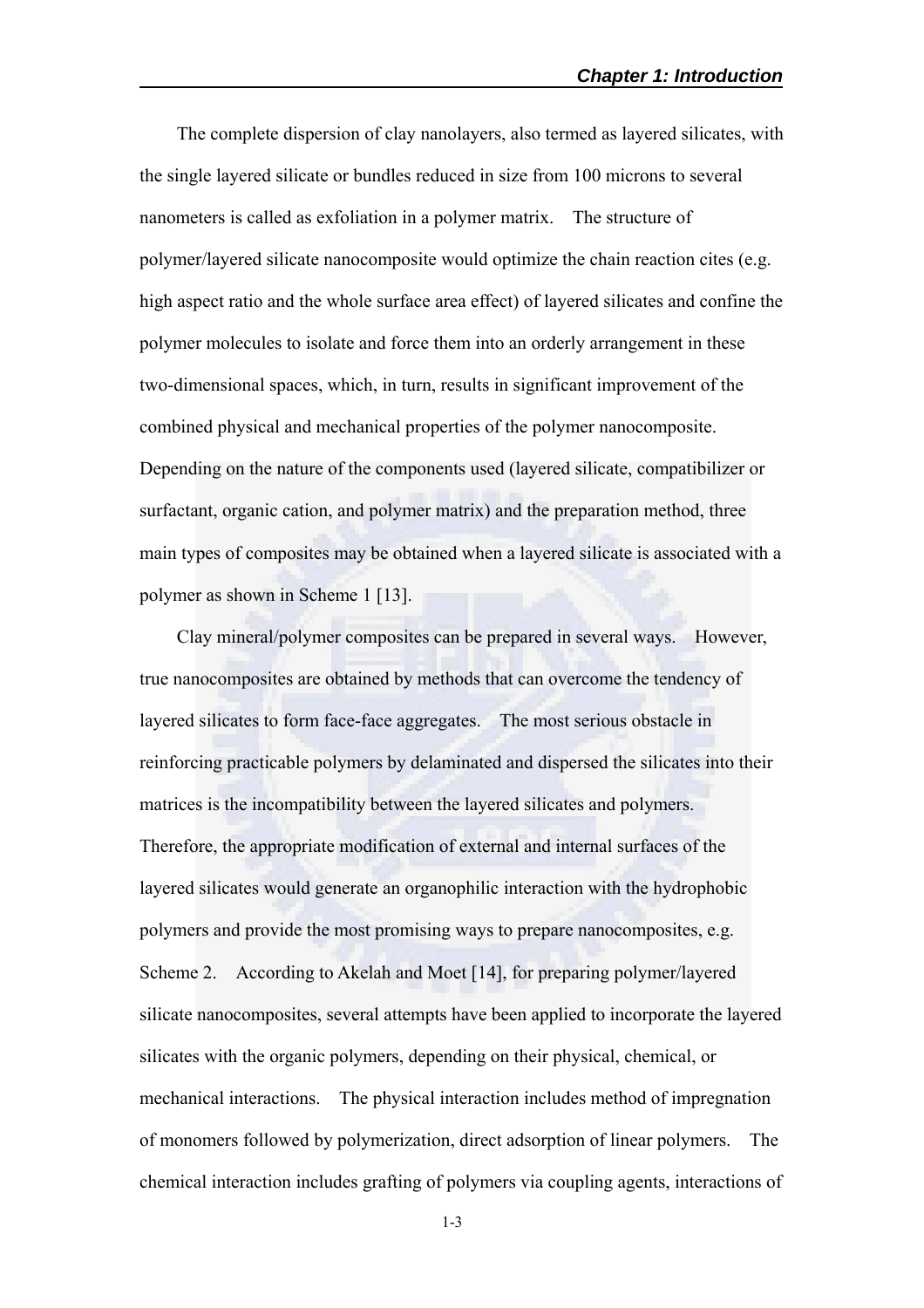The complete dispersion of clay nanolayers, also termed as layered silicates, with the single layered silicate or bundles reduced in size from 100 microns to several nanometers is called as exfoliation in a polymer matrix. The structure of polymer/layered silicate nanocomposite would optimize the chain reaction cites (e.g. high aspect ratio and the whole surface area effect) of layered silicates and confine the polymer molecules to isolate and force them into an orderly arrangement in these two-dimensional spaces, which, in turn, results in significant improvement of the combined physical and mechanical properties of the polymer nanocomposite. Depending on the nature of the components used (layered silicate, compatibilizer or surfactant, organic cation, and polymer matrix) and the preparation method, three main types of composites may be obtained when a layered silicate is associated with a polymer as shown in Scheme 1 [13].

Clay mineral/polymer composites can be prepared in several ways. However, true nanocomposites are obtained by methods that can overcome the tendency of layered silicates to form face-face aggregates. The most serious obstacle in reinforcing practicable polymers by delaminated and dispersed the silicates into their matrices is the incompatibility between the layered silicates and polymers. Therefore, the appropriate modification of external and internal surfaces of the layered silicates would generate an organophilic interaction with the hydrophobic polymers and provide the most promising ways to prepare nanocomposites, e.g. Scheme 2. According to Akelah and Moet [14], for preparing polymer/layered silicate nanocomposites, several attempts have been applied to incorporate the layered silicates with the organic polymers, depending on their physical, chemical, or mechanical interactions. The physical interaction includes method of impregnation of monomers followed by polymerization, direct adsorption of linear polymers. The chemical interaction includes grafting of polymers via coupling agents, interactions of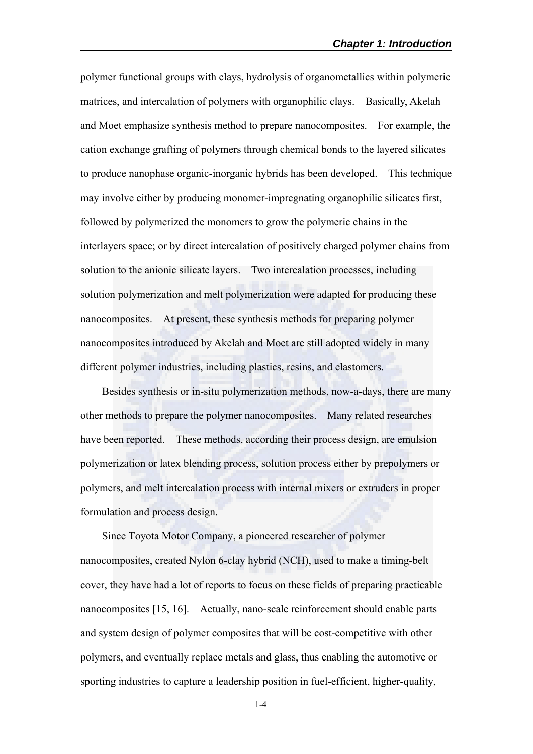polymer functional groups with clays, hydrolysis of organometallics within polymeric matrices, and intercalation of polymers with organophilic clays. Basically, Akelah and Moet emphasize synthesis method to prepare nanocomposites. For example, the cation exchange grafting of polymers through chemical bonds to the layered silicates to produce nanophase organic-inorganic hybrids has been developed. This technique may involve either by producing monomer-impregnating organophilic silicates first, followed by polymerized the monomers to grow the polymeric chains in the interlayers space; or by direct intercalation of positively charged polymer chains from solution to the anionic silicate layers. Two intercalation processes, including solution polymerization and melt polymerization were adapted for producing these nanocomposites. At present, these synthesis methods for preparing polymer nanocomposites introduced by Akelah and Moet are still adopted widely in many different polymer industries, including plastics, resins, and elastomers.

Besides synthesis or in-situ polymerization methods, now-a-days, there are many other methods to prepare the polymer nanocomposites. Many related researches have been reported. These methods, according their process design, are emulsion polymerization or latex blending process, solution process either by prepolymers or polymers, and melt intercalation process with internal mixers or extruders in proper formulation and process design.

Since Toyota Motor Company, a pioneered researcher of polymer nanocomposites, created Nylon 6-clay hybrid (NCH), used to make a timing-belt cover, they have had a lot of reports to focus on these fields of preparing practicable nanocomposites [15, 16]. Actually, nano-scale reinforcement should enable parts and system design of polymer composites that will be cost-competitive with other polymers, and eventually replace metals and glass, thus enabling the automotive or sporting industries to capture a leadership position in fuel-efficient, higher-quality,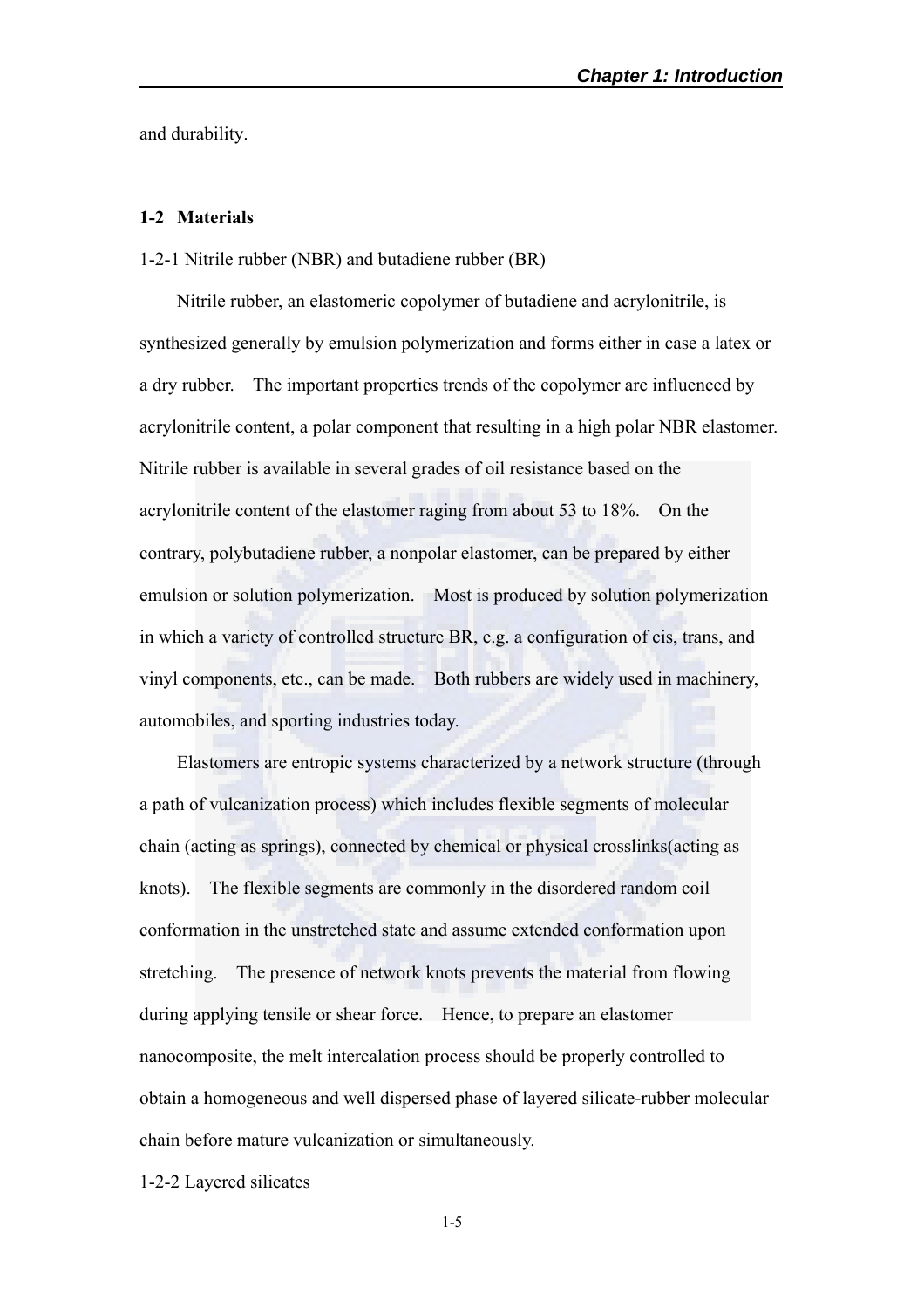and durability.

## 1-2 Materials

### 1-2-1 Nitrile rubber (NBR) and butadiene rubber (BR)

Nitrile rubber, an elastomeric copolymer of butadiene and acrylonitrile, is synthesized generally by emulsion polymerization and forms either in case a latex or a dry rubber. The important properties trends of the copolymer are influenced by acrylonitrile content, a polar component that resulting in a high polar NBR elastomer. Nitrile rubber is available in several grades of oil resistance based on the acrylonitrile content of the elastomer raging from about 53 to 18%. On the contrary, polybutadiene rubber, a nonpolar elastomer, can be prepared by either emulsion or solution polymerization. Most is produced by solution polymerization in which a variety of controlled structure BR, e.g. a configuration of cis, trans, and vinyl components, etc., can be made. Both rubbers are widely used in machinery, automobiles, and sporting industries today.

Elastomers are entropic systems characterized by a network structure (through a path of vulcanization process) which includes flexible segments of molecular chain (acting as springs), connected by chemical or physical crosslinks(acting as knots). The flexible segments are commonly in the disordered random coil conformation in the unstretched state and assume extended conformation upon stretching. The presence of network knots prevents the material from flowing during applying tensile or shear force. Hence, to prepare an elastomer nanocomposite, the melt intercalation process should be properly controlled to obtain a homogeneous and well dispersed phase of layered silicate-rubber molecular chain before mature vulcanization or simultaneously.

### 1-2-2 Layered silicates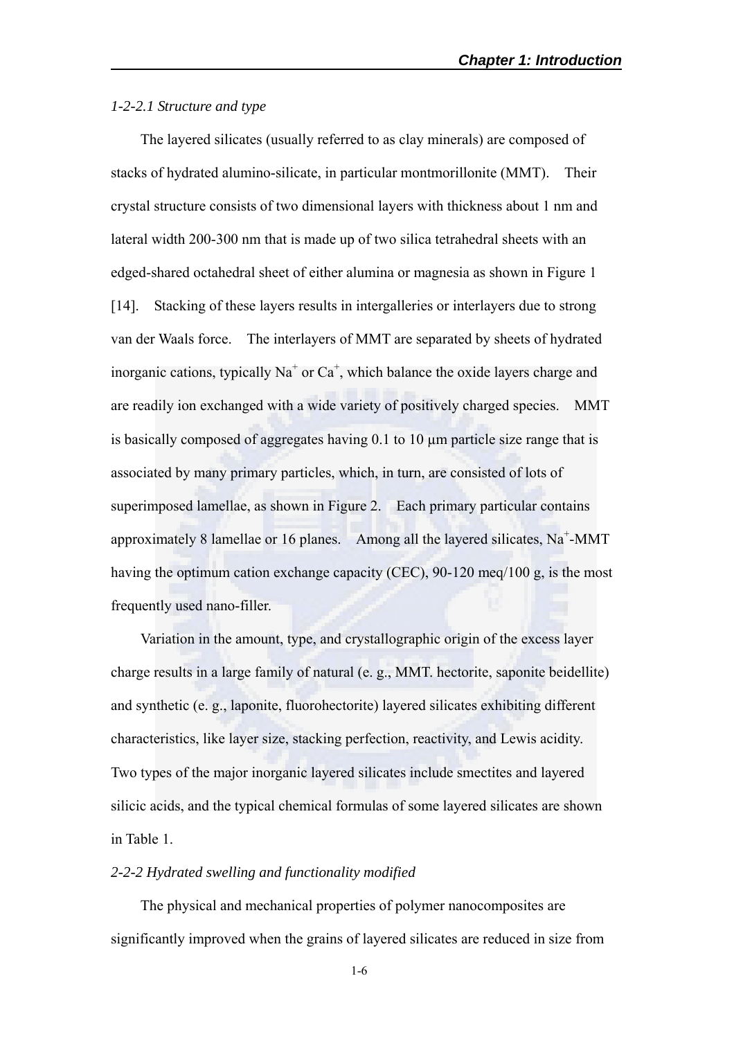*1-2-2.1 Structure and type*

The layered silicates (usually referred to as clay minerals) are composed of stacks of hydrated alumino-silicate, in particular montmorillonite (MMT). Their crystal structure consists of two dimensional layers with thickness about 1 nm and lateral width 200-300 nm that is made up of two silica tetrahedral sheets with an edged-shared octahedral sheet of either alumina or magnesia as shown in Figure 1 [14]. Stacking of these layers results in intergalleries or interlayers due to strong van der Waals force. The interlayers of MMT are separated by sheets of hydrated inorganic cations, typically $Na^+$ or $Ca^+$, which balance the oxide layers charge and are readily ion exchanged with a wide variety of positively charged species. MMT is basically composed of aggregates having 0.1 to 10 μm particle size range that is associated by many primary particles, which, in turn, are consisted of lots of superimposed lamellae, as shown in Figure 2. Each primary particular contains approximately 8 lamellae or 16 planes. Among all the layered silicates, $Na^+$-MMT having the optimum cation exchange capacity (CEC), 90-120 meq/100 g, is the most frequently used nano-filler.

Variation in the amount, type, and crystallographic origin of the excess layer charge results in a large family of natural (e. g., MMT. hectorite, saponite beidellite) and synthetic (e. g., laponite, fluorohectorite) layered silicates exhibiting different characteristics, like layer size, stacking perfection, reactivity, and Lewis acidity. Two types of the major inorganic layered silicates include smectites and layered silicic acids, and the typical chemical formulas of some layered silicates are shown in Table 1.

*2-2-2 Hydrated swelling and functionality modified*

The physical and mechanical properties of polymer nanocomposites are significantly improved when the grains of layered silicates are reduced in size from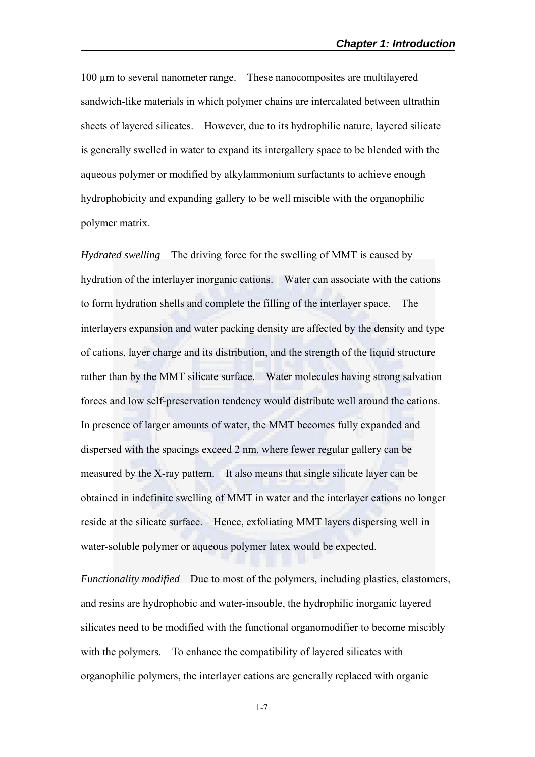100 μm to several nanometer range. These nanocomposites are multilayered sandwich-like materials in which polymer chains are intercalated between ultrathin sheets of layered silicates. However, due to its hydrophilic nature, layered silicate is generally swelled in water to expand its intergallery space to be blended with the aqueous polymer or modified by alkylammonium surfactants to achieve enough hydrophobicity and expanding gallery to be well miscible with the organophilic polymer matrix.

*Hydrated swelling* The driving force for the swelling of MMT is caused by hydration of the interlayer inorganic cations. Water can associate with the cations to form hydration shells and complete the filling of the interlayer space. The interlayers expansion and water packing density are affected by the density and type of cations, layer charge and its distribution, and the strength of the liquid structure rather than by the MMT silicate surface. Water molecules having strong salvation forces and low self-preservation tendency would distribute well around the cations. In presence of larger amounts of water, the MMT becomes fully expanded and dispersed with the spacings exceed 2 nm, where fewer regular gallery can be measured by the X-ray pattern. It also means that single silicate layer can be obtained in indefinite swelling of MMT in water and the interlayer cations no longer reside at the silicate surface. Hence, exfoliating MMT layers dispersing well in water-soluble polymer or aqueous polymer latex would be expected.

*Functionality modified* Due to most of the polymers, including plastics, elastomers, and resins are hydrophobic and water-insouble, the hydrophilic inorganic layered silicates need to be modified with the functional organomodifier to become miscibly with the polymers. To enhance the compatibility of layered silicates with organophilic polymers, the interlayer cations are generally replaced with organic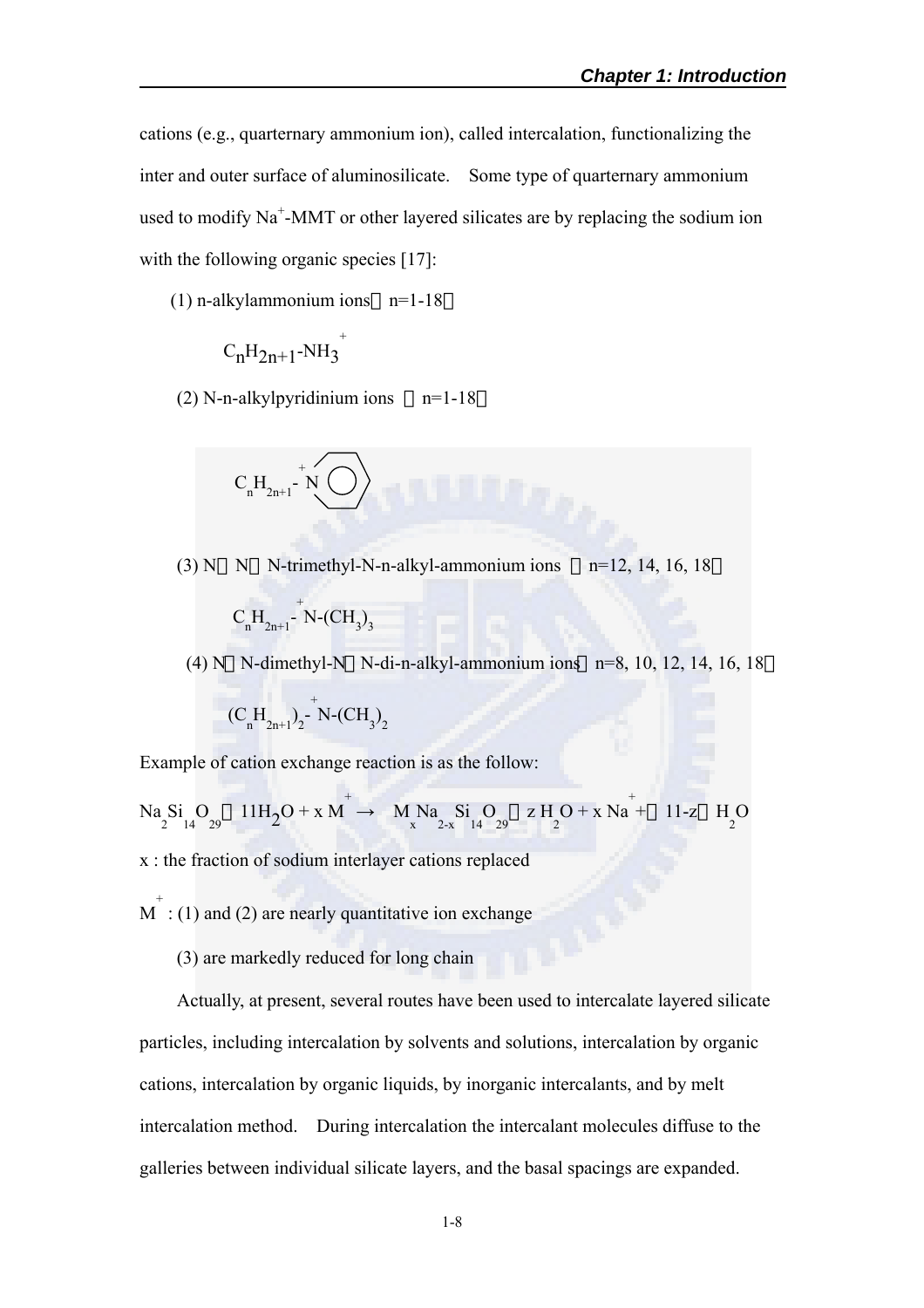cations (e.g., quarternary ammonium ion), called intercalation, functionalizing the inter and outer surface of aluminosilicate. Some type of quarternary ammonium used to modify $Na^+$-MMT or other layered silicates are by replacing the sodium ion with the following organic species [17]:

(1) n-alkylammonium ions（n=1-18）

$$C_nH_{2n+1}\text{-}NH_3^+$$

(2) N-n-alkylpyridinium ions （n=1-18）

$$C_nH_{2n+1}\text{-}\overset{+}{N}C_5H_5$$

(3) N，N，N-trimethyl-N-n-alkyl-ammonium ions （n=12, 14, 16, 18）

$$C_nH_{2n+1}\text{-}\overset{+}{N}\text{-}(CH_3)_3$$

(4) N，N-dimethyl-N，N-di-n-alkyl-ammonium ions（n=8, 10, 12, 14, 16, 18）

$$(C_nH_{2n+1})_2\text{-}\overset{+}{N}\text{-}(CH_3)_2$$

Example of cation exchange reaction is as the follow:

$$Na_2Si_{14}O_{29}\cdot 11H_2O + x\,M^+ \rightarrow M_xNa_{2-x}Si_{14}O_{29}\cdot z\,H_2O + x\,Na^+ + (11-z)\,H_2O$$

x : the fraction of sodium interlayer cations replaced

$M^+$ : (1) and (2) are nearly quantitative ion exchange

(3) are markedly reduced for long chain

Actually, at present, several routes have been used to intercalate layered silicate particles, including intercalation by solvents and solutions, intercalation by organic cations, intercalation by organic liquids, by inorganic intercalants, and by melt intercalation method. During intercalation the intercalant molecules diffuse to the galleries between individual silicate layers, and the basal spacings are expanded.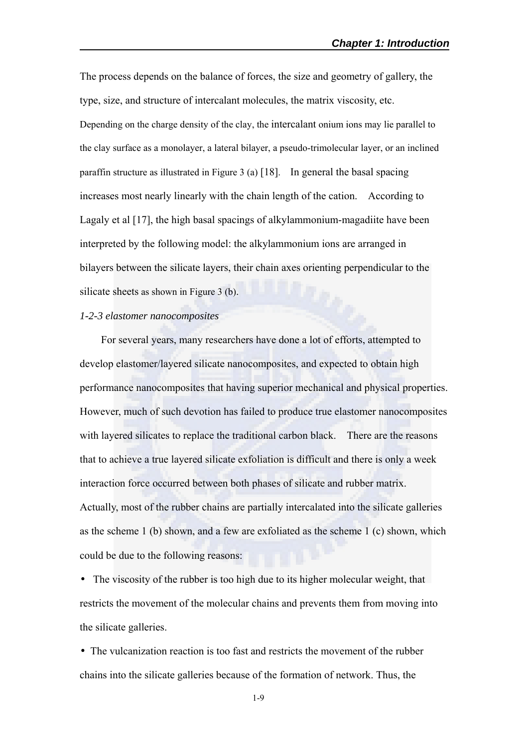The process depends on the balance of forces, the size and geometry of gallery, the type, size, and structure of intercalant molecules, the matrix viscosity, etc. Depending on the charge density of the clay, the intercalant onium ions may lie parallel to the clay surface as a monolayer, a lateral bilayer, a pseudo-trimolecular layer, or an inclined paraffin structure as illustrated in Figure 3 (a) [18]. In general the basal spacing increases most nearly linearly with the chain length of the cation. According to Lagaly et al [17], the high basal spacings of alkylammonium-magadiite have been interpreted by the following model: the alkylammonium ions are arranged in bilayers between the silicate layers, their chain axes orienting perpendicular to the silicate sheets as shown in Figure 3 (b).

*1-2-3 elastomer nanocomposites*

For several years, many researchers have done a lot of efforts, attempted to develop elastomer/layered silicate nanocomposites, and expected to obtain high performance nanocomposites that having superior mechanical and physical properties. However, much of such devotion has failed to produce true elastomer nanocomposites with layered silicates to replace the traditional carbon black. There are the reasons that to achieve a true layered silicate exfoliation is difficult and there is only a week interaction force occurred between both phases of silicate and rubber matrix. Actually, most of the rubber chains are partially intercalated into the silicate galleries as the scheme 1 (b) shown, and a few are exfoliated as the scheme 1 (c) shown, which could be due to the following reasons:

- The viscosity of the rubber is too high due to its higher molecular weight, that restricts the movement of the molecular chains and prevents them from moving into the silicate galleries.
- The vulcanization reaction is too fast and restricts the movement of the rubber chains into the silicate galleries because of the formation of network. Thus, the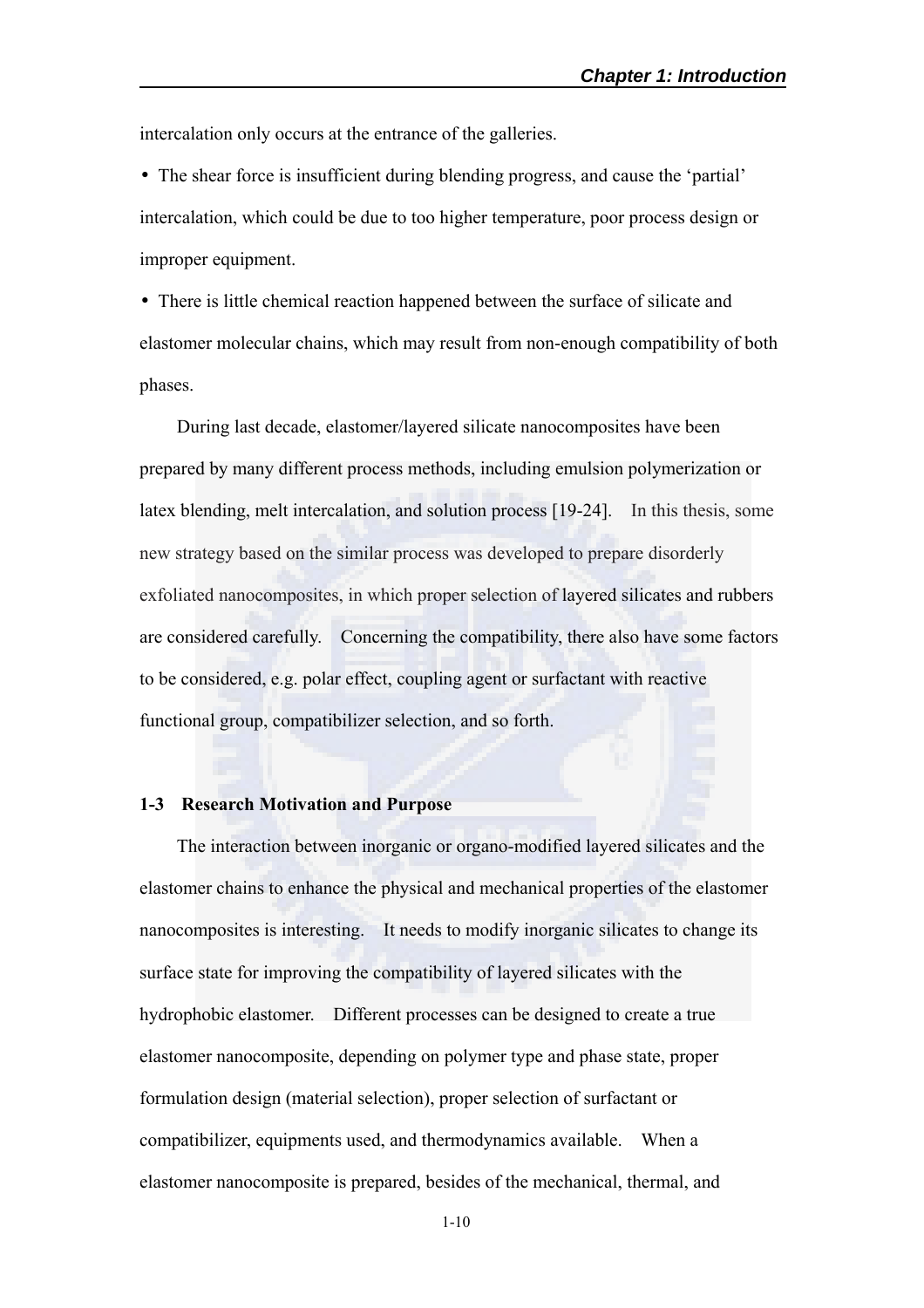intercalation only occurs at the entrance of the galleries.

- The shear force is insufficient during blending progress, and cause the 'partial' intercalation, which could be due to too higher temperature, poor process design or improper equipment.
- There is little chemical reaction happened between the surface of silicate and elastomer molecular chains, which may result from non-enough compatibility of both phases.

During last decade, elastomer/layered silicate nanocomposites have been prepared by many different process methods, including emulsion polymerization or latex blending, melt intercalation, and solution process [19-24]. In this thesis, some new strategy based on the similar process was developed to prepare disorderly exfoliated nanocomposites, in which proper selection of layered silicates and rubbers are considered carefully. Concerning the compatibility, there also have some factors to be considered, e.g. polar effect, coupling agent or surfactant with reactive functional group, compatibilizer selection, and so forth.

### 1-3 Research Motivation and Purpose

The interaction between inorganic or organo-modified layered silicates and the elastomer chains to enhance the physical and mechanical properties of the elastomer nanocomposites is interesting. It needs to modify inorganic silicates to change its surface state for improving the compatibility of layered silicates with the hydrophobic elastomer. Different processes can be designed to create a true elastomer nanocomposite, depending on polymer type and phase state, proper formulation design (material selection), proper selection of surfactant or compatibilizer, equipments used, and thermodynamics available. When a elastomer nanocomposite is prepared, besides of the mechanical, thermal, and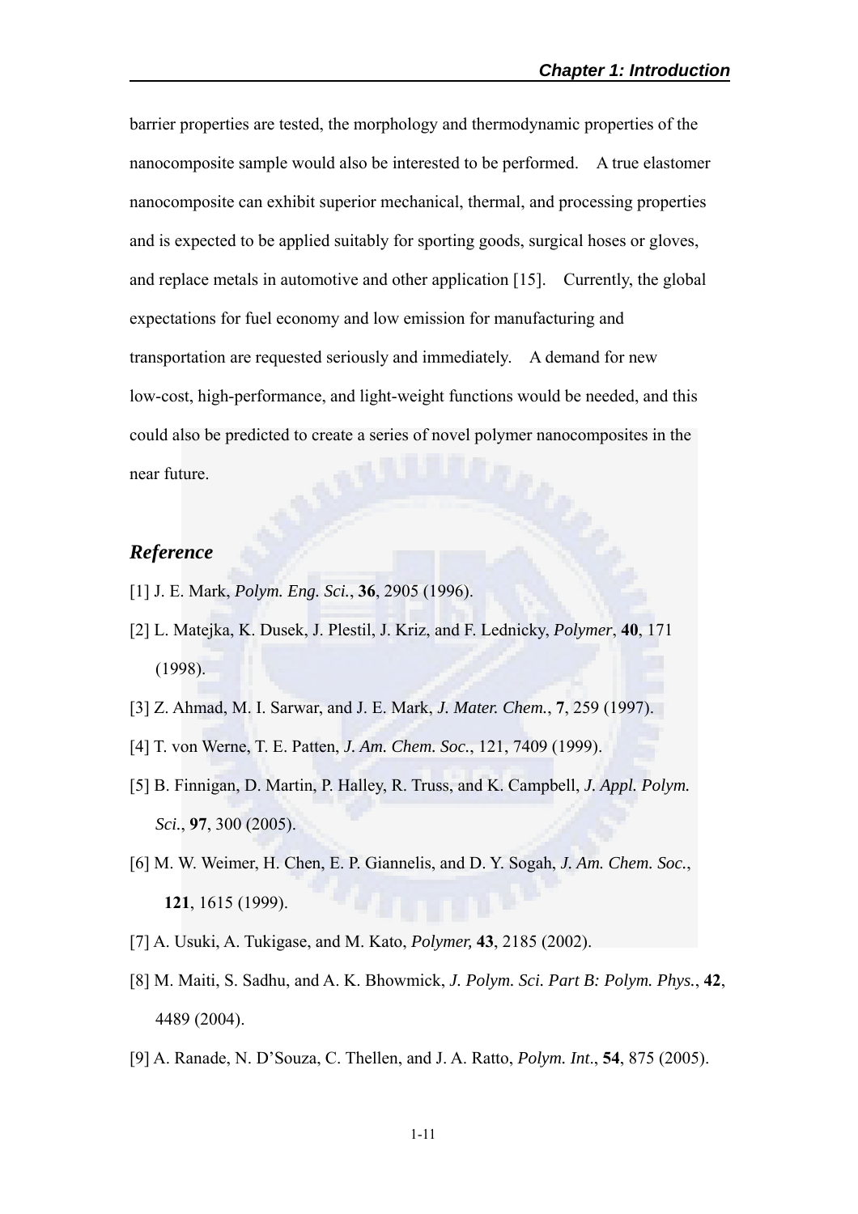barrier properties are tested, the morphology and thermodynamic properties of the nanocomposite sample would also be interested to be performed. A true elastomer nanocomposite can exhibit superior mechanical, thermal, and processing properties and is expected to be applied suitably for sporting goods, surgical hoses or gloves, and replace metals in automotive and other application [15]. Currently, the global expectations for fuel economy and low emission for manufacturing and transportation are requested seriously and immediately. A demand for new low-cost, high-performance, and light-weight functions would be needed, and this could also be predicted to create a series of novel polymer nanocomposites in the near future.

## *Reference*

[1] J. E. Mark, *Polym. Eng. Sci.*, **36**, 2905 (1996).

[2] L. Matejka, K. Dusek, J. Plestil, J. Kriz, and F. Lednicky, *Polymer*, **40**, 171 (1998).

[3] Z. Ahmad, M. I. Sarwar, and J. E. Mark, *J. Mater. Chem.*, **7**, 259 (1997).

[4] T. von Werne, T. E. Patten, *J. Am. Chem. Soc.*, 121, 7409 (1999).

[5] B. Finnigan, D. Martin, P. Halley, R. Truss, and K. Campbell, *J. Appl. Polym. Sci.*, **97**, 300 (2005).

[6] M. W. Weimer, H. Chen, E. P. Giannelis, and D. Y. Sogah, *J. Am. Chem. Soc.*, **121**, 1615 (1999).

[7] A. Usuki, A. Tukigase, and M. Kato, *Polymer,* **43**, 2185 (2002).

[8] M. Maiti, S. Sadhu, and A. K. Bhowmick, *J. Polym. Sci. Part B: Polym. Phys.*, **42**, 4489 (2004).

[9] A. Ranade, N. D'Souza, C. Thellen, and J. A. Ratto, *Polym. Int*., **54**, 875 (2005).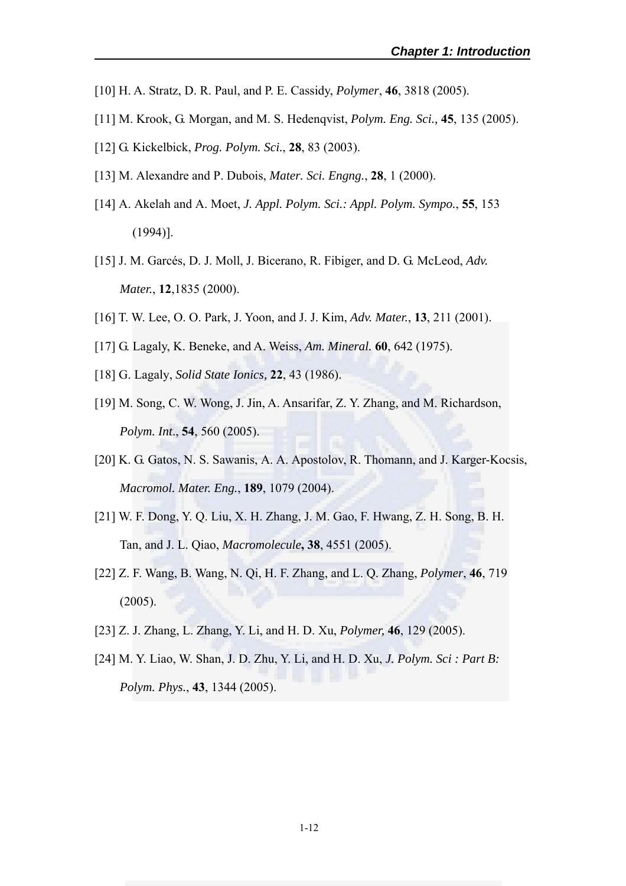[10] H. A. Stratz, D. R. Paul, and P. E. Cassidy, *Polymer*, **46**, 3818 (2005).

[11] M. Krook, G. Morgan, and M. S. Hedenqvist, *Polym. Eng. Sci.,* **45**, 135 (2005).

[12] G. Kickelbick, *Prog. Polym. Sci.*, **28**, 83 (2003).

[13] M. Alexandre and P. Dubois, *Mater. Sci. Engng.*, **28**, 1 (2000).

[14] A. Akelah and A. Moet, *J. Appl. Polym. Sci.: Appl. Polym. Sympo.*, **55**, 153 (1994)].

[15] J. M. Garcés, D. J. Moll, J. Bicerano, R. Fibiger, and D. G. McLeod, *Adv. Mater.*, **12**,1835 (2000).

[16] T. W. Lee, O. O. Park, J. Yoon, and J. J. Kim, *Adv. Mater.*, **13**, 211 (2001).

[17] G. Lagaly, K. Beneke, and A. Weiss, *Am. Mineral.* **60**, 642 (1975).

[18] G. Lagaly, *Solid State Ionics,* **22**, 43 (1986).

[19] M. Song, C. W. Wong, J. Jin, A. Ansarifar, Z. Y. Zhang, and M. Richardson, *Polym. Int*., **54**, 560 (2005).

[20] K. G. Gatos, N. S. Sawanis, A. A. Apostolov, R. Thomann, and J. Karger-Kocsis, *Macromol. Mater. Eng.*, **189**, 1079 (2004).

[21] W. F. Dong, Y. Q. Liu, X. H. Zhang, J. M. Gao, F. Hwang, Z. H. Song, B. H. Tan, and J. L. Qiao, *Macromolecule***,** **38**, 4551 (2005).

[22] Z. F. Wang, B. Wang, N. Qi, H. F. Zhang, and L. Q. Zhang, *Polymer*, **46**, 719 (2005).

[23] Z. J. Zhang, L. Zhang, Y. Li, and H. D. Xu, *Polymer,* **46**, 129 (2005).

[24] M. Y. Liao, W. Shan, J. D. Zhu, Y. Li, and H. D. Xu, *J. Polym. Sci : Part B: Polym. Phys.*, **43**, 1344 (2005).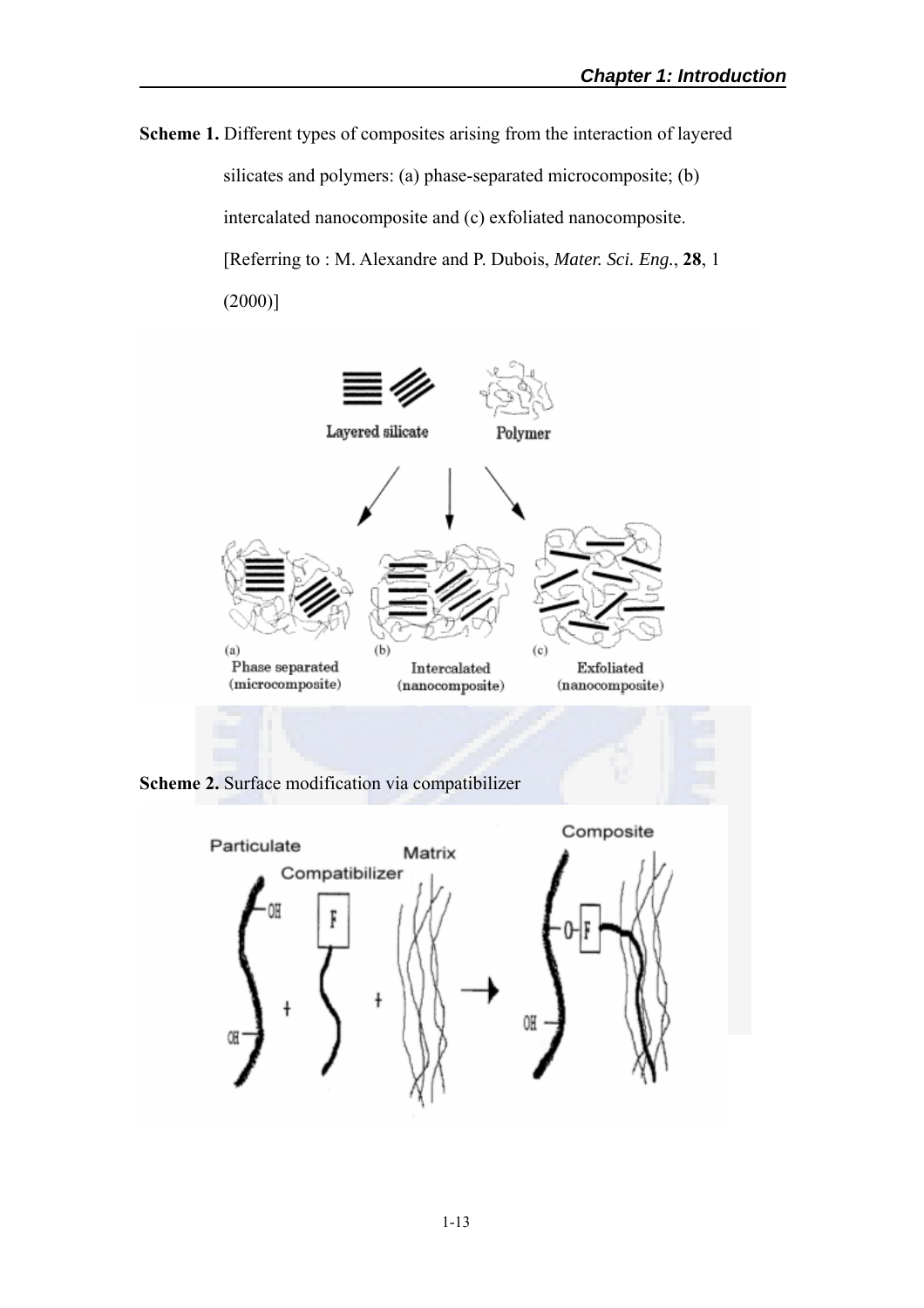**Scheme 1.** Different types of composites arising from the interaction of layered silicates and polymers: (a) phase-separated microcomposite; (b) intercalated nanocomposite and (c) exfoliated nanocomposite. [Referring to : M. Alexandre and P. Dubois, *Mater. Sci. Eng.*, **28**, 1 (2000)]

**Scheme 2.** Surface modification via compatibilizer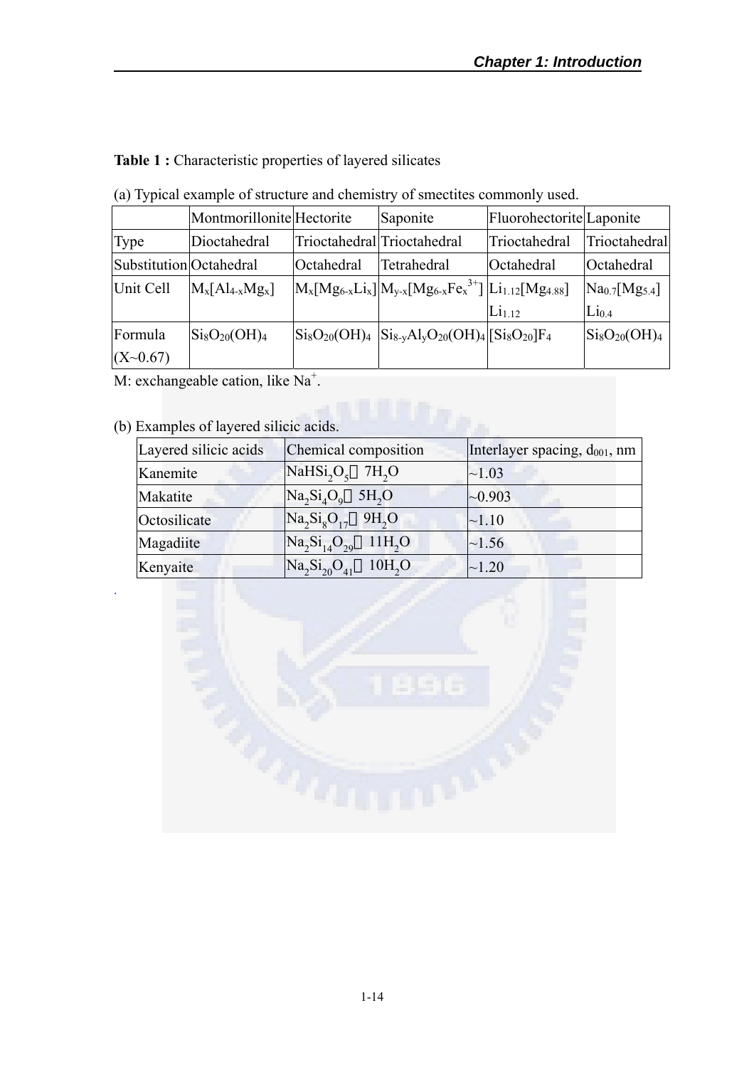**Table 1 :** Characteristic properties of layered silicates

(a) Typical example of structure and chemistry of smectites commonly used.

| | Montmorillonite | Hectorite | Saponite | Fluorohectorite | Laponite |
|---|---|---|---|---|---|
| Type | Dioctahedral | Trioctahedral | Trioctahedral | Trioctahedral | Trioctahedral |
| Substitution | Octahedral | Octahedral | Tetrahedral | Octahedral | Octahedral |
| Unit Cell | $M_x[Al_{4-x}Mg_x]$ | $M_x[Mg_{6-x}Li_x]$ | $M_{y-x}[Mg_{6-x}Fe_x^{3+}]$ | $Li_{1.12}[Mg_{4.88}]Li_{1.12}$ | $Na_{0.7}[Mg_{5.4}]Li_{0.4}$ |
| Formula (X~0.67) | $Si_8O_{20}(OH)_4$ | $Si_8O_{20}(OH)_4$ | $Si_{8-y}Al_yO_{20}(OH)_4$ | $[Si_8O_{20}]F_4$ | $Si_8O_{20}(OH)_4$ |

M: exchangeable cation, like $Na^+$.

(b) Examples of layered silicic acids.

| Layered silicic acids | Chemical composition | Interlayer spacing, $d_{001}$, nm |
|---|---|---|
| Kanemite | $NaHSi_2O_5 \cdot 7H_2O$ | ~1.03 |
| Makatite | $Na_2Si_4O_9 \cdot 5H_2O$ | ~0.903 |
| Octosilicate | $Na_2Si_8O_{17} \cdot 9H_2O$ | ~1.10 |
| Magadiite | $Na_2Si_{14}O_{29} \cdot 11H_2O$ | ~1.56 |
| Kenyaite | $Na_2Si_{20}O_{41} \cdot 10H_2O$ | ~1.20 |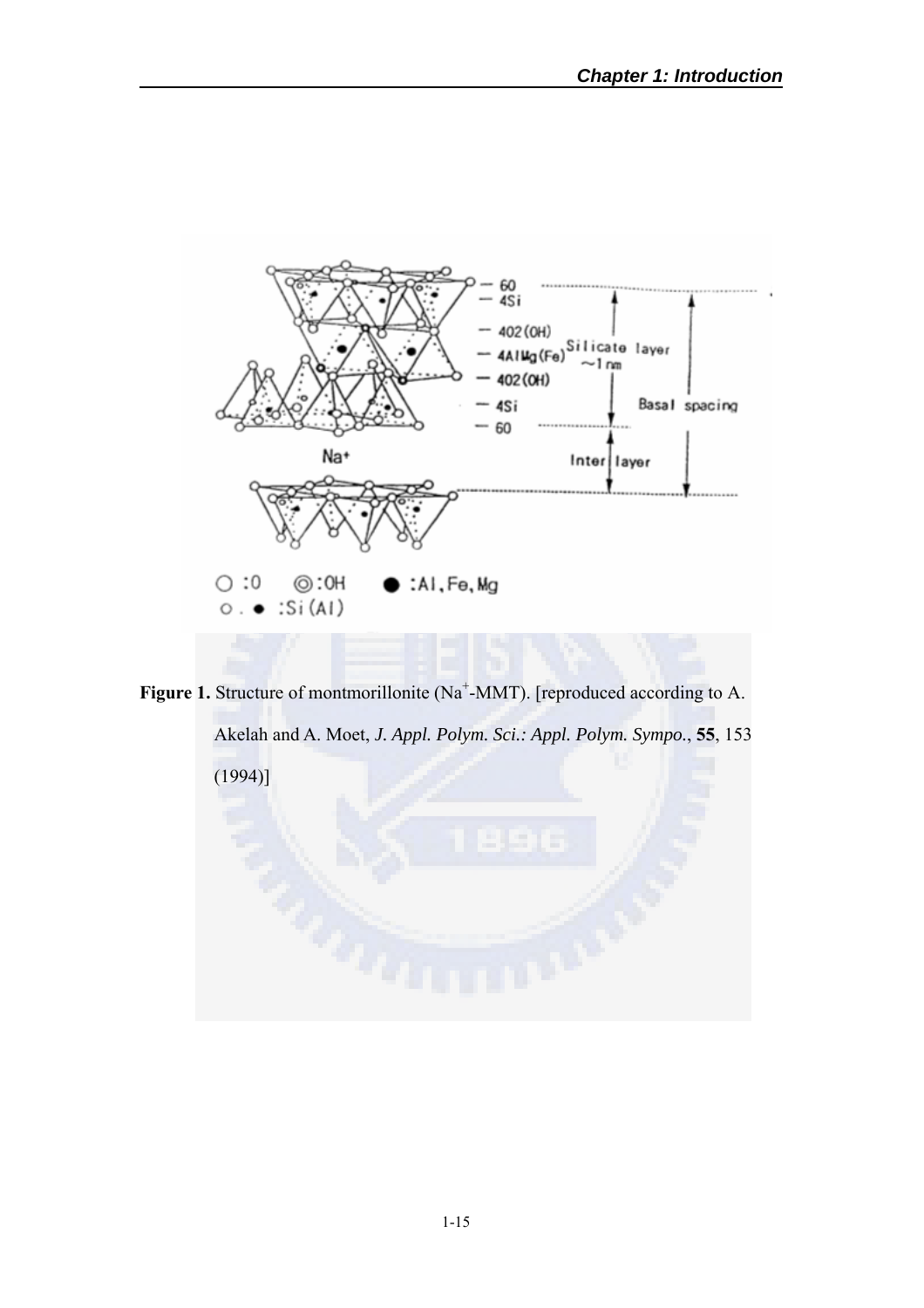**Figure 1.** Structure of montmorillonite ($Na^+$-MMT). [reproduced according to A. Akelah and A. Moet, *J. Appl. Polym. Sci.: Appl. Polym. Sympo.*, **55**, 153 (1994)]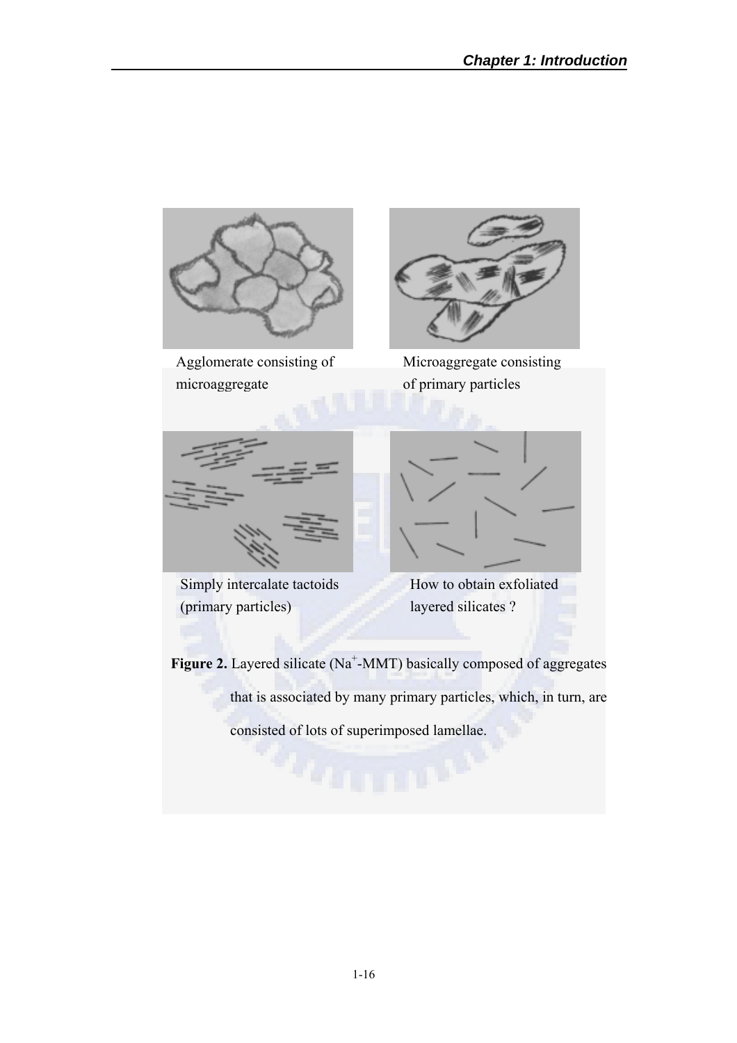Agglomerate consisting of microaggregate

Microaggregate consisting of primary particles

Simply intercalate tactoids (primary particles)

How to obtain exfoliated layered silicates ?

**Figure 2.** Layered silicate ($Na^+$-MMT) basically composed of aggregates that is associated by many primary particles, which, in turn, are consisted of lots of superimposed lamellae.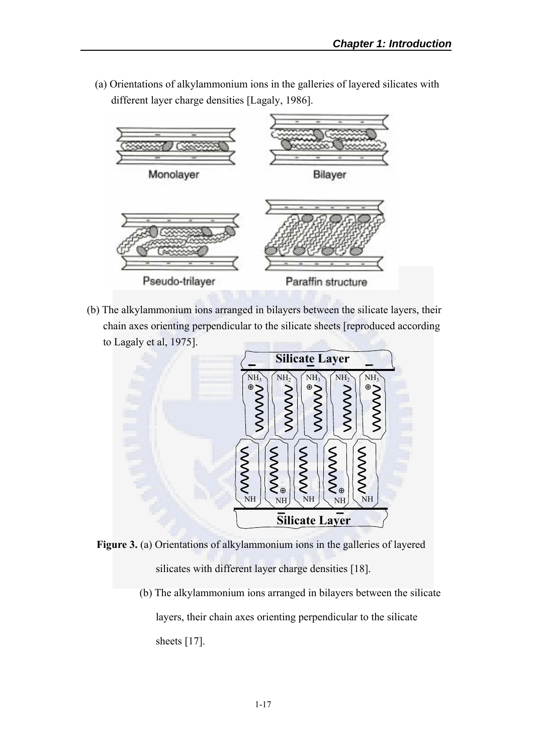(a) Orientations of alkylammonium ions in the galleries of layered silicates with different layer charge densities [Lagaly, 1986].

Monolayer

Bilayer

Pseudo-trilayer

Paraffin structure

(b) The alkylammonium ions arranged in bilayers between the silicate layers, their chain axes orienting perpendicular to the silicate sheets [reproduced according to Lagaly et al, 1975].

Silicate Layer

$NH_3^{\oplus}$ $NH_2$ $NH_3^{\oplus}$ $NH_2$ $NH_3^{\oplus}$

NH $NH^{\oplus}$ NH $NH^{\oplus}$ NH

Silicate Layer

**Figure 3.** (a) Orientations of alkylammonium ions in the galleries of layered silicates with different layer charge densities [18].

(b) The alkylammonium ions arranged in bilayers between the silicate layers, their chain axes orienting perpendicular to the silicate sheets [17].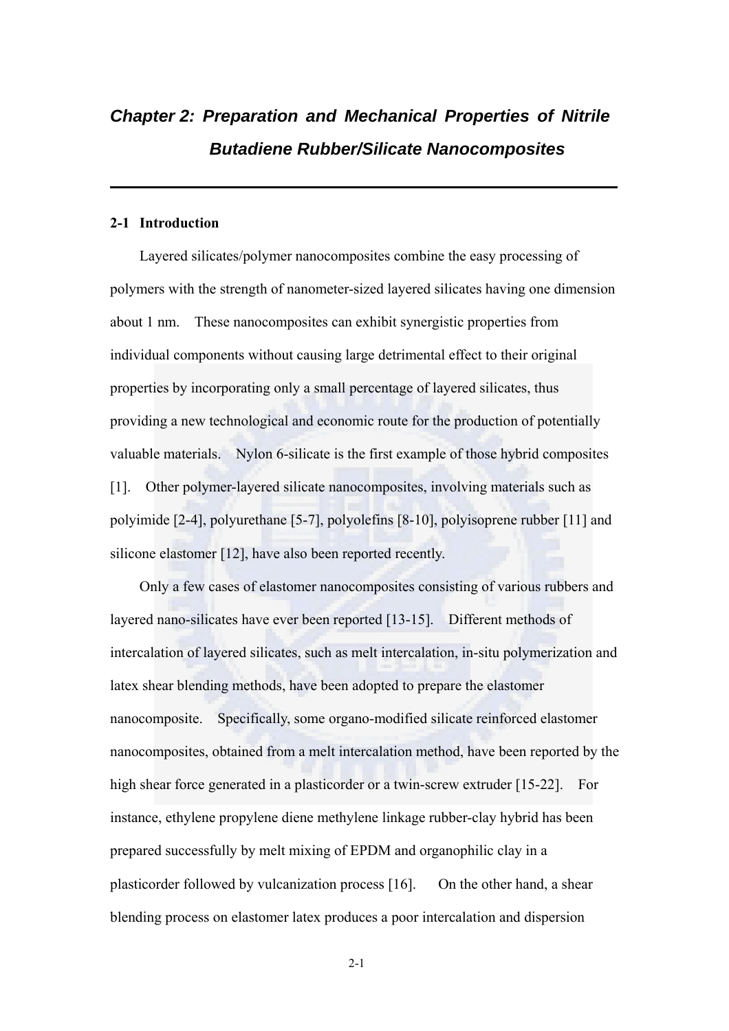# *Chapter 2: Preparation and Mechanical Properties of Nitrile Butadiene Rubber/Silicate Nanocomposites*

## 2-1 Introduction

Layered silicates/polymer nanocomposites combine the easy processing of polymers with the strength of nanometer-sized layered silicates having one dimension about 1 nm. These nanocomposites can exhibit synergistic properties from individual components without causing large detrimental effect to their original properties by incorporating only a small percentage of layered silicates, thus providing a new technological and economic route for the production of potentially valuable materials. Nylon 6-silicate is the first example of those hybrid composites [1]. Other polymer-layered silicate nanocomposites, involving materials such as polyimide [2-4], polyurethane [5-7], polyolefins [8-10], polyisoprene rubber [11] and silicone elastomer [12], have also been reported recently.

Only a few cases of elastomer nanocomposites consisting of various rubbers and layered nano-silicates have ever been reported [13-15]. Different methods of intercalation of layered silicates, such as melt intercalation, in-situ polymerization and latex shear blending methods, have been adopted to prepare the elastomer nanocomposite. Specifically, some organo-modified silicate reinforced elastomer nanocomposites, obtained from a melt intercalation method, have been reported by the high shear force generated in a plasticorder or a twin-screw extruder [15-22]. For instance, ethylene propylene diene methylene linkage rubber-clay hybrid has been prepared successfully by melt mixing of EPDM and organophilic clay in a plasticorder followed by vulcanization process [16]. On the other hand, a shear blending process on elastomer latex produces a poor intercalation and dispersion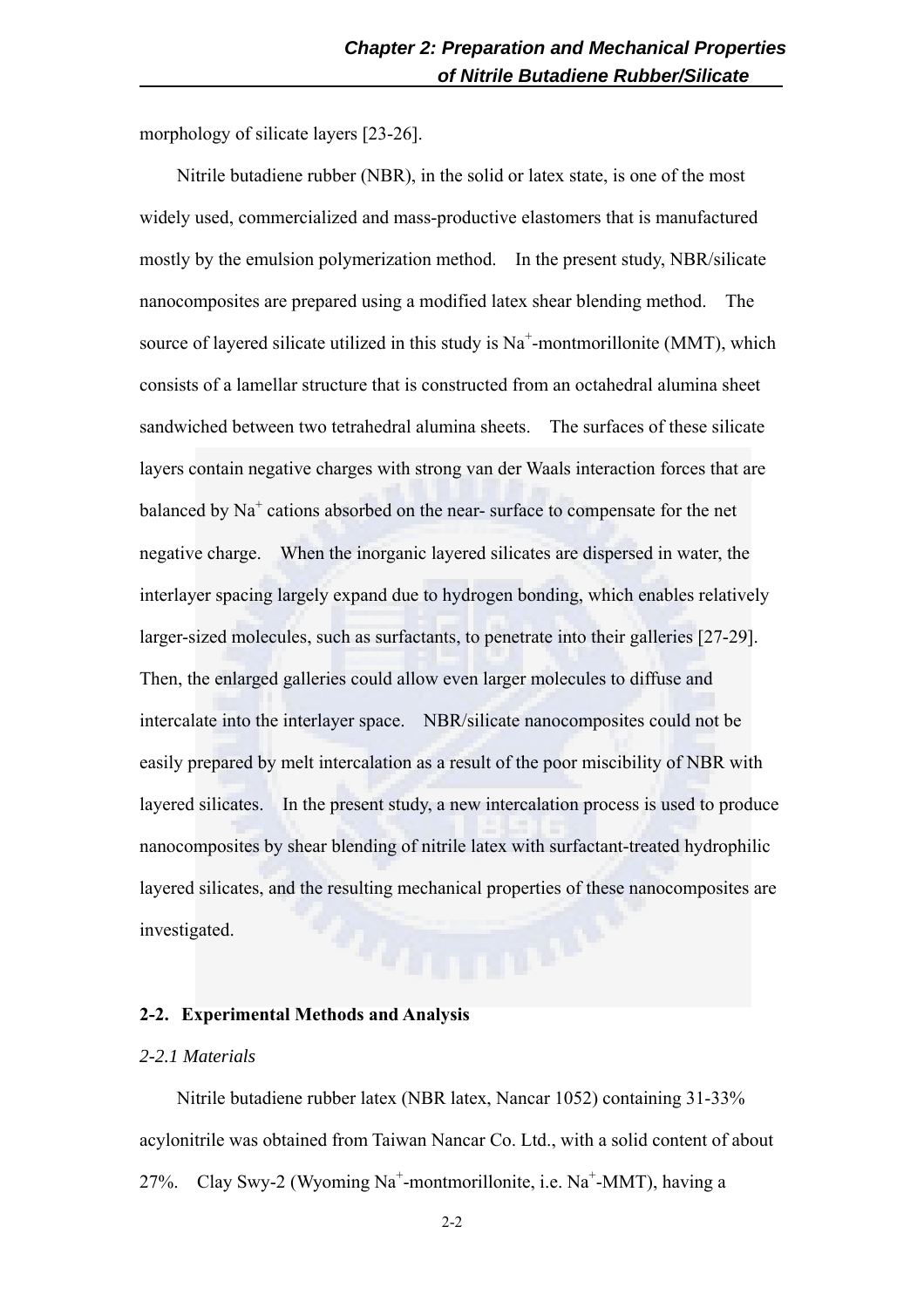morphology of silicate layers [23-26].

Nitrile butadiene rubber (NBR), in the solid or latex state, is one of the most widely used, commercialized and mass-productive elastomers that is manufactured mostly by the emulsion polymerization method. In the present study, NBR/silicate nanocomposites are prepared using a modified latex shear blending method. The source of layered silicate utilized in this study is $Na^+$-montmorillonite (MMT), which consists of a lamellar structure that is constructed from an octahedral alumina sheet sandwiched between two tetrahedral alumina sheets. The surfaces of these silicate layers contain negative charges with strong van der Waals interaction forces that are balanced by $Na^+$ cations absorbed on the near- surface to compensate for the net negative charge. When the inorganic layered silicates are dispersed in water, the interlayer spacing largely expand due to hydrogen bonding, which enables relatively larger-sized molecules, such as surfactants, to penetrate into their galleries [27-29]. Then, the enlarged galleries could allow even larger molecules to diffuse and intercalate into the interlayer space. NBR/silicate nanocomposites could not be easily prepared by melt intercalation as a result of the poor miscibility of NBR with layered silicates. In the present study, a new intercalation process is used to produce nanocomposites by shear blending of nitrile latex with surfactant-treated hydrophilic layered silicates, and the resulting mechanical properties of these nanocomposites are investigated.

## 2-2. Experimental Methods and Analysis

### *2-2.1 Materials*

Nitrile butadiene rubber latex (NBR latex, Nancar 1052) containing 31-33% acylonitrile was obtained from Taiwan Nancar Co. Ltd., with a solid content of about 27%. Clay Swy-2 (Wyoming $Na^+$-montmorillonite, i.e. $Na^+$-MMT), having a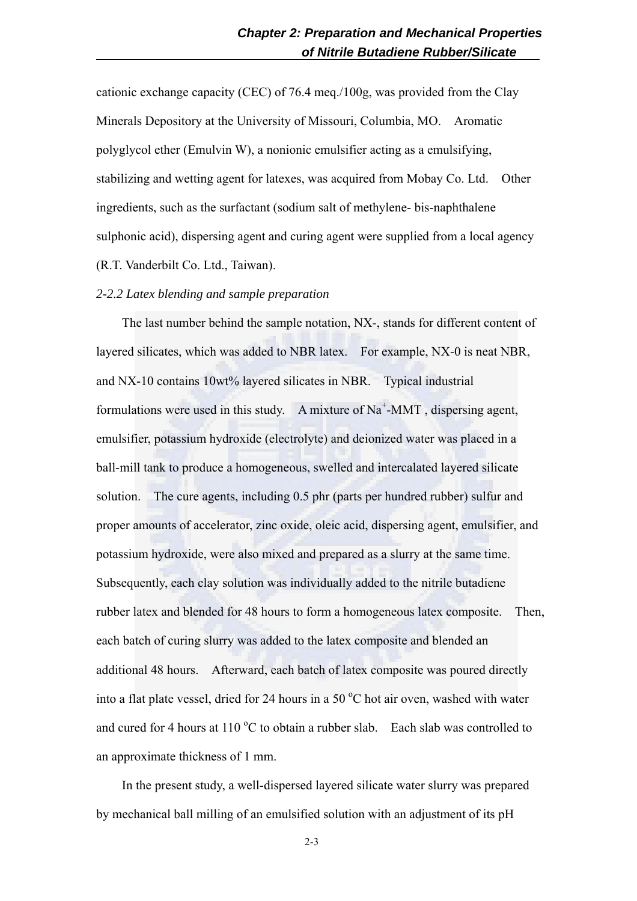cationic exchange capacity (CEC) of 76.4 meq./100g, was provided from the Clay Minerals Depository at the University of Missouri, Columbia, MO. Aromatic polyglycol ether (Emulvin W), a nonionic emulsifier acting as a emulsifying, stabilizing and wetting agent for latexes, was acquired from Mobay Co. Ltd. Other ingredients, such as the surfactant (sodium salt of methylene- bis-naphthalene sulphonic acid), dispersing agent and curing agent were supplied from a local agency (R.T. Vanderbilt Co. Ltd., Taiwan).

*2-2.2 Latex blending and sample preparation*

The last number behind the sample notation, NX-, stands for different content of layered silicates, which was added to NBR latex. For example, NX-0 is neat NBR, and NX-10 contains 10wt% layered silicates in NBR. Typical industrial formulations were used in this study. A mixture of $Na^{+}$-MMT , dispersing agent, emulsifier, potassium hydroxide (electrolyte) and deionized water was placed in a ball-mill tank to produce a homogeneous, swelled and intercalated layered silicate solution. The cure agents, including 0.5 phr (parts per hundred rubber) sulfur and proper amounts of accelerator, zinc oxide, oleic acid, dispersing agent, emulsifier, and potassium hydroxide, were also mixed and prepared as a slurry at the same time. Subsequently, each clay solution was individually added to the nitrile butadiene rubber latex and blended for 48 hours to form a homogeneous latex composite. Then, each batch of curing slurry was added to the latex composite and blended an additional 48 hours. Afterward, each batch of latex composite was poured directly into a flat plate vessel, dried for 24 hours in a 50 $^{o}$C hot air oven, washed with water and cured for 4 hours at 110 $^{o}$C to obtain a rubber slab. Each slab was controlled to an approximate thickness of 1 mm.

In the present study, a well-dispersed layered silicate water slurry was prepared by mechanical ball milling of an emulsified solution with an adjustment of its pH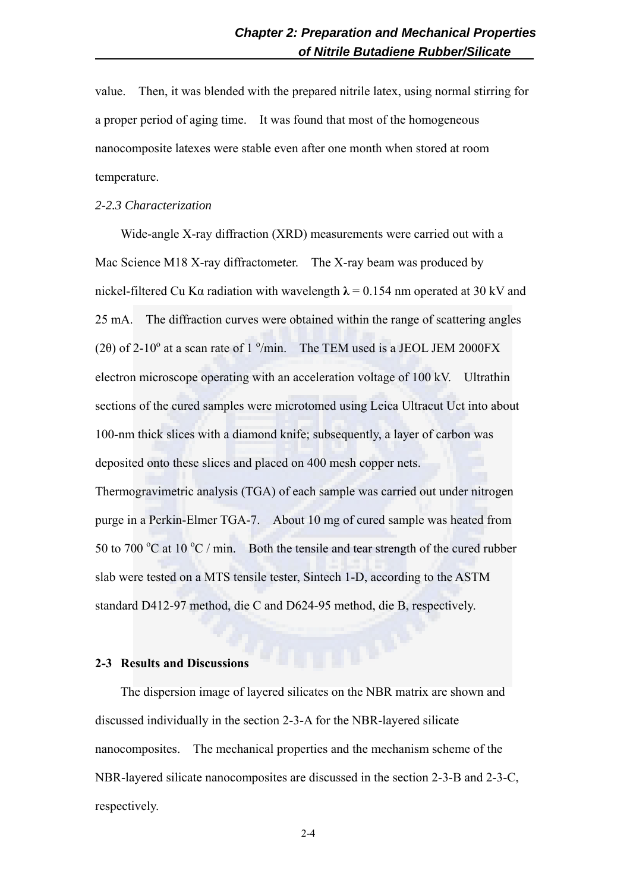value. Then, it was blended with the prepared nitrile latex, using normal stirring for a proper period of aging time. It was found that most of the homogeneous nanocomposite latexes were stable even after one month when stored at room temperature.

*2-2.3 Characterization*

Wide-angle X-ray diffraction (XRD) measurements were carried out with a Mac Science M18 X-ray diffractometer. The X-ray beam was produced by nickel-filtered Cu Kα radiation with wavelength **λ** = 0.154 nm operated at 30 kV and 25 mA. The diffraction curves were obtained within the range of scattering angles (2θ) of 2-10$^{o}$ at a scan rate of 1 $^{o}$/min. The TEM used is a JEOL JEM 2000FX electron microscope operating with an acceleration voltage of 100 kV. Ultrathin sections of the cured samples were microtomed using Leica Ultracut Uct into about 100-nm thick slices with a diamond knife; subsequently, a layer of carbon was deposited onto these slices and placed on 400 mesh copper nets. Thermogravimetric analysis (TGA) of each sample was carried out under nitrogen purge in a Perkin-Elmer TGA-7. About 10 mg of cured sample was heated from 50 to 700 $^{o}$C at 10 $^{o}$C / min. Both the tensile and tear strength of the cured rubber slab were tested on a MTS tensile tester, Sintech 1-D, according to the ASTM standard D412-97 method, die C and D624-95 method, die B, respectively.

## 2-3 Results and Discussions

The dispersion image of layered silicates on the NBR matrix are shown and discussed individually in the section 2-3-A for the NBR-layered silicate nanocomposites. The mechanical properties and the mechanism scheme of the NBR-layered silicate nanocomposites are discussed in the section 2-3-B and 2-3-C, respectively.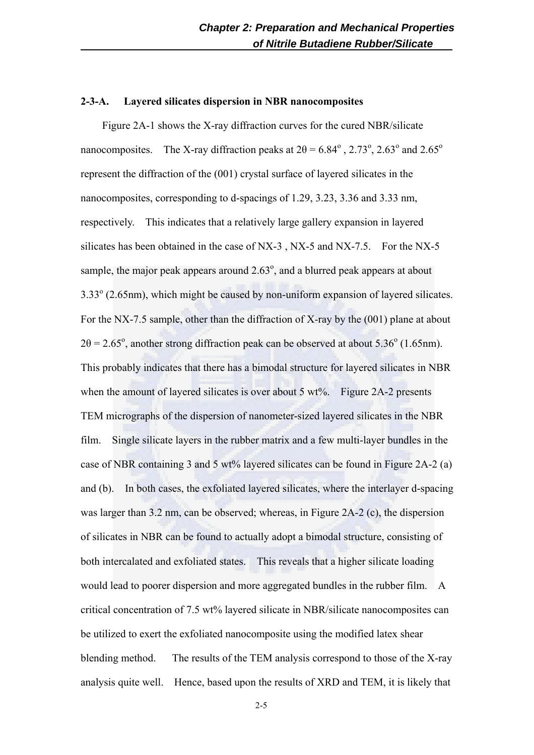### 2-3-A. Layered silicates dispersion in NBR nanocomposites

Figure 2A-1 shows the X-ray diffraction curves for the cured NBR/silicate nanocomposites. The X-ray diffraction peaks at $2\theta = 6.84^{o}$ , $2.73^{o}$, $2.63^{o}$ and $2.65^{o}$ represent the diffraction of the (001) crystal surface of layered silicates in the nanocomposites, corresponding to d-spacings of 1.29, 3.23, 3.36 and 3.33 nm, respectively. This indicates that a relatively large gallery expansion in layered silicates has been obtained in the case of NX-3 , NX-5 and NX-7.5. For the NX-5 sample, the major peak appears around $2.63^{o}$, and a blurred peak appears at about $3.33^{o}$ (2.65nm), which might be caused by non-uniform expansion of layered silicates. For the NX-7.5 sample, other than the diffraction of X-ray by the (001) plane at about $2\theta = 2.65^{o}$, another strong diffraction peak can be observed at about $5.36^{o}$ (1.65nm). This probably indicates that there has a bimodal structure for layered silicates in NBR when the amount of layered silicates is over about 5 wt%. Figure 2A-2 presents TEM micrographs of the dispersion of nanometer-sized layered silicates in the NBR film. Single silicate layers in the rubber matrix and a few multi-layer bundles in the case of NBR containing 3 and 5 wt% layered silicates can be found in Figure 2A-2 (a) and (b). In both cases, the exfoliated layered silicates, where the interlayer d-spacing was larger than 3.2 nm, can be observed; whereas, in Figure 2A-2 (c), the dispersion of silicates in NBR can be found to actually adopt a bimodal structure, consisting of both intercalated and exfoliated states. This reveals that a higher silicate loading would lead to poorer dispersion and more aggregated bundles in the rubber film. A critical concentration of 7.5 wt% layered silicate in NBR/silicate nanocomposites can be utilized to exert the exfoliated nanocomposite using the modified latex shear blending method. The results of the TEM analysis correspond to those of the X-ray analysis quite well. Hence, based upon the results of XRD and TEM, it is likely that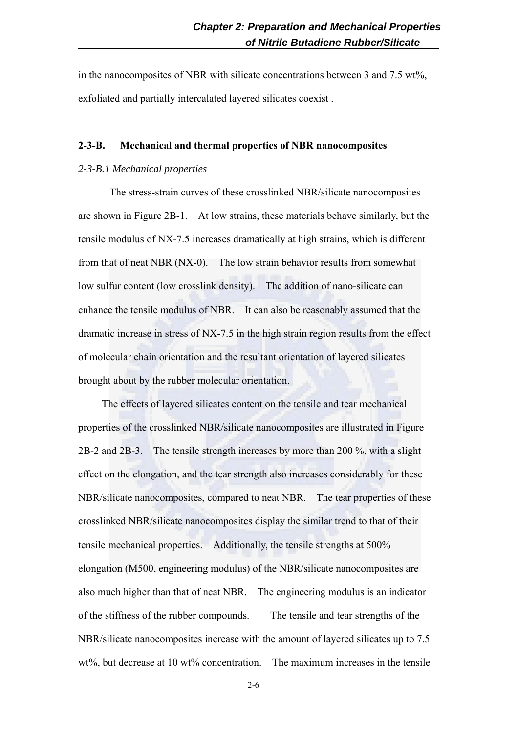in the nanocomposites of NBR with silicate concentrations between 3 and 7.5 wt%, exfoliated and partially intercalated layered silicates coexist .

### 2-3-B. Mechanical and thermal properties of NBR nanocomposites

#### *2-3-B.1 Mechanical properties*

The stress-strain curves of these crosslinked NBR/silicate nanocomposites are shown in Figure 2B-1. At low strains, these materials behave similarly, but the tensile modulus of NX-7.5 increases dramatically at high strains, which is different from that of neat NBR (NX-0). The low strain behavior results from somewhat low sulfur content (low crosslink density). The addition of nano-silicate can enhance the tensile modulus of NBR. It can also be reasonably assumed that the dramatic increase in stress of NX-7.5 in the high strain region results from the effect of molecular chain orientation and the resultant orientation of layered silicates brought about by the rubber molecular orientation.

The effects of layered silicates content on the tensile and tear mechanical properties of the crosslinked NBR/silicate nanocomposites are illustrated in Figure 2B-2 and 2B-3. The tensile strength increases by more than 200 %, with a slight effect on the elongation, and the tear strength also increases considerably for these NBR/silicate nanocomposites, compared to neat NBR. The tear properties of these crosslinked NBR/silicate nanocomposites display the similar trend to that of their tensile mechanical properties. Additionally, the tensile strengths at 500% elongation (M500, engineering modulus) of the NBR/silicate nanocomposites are also much higher than that of neat NBR. The engineering modulus is an indicator of the stiffness of the rubber compounds. The tensile and tear strengths of the NBR/silicate nanocomposites increase with the amount of layered silicates up to 7.5 wt%, but decrease at 10 wt% concentration. The maximum increases in the tensile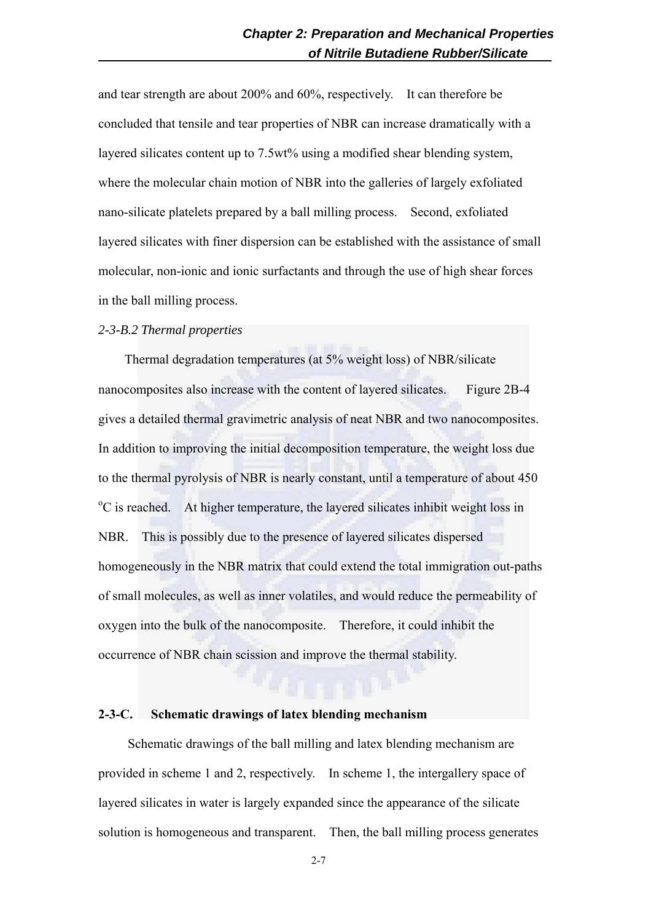and tear strength are about 200% and 60%, respectively. It can therefore be concluded that tensile and tear properties of NBR can increase dramatically with a layered silicates content up to 7.5wt% using a modified shear blending system, where the molecular chain motion of NBR into the galleries of largely exfoliated nano-silicate platelets prepared by a ball milling process. Second, exfoliated layered silicates with finer dispersion can be established with the assistance of small molecular, non-ionic and ionic surfactants and through the use of high shear forces in the ball milling process.

*2-3-B.2 Thermal properties*

Thermal degradation temperatures (at 5% weight loss) of NBR/silicate nanocomposites also increase with the content of layered silicates. Figure 2B-4 gives a detailed thermal gravimetric analysis of neat NBR and two nanocomposites. In addition to improving the initial decomposition temperature, the weight loss due to the thermal pyrolysis of NBR is nearly constant, until a temperature of about 450 $^{o}$C is reached. At higher temperature, the layered silicates inhibit weight loss in NBR. This is possibly due to the presence of layered silicates dispersed homogeneously in the NBR matrix that could extend the total immigration out-paths of small molecules, as well as inner volatiles, and would reduce the permeability of oxygen into the bulk of the nanocomposite. Therefore, it could inhibit the occurrence of NBR chain scission and improve the thermal stability.

### 2-3-C. Schematic drawings of latex blending mechanism

Schematic drawings of the ball milling and latex blending mechanism are provided in scheme 1 and 2, respectively. In scheme 1, the intergallery space of layered silicates in water is largely expanded since the appearance of the silicate solution is homogeneous and transparent. Then, the ball milling process generates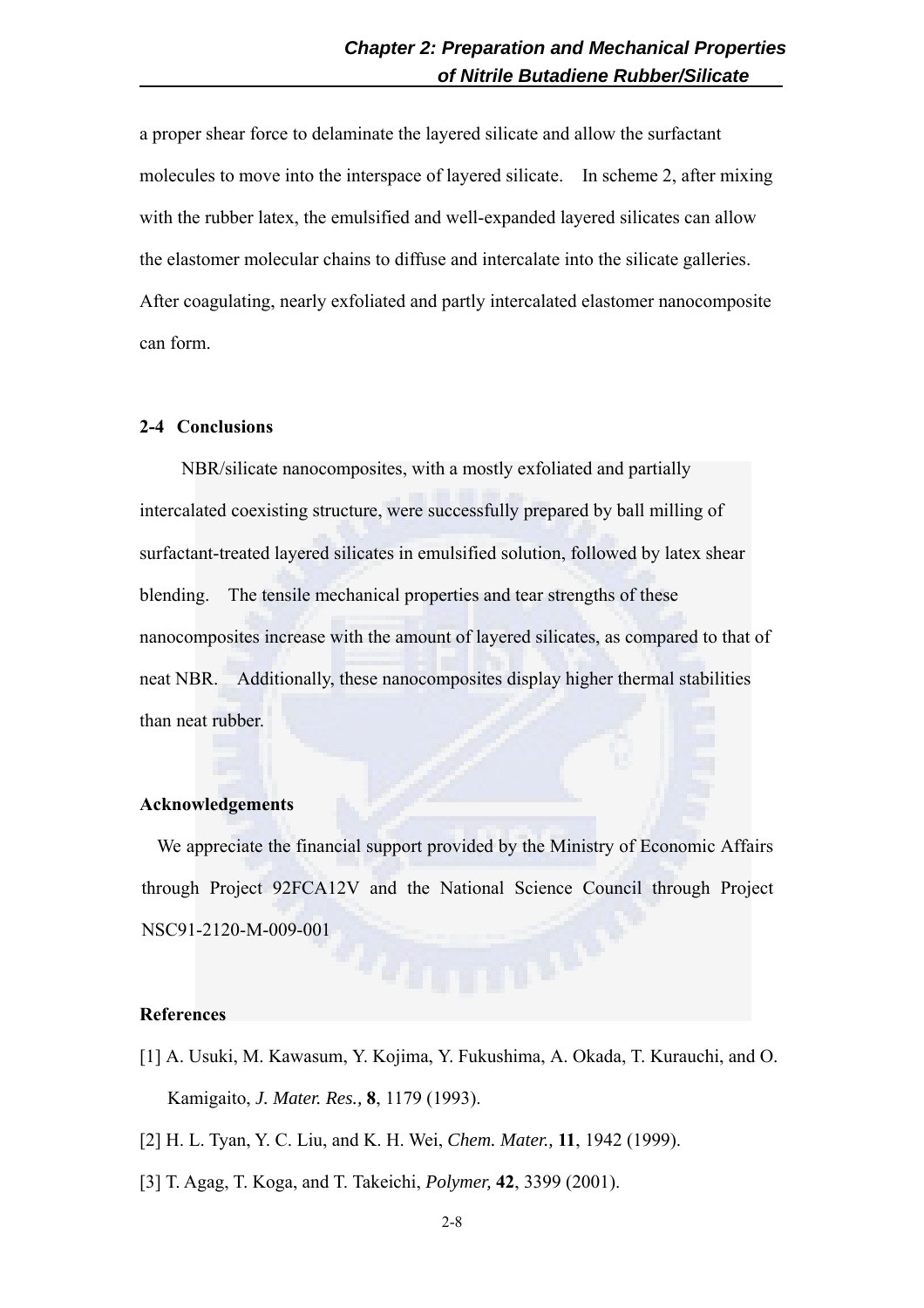a proper shear force to delaminate the layered silicate and allow the surfactant molecules to move into the interspace of layered silicate. In scheme 2, after mixing with the rubber latex, the emulsified and well-expanded layered silicates can allow the elastomer molecular chains to diffuse and intercalate into the silicate galleries. After coagulating, nearly exfoliated and partly intercalated elastomer nanocomposite can form.

## 2-4 Conclusions

NBR/silicate nanocomposites, with a mostly exfoliated and partially intercalated coexisting structure, were successfully prepared by ball milling of surfactant-treated layered silicates in emulsified solution, followed by latex shear blending. The tensile mechanical properties and tear strengths of these nanocomposites increase with the amount of layered silicates, as compared to that of neat NBR. Additionally, these nanocomposites display higher thermal stabilities than neat rubber.

## Acknowledgements

We appreciate the financial support provided by the Ministry of Economic Affairs through Project 92FCA12V and the National Science Council through Project NSC91-2120-M-009-001

## References

[1] A. Usuki, M. Kawasum, Y. Kojima, Y. Fukushima, A. Okada, T. Kurauchi, and O. Kamigaito, *J. Mater. Res.,* **8**, 1179 (1993).

[2] H. L. Tyan, Y. C. Liu, and K. H. Wei, *Chem. Mater.,* **11**, 1942 (1999).

[3] T. Agag, T. Koga, and T. Takeichi, *Polymer,* **42**, 3399 (2001).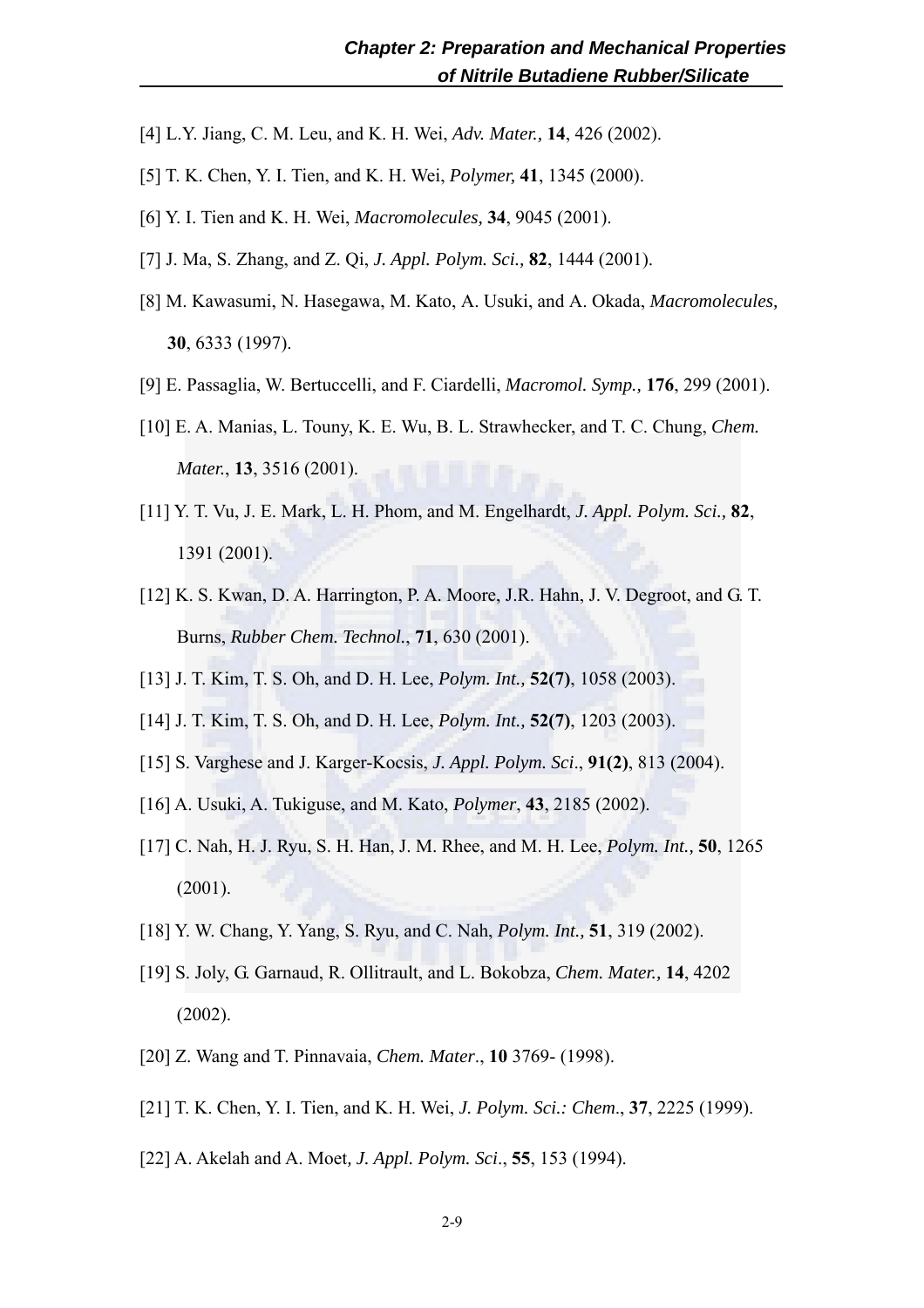[4] L.Y. Jiang, C. M. Leu, and K. H. Wei, *Adv. Mater.,* **14**, 426 (2002).

[5] T. K. Chen, Y. I. Tien, and K. H. Wei, *Polymer,* **41**, 1345 (2000).

[6] Y. I. Tien and K. H. Wei, *Macromolecules,* **34**, 9045 (2001).

[7] J. Ma, S. Zhang, and Z. Qi, *J. Appl. Polym. Sci.,* **82**, 1444 (2001).

[8] M. Kawasumi, N. Hasegawa, M. Kato, A. Usuki, and A. Okada, *Macromolecules,* **30**, 6333 (1997).

[9] E. Passaglia, W. Bertuccelli, and F. Ciardelli, *Macromol. Symp.,* **176**, 299 (2001).

[10] E. A. Manias, L. Touny, K. E. Wu, B. L. Strawhecker, and T. C. Chung, *Chem. Mater.*, **13**, 3516 (2001).

[11] Y. T. Vu, J. E. Mark, L. H. Phom, and M. Engelhardt, *J. Appl. Polym. Sci.,* **82**, 1391 (2001).

[12] K. S. Kwan, D. A. Harrington, P. A. Moore, J.R. Hahn, J. V. Degroot, and G. T. Burns, *Rubber Chem. Technol.*, **71**, 630 (2001).

[13] J. T. Kim, T. S. Oh, and D. H. Lee, *Polym. Int.,* **52(7)**, 1058 (2003).

[14] J. T. Kim, T. S. Oh, and D. H. Lee, *Polym. Int.,* **52(7)**, 1203 (2003).

[15] S. Varghese and J. Karger-Kocsis, *J. Appl. Polym. Sci*., **91(2)**, 813 (2004).

[16] A. Usuki, A. Tukiguse, and M. Kato, *Polymer*, **43**, 2185 (2002).

[17] C. Nah, H. J. Ryu, S. H. Han, J. M. Rhee, and M. H. Lee, *Polym. Int.,* **50**, 1265 (2001).

[18] Y. W. Chang, Y. Yang, S. Ryu, and C. Nah, *Polym. Int.,* **51**, 319 (2002).

[19] S. Joly, G. Garnaud, R. Ollitrault, and L. Bokobza, *Chem. Mater.,* **14**, 4202 (2002).

[20] Z. Wang and T. Pinnavaia, *Chem. Mater*., **10** 3769- (1998).

[21] T. K. Chen, Y. I. Tien, and K. H. Wei, *J. Polym. Sci.: Chem*., **37**, 2225 (1999).

[22] A. Akelah and A. Moet, *J. Appl. Polym. Sci*., **55**, 153 (1994).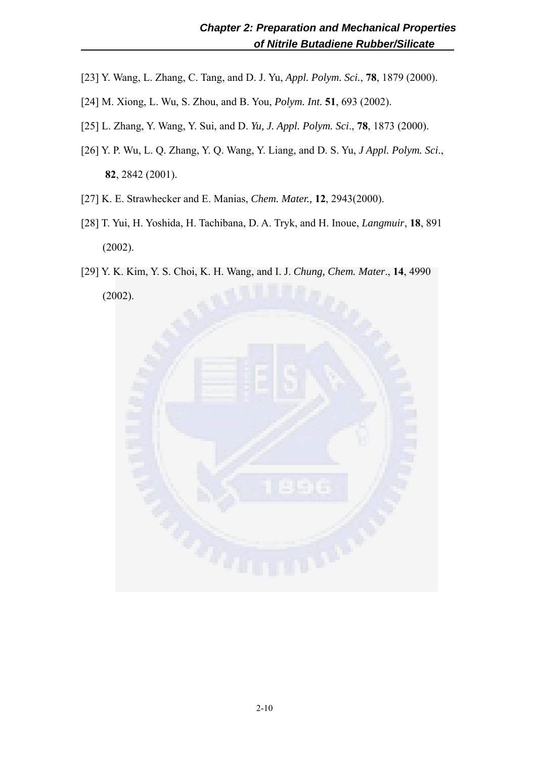[23] Y. Wang, L. Zhang, C. Tang, and D. J. Yu, *Appl. Polym. Sci.*, **78**, 1879 (2000).

[24] M. Xiong, L. Wu, S. Zhou, and B. You, *Polym. Int.* **51**, 693 (2002).

[25] L. Zhang, Y. Wang, Y. Sui, and D. *Yu, J. Appl. Polym. Sci*., **78**, 1873 (2000).

[26] Y. P. Wu, L. Q. Zhang, Y. Q. Wang, Y. Liang, and D. S. Yu, *J Appl. Polym. Sci*., **82**, 2842 (2001).

[27] K. E. Strawhecker and E. Manias, *Chem. Mater.,* **12**, 2943(2000).

[28] T. Yui, H. Yoshida, H. Tachibana, D. A. Tryk, and H. Inoue, *Langmuir*, **18**, 891 (2002).

[29] Y. K. Kim, Y. S. Choi, K. H. Wang, and I. J. *Chung, Chem. Mater*., **14**, 4990 (2002).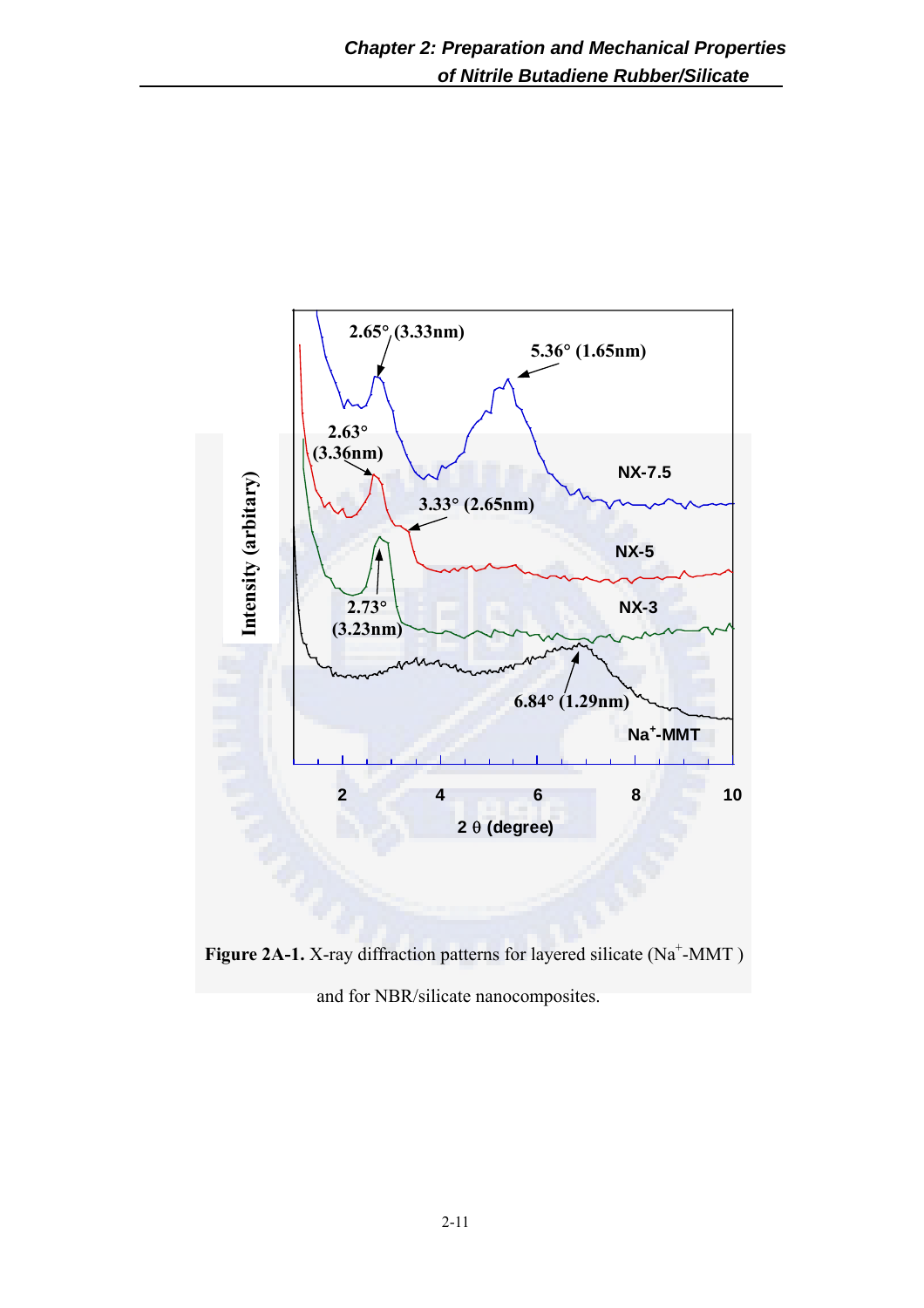**Figure 2A-1.** X-ray diffraction patterns for layered silicate ($Na^{+}$-MMT ) and for NBR/silicate nanocomposites.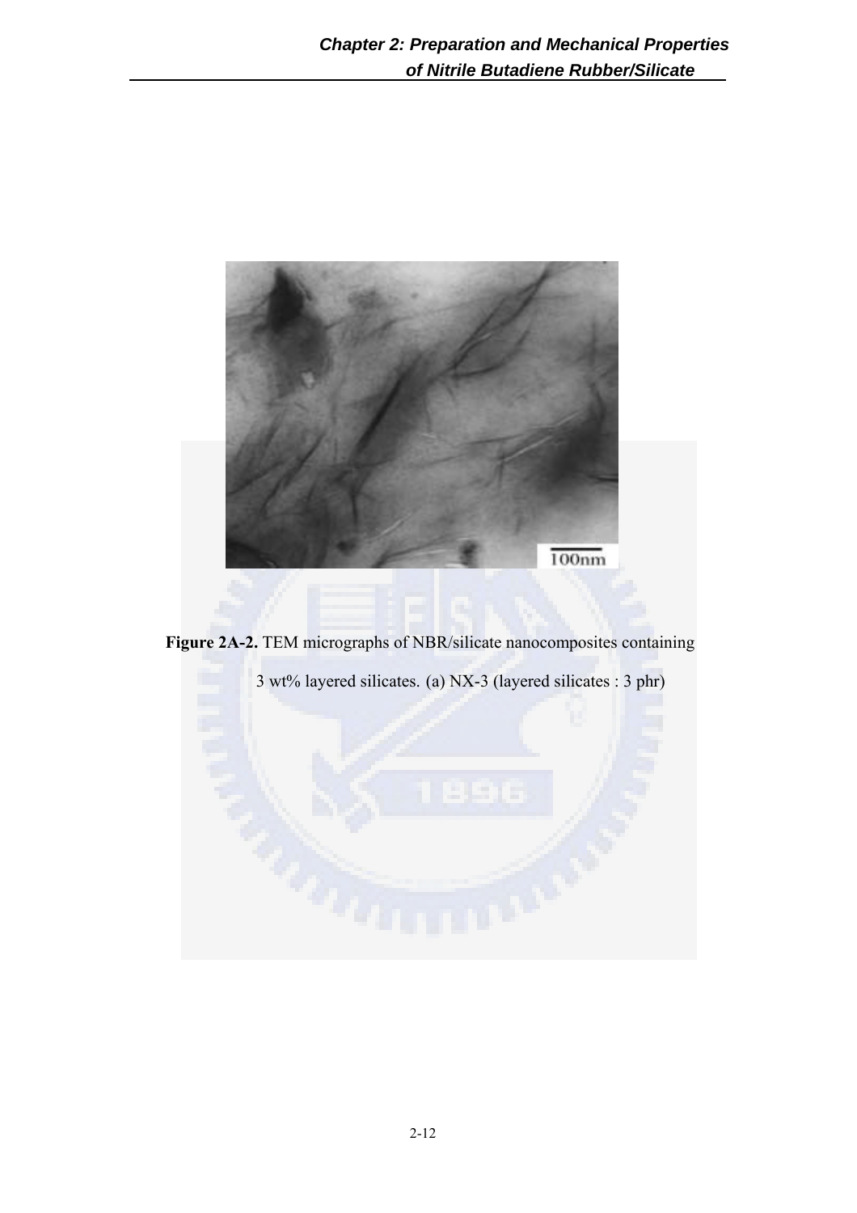**Figure 2A-2.** TEM micrographs of NBR/silicate nanocomposites containing 3 wt% layered silicates. (a) NX-3 (layered silicates : 3 phr)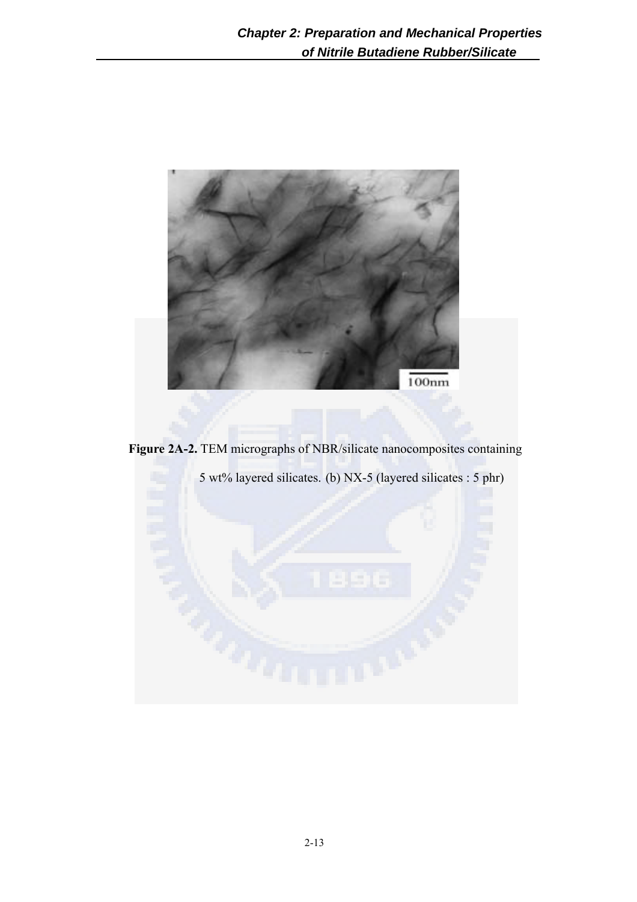**Figure 2A-2.** TEM micrographs of NBR/silicate nanocomposites containing 5 wt% layered silicates. (b) NX-5 (layered silicates : 5 phr)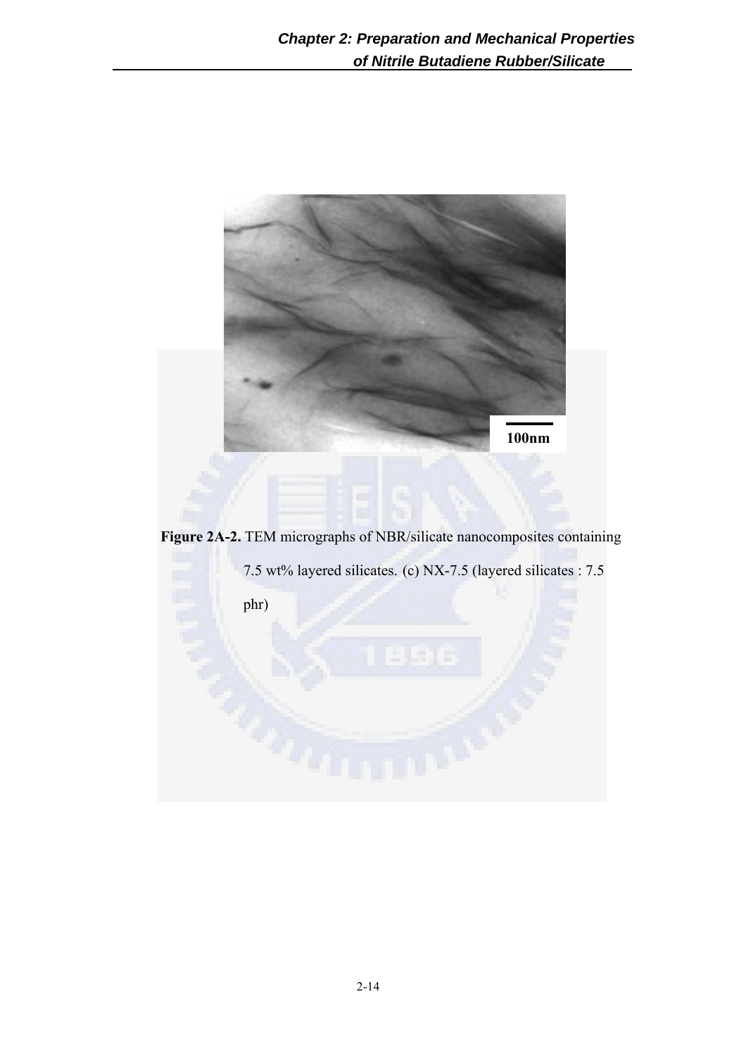**Figure 2A-2.** TEM micrographs of NBR/silicate nanocomposites containing 7.5 wt% layered silicates. (c) NX-7.5 (layered silicates : 7.5 phr)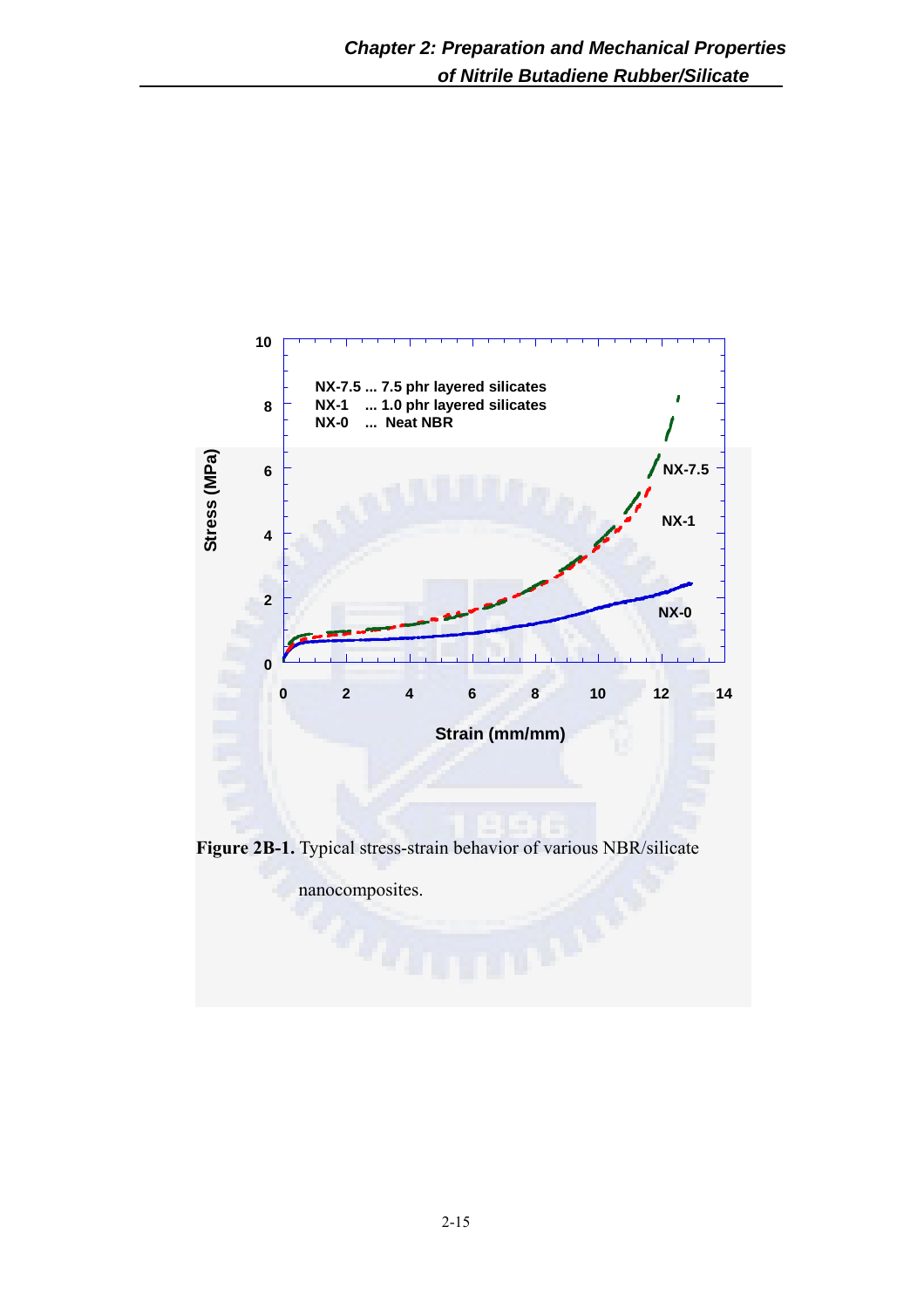**Figure 2B-1.** Typical stress-strain behavior of various NBR/silicate nanocomposites.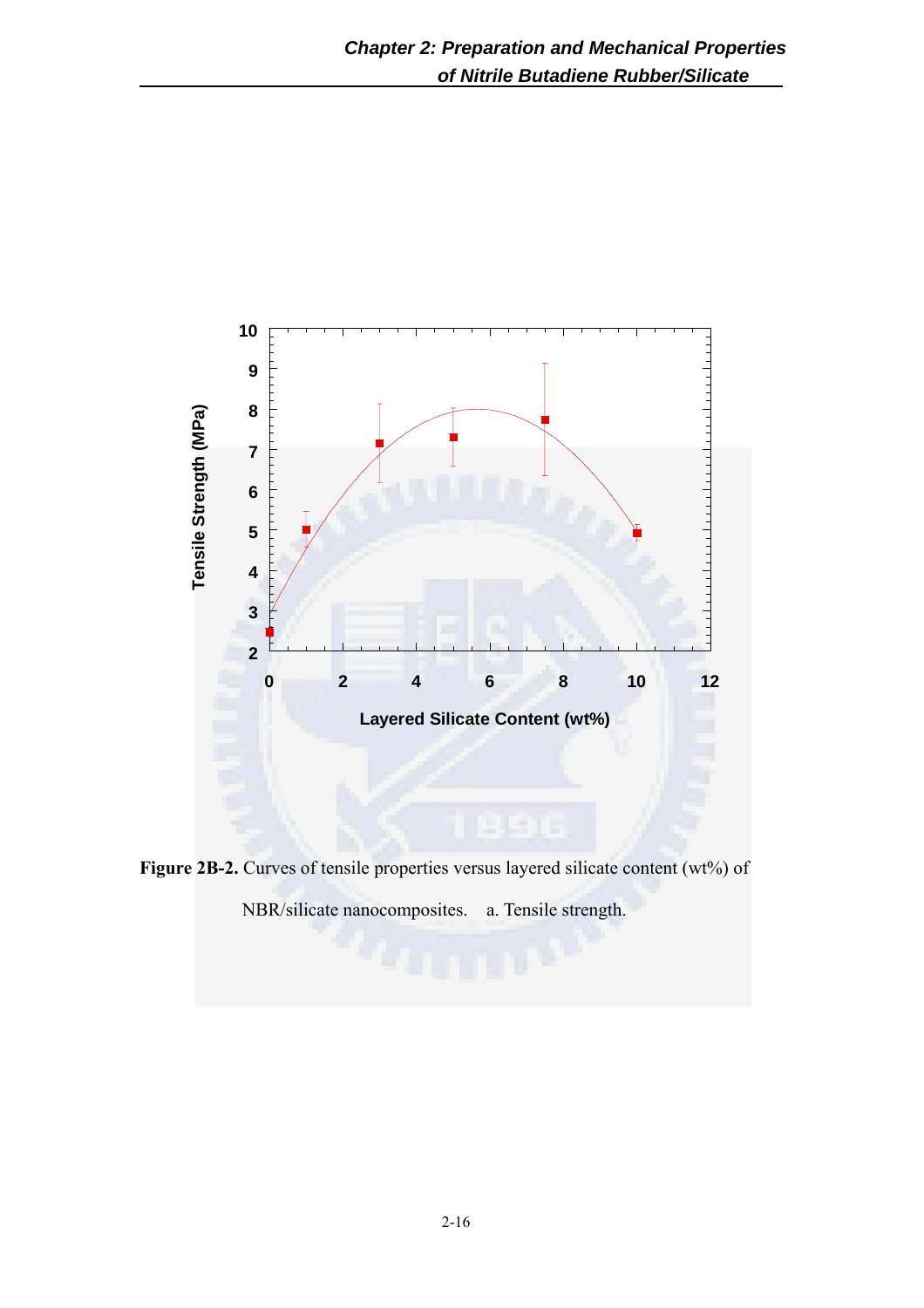**Figure 2B-2.** Curves of tensile properties versus layered silicate content (wt%) of NBR/silicate nanocomposites. a. Tensile strength.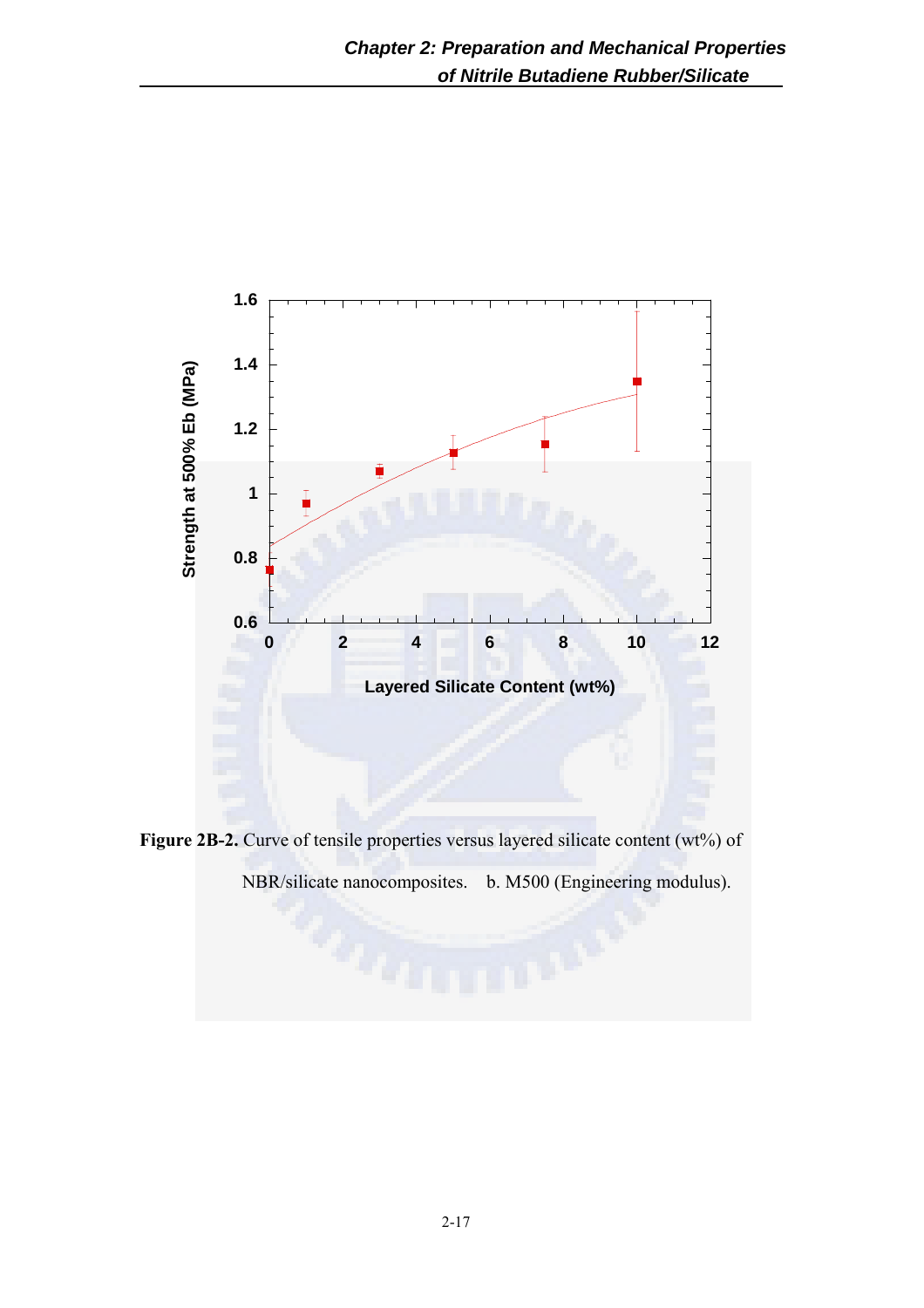**Figure 2B-2.** Curve of tensile properties versus layered silicate content (wt%) of NBR/silicate nanocomposites. b. M500 (Engineering modulus).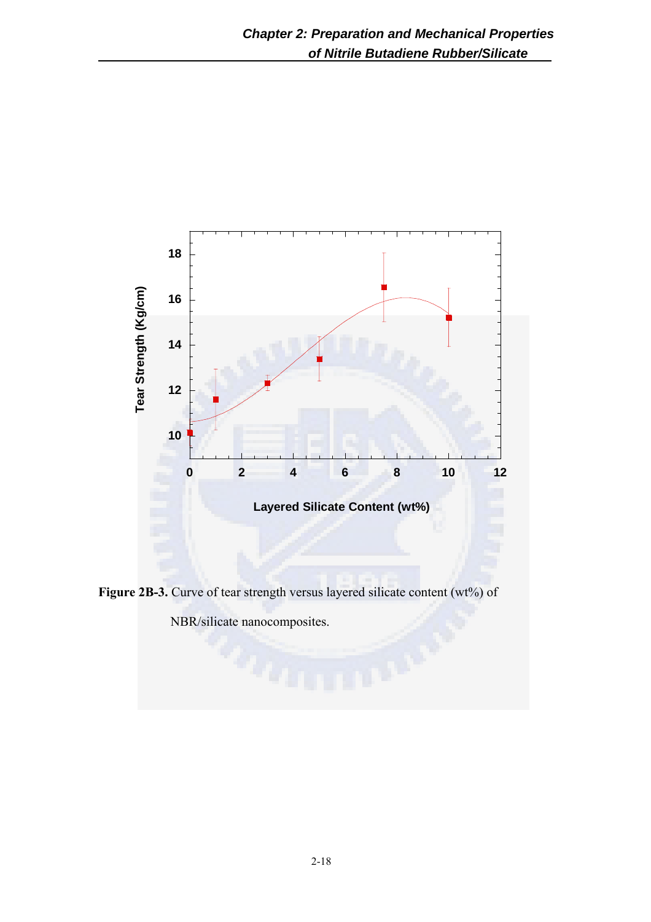**Figure 2B-3.** Curve of tear strength versus layered silicate content (wt%) of NBR/silicate nanocomposites.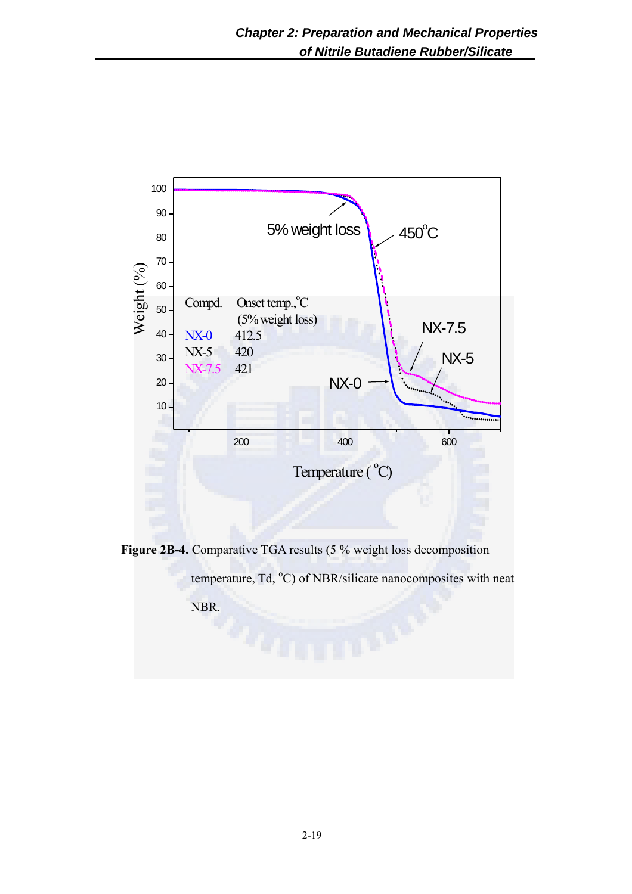**Figure 2B-4.** Comparative TGA results (5 % weight loss decomposition temperature, Td, °C) of NBR/silicate nanocomposites with neat NBR.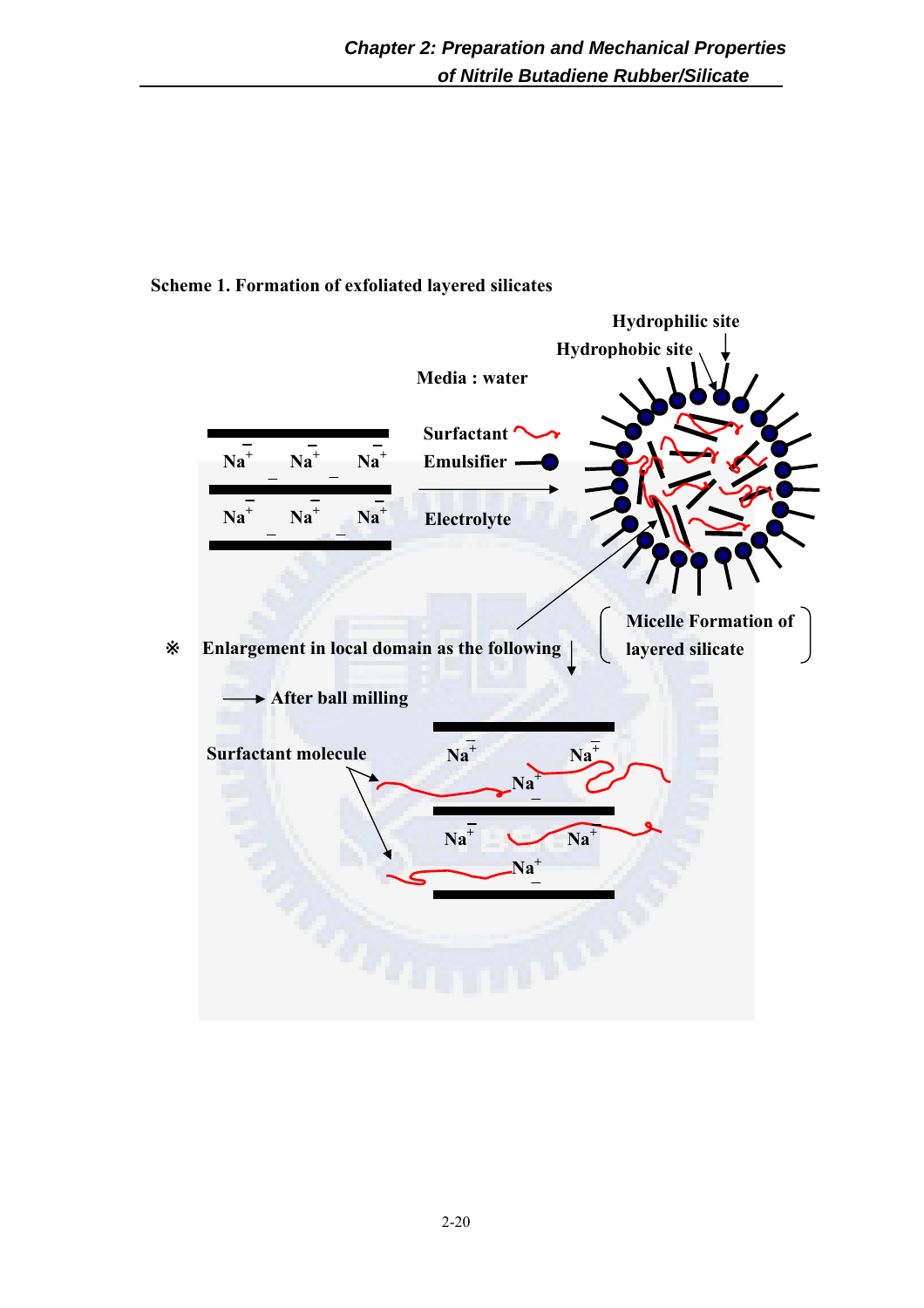**Scheme 1. Formation of exfoliated layered silicates**

Hydrophilic site

Hydrophobic site

Media : water

Surfactant

Emulsifier

Electrolyte

Micelle Formation of layered silicate

※ Enlargement in local domain as the following

After ball milling

Surfactant molecule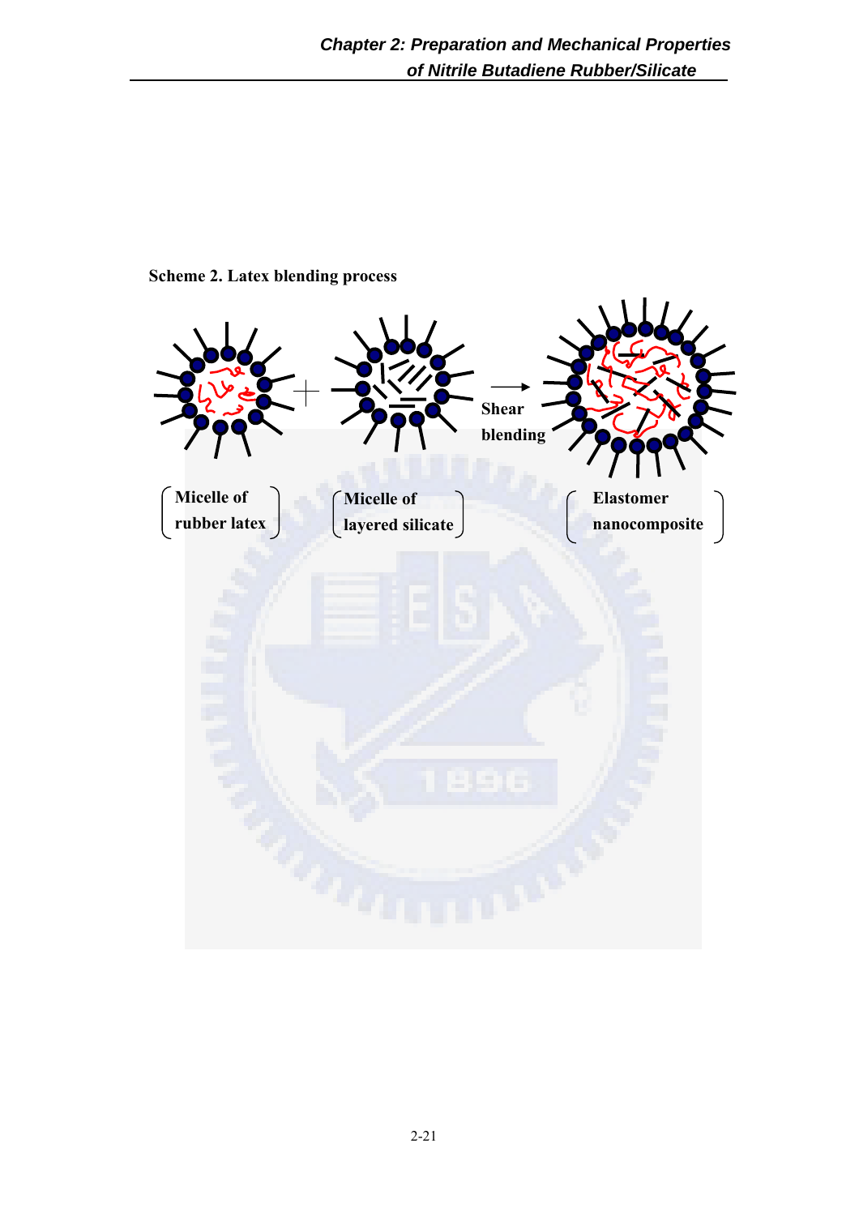**Scheme 2. Latex blending process**

Micelle of rubber latex + Micelle of layered silicate → Shear blending → Elastomer nanocomposite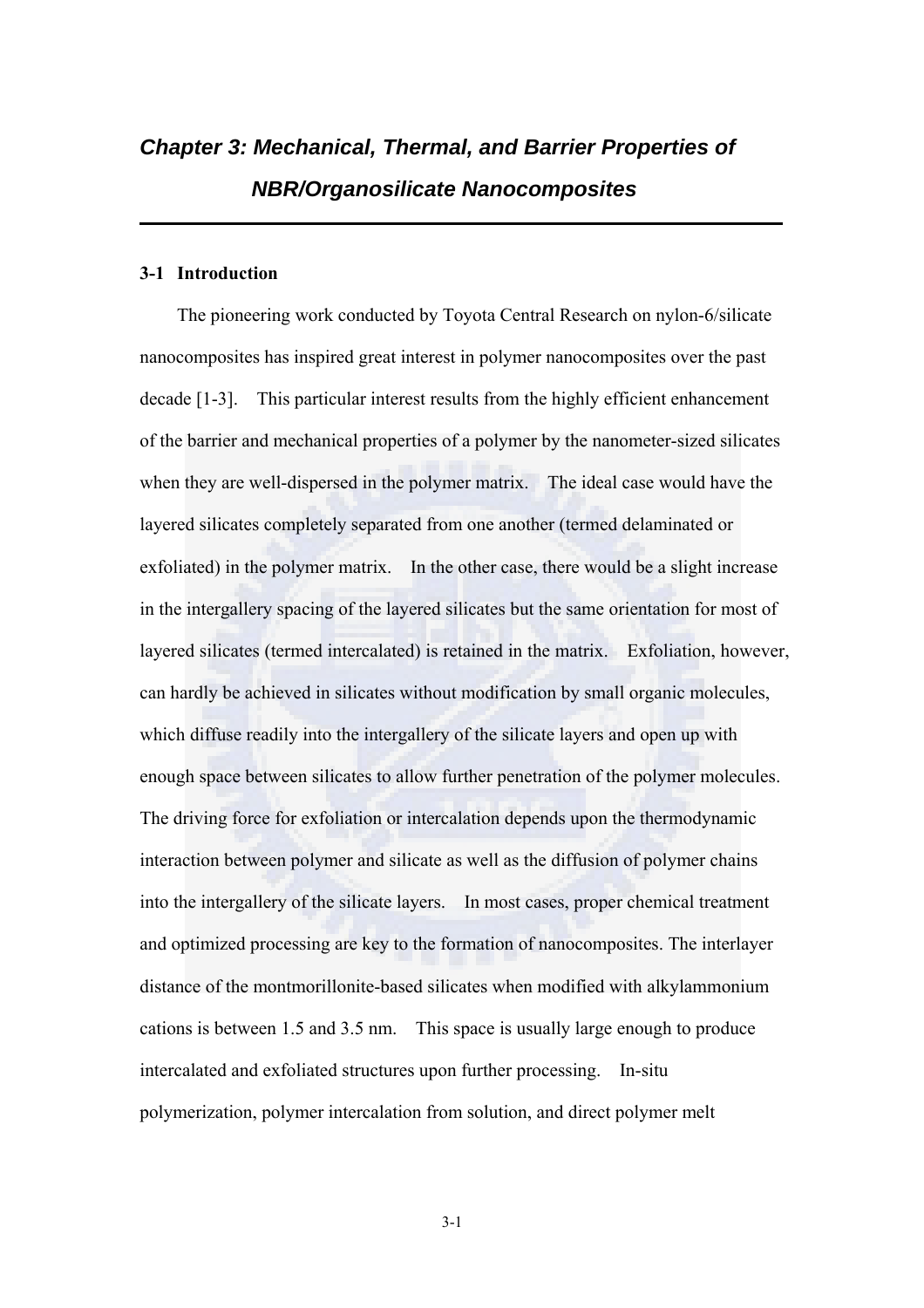# *Chapter 3: Mechanical, Thermal, and Barrier Properties of NBR/Organosilicate Nanocomposites*

## 3-1 Introduction

The pioneering work conducted by Toyota Central Research on nylon-6/silicate nanocomposites has inspired great interest in polymer nanocomposites over the past decade [1-3]. This particular interest results from the highly efficient enhancement of the barrier and mechanical properties of a polymer by the nanometer-sized silicates when they are well-dispersed in the polymer matrix. The ideal case would have the layered silicates completely separated from one another (termed delaminated or exfoliated) in the polymer matrix. In the other case, there would be a slight increase in the intergallery spacing of the layered silicates but the same orientation for most of layered silicates (termed intercalated) is retained in the matrix. Exfoliation, however, can hardly be achieved in silicates without modification by small organic molecules, which diffuse readily into the intergallery of the silicate layers and open up with enough space between silicates to allow further penetration of the polymer molecules. The driving force for exfoliation or intercalation depends upon the thermodynamic interaction between polymer and silicate as well as the diffusion of polymer chains into the intergallery of the silicate layers. In most cases, proper chemical treatment and optimized processing are key to the formation of nanocomposites. The interlayer distance of the montmorillonite-based silicates when modified with alkylammonium cations is between 1.5 and 3.5 nm. This space is usually large enough to produce intercalated and exfoliated structures upon further processing. In-situ polymerization, polymer intercalation from solution, and direct polymer melt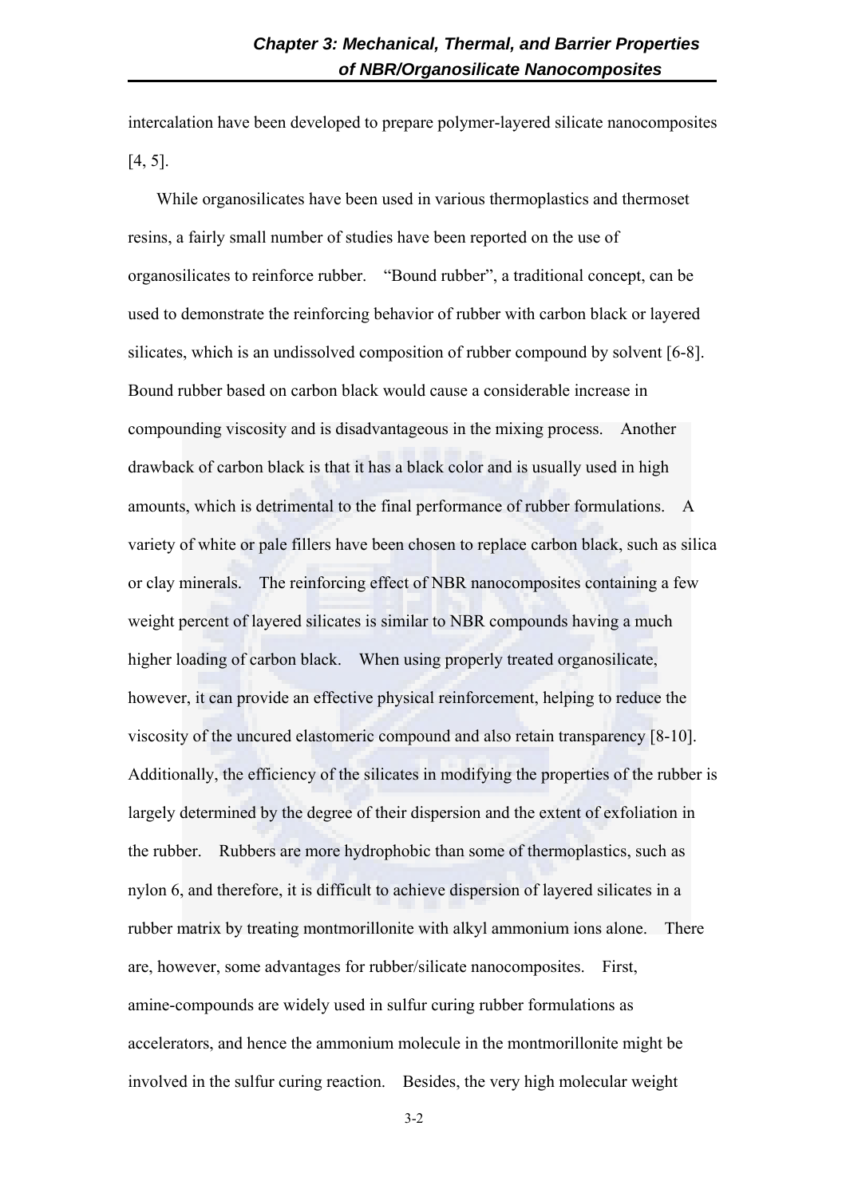intercalation have been developed to prepare polymer-layered silicate nanocomposites [4, 5].

While organosilicates have been used in various thermoplastics and thermoset resins, a fairly small number of studies have been reported on the use of organosilicates to reinforce rubber. "Bound rubber", a traditional concept, can be used to demonstrate the reinforcing behavior of rubber with carbon black or layered silicates, which is an undissolved composition of rubber compound by solvent [6-8]. Bound rubber based on carbon black would cause a considerable increase in compounding viscosity and is disadvantageous in the mixing process. Another drawback of carbon black is that it has a black color and is usually used in high amounts, which is detrimental to the final performance of rubber formulations. A variety of white or pale fillers have been chosen to replace carbon black, such as silica or clay minerals. The reinforcing effect of NBR nanocomposites containing a few weight percent of layered silicates is similar to NBR compounds having a much higher loading of carbon black. When using properly treated organosilicate, however, it can provide an effective physical reinforcement, helping to reduce the viscosity of the uncured elastomeric compound and also retain transparency [8-10]. Additionally, the efficiency of the silicates in modifying the properties of the rubber is largely determined by the degree of their dispersion and the extent of exfoliation in the rubber. Rubbers are more hydrophobic than some of thermoplastics, such as nylon 6, and therefore, it is difficult to achieve dispersion of layered silicates in a rubber matrix by treating montmorillonite with alkyl ammonium ions alone. There are, however, some advantages for rubber/silicate nanocomposites. First, amine-compounds are widely used in sulfur curing rubber formulations as accelerators, and hence the ammonium molecule in the montmorillonite might be involved in the sulfur curing reaction. Besides, the very high molecular weight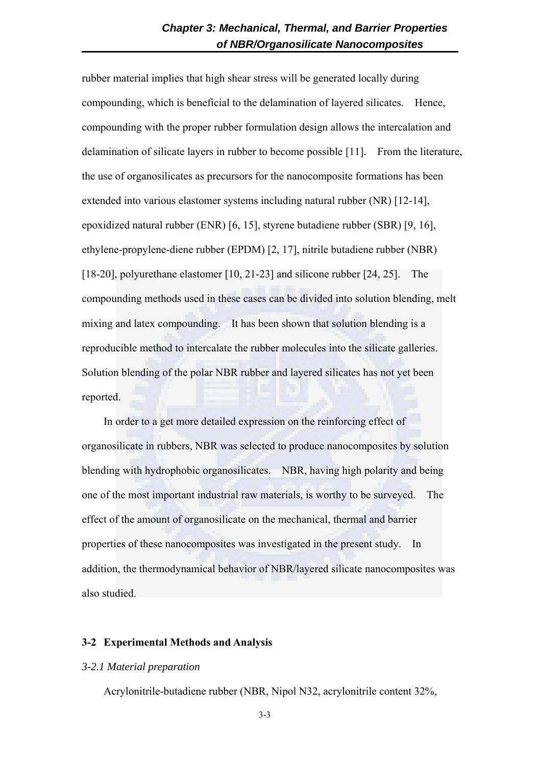rubber material implies that high shear stress will be generated locally during compounding, which is beneficial to the delamination of layered silicates. Hence, compounding with the proper rubber formulation design allows the intercalation and delamination of silicate layers in rubber to become possible [11]. From the literature, the use of organosilicates as precursors for the nanocomposite formations has been extended into various elastomer systems including natural rubber (NR) [12-14], epoxidized natural rubber (ENR) [6, 15], styrene butadiene rubber (SBR) [9, 16], ethylene-propylene-diene rubber (EPDM) [2, 17], nitrile butadiene rubber (NBR) [18-20], polyurethane elastomer [10, 21-23] and silicone rubber [24, 25]. The compounding methods used in these cases can be divided into solution blending, melt mixing and latex compounding. It has been shown that solution blending is a reproducible method to intercalate the rubber molecules into the silicate galleries. Solution blending of the polar NBR rubber and layered silicates has not yet been reported.

In order to a get more detailed expression on the reinforcing effect of organosilicate in rubbers, NBR was selected to produce nanocomposites by solution blending with hydrophobic organosilicates. NBR, having high polarity and being one of the most important industrial raw materials, is worthy to be surveyed. The effect of the amount of organosilicate on the mechanical, thermal and barrier properties of these nanocomposites was investigated in the present study. In addition, the thermodynamical behavior of NBR/layered silicate nanocomposites was also studied.

## 3-2 Experimental Methods and Analysis

### *3-2.1 Material preparation*

Acrylonitrile-butadiene rubber (NBR, Nipol N32, acrylonitrile content 32%,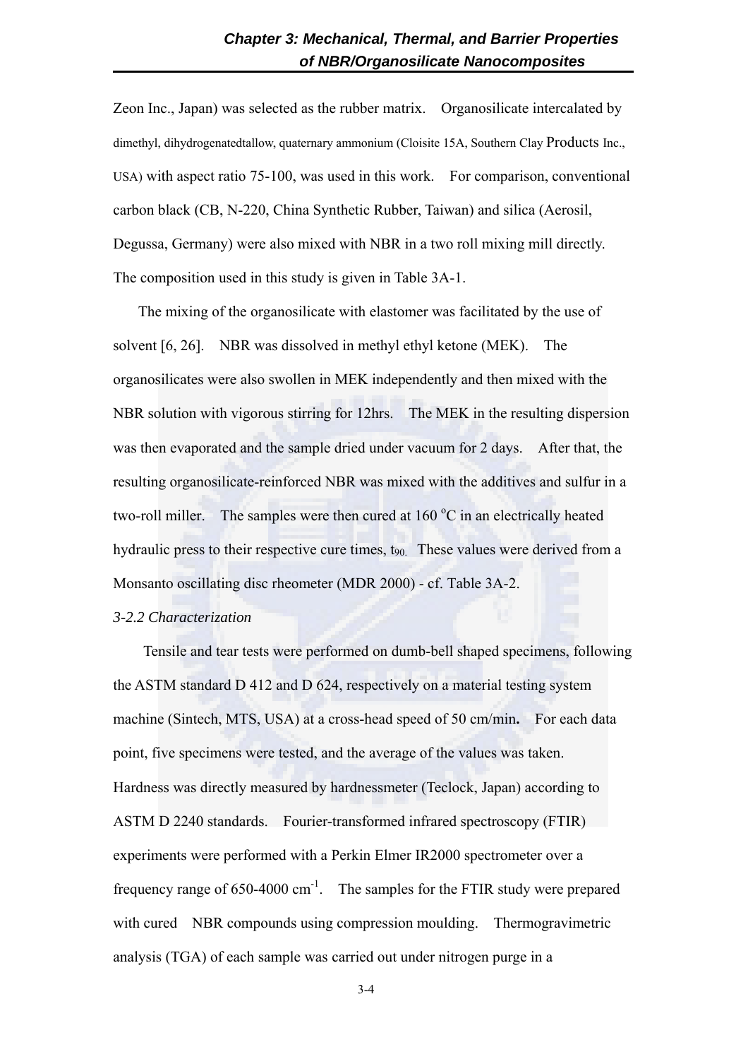Zeon Inc., Japan) was selected as the rubber matrix. Organosilicate intercalated by dimethyl, dihydrogenatedtallow, quaternary ammonium (Cloisite 15A, Southern Clay Products Inc., USA) with aspect ratio 75-100, was used in this work. For comparison, conventional carbon black (CB, N-220, China Synthetic Rubber, Taiwan) and silica (Aerosil, Degussa, Germany) were also mixed with NBR in a two roll mixing mill directly. The composition used in this study is given in Table 3A-1.

The mixing of the organosilicate with elastomer was facilitated by the use of solvent [6, 26]. NBR was dissolved in methyl ethyl ketone (MEK). The organosilicates were also swollen in MEK independently and then mixed with the NBR solution with vigorous stirring for 12hrs. The MEK in the resulting dispersion was then evaporated and the sample dried under vacuum for 2 days. After that, the resulting organosilicate-reinforced NBR was mixed with the additives and sulfur in a two-roll miller. The samples were then cured at 160 $^oC$ in an electrically heated hydraulic press to their respective cure times, $t_{90}$. These values were derived from a Monsanto oscillating disc rheometer (MDR 2000) - cf. Table 3A-2.

*3-2.2 Characterization*

Tensile and tear tests were performed on dumb-bell shaped specimens, following the ASTM standard D 412 and D 624, respectively on a material testing system machine (Sintech, MTS, USA) at a cross-head speed of 50 cm/min**.** For each data point, five specimens were tested, and the average of the values was taken. Hardness was directly measured by hardnessmeter (Teclock, Japan) according to ASTM D 2240 standards. Fourier-transformed infrared spectroscopy (FTIR) experiments were performed with a Perkin Elmer IR2000 spectrometer over a frequency range of 650-4000 $cm^{-1}$. The samples for the FTIR study were prepared with cured NBR compounds using compression moulding. Thermogravimetric analysis (TGA) of each sample was carried out under nitrogen purge in a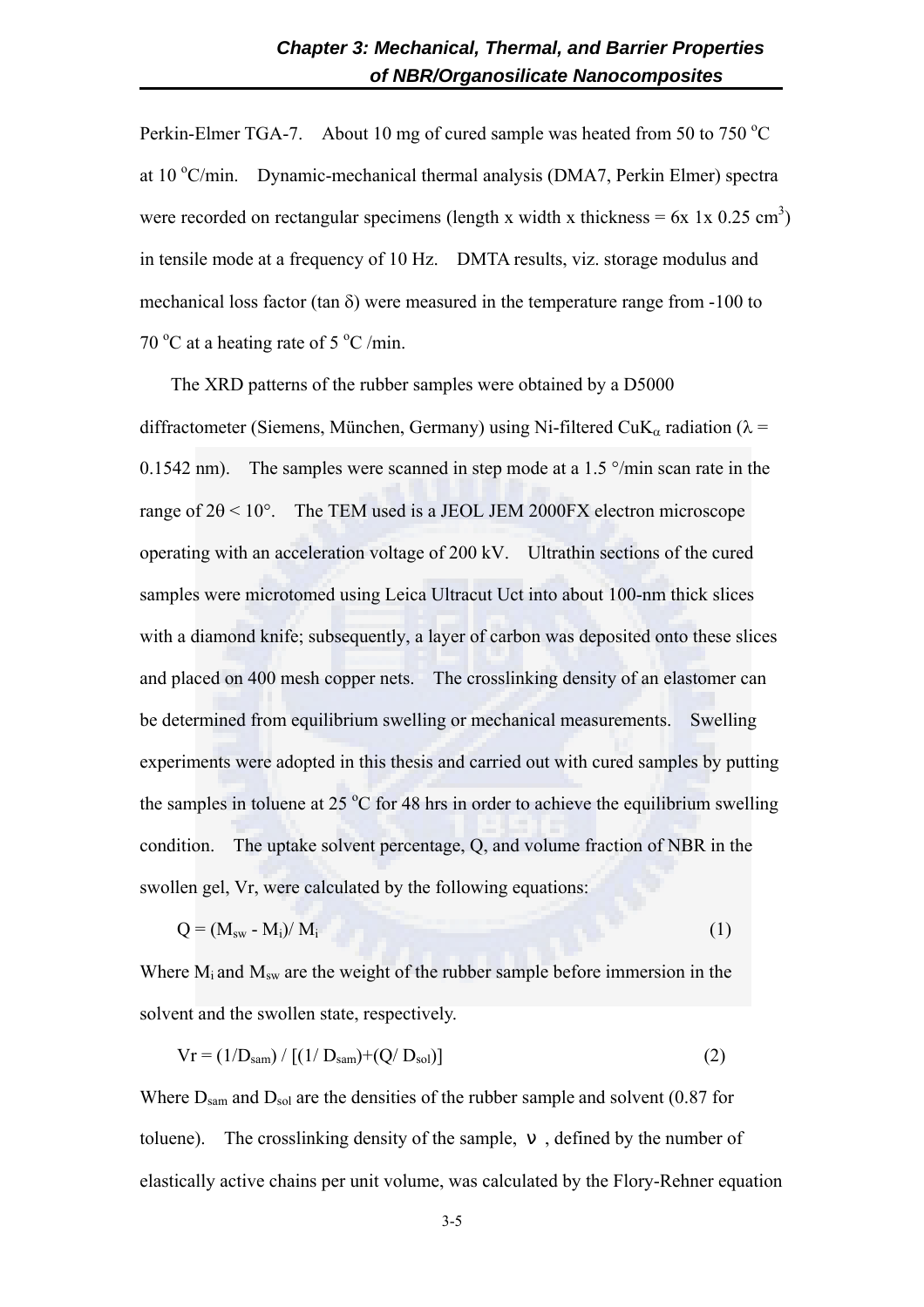Perkin-Elmer TGA-7. About 10 mg of cured sample was heated from 50 to 750 $^{o}$C at 10 $^{o}$C/min. Dynamic-mechanical thermal analysis (DMA7, Perkin Elmer) spectra were recorded on rectangular specimens (length x width x thickness = 6x 1x 0.25 cm$^{3}$) in tensile mode at a frequency of 10 Hz. DMTA results, viz. storage modulus and mechanical loss factor (tan δ) were measured in the temperature range from -100 to 70 $^{o}$C at a heating rate of 5 $^{o}$C /min.

The XRD patterns of the rubber samples were obtained by a D5000 diffractometer (Siemens, München, Germany) using Ni-filtered $CuK_{\alpha}$ radiation ($\lambda$ = 0.1542 nm). The samples were scanned in step mode at a 1.5 °/min scan rate in the range of $2\theta < 10°$. The TEM used is a JEOL JEM 2000FX electron microscope operating with an acceleration voltage of 200 kV. Ultrathin sections of the cured samples were microtomed using Leica Ultracut Uct into about 100-nm thick slices with a diamond knife; subsequently, a layer of carbon was deposited onto these slices and placed on 400 mesh copper nets. The crosslinking density of an elastomer can be determined from equilibrium swelling or mechanical measurements. Swelling experiments were adopted in this thesis and carried out with cured samples by putting the samples in toluene at 25 $^{o}$C for 48 hrs in order to achieve the equilibrium swelling condition. The uptake solvent percentage, Q, and volume fraction of NBR in the swollen gel, Vr, were calculated by the following equations:

$$Q = (M_{sw} - M_i)/ M_i \qquad (1)$$

Where $M_i$ and $M_{sw}$ are the weight of the rubber sample before immersion in the solvent and the swollen state, respectively.

$$Vr = (1/D_{sam}) / [(1/ D_{sam})+(Q/ D_{sol})] \qquad (2)$$

Where $D_{sam}$ and $D_{sol}$ are the densities of the rubber sample and solvent (0.87 for toluene). The crosslinking density of the sample, ν, defined by the number of elastically active chains per unit volume, was calculated by the Flory-Rehner equation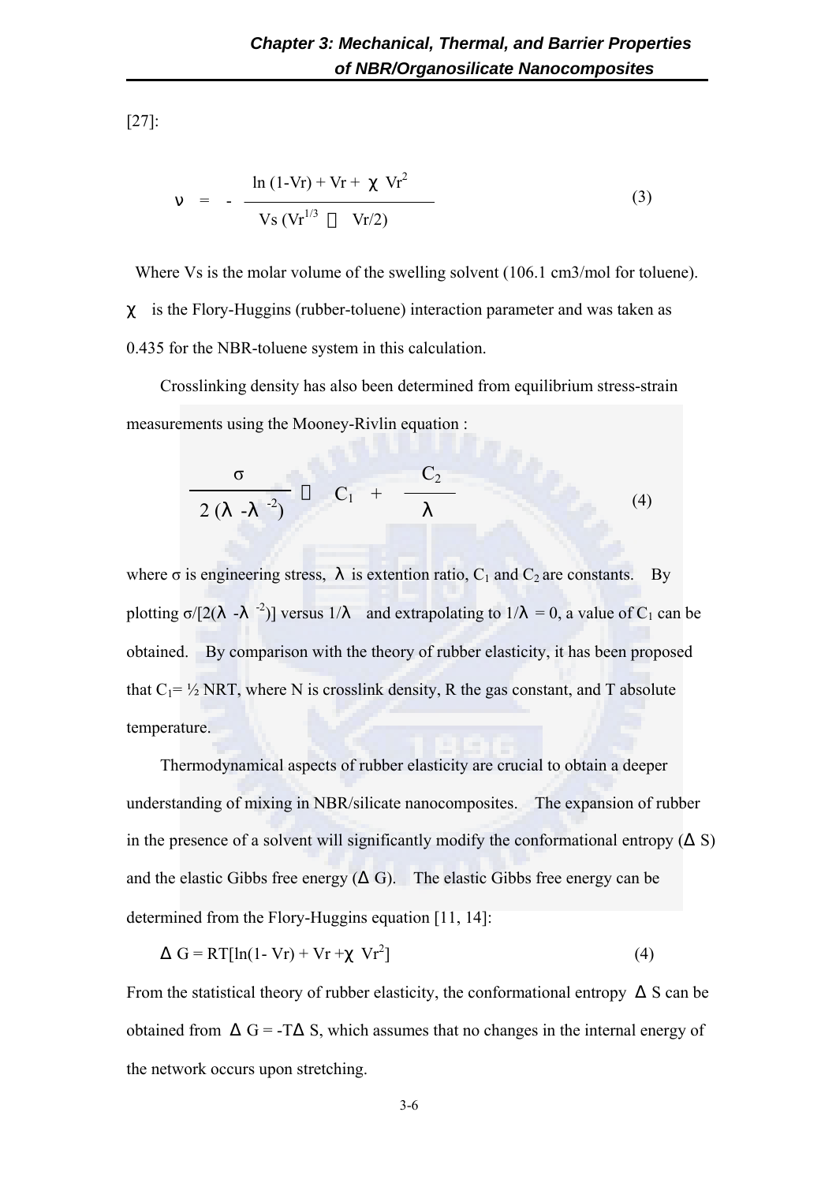[27]:

$$\nu = - \frac{\ln(1-Vr) + Vr + \chi Vr^2}{Vs\,(Vr^{1/3} - Vr/2)} \tag{3}$$

Where Vs is the molar volume of the swelling solvent (106.1 cm3/mol for toluene). $\chi$ is the Flory-Huggins (rubber-toluene) interaction parameter and was taken as 0.435 for the NBR-toluene system in this calculation.

Crosslinking density has also been determined from equilibrium stress-strain measurements using the Mooney-Rivlin equation :

$$\frac{\sigma}{2(\lambda - \lambda^{-2})} = C_1 + \frac{C_2}{\lambda} \tag{4}$$

where σ is engineering stress, $\lambda$ is extention ratio, $C_1$ and $C_2$ are constants. By plotting $\sigma/[2(\lambda - \lambda^{-2})]$ versus $1/\lambda$ and extrapolating to $1/\lambda = 0$, a value of $C_1$ can be obtained. By comparison with the theory of rubber elasticity, it has been proposed that $C_1 = ½ NRT$, where N is crosslink density, R the gas constant, and T absolute temperature.

Thermodynamical aspects of rubber elasticity are crucial to obtain a deeper understanding of mixing in NBR/silicate nanocomposites. The expansion of rubber in the presence of a solvent will significantly modify the conformational entropy ($\Delta S$) and the elastic Gibbs free energy ($\Delta G$). The elastic Gibbs free energy can be determined from the Flory-Huggins equation [11, 14]:

$$\Delta G = RT[\ln(1-Vr) + Vr + \chi Vr^2] \tag{4}$$

From the statistical theory of rubber elasticity, the conformational entropy $\Delta S$ can be obtained from $\Delta G = -T\Delta S$, which assumes that no changes in the internal energy of the network occurs upon stretching.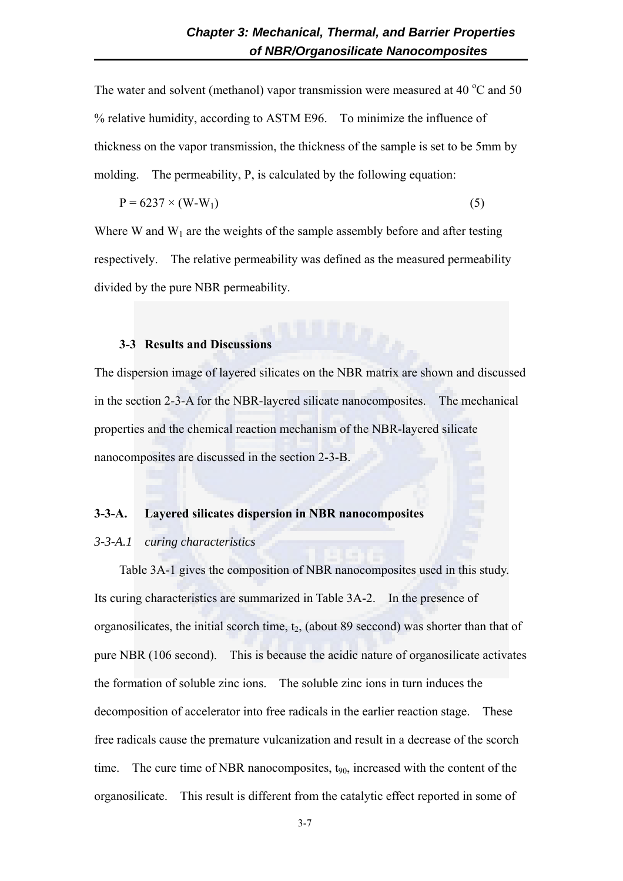The water and solvent (methanol) vapor transmission were measured at 40 $^{o}$C and 50 % relative humidity, according to ASTM E96. To minimize the influence of thickness on the vapor transmission, the thickness of the sample is set to be 5mm by molding. The permeability, P, is calculated by the following equation:

$$P = 6237 \times (W - W_1) \quad (5)$$

Where W and $W_1$ are the weights of the sample assembly before and after testing respectively. The relative permeability was defined as the measured permeability divided by the pure NBR permeability.

## 3-3 Results and Discussions

The dispersion image of layered silicates on the NBR matrix are shown and discussed in the section 2-3-A for the NBR-layered silicate nanocomposites. The mechanical properties and the chemical reaction mechanism of the NBR-layered silicate nanocomposites are discussed in the section 2-3-B.

### 3-3-A. Layered silicates dispersion in NBR nanocomposites

*3-3-A.1 curing characteristics*

Table 3A-1 gives the composition of NBR nanocomposites used in this study. Its curing characteristics are summarized in Table 3A-2. In the presence of organosilicates, the initial scorch time, $t_2$, (about 89 seccond) was shorter than that of pure NBR (106 second). This is because the acidic nature of organosilicate activates the formation of soluble zinc ions. The soluble zinc ions in turn induces the decomposition of accelerator into free radicals in the earlier reaction stage. These free radicals cause the premature vulcanization and result in a decrease of the scorch time. The cure time of NBR nanocomposites, $t_{90}$, increased with the content of the organosilicate. This result is different from the catalytic effect reported in some of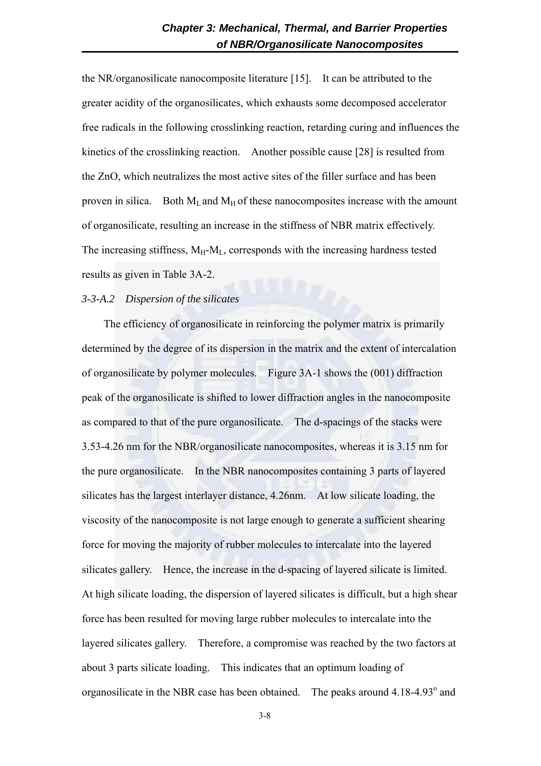the NR/organosilicate nanocomposite literature [15]. It can be attributed to the greater acidity of the organosilicates, which exhausts some decomposed accelerator free radicals in the following crosslinking reaction, retarding curing and influences the kinetics of the crosslinking reaction. Another possible cause [28] is resulted from the ZnO, which neutralizes the most active sites of the filler surface and has been proven in silica. Both $M_L$ and $M_H$ of these nanocomposites increase with the amount of organosilicate, resulting an increase in the stiffness of NBR matrix effectively. The increasing stiffness, $M_H$-$M_L$, corresponds with the increasing hardness tested results as given in Table 3A-2.

*3-3-A.2 Dispersion of the silicates*

The efficiency of organosilicate in reinforcing the polymer matrix is primarily determined by the degree of its dispersion in the matrix and the extent of intercalation of organosilicate by polymer molecules. Figure 3A-1 shows the (001) diffraction peak of the organosilicate is shifted to lower diffraction angles in the nanocomposite as compared to that of the pure organosilicate. The d-spacings of the stacks were 3.53-4.26 nm for the NBR/organosilicate nanocomposites, whereas it is 3.15 nm for the pure organosilicate. In the NBR nanocomposites containing 3 parts of layered silicates has the largest interlayer distance, 4.26nm. At low silicate loading, the viscosity of the nanocomposite is not large enough to generate a sufficient shearing force for moving the majority of rubber molecules to intercalate into the layered silicates gallery. Hence, the increase in the d-spacing of layered silicate is limited. At high silicate loading, the dispersion of layered silicates is difficult, but a high shear force has been resulted for moving large rubber molecules to intercalate into the layered silicates gallery. Therefore, a compromise was reached by the two factors at about 3 parts silicate loading. This indicates that an optimum loading of organosilicate in the NBR case has been obtained. The peaks around 4.18-4.93$^{o}$ and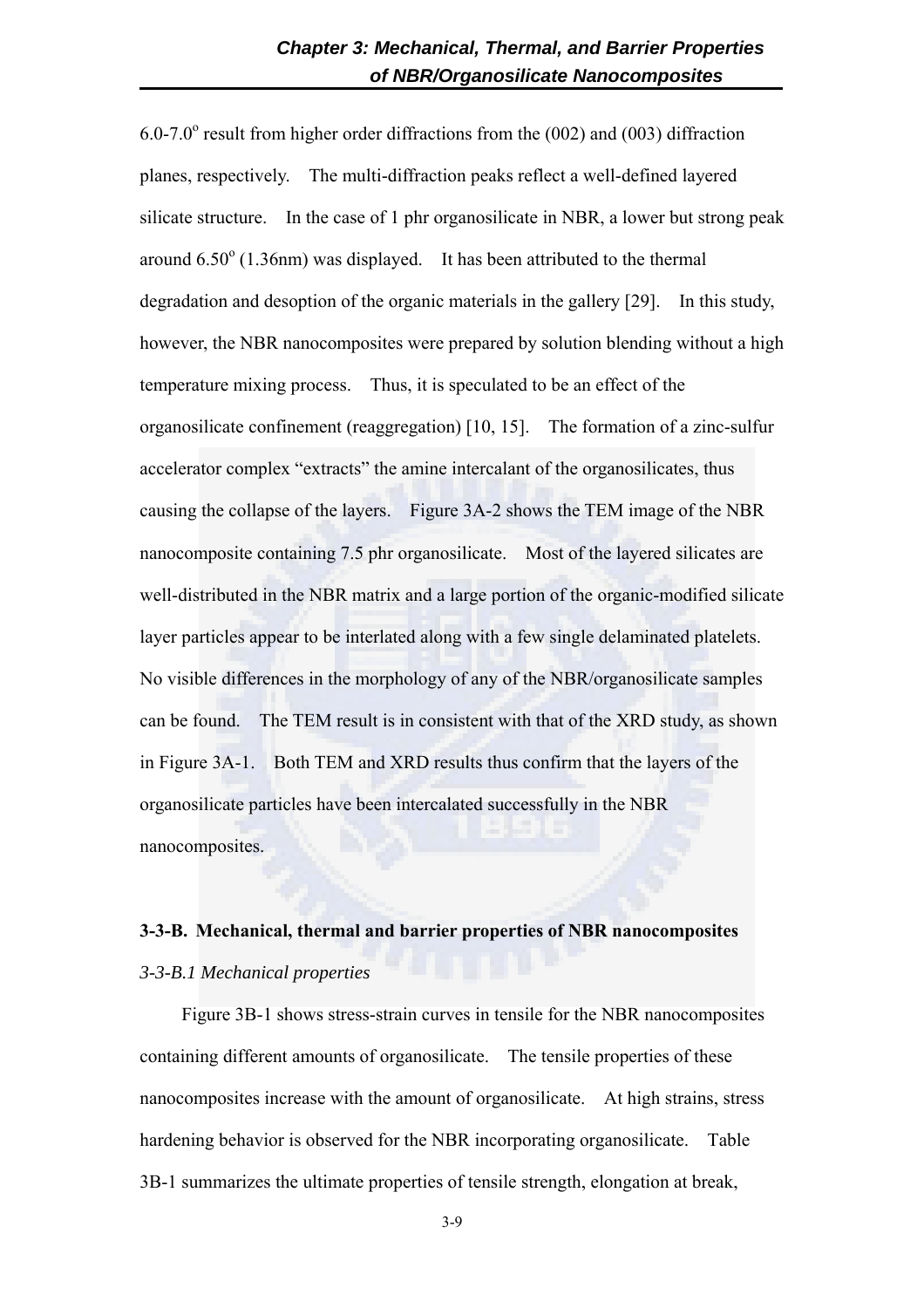6.0-7.0$^{o}$ result from higher order diffractions from the (002) and (003) diffraction planes, respectively. The multi-diffraction peaks reflect a well-defined layered silicate structure. In the case of 1 phr organosilicate in NBR, a lower but strong peak around 6.50$^{o}$ (1.36nm) was displayed. It has been attributed to the thermal degradation and desoption of the organic materials in the gallery [29]. In this study, however, the NBR nanocomposites were prepared by solution blending without a high temperature mixing process. Thus, it is speculated to be an effect of the organosilicate confinement (reaggregation) [10, 15]. The formation of a zinc-sulfur accelerator complex "extracts" the amine intercalant of the organosilicates, thus causing the collapse of the layers. Figure 3A-2 shows the TEM image of the NBR nanocomposite containing 7.5 phr organosilicate. Most of the layered silicates are well-distributed in the NBR matrix and a large portion of the organic-modified silicate layer particles appear to be interlated along with a few single delaminated platelets. No visible differences in the morphology of any of the NBR/organosilicate samples can be found. The TEM result is in consistent with that of the XRD study, as shown in Figure 3A-1. Both TEM and XRD results thus confirm that the layers of the organosilicate particles have been intercalated successfully in the NBR nanocomposites.

### 3-3-B. Mechanical, thermal and barrier properties of NBR nanocomposites

*3-3-B.1 Mechanical properties*

Figure 3B-1 shows stress-strain curves in tensile for the NBR nanocomposites containing different amounts of organosilicate. The tensile properties of these nanocomposites increase with the amount of organosilicate. At high strains, stress hardening behavior is observed for the NBR incorporating organosilicate. Table 3B-1 summarizes the ultimate properties of tensile strength, elongation at break,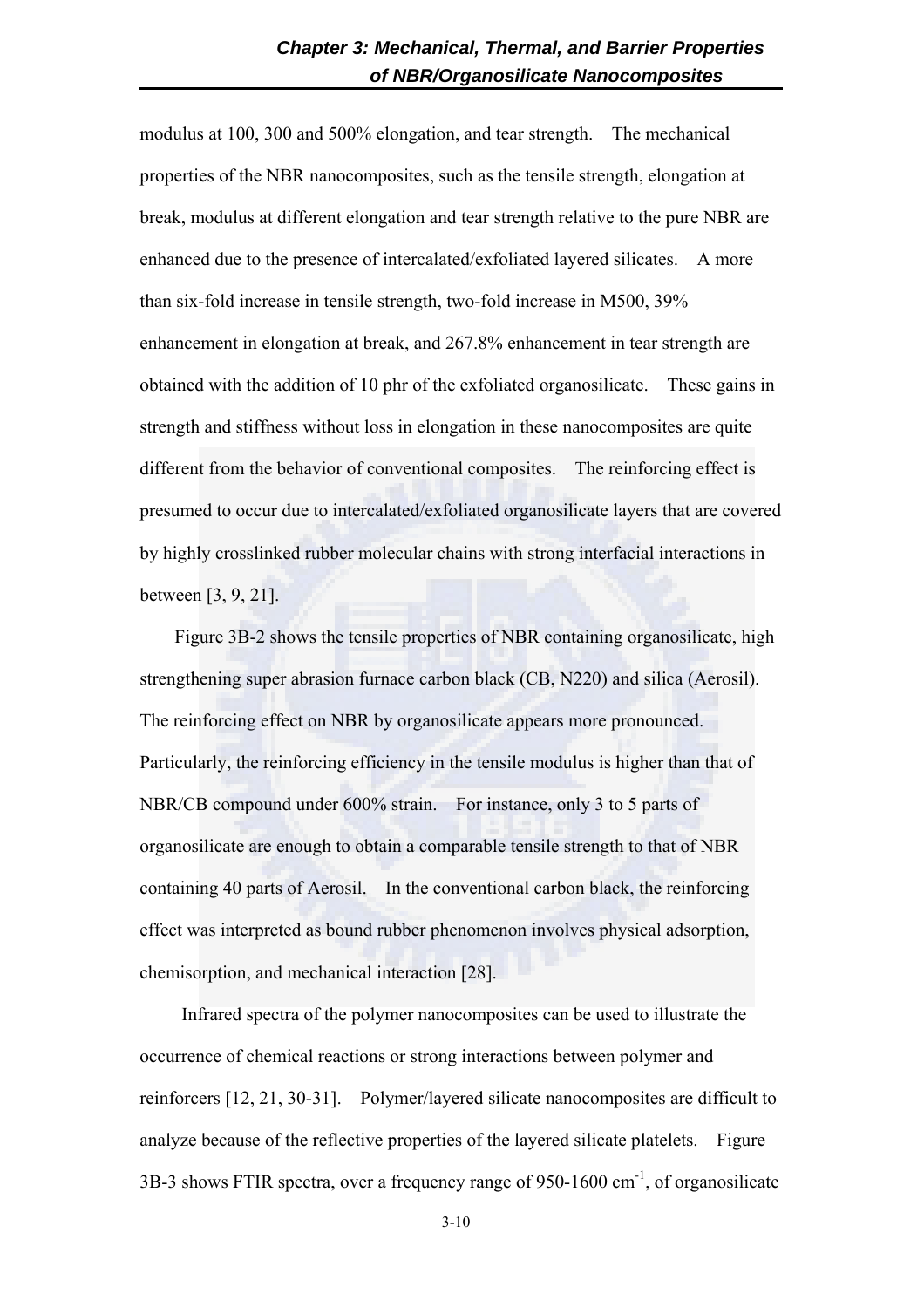modulus at 100, 300 and 500% elongation, and tear strength. The mechanical properties of the NBR nanocomposites, such as the tensile strength, elongation at break, modulus at different elongation and tear strength relative to the pure NBR are enhanced due to the presence of intercalated/exfoliated layered silicates. A more than six-fold increase in tensile strength, two-fold increase in M500, 39% enhancement in elongation at break, and 267.8% enhancement in tear strength are obtained with the addition of 10 phr of the exfoliated organosilicate. These gains in strength and stiffness without loss in elongation in these nanocomposites are quite different from the behavior of conventional composites. The reinforcing effect is presumed to occur due to intercalated/exfoliated organosilicate layers that are covered by highly crosslinked rubber molecular chains with strong interfacial interactions in between [3, 9, 21].

Figure 3B-2 shows the tensile properties of NBR containing organosilicate, high strengthening super abrasion furnace carbon black (CB, N220) and silica (Aerosil). The reinforcing effect on NBR by organosilicate appears more pronounced. Particularly, the reinforcing efficiency in the tensile modulus is higher than that of NBR/CB compound under 600% strain. For instance, only 3 to 5 parts of organosilicate are enough to obtain a comparable tensile strength to that of NBR containing 40 parts of Aerosil. In the conventional carbon black, the reinforcing effect was interpreted as bound rubber phenomenon involves physical adsorption, chemisorption, and mechanical interaction [28].

Infrared spectra of the polymer nanocomposites can be used to illustrate the occurrence of chemical reactions or strong interactions between polymer and reinforcers [12, 21, 30-31]. Polymer/layered silicate nanocomposites are difficult to analyze because of the reflective properties of the layered silicate platelets. Figure 3B-3 shows FTIR spectra, over a frequency range of 950-1600 $cm^{-1}$, of organosilicate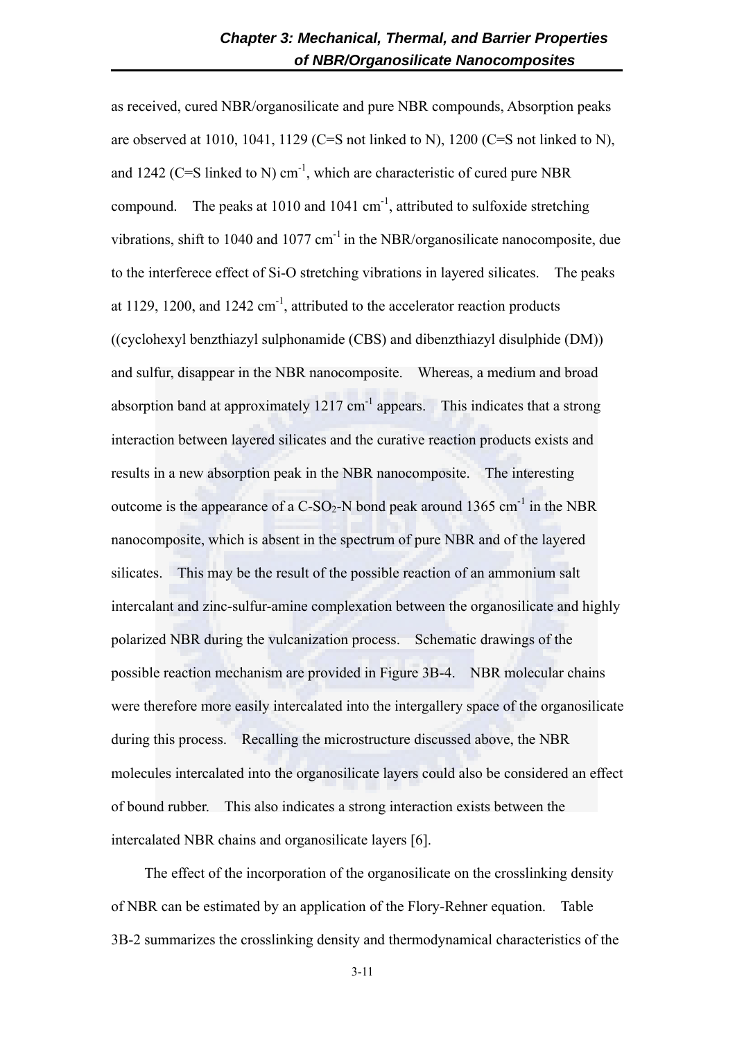as received, cured NBR/organosilicate and pure NBR compounds, Absorption peaks are observed at 1010, 1041, 1129 (C=S not linked to N), 1200 (C=S not linked to N), and 1242 (C=S linked to N) $cm^{-1}$, which are characteristic of cured pure NBR compound. The peaks at 1010 and 1041 $cm^{-1}$, attributed to sulfoxide stretching vibrations, shift to 1040 and 1077 $cm^{-1}$ in the NBR/organosilicate nanocomposite, due to the interferece effect of Si-O stretching vibrations in layered silicates. The peaks at 1129, 1200, and 1242 $cm^{-1}$, attributed to the accelerator reaction products ((cyclohexyl benzthiazyl sulphonamide (CBS) and dibenzthiazyl disulphide (DM)) and sulfur, disappear in the NBR nanocomposite. Whereas, a medium and broad absorption band at approximately 1217 $cm^{-1}$ appears. This indicates that a strong interaction between layered silicates and the curative reaction products exists and results in a new absorption peak in the NBR nanocomposite. The interesting outcome is the appearance of a C-$SO_2$-N bond peak around 1365 $cm^{-1}$ in the NBR nanocomposite, which is absent in the spectrum of pure NBR and of the layered silicates. This may be the result of the possible reaction of an ammonium salt intercalant and zinc-sulfur-amine complexation between the organosilicate and highly polarized NBR during the vulcanization process. Schematic drawings of the possible reaction mechanism are provided in Figure 3B-4. NBR molecular chains were therefore more easily intercalated into the intergallery space of the organosilicate during this process. Recalling the microstructure discussed above, the NBR molecules intercalated into the organosilicate layers could also be considered an effect of bound rubber. This also indicates a strong interaction exists between the intercalated NBR chains and organosilicate layers [6].

The effect of the incorporation of the organosilicate on the crosslinking density of NBR can be estimated by an application of the Flory-Rehner equation. Table 3B-2 summarizes the crosslinking density and thermodynamical characteristics of the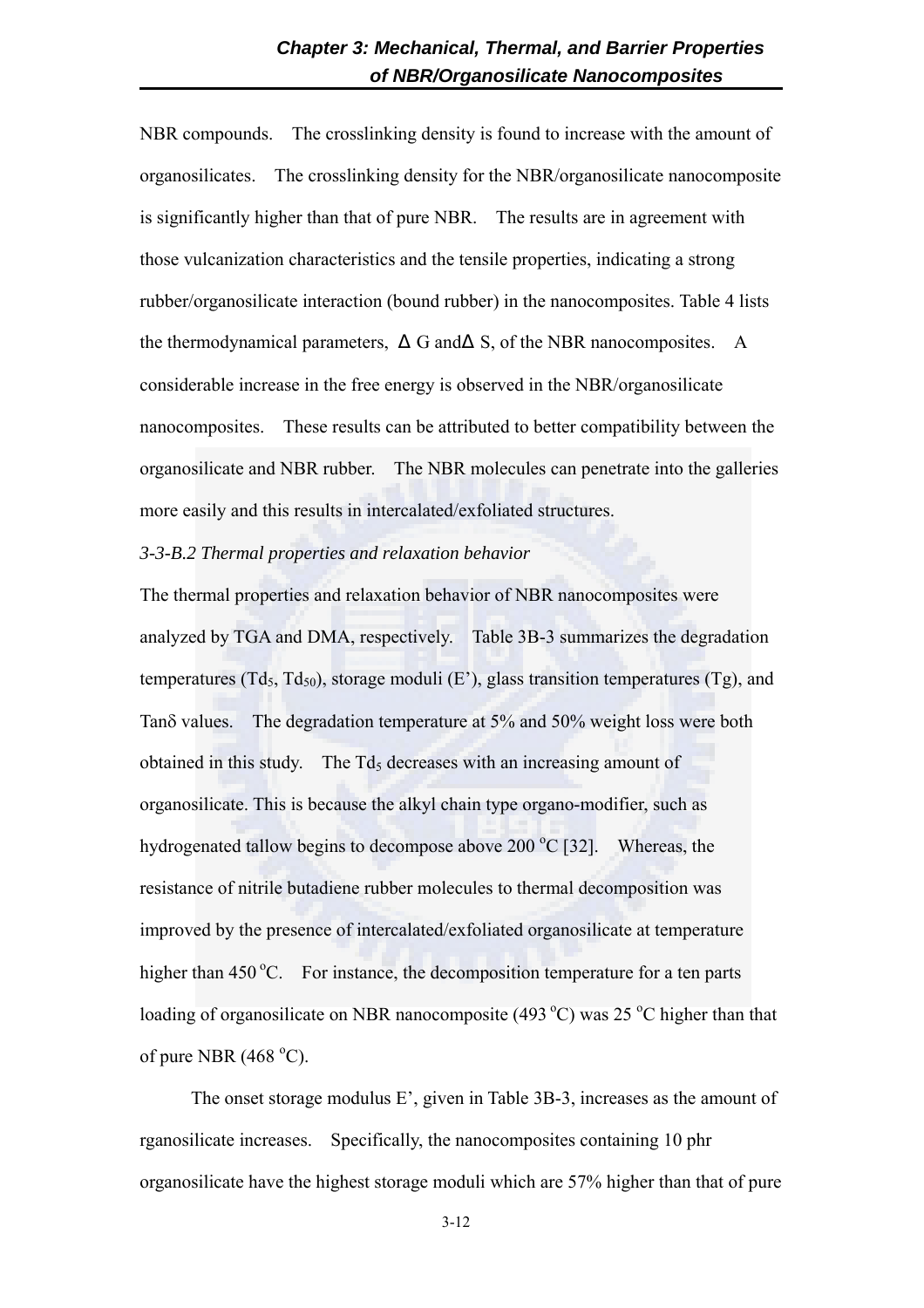NBR compounds. The crosslinking density is found to increase with the amount of organosilicates. The crosslinking density for the NBR/organosilicate nanocomposite is significantly higher than that of pure NBR. The results are in agreement with those vulcanization characteristics and the tensile properties, indicating a strong rubber/organosilicate interaction (bound rubber) in the nanocomposites. Table 4 lists the thermodynamical parameters, $\Delta$ G and$\Delta$ S, of the NBR nanocomposites. A considerable increase in the free energy is observed in the NBR/organosilicate nanocomposites. These results can be attributed to better compatibility between the organosilicate and NBR rubber. The NBR molecules can penetrate into the galleries more easily and this results in intercalated/exfoliated structures.

*3-3-B.2 Thermal properties and relaxation behavior*

The thermal properties and relaxation behavior of NBR nanocomposites were analyzed by TGA and DMA, respectively. Table 3B-3 summarizes the degradation temperatures ($Td_5$, $Td_{50}$), storage moduli (E'), glass transition temperatures (Tg), and Tan$\delta$ values. The degradation temperature at 5% and 50% weight loss were both obtained in this study. The $Td_5$ decreases with an increasing amount of organosilicate. This is because the alkyl chain type organo-modifier, such as hydrogenated tallow begins to decompose above 200 $^{o}$C [32]. Whereas, the resistance of nitrile butadiene rubber molecules to thermal decomposition was improved by the presence of intercalated/exfoliated organosilicate at temperature higher than 450 $^{o}$C. For instance, the decomposition temperature for a ten parts loading of organosilicate on NBR nanocomposite (493 $^{o}$C) was 25 $^{o}$C higher than that of pure NBR (468 $^{o}$C).

The onset storage modulus E', given in Table 3B-3, increases as the amount of rganosilicate increases. Specifically, the nanocomposites containing 10 phr organosilicate have the highest storage moduli which are 57% higher than that of pure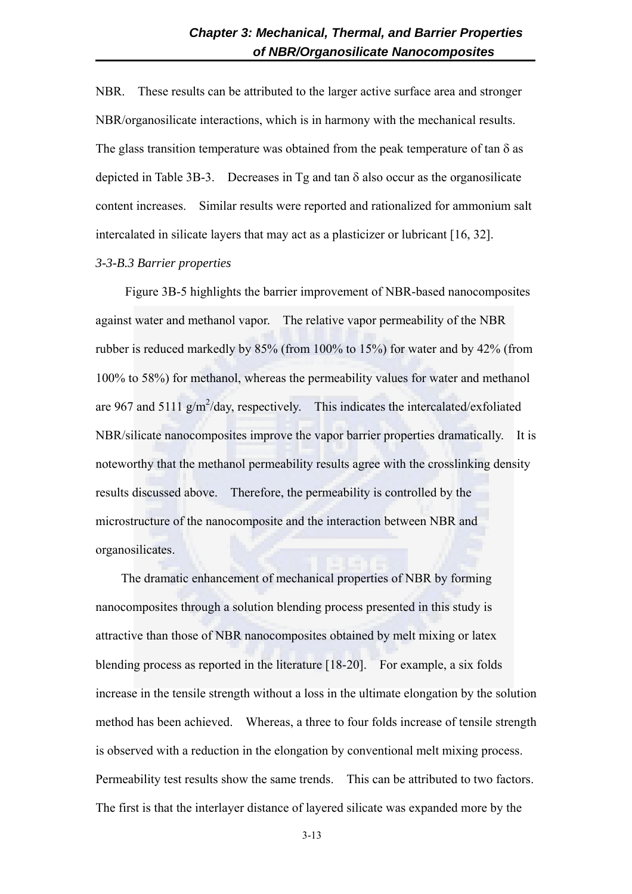NBR. These results can be attributed to the larger active surface area and stronger NBR/organosilicate interactions, which is in harmony with the mechanical results. The glass transition temperature was obtained from the peak temperature of tan δ as depicted in Table 3B-3. Decreases in Tg and tan δ also occur as the organosilicate content increases. Similar results were reported and rationalized for ammonium salt intercalated in silicate layers that may act as a plasticizer or lubricant [16, 32].

*3-3-B.3 Barrier properties*

Figure 3B-5 highlights the barrier improvement of NBR-based nanocomposites against water and methanol vapor. The relative vapor permeability of the NBR rubber is reduced markedly by 85% (from 100% to 15%) for water and by 42% (from 100% to 58%) for methanol, whereas the permeability values for water and methanol are 967 and 5111 $g/m^2/day$, respectively. This indicates the intercalated/exfoliated NBR/silicate nanocomposites improve the vapor barrier properties dramatically. It is noteworthy that the methanol permeability results agree with the crosslinking density results discussed above. Therefore, the permeability is controlled by the microstructure of the nanocomposite and the interaction between NBR and organosilicates.

The dramatic enhancement of mechanical properties of NBR by forming nanocomposites through a solution blending process presented in this study is attractive than those of NBR nanocomposites obtained by melt mixing or latex blending process as reported in the literature [18-20]. For example, a six folds increase in the tensile strength without a loss in the ultimate elongation by the solution method has been achieved. Whereas, a three to four folds increase of tensile strength is observed with a reduction in the elongation by conventional melt mixing process. Permeability test results show the same trends. This can be attributed to two factors. The first is that the interlayer distance of layered silicate was expanded more by the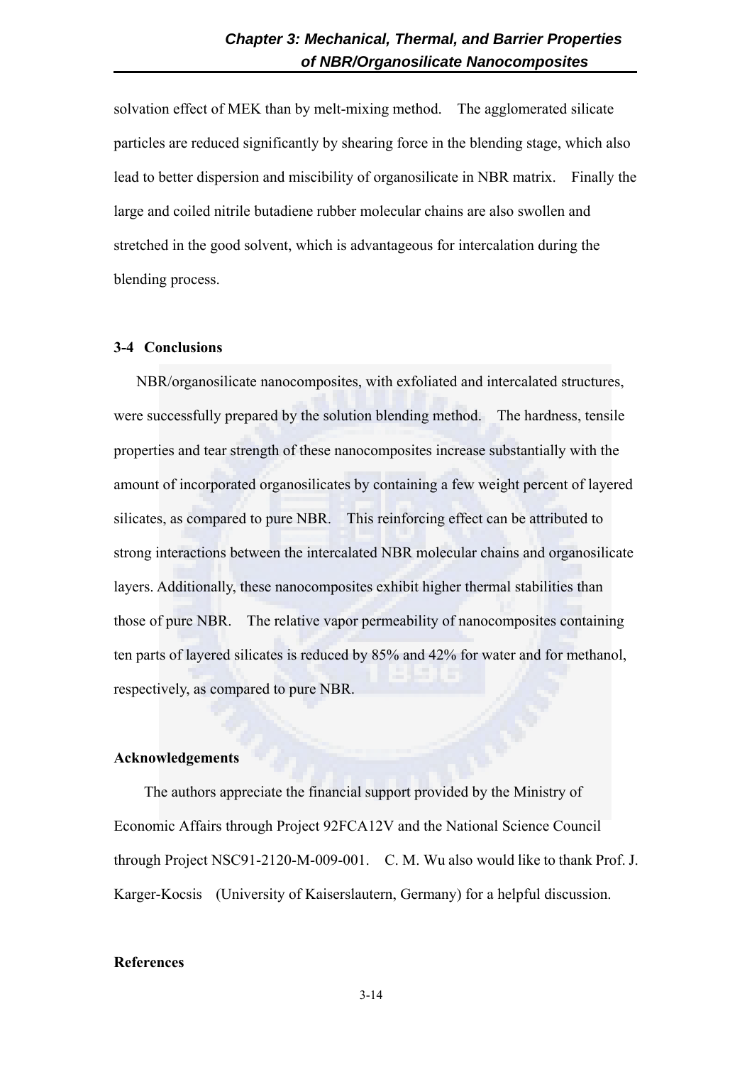solvation effect of MEK than by melt-mixing method. The agglomerated silicate particles are reduced significantly by shearing force in the blending stage, which also lead to better dispersion and miscibility of organosilicate in NBR matrix. Finally the large and coiled nitrile butadiene rubber molecular chains are also swollen and stretched in the good solvent, which is advantageous for intercalation during the blending process.

### 3-4 Conclusions

NBR/organosilicate nanocomposites, with exfoliated and intercalated structures, were successfully prepared by the solution blending method. The hardness, tensile properties and tear strength of these nanocomposites increase substantially with the amount of incorporated organosilicates by containing a few weight percent of layered silicates, as compared to pure NBR. This reinforcing effect can be attributed to strong interactions between the intercalated NBR molecular chains and organosilicate layers. Additionally, these nanocomposites exhibit higher thermal stabilities than those of pure NBR. The relative vapor permeability of nanocomposites containing ten parts of layered silicates is reduced by 85% and 42% for water and for methanol, respectively, as compared to pure NBR.

### Acknowledgements

The authors appreciate the financial support provided by the Ministry of Economic Affairs through Project 92FCA12V and the National Science Council through Project NSC91-2120-M-009-001. C. M. Wu also would like to thank Prof. J. Karger-Kocsis (University of Kaiserslautern, Germany) for a helpful discussion.

### References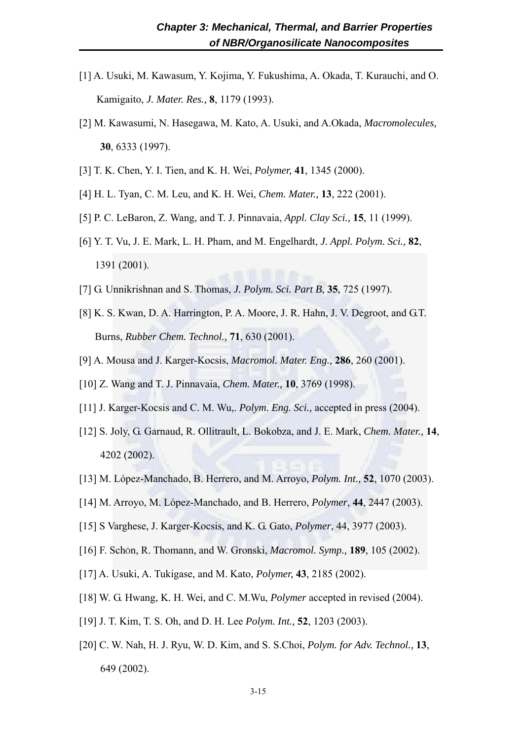[1] A. Usuki, M. Kawasum, Y. Kojima, Y. Fukushima, A. Okada, T. Kurauchi, and O. Kamigaito, *J. Mater. Res.,* **8**, 1179 (1993).

[2] M. Kawasumi, N. Hasegawa, M. Kato, A. Usuki, and A.Okada, *Macromolecules,* **30**, 6333 (1997).

[3] T. K. Chen, Y. I. Tien, and K. H. Wei, *Polymer,* **41**, 1345 (2000).

[4] H. L. Tyan, C. M. Leu, and K. H. Wei, *Chem. Mater.,* **13**, 222 (2001).

[5] P. C. LeBaron, Z. Wang, and T. J. Pinnavaia, *Appl. Clay Sci.,* **15**, 11 (1999).

[6] Y. T. Vu, J. E. Mark, L. H. Pham, and M. Engelhardt, *J. Appl. Polym. Sci.,* **82**, 1391 (2001).

[7] G. Unnikrishnan and S. Thomas, *J. Polym. Sci. Part B*, **35**, 725 (1997).

[8] K. S. Kwan, D. A. Harrington, P. A. Moore, J. R. Hahn, J. V. Degroot, and G.T. Burns, *Rubber Chem. Technol.,* **71**, 630 (2001).

[9] A. Mousa and J. Karger-Kocsis, *Macromol. Mater. Eng.,* **286**, 260 (2001).

[10] Z. Wang and T. J. Pinnavaia, *Chem. Mater.,* **10**, 3769 (1998).

[11] J. Karger-Kocsis and C. M. Wu,. *Polym. Eng. Sci.,* accepted in press (2004).

[12] S. Joly, G. Garnaud, R. Ollitrault, L. Bokobza, and J. E. Mark, *Chem. Mater.,* **14**, 4202 (2002).

[13] M. López-Manchado, B. Herrero, and M. Arroyo, *Polym. Int.,* **52**, 1070 (2003).

[14] M. Arroyo, M. López-Manchado, and B. Herrero, *Polymer*, **44**, 2447 (2003).

[15] S Varghese, J. Karger-Kocsis, and K. G. Gato, *Polymer*, 44, 3977 (2003).

[16] F. Schön, R. Thomann, and W. Gronski, *Macromol. Symp.,* **189**, 105 (2002).

[17] A. Usuki, A. Tukigase, and M. Kato, *Polymer,* **43**, 2185 (2002).

[18] W. G. Hwang, K. H. Wei, and C. M.Wu, *Polymer* accepted in revised (2004).

[19] J. T. Kim, T. S. Oh, and D. H. Lee *Polym. Int.,* **52**, 1203 (2003).

[20] C. W. Nah, H. J. Ryu, W. D. Kim, and S. S.Choi, *Polym. for Adv. Technol.,* **13**, 649 (2002).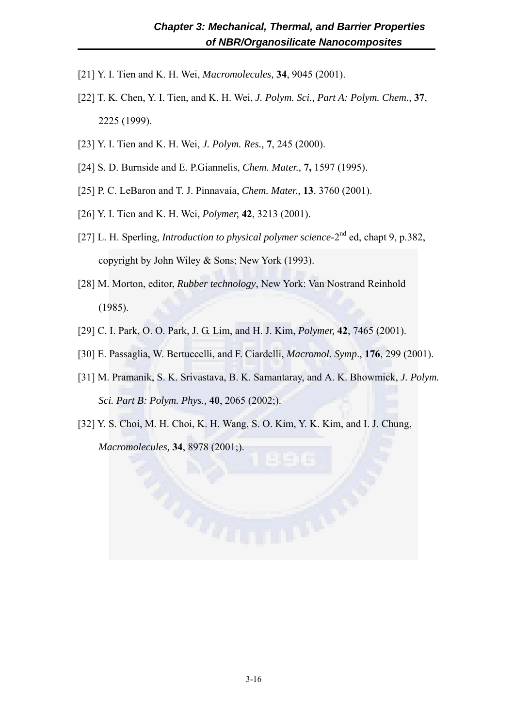[21] Y. I. Tien and K. H. Wei, *Macromolecules,* **34**, 9045 (2001).

[22] T. K. Chen, Y. I. Tien, and K. H. Wei, *J. Polym. Sci., Part A: Polym. Chem.,* **37**, 2225 (1999).

[23] Y. I. Tien and K. H. Wei, *J. Polym. Res.,* **7**, 245 (2000).

[24] S. D. Burnside and E. P.Giannelis, *Chem. Mater.,* **7,** 1597 (1995).

[25] P. C. LeBaron and T. J. Pinnavaia, *Chem. Mater.,* **13**. 3760 (2001).

[26] Y. I. Tien and K. H. Wei, *Polymer,* **42**, 3213 (2001).

[27] L. H. Sperling, *Introduction to physical polymer science*-2$^{nd}$ ed, chapt 9, p.382, copyright by John Wiley & Sons; New York (1993).

[28] M. Morton, editor, *Rubber technology*, New York: Van Nostrand Reinhold (1985).

[29] C. I. Park, O. O. Park, J. G. Lim, and H. J. Kim, *Polymer,* **42**, 7465 (2001).

[30] E. Passaglia, W. Bertuccelli, and F. Ciardelli, *Macromol. Symp*., **176**, 299 (2001).

[31] M. Pramanik, S. K. Srivastava, B. K. Samantaray, and A. K. Bhowmick, *J. Polym. Sci. Part B: Polym. Phys.,* **40**, 2065 (2002;).

[32] Y. S. Choi, M. H. Choi, K. H. Wang, S. O. Kim, Y. K. Kim, and I. J. Chung, *Macromolecules,* **34**, 8978 (2001;).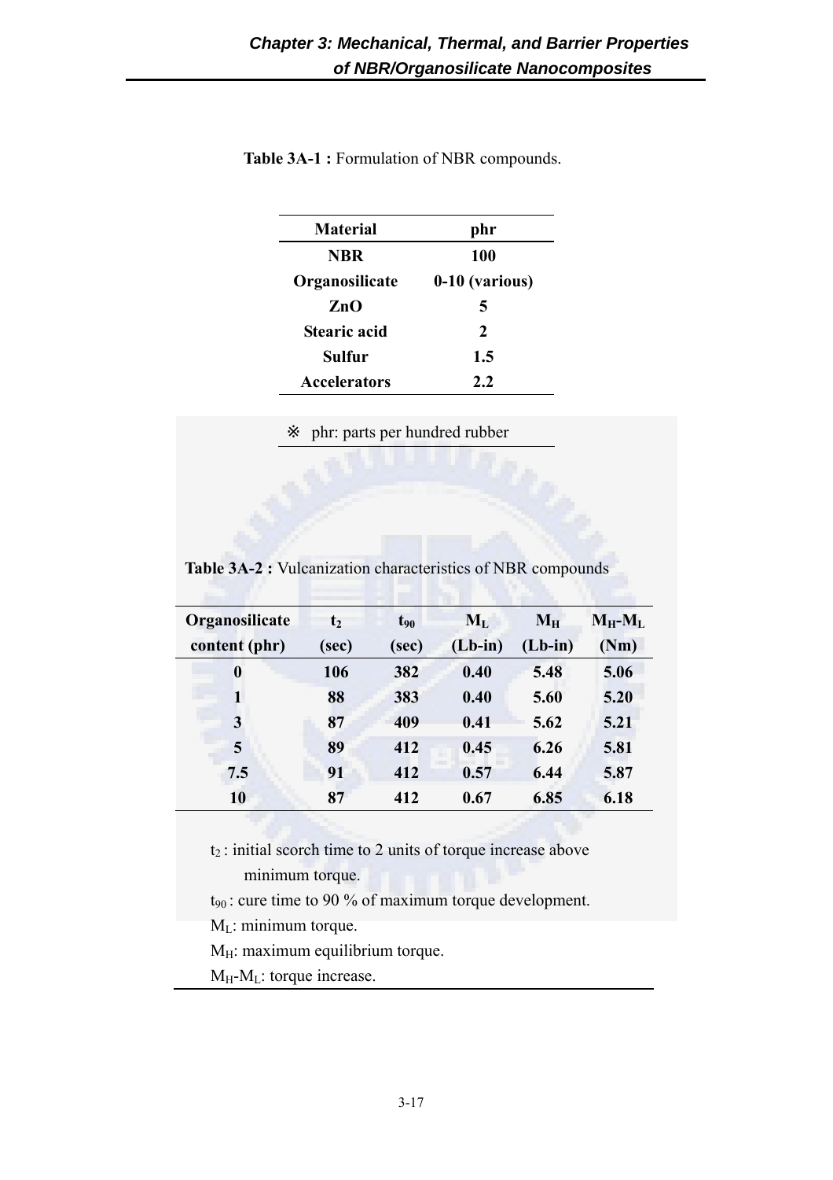**Table 3A-1 :** Formulation of NBR compounds.

| Material | phr |
|---|---|
| **NBR** | **100** |
| **Organosilicate** | **0-10 (various)** |
| **ZnO** | **5** |
| **Stearic acid** | **2** |
| **Sulfur** | **1.5** |
| **Accelerators** | **2.2** |

※ phr: parts per hundred rubber

**Table 3A-2 :** Vulcanization characteristics of NBR compounds

| Organosilicate content (phr) | $t_2$ (sec) | $t_{90}$ (sec) | $M_L$ (Lb-in) | $M_H$ (Lb-in) | $M_H$-$M_L$ (Nm) |
|---|---|---|---|---|---|
| **0** | **106** | **382** | **0.40** | **5.48** | **5.06** |
| **1** | **88** | **383** | **0.40** | **5.60** | **5.20** |
| **3** | **87** | **409** | **0.41** | **5.62** | **5.21** |
| **5** | **89** | **412** | **0.45** | **6.26** | **5.81** |
| **7.5** | **91** | **412** | **0.57** | **6.44** | **5.87** |
| **10** | **87** | **412** | **0.67** | **6.85** | **6.18** |

$t_2$ : initial scorch time to 2 units of torque increase above minimum torque.

$t_{90}$ : cure time to 90 % of maximum torque development.

$M_L$: minimum torque.

$M_H$: maximum equilibrium torque.

$M_H$-$M_L$: torque increase.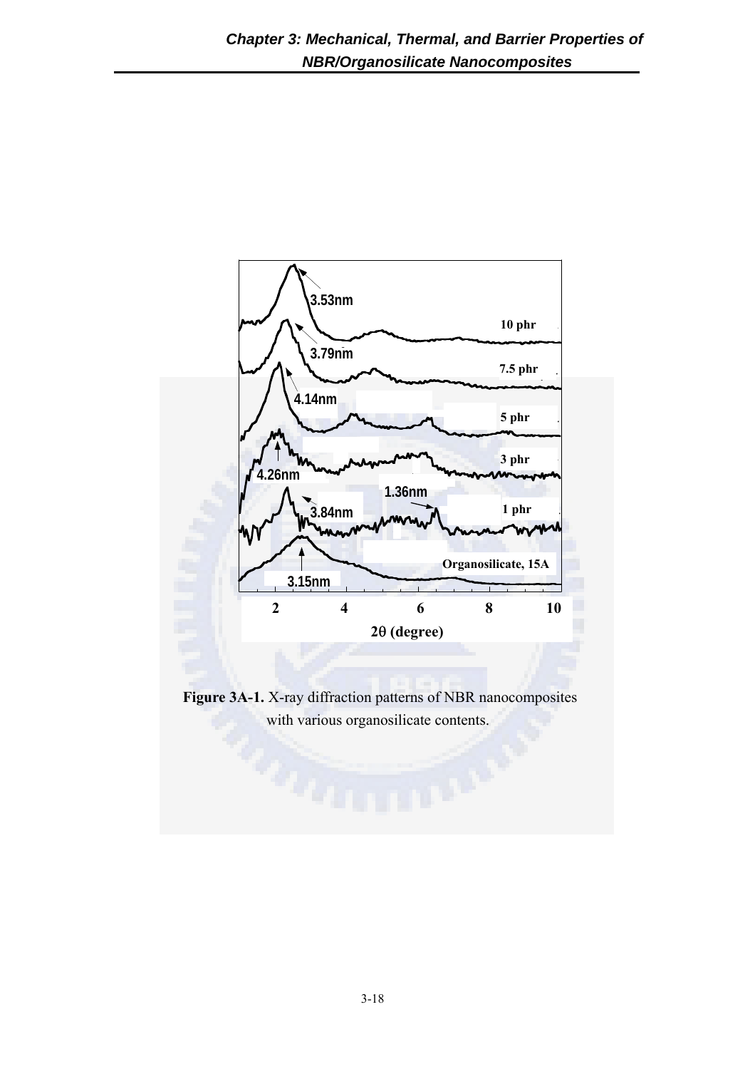**Figure 3A-1.** X-ray diffraction patterns of NBR nanocomposites with various organosilicate contents.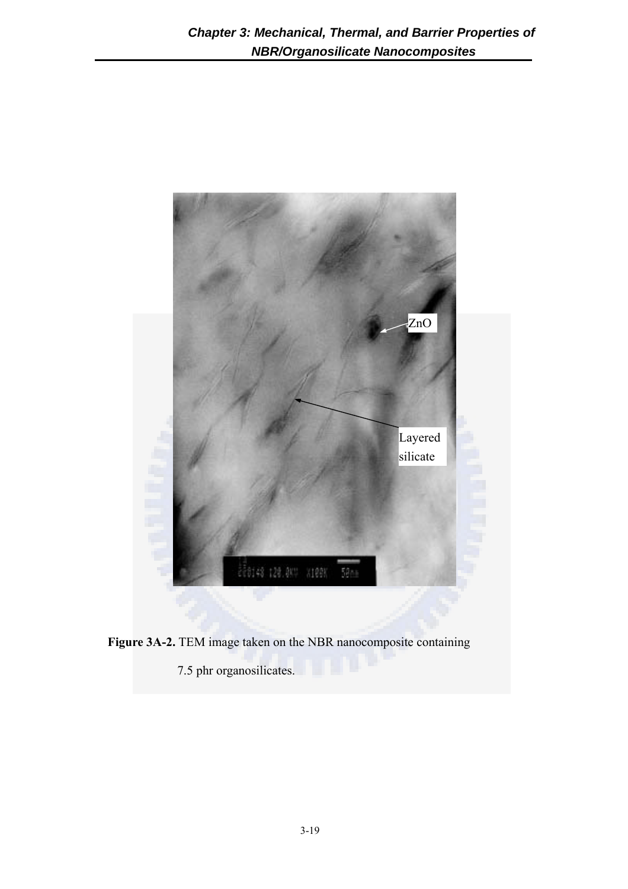**Figure 3A-2.** TEM image taken on the NBR nanocomposite containing 7.5 phr organosilicates.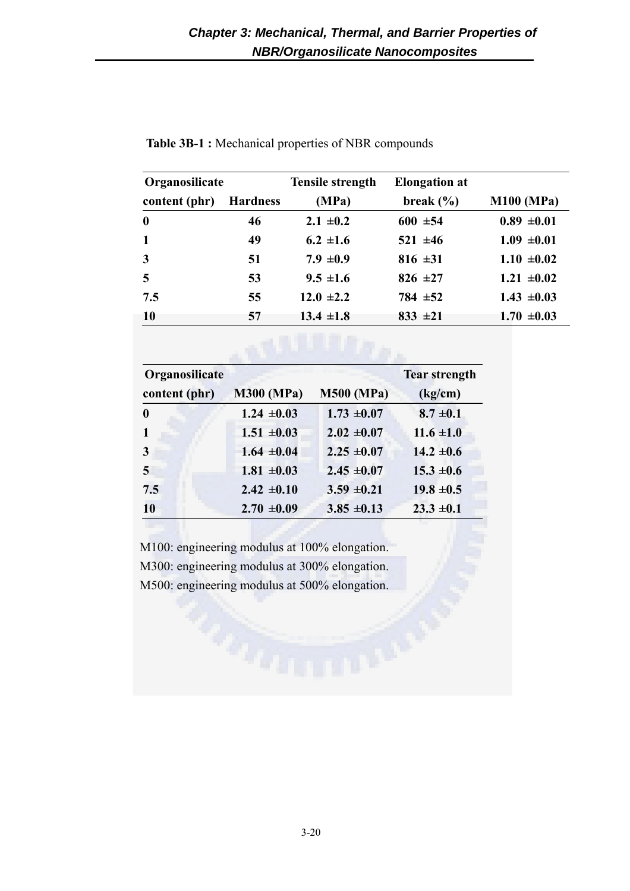**Table 3B-1 :** Mechanical properties of NBR compounds

| Organosilicate content (phr) | Hardness | Tensile strength (MPa) | Elongation at break (%) | M100 (MPa) |
|---|---|---|---|---|
| 0 | 46 | 2.1 ±0.2 | 600 ±54 | 0.89 ±0.01 |
| 1 | 49 | 6.2 ±1.6 | 521 ±46 | 1.09 ±0.01 |
| 3 | 51 | 7.9 ±0.9 | 816 ±31 | 1.10 ±0.02 |
| 5 | 53 | 9.5 ±1.6 | 826 ±27 | 1.21 ±0.02 |
| 7.5 | 55 | 12.0 ±2.2 | 784 ±52 | 1.43 ±0.03 |
| 10 | 57 | 13.4 ±1.8 | 833 ±21 | 1.70 ±0.03 |

| Organosilicate content (phr) | M300 (MPa) | M500 (MPa) | Tear strength (kg/cm) |
|---|---|---|---|
| 0 | 1.24 ±0.03 | 1.73 ±0.07 | 8.7 ±0.1 |
| 1 | 1.51 ±0.03 | 2.02 ±0.07 | 11.6 ±1.0 |
| 3 | 1.64 ±0.04 | 2.25 ±0.07 | 14.2 ±0.6 |
| 5 | 1.81 ±0.03 | 2.45 ±0.07 | 15.3 ±0.6 |
| 7.5 | 2.42 ±0.10 | 3.59 ±0.21 | 19.8 ±0.5 |
| 10 | 2.70 ±0.09 | 3.85 ±0.13 | 23.3 ±0.1 |

M100: engineering modulus at 100% elongation.
M300: engineering modulus at 300% elongation.
M500: engineering modulus at 500% elongation.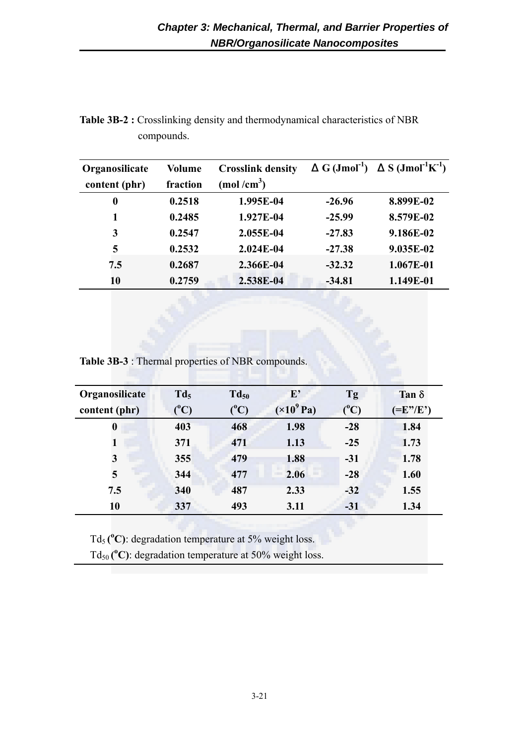**Table 3B-2 :** Crosslinking density and thermodynamical characteristics of NBR compounds.

| Organosilicate content (phr) | Volume fraction | Crosslink density ($mol/cm^3$) | Δ G ($Jmol^{-1}$) | Δ S ($Jmol^{-1}K^{-1}$) |
|---|---|---|---|---|
| 0 | 0.2518 | 1.995E-04 | -26.96 | 8.899E-02 |
| 1 | 0.2485 | 1.927E-04 | -25.99 | 8.579E-02 |
| 3 | 0.2547 | 2.055E-04 | -27.83 | 9.186E-02 |
| 5 | 0.2532 | 2.024E-04 | -27.38 | 9.035E-02 |
| 7.5 | 0.2687 | 2.366E-04 | -32.32 | 1.067E-01 |
| 10 | 0.2759 | 2.538E-04 | -34.81 | 1.149E-01 |

**Table 3B-3** : Thermal properties of NBR compounds.

| Organosilicate content (phr) | $Td_5$ ($^oC$) | $Td_{50}$ ($^oC$) | E' ($\times 10^9$ Pa) | Tg ($^oC$) | Tan δ (=E''/E') |
|---|---|---|---|---|---|
| 0 | 403 | 468 | 1.98 | -28 | 1.84 |
| 1 | 371 | 471 | 1.13 | -25 | 1.73 |
| 3 | 355 | 479 | 1.88 | -31 | 1.78 |
| 5 | 344 | 477 | 2.06 | -28 | 1.60 |
| 7.5 | 340 | 487 | 2.33 | -32 | 1.55 |
| 10 | 337 | 493 | 3.11 | -31 | 1.34 |

$Td_5$ **($^oC$)**: degradation temperature at 5% weight loss.
$Td_{50}$ **($^oC$)**: degradation temperature at 50% weight loss.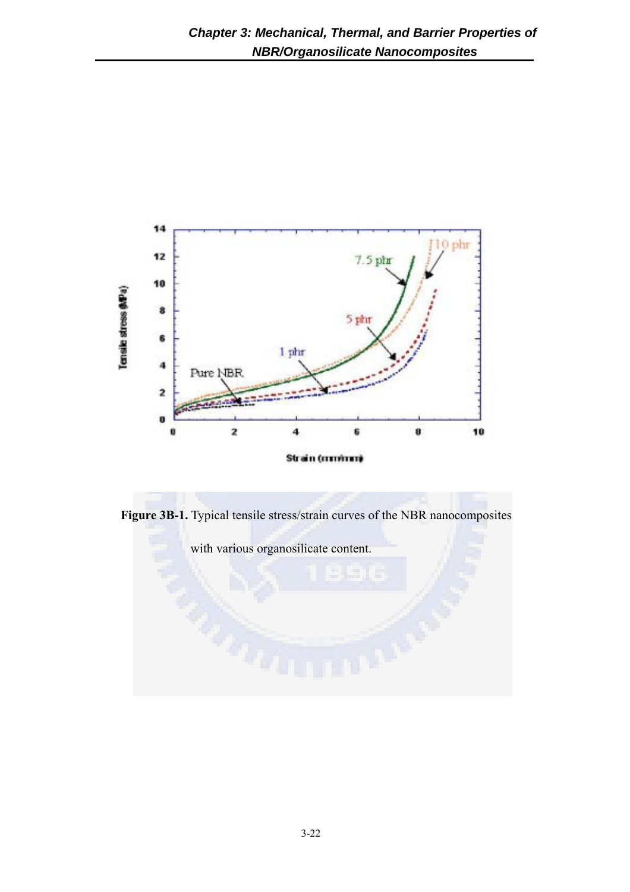**Figure 3B-1.** Typical tensile stress/strain curves of the NBR nanocomposites with various organosilicate content.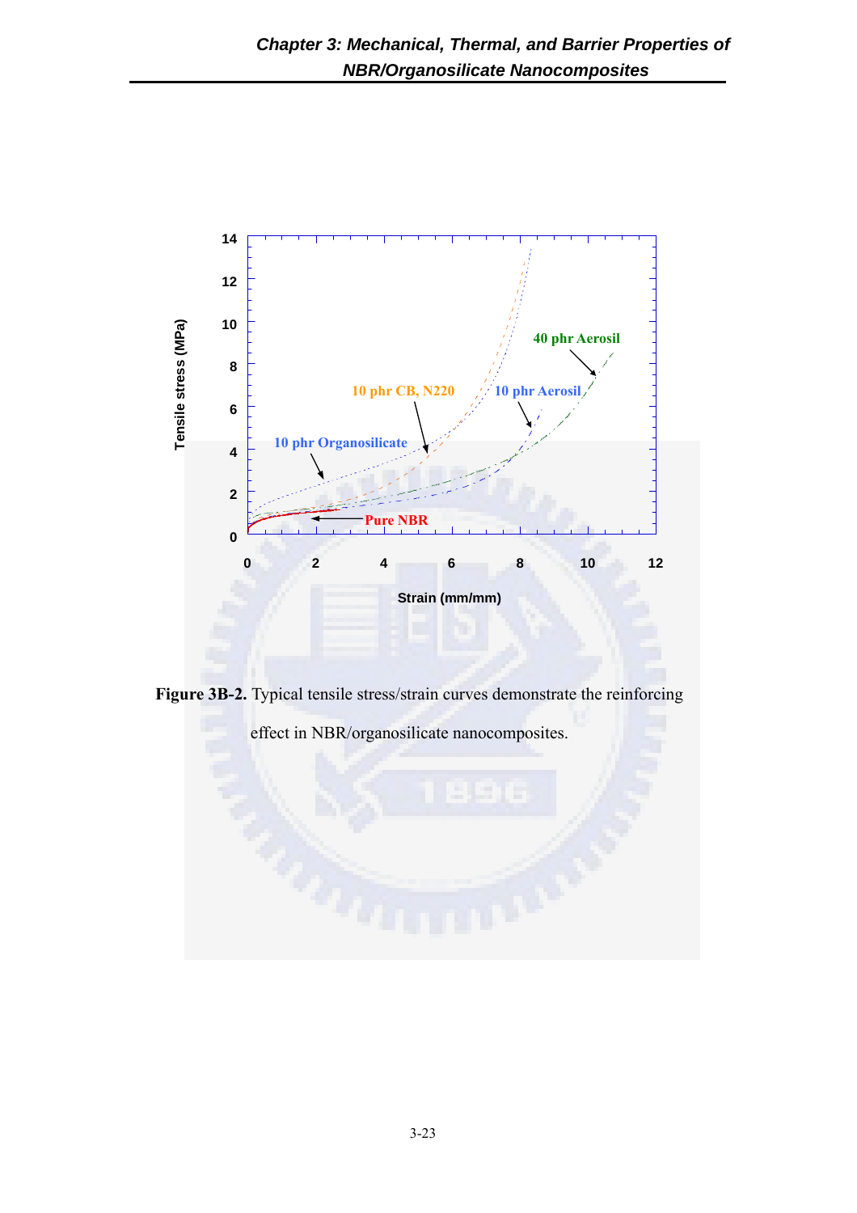**Figure 3B-2.** Typical tensile stress/strain curves demonstrate the reinforcing effect in NBR/organosilicate nanocomposites.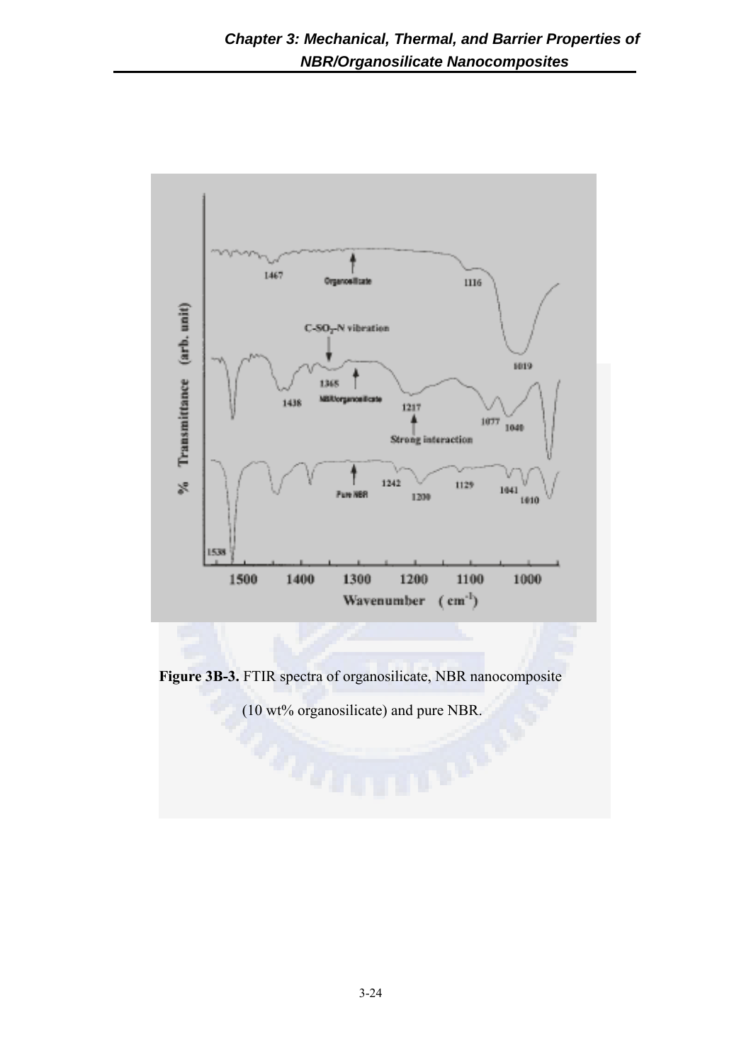Figure 3B-3. FTIR spectra of organosilicate, NBR nanocomposite (10 wt% organosilicate) and pure NBR.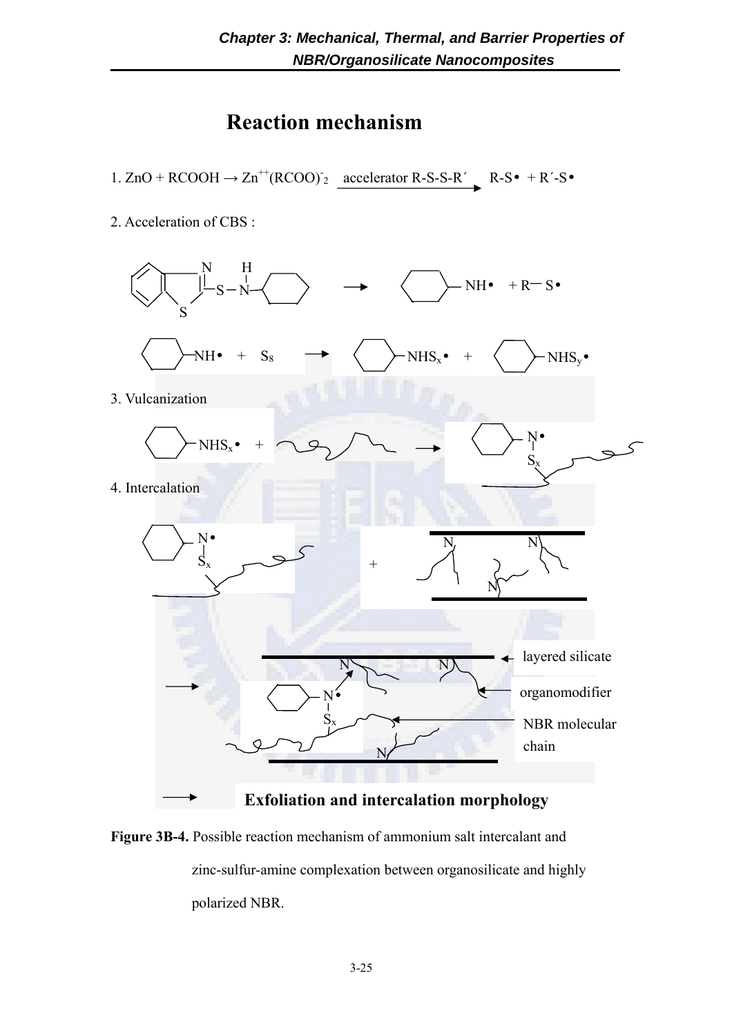# Reaction mechanism

1. $ZnO + RCOOH \rightarrow Zn^{++}(RCOO)^{-}_2 \xrightarrow{\text{accelerator R-S-S-R}'} R\text{-}S\bullet + R'\text{-}S\bullet$

2. Acceleration of CBS :

$$\text{CBS} \rightarrow \text{C}_6\text{H}_{11}\text{-NH}\bullet + R\text{-}S\bullet$$

$$\text{C}_6\text{H}_{11}\text{-NH}\bullet + S_8 \rightarrow \text{C}_6\text{H}_{11}\text{-NHS}_x\bullet + \text{C}_6\text{H}_{11}\text{-NHS}_y\bullet$$

3. Vulcanization

$$\text{C}_6\text{H}_{11}\text{-NHS}_x\bullet + \text{NBR chain} \rightarrow \text{C}_6\text{H}_{11}\text{-N}(\bullet)\text{-S}_x\text{-NBR chain}$$

4. Intercalation

$$\text{C}_6\text{H}_{11}\text{-N}(\bullet)\text{-S}_x\text{-NBR chain} + \text{organomodified layered silicate (N)}$$

→ layered silicate, organomodifier, NBR molecular chain

→ **Exfoliation and intercalation morphology**

**Figure 3B-4.** Possible reaction mechanism of ammonium salt intercalant and zinc-sulfur-amine complexation between organosilicate and highly polarized NBR.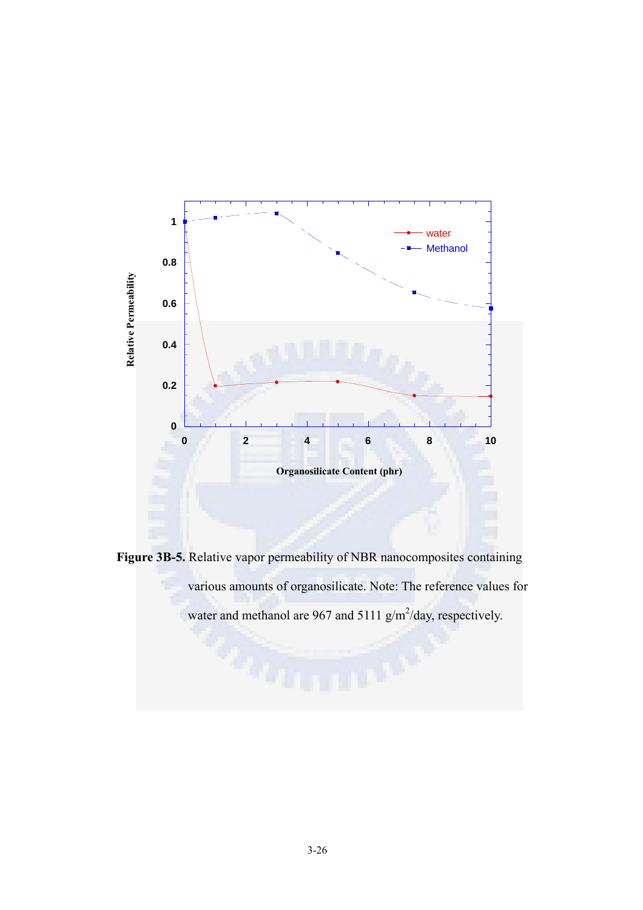**Figure 3B-5.** Relative vapor permeability of NBR nanocomposites containing various amounts of organosilicate. Note: The reference values for water and methanol are 967 and 5111 g/m$^2$/day, respectively.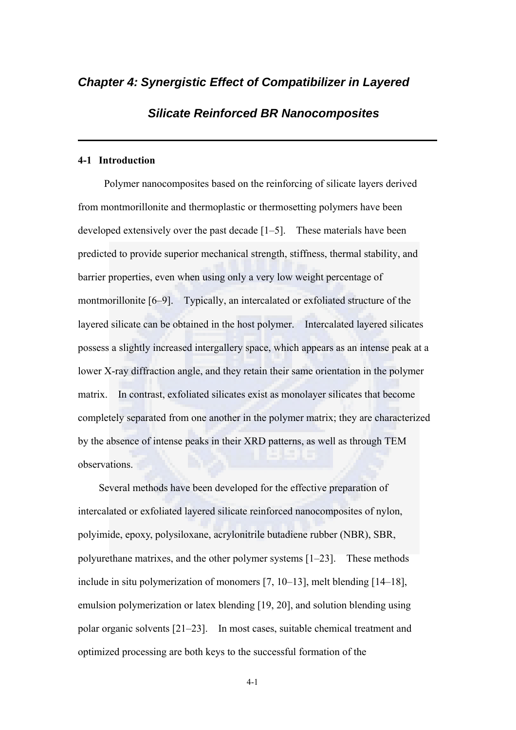# *Chapter 4: Synergistic Effect of Compatibilizer in Layered Silicate Reinforced BR Nanocomposites*

## 4-1 Introduction

Polymer nanocomposites based on the reinforcing of silicate layers derived from montmorillonite and thermoplastic or thermosetting polymers have been developed extensively over the past decade [1–5]. These materials have been predicted to provide superior mechanical strength, stiffness, thermal stability, and barrier properties, even when using only a very low weight percentage of montmorillonite [6–9]. Typically, an intercalated or exfoliated structure of the layered silicate can be obtained in the host polymer. Intercalated layered silicates possess a slightly increased intergallery space, which appears as an intense peak at a lower X-ray diffraction angle, and they retain their same orientation in the polymer matrix. In contrast, exfoliated silicates exist as monolayer silicates that become completely separated from one another in the polymer matrix; they are characterized by the absence of intense peaks in their XRD patterns, as well as through TEM observations.

Several methods have been developed for the effective preparation of intercalated or exfoliated layered silicate reinforced nanocomposites of nylon, polyimide, epoxy, polysiloxane, acrylonitrile butadiene rubber (NBR), SBR, polyurethane matrixes, and the other polymer systems [1–23]. These methods include in situ polymerization of monomers [7, 10–13], melt blending [14–18], emulsion polymerization or latex blending [19, 20], and solution blending using polar organic solvents [21–23]. In most cases, suitable chemical treatment and optimized processing are both keys to the successful formation of the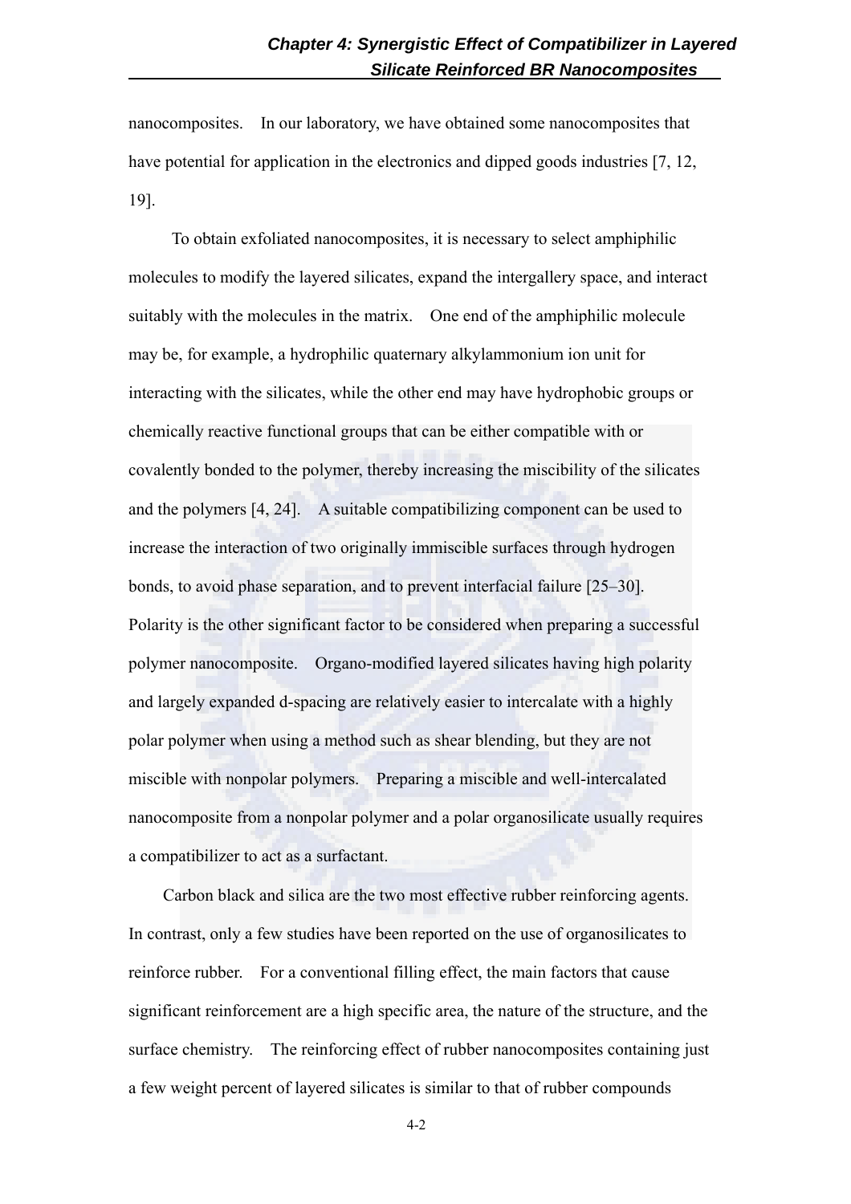nanocomposites. In our laboratory, we have obtained some nanocomposites that have potential for application in the electronics and dipped goods industries [7, 12, 19].

To obtain exfoliated nanocomposites, it is necessary to select amphiphilic molecules to modify the layered silicates, expand the intergallery space, and interact suitably with the molecules in the matrix. One end of the amphiphilic molecule may be, for example, a hydrophilic quaternary alkylammonium ion unit for interacting with the silicates, while the other end may have hydrophobic groups or chemically reactive functional groups that can be either compatible with or covalently bonded to the polymer, thereby increasing the miscibility of the silicates and the polymers [4, 24]. A suitable compatibilizing component can be used to increase the interaction of two originally immiscible surfaces through hydrogen bonds, to avoid phase separation, and to prevent interfacial failure [25–30]. Polarity is the other significant factor to be considered when preparing a successful polymer nanocomposite. Organo-modified layered silicates having high polarity and largely expanded d-spacing are relatively easier to intercalate with a highly polar polymer when using a method such as shear blending, but they are not miscible with nonpolar polymers. Preparing a miscible and well-intercalated nanocomposite from a nonpolar polymer and a polar organosilicate usually requires a compatibilizer to act as a surfactant.

Carbon black and silica are the two most effective rubber reinforcing agents. In contrast, only a few studies have been reported on the use of organosilicates to reinforce rubber. For a conventional filling effect, the main factors that cause significant reinforcement are a high specific area, the nature of the structure, and the surface chemistry. The reinforcing effect of rubber nanocomposites containing just a few weight percent of layered silicates is similar to that of rubber compounds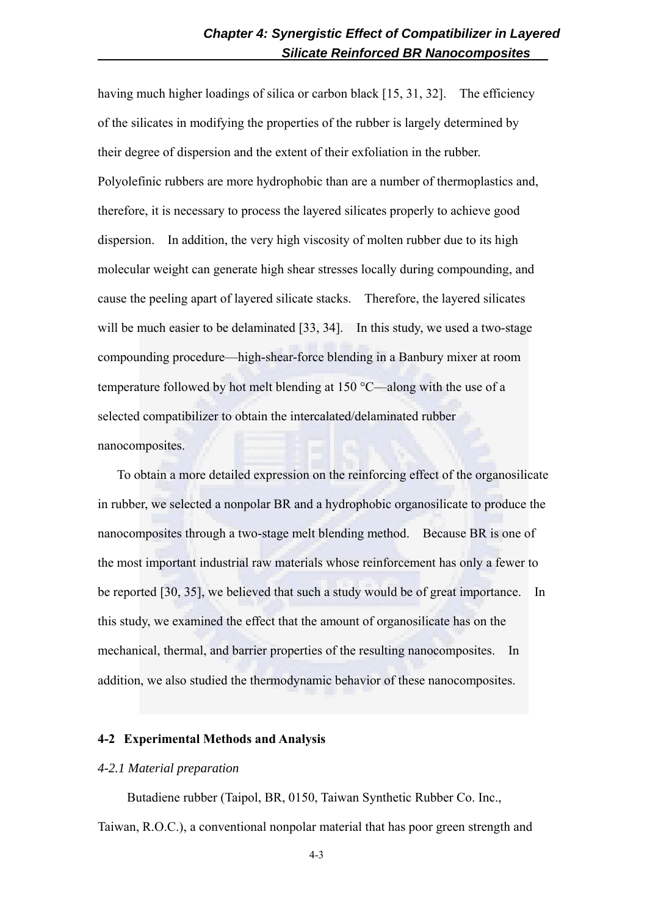having much higher loadings of silica or carbon black [15, 31, 32]. The efficiency of the silicates in modifying the properties of the rubber is largely determined by their degree of dispersion and the extent of their exfoliation in the rubber. Polyolefinic rubbers are more hydrophobic than are a number of thermoplastics and, therefore, it is necessary to process the layered silicates properly to achieve good dispersion. In addition, the very high viscosity of molten rubber due to its high molecular weight can generate high shear stresses locally during compounding, and cause the peeling apart of layered silicate stacks. Therefore, the layered silicates will be much easier to be delaminated [33, 34]. In this study, we used a two-stage compounding procedure—high-shear-force blending in a Banbury mixer at room temperature followed by hot melt blending at 150 °C—along with the use of a selected compatibilizer to obtain the intercalated/delaminated rubber nanocomposites.

To obtain a more detailed expression on the reinforcing effect of the organosilicate in rubber, we selected a nonpolar BR and a hydrophobic organosilicate to produce the nanocomposites through a two-stage melt blending method. Because BR is one of the most important industrial raw materials whose reinforcement has only a fewer to be reported [30, 35], we believed that such a study would be of great importance. In this study, we examined the effect that the amount of organosilicate has on the mechanical, thermal, and barrier properties of the resulting nanocomposites. In addition, we also studied the thermodynamic behavior of these nanocomposites.

## 4-2 Experimental Methods and Analysis

### *4-2.1 Material preparation*

Butadiene rubber (Taipol, BR, 0150, Taiwan Synthetic Rubber Co. Inc., Taiwan, R.O.C.), a conventional nonpolar material that has poor green strength and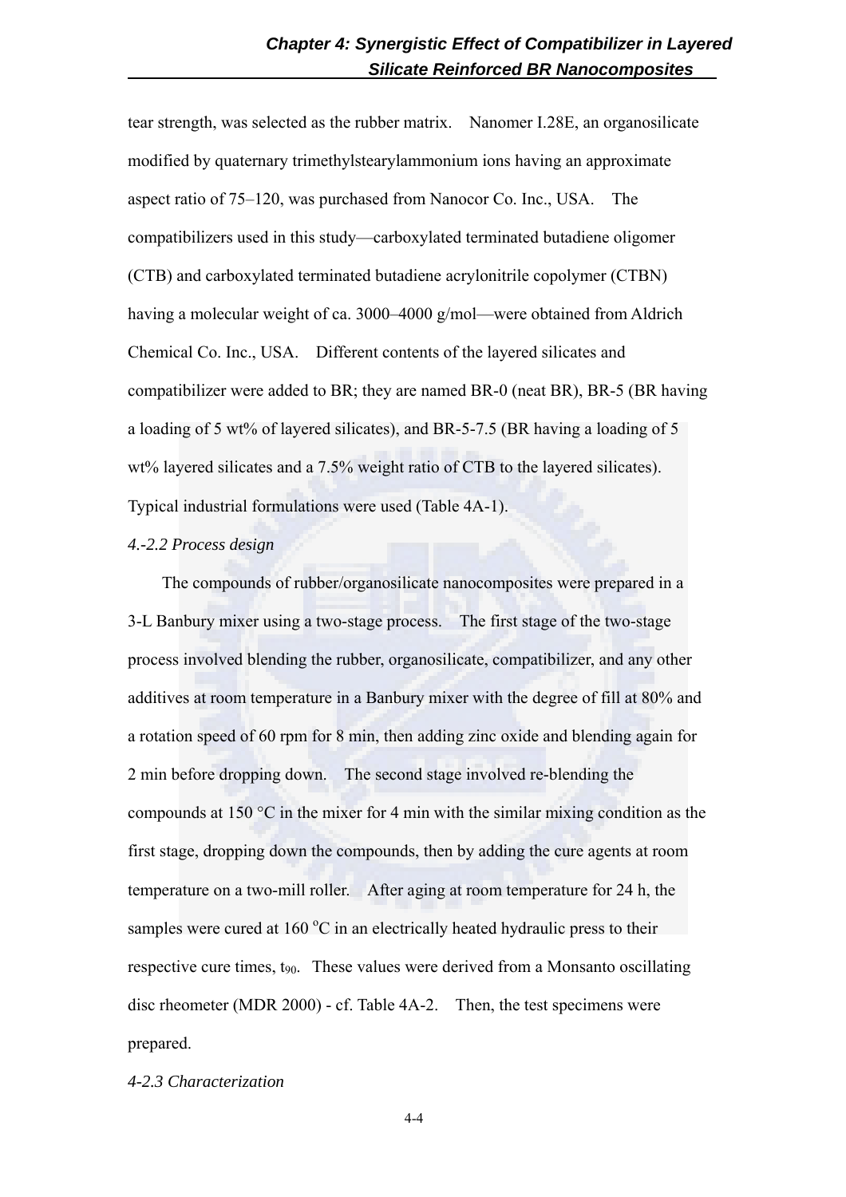tear strength, was selected as the rubber matrix. Nanomer I.28E, an organosilicate modified by quaternary trimethylstearylammonium ions having an approximate aspect ratio of 75–120, was purchased from Nanocor Co. Inc., USA. The compatibilizers used in this study—carboxylated terminated butadiene oligomer (CTB) and carboxylated terminated butadiene acrylonitrile copolymer (CTBN) having a molecular weight of ca. 3000–4000 g/mol—were obtained from Aldrich Chemical Co. Inc., USA. Different contents of the layered silicates and compatibilizer were added to BR; they are named BR-0 (neat BR), BR-5 (BR having a loading of 5 wt% of layered silicates), and BR-5-7.5 (BR having a loading of 5 wt% layered silicates and a 7.5% weight ratio of CTB to the layered silicates). Typical industrial formulations were used (Table 4A-1).

*4.-2.2 Process design*

The compounds of rubber/organosilicate nanocomposites were prepared in a 3-L Banbury mixer using a two-stage process. The first stage of the two-stage process involved blending the rubber, organosilicate, compatibilizer, and any other additives at room temperature in a Banbury mixer with the degree of fill at 80% and a rotation speed of 60 rpm for 8 min, then adding zinc oxide and blending again for 2 min before dropping down. The second stage involved re-blending the compounds at 150 °C in the mixer for 4 min with the similar mixing condition as the first stage, dropping down the compounds, then by adding the cure agents at room temperature on a two-mill roller. After aging at room temperature for 24 h, the samples were cured at 160 $^{o}$C in an electrically heated hydraulic press to their respective cure times, $t_{90}$. These values were derived from a Monsanto oscillating disc rheometer (MDR 2000) - cf. Table 4A-2. Then, the test specimens were prepared.

*4-2.3 Characterization*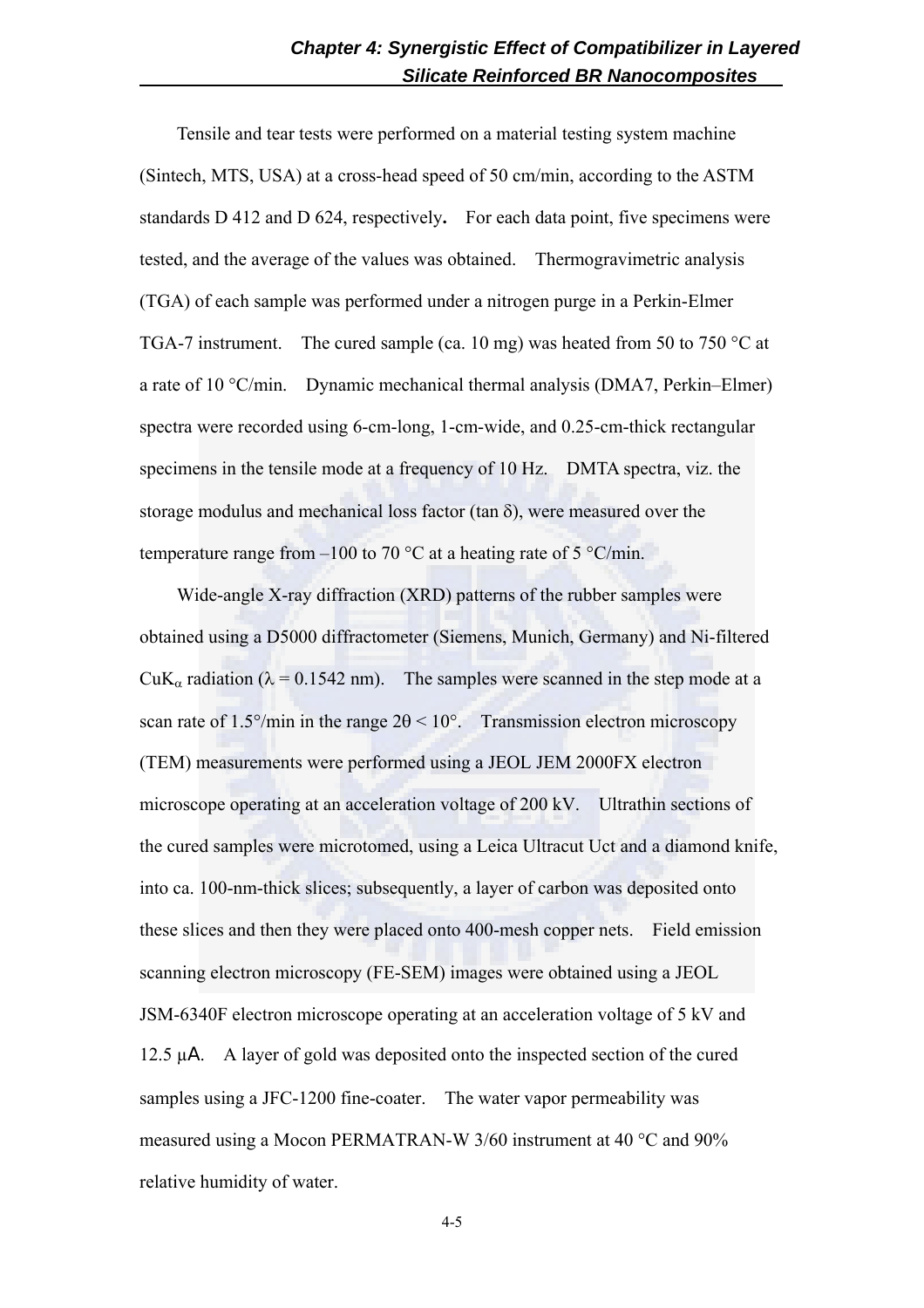Tensile and tear tests were performed on a material testing system machine (Sintech, MTS, USA) at a cross-head speed of 50 cm/min, according to the ASTM standards D 412 and D 624, respectively. For each data point, five specimens were tested, and the average of the values was obtained. Thermogravimetric analysis (TGA) of each sample was performed under a nitrogen purge in a Perkin-Elmer TGA-7 instrument. The cured sample (ca. 10 mg) was heated from 50 to 750 °C at a rate of 10 °C/min. Dynamic mechanical thermal analysis (DMA7, Perkin–Elmer) spectra were recorded using 6-cm-long, 1-cm-wide, and 0.25-cm-thick rectangular specimens in the tensile mode at a frequency of 10 Hz. DMTA spectra, viz. the storage modulus and mechanical loss factor (tan δ), were measured over the temperature range from –100 to 70 °C at a heating rate of 5 °C/min.

Wide-angle X-ray diffraction (XRD) patterns of the rubber samples were obtained using a D5000 diffractometer (Siemens, Munich, Germany) and Ni-filtered $CuK_\alpha$ radiation ($\lambda$ = 0.1542 nm). The samples were scanned in the step mode at a scan rate of 1.5°/min in the range $2\theta < 10°$. Transmission electron microscopy (TEM) measurements were performed using a JEOL JEM 2000FX electron microscope operating at an acceleration voltage of 200 kV. Ultrathin sections of the cured samples were microtomed, using a Leica Ultracut Uct and a diamond knife, into ca. 100-nm-thick slices; subsequently, a layer of carbon was deposited onto these slices and then they were placed onto 400-mesh copper nets. Field emission scanning electron microscopy (FE-SEM) images were obtained using a JEOL JSM-6340F electron microscope operating at an acceleration voltage of 5 kV and 12.5 μA. A layer of gold was deposited onto the inspected section of the cured samples using a JFC-1200 fine-coater. The water vapor permeability was measured using a Mocon PERMATRAN-W 3/60 instrument at 40 °C and 90% relative humidity of water.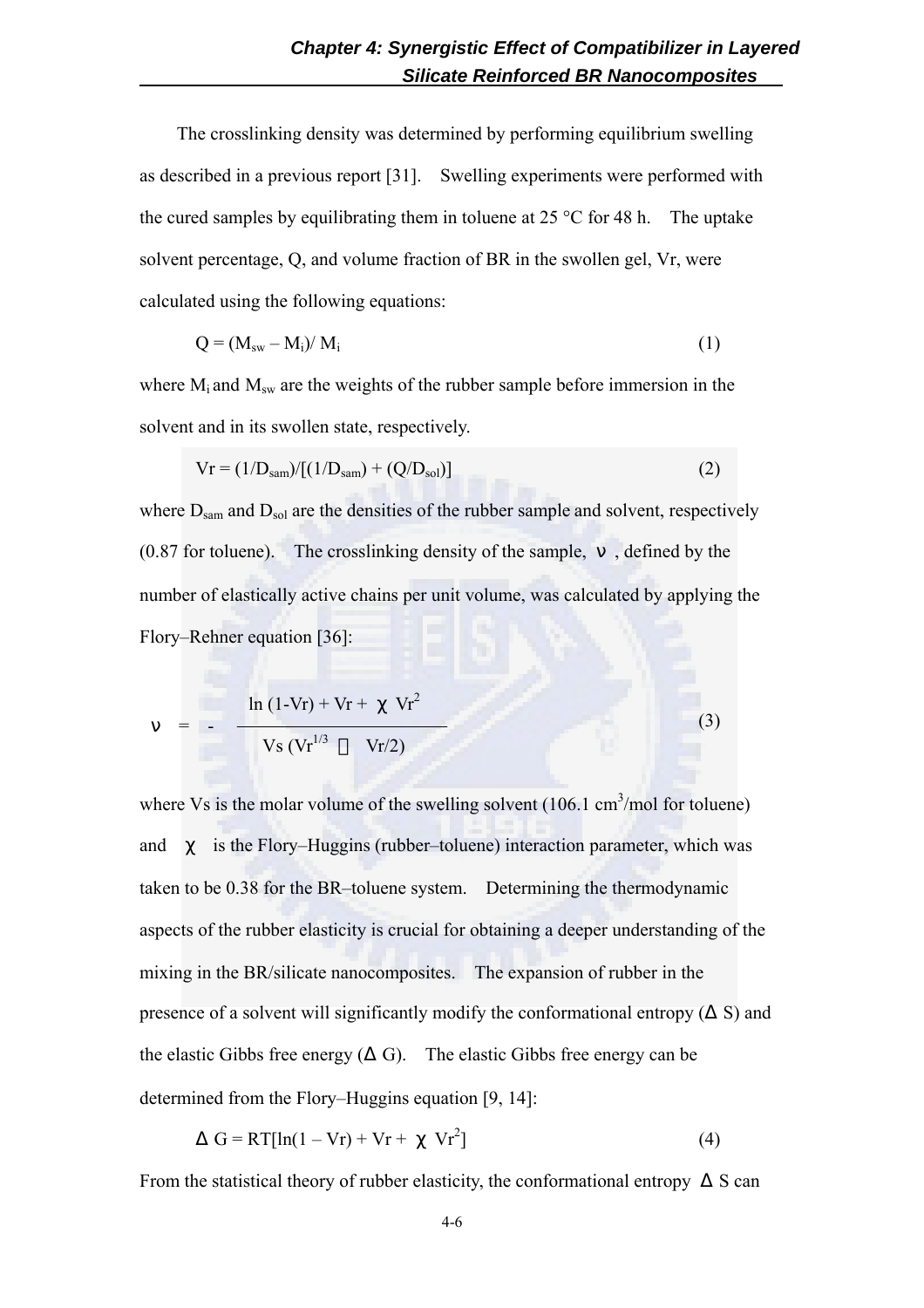The crosslinking density was determined by performing equilibrium swelling as described in a previous report [31]. Swelling experiments were performed with the cured samples by equilibrating them in toluene at 25 °C for 48 h. The uptake solvent percentage, Q, and volume fraction of BR in the swollen gel, Vr, were calculated using the following equations:

$$Q = (M_{sw} - M_i)/ M_i \tag{1}$$

where $M_i$ and $M_{sw}$ are the weights of the rubber sample before immersion in the solvent and in its swollen state, respectively.

$$Vr = (1/D_{sam})/[(1/D_{sam}) + (Q/D_{sol})] \tag{2}$$

where $D_{sam}$ and $D_{sol}$ are the densities of the rubber sample and solvent, respectively (0.87 for toluene). The crosslinking density of the sample, $\nu$, defined by the number of elastically active chains per unit volume, was calculated by applying the Flory–Rehner equation [36]:

$$\nu = -\frac{\ln(1-Vr) + Vr + \chi Vr^2}{Vs\,(Vr^{1/3} - Vr/2)} \tag{3}$$

where Vs is the molar volume of the swelling solvent (106.1 $cm^3$/mol for toluene) and $\chi$ is the Flory–Huggins (rubber–toluene) interaction parameter, which was taken to be 0.38 for the BR–toluene system. Determining the thermodynamic aspects of the rubber elasticity is crucial for obtaining a deeper understanding of the mixing in the BR/silicate nanocomposites. The expansion of rubber in the presence of a solvent will significantly modify the conformational entropy ($\Delta S$) and the elastic Gibbs free energy ($\Delta G$). The elastic Gibbs free energy can be determined from the Flory–Huggins equation [9, 14]:

$$\Delta G = RT[\ln(1 - Vr) + Vr + \chi Vr^2] \tag{4}$$

From the statistical theory of rubber elasticity, the conformational entropy $\Delta S$ can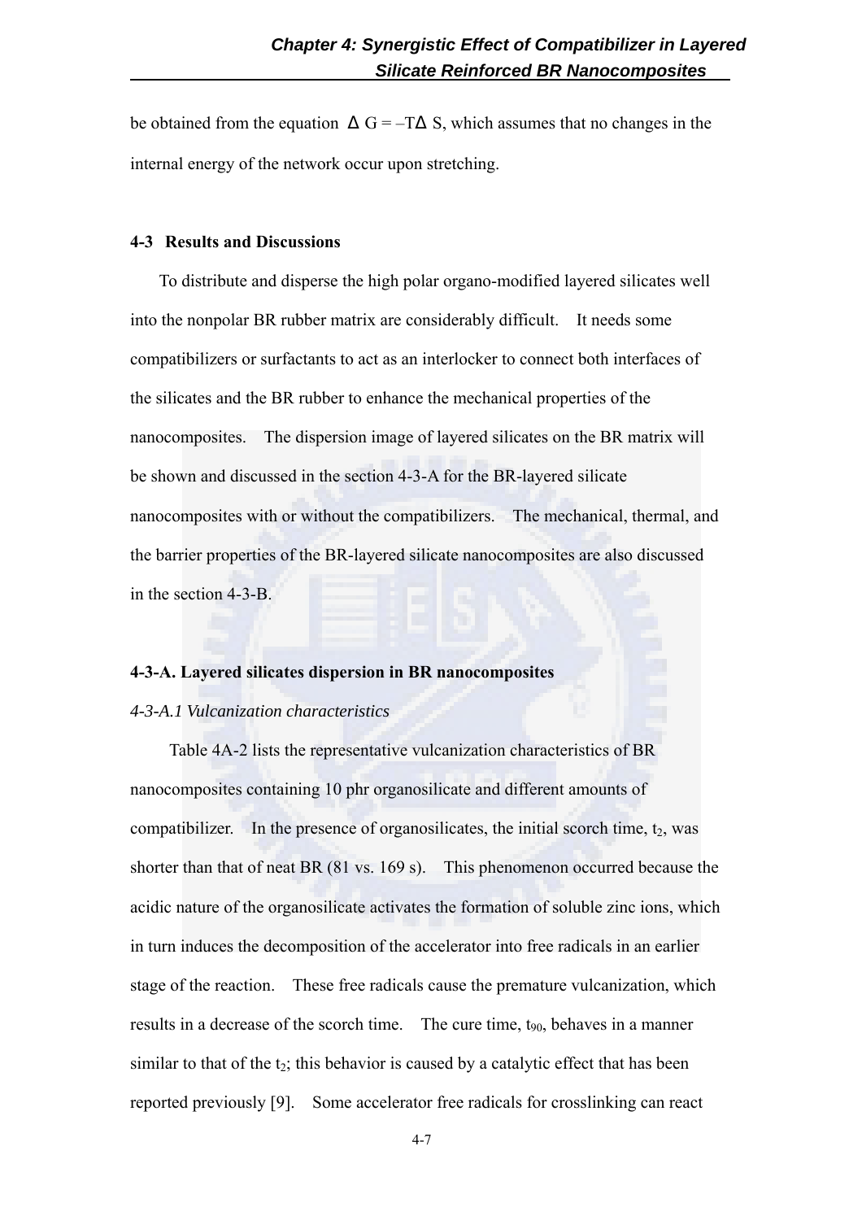be obtained from the equation $\Delta G = -T\Delta S$, which assumes that no changes in the internal energy of the network occur upon stretching.

## 4-3 Results and Discussions

To distribute and disperse the high polar organo-modified layered silicates well into the nonpolar BR rubber matrix are considerably difficult. It needs some compatibilizers or surfactants to act as an interlocker to connect both interfaces of the silicates and the BR rubber to enhance the mechanical properties of the nanocomposites. The dispersion image of layered silicates on the BR matrix will be shown and discussed in the section 4-3-A for the BR-layered silicate nanocomposites with or without the compatibilizers. The mechanical, thermal, and the barrier properties of the BR-layered silicate nanocomposites are also discussed in the section 4-3-B.

### 4-3-A. Layered silicates dispersion in BR nanocomposites

#### *4-3-A.1 Vulcanization characteristics*

Table 4A-2 lists the representative vulcanization characteristics of BR nanocomposites containing 10 phr organosilicate and different amounts of compatibilizer. In the presence of organosilicates, the initial scorch time, $t_2$, was shorter than that of neat BR (81 vs. 169 s). This phenomenon occurred because the acidic nature of the organosilicate activates the formation of soluble zinc ions, which in turn induces the decomposition of the accelerator into free radicals in an earlier stage of the reaction. These free radicals cause the premature vulcanization, which results in a decrease of the scorch time. The cure time, $t_{90}$, behaves in a manner similar to that of the $t_2$; this behavior is caused by a catalytic effect that has been reported previously [9]. Some accelerator free radicals for crosslinking can react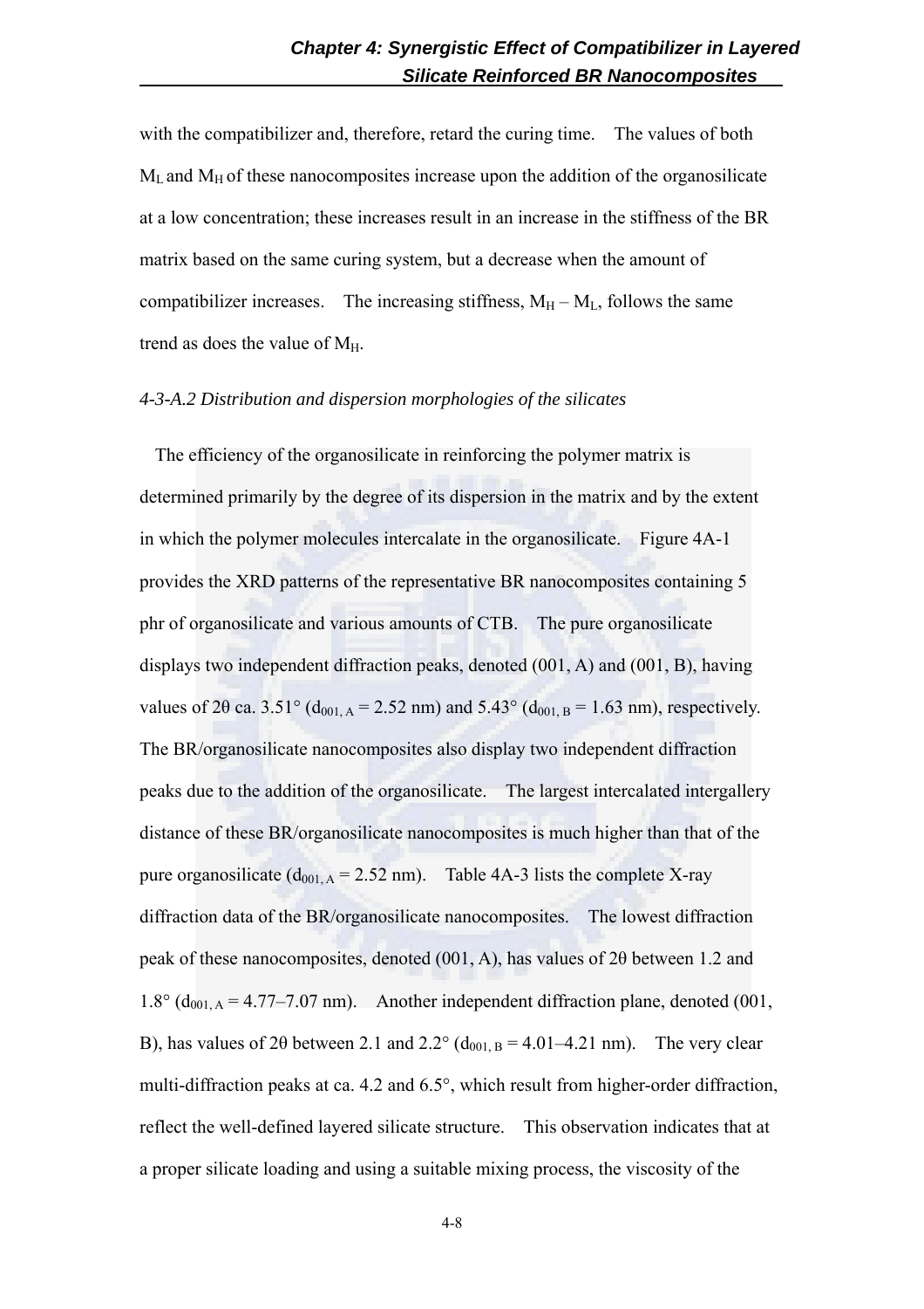with the compatibilizer and, therefore, retard the curing time. The values of both $M_L$ and $M_H$ of these nanocomposites increase upon the addition of the organosilicate at a low concentration; these increases result in an increase in the stiffness of the BR matrix based on the same curing system, but a decrease when the amount of compatibilizer increases. The increasing stiffness, $M_H – M_L$, follows the same trend as does the value of $M_H$.

*4-3-A.2 Distribution and dispersion morphologies of the silicates*

The efficiency of the organosilicate in reinforcing the polymer matrix is determined primarily by the degree of its dispersion in the matrix and by the extent in which the polymer molecules intercalate in the organosilicate. Figure 4A-1 provides the XRD patterns of the representative BR nanocomposites containing 5 phr of organosilicate and various amounts of CTB. The pure organosilicate displays two independent diffraction peaks, denoted (001, A) and (001, B), having values of 2θ ca. 3.51° ($d_{001,\,A}$ = 2.52 nm) and 5.43° ($d_{001,\,B}$ = 1.63 nm), respectively. The BR/organosilicate nanocomposites also display two independent diffraction peaks due to the addition of the organosilicate. The largest intercalated intergallery distance of these BR/organosilicate nanocomposites is much higher than that of the pure organosilicate ($d_{001,\,A}$ = 2.52 nm). Table 4A-3 lists the complete X-ray diffraction data of the BR/organosilicate nanocomposites. The lowest diffraction peak of these nanocomposites, denoted (001, A), has values of 2θ between 1.2 and 1.8° ($d_{001,\,A}$ = 4.77–7.07 nm). Another independent diffraction plane, denoted (001, B), has values of 2θ between 2.1 and 2.2° ($d_{001,\,B}$ = 4.01–4.21 nm). The very clear multi-diffraction peaks at ca. 4.2 and 6.5°, which result from higher-order diffraction, reflect the well-defined layered silicate structure. This observation indicates that at a proper silicate loading and using a suitable mixing process, the viscosity of the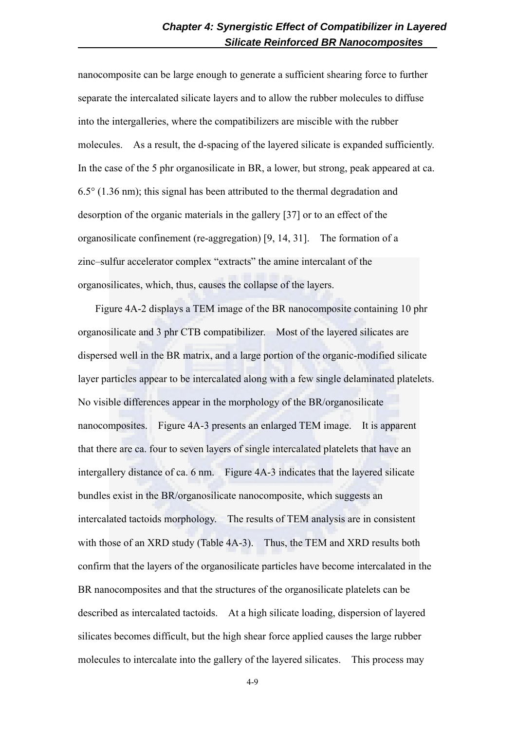nanocomposite can be large enough to generate a sufficient shearing force to further separate the intercalated silicate layers and to allow the rubber molecules to diffuse into the intergalleries, where the compatibilizers are miscible with the rubber molecules. As a result, the d-spacing of the layered silicate is expanded sufficiently. In the case of the 5 phr organosilicate in BR, a lower, but strong, peak appeared at ca. 6.5° (1.36 nm); this signal has been attributed to the thermal degradation and desorption of the organic materials in the gallery [37] or to an effect of the organosilicate confinement (re-aggregation) [9, 14, 31]. The formation of a zinc–sulfur accelerator complex "extracts" the amine intercalant of the organosilicates, which, thus, causes the collapse of the layers.

Figure 4A-2 displays a TEM image of the BR nanocomposite containing 10 phr organosilicate and 3 phr CTB compatibilizer. Most of the layered silicates are dispersed well in the BR matrix, and a large portion of the organic-modified silicate layer particles appear to be intercalated along with a few single delaminated platelets. No visible differences appear in the morphology of the BR/organosilicate nanocomposites. Figure 4A-3 presents an enlarged TEM image. It is apparent that there are ca. four to seven layers of single intercalated platelets that have an intergallery distance of ca. 6 nm. Figure 4A-3 indicates that the layered silicate bundles exist in the BR/organosilicate nanocomposite, which suggests an intercalated tactoids morphology. The results of TEM analysis are in consistent with those of an XRD study (Table 4A-3). Thus, the TEM and XRD results both confirm that the layers of the organosilicate particles have become intercalated in the BR nanocomposites and that the structures of the organosilicate platelets can be described as intercalated tactoids. At a high silicate loading, dispersion of layered silicates becomes difficult, but the high shear force applied causes the large rubber molecules to intercalate into the gallery of the layered silicates. This process may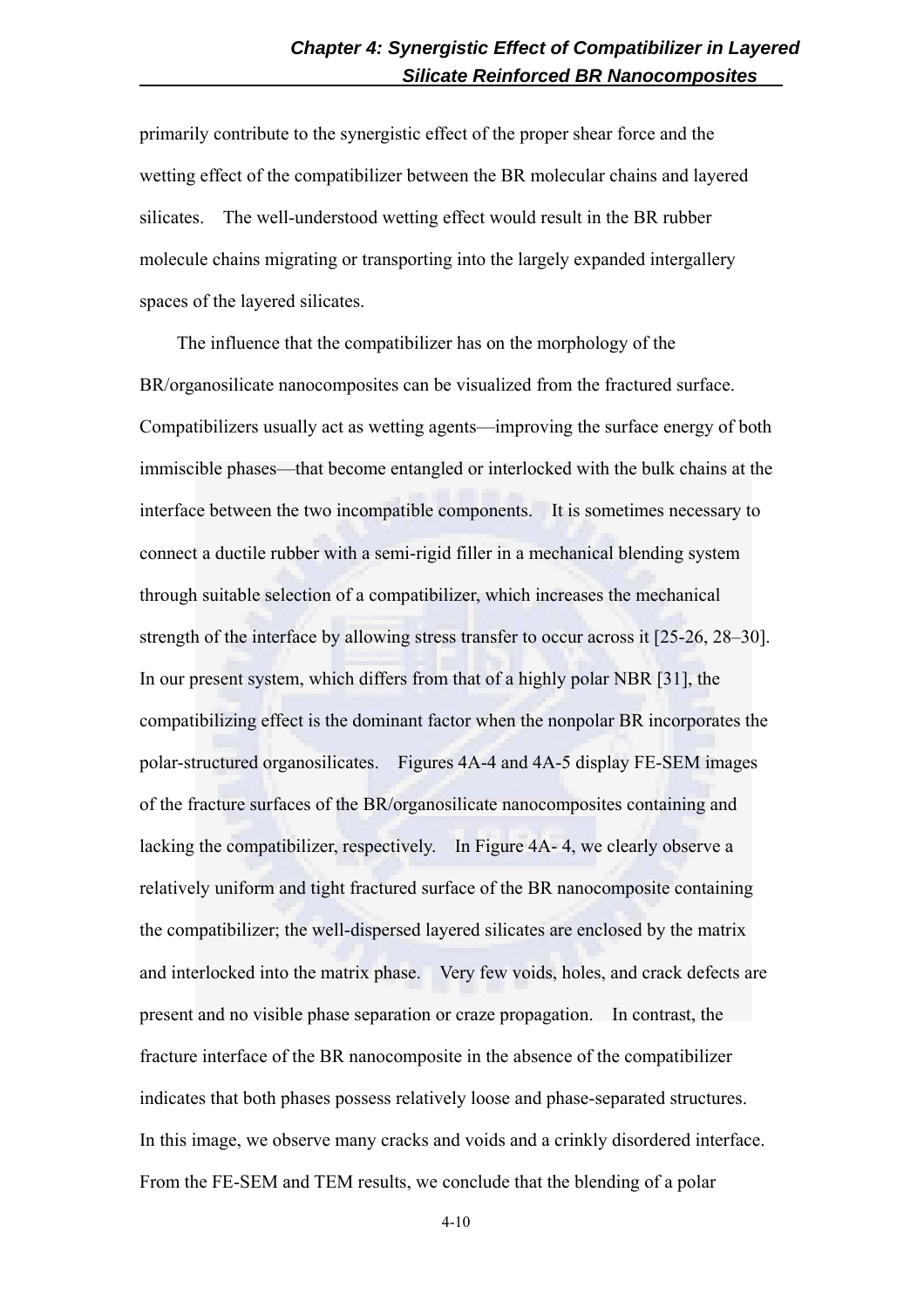primarily contribute to the synergistic effect of the proper shear force and the wetting effect of the compatibilizer between the BR molecular chains and layered silicates. The well-understood wetting effect would result in the BR rubber molecule chains migrating or transporting into the largely expanded intergallery spaces of the layered silicates.

The influence that the compatibilizer has on the morphology of the BR/organosilicate nanocomposites can be visualized from the fractured surface. Compatibilizers usually act as wetting agents—improving the surface energy of both immiscible phases—that become entangled or interlocked with the bulk chains at the interface between the two incompatible components. It is sometimes necessary to connect a ductile rubber with a semi-rigid filler in a mechanical blending system through suitable selection of a compatibilizer, which increases the mechanical strength of the interface by allowing stress transfer to occur across it [25-26, 28–30]. In our present system, which differs from that of a highly polar NBR [31], the compatibilizing effect is the dominant factor when the nonpolar BR incorporates the polar-structured organosilicates. Figures 4A-4 and 4A-5 display FE-SEM images of the fracture surfaces of the BR/organosilicate nanocomposites containing and lacking the compatibilizer, respectively. In Figure 4A- 4, we clearly observe a relatively uniform and tight fractured surface of the BR nanocomposite containing the compatibilizer; the well-dispersed layered silicates are enclosed by the matrix and interlocked into the matrix phase. Very few voids, holes, and crack defects are present and no visible phase separation or craze propagation. In contrast, the fracture interface of the BR nanocomposite in the absence of the compatibilizer indicates that both phases possess relatively loose and phase-separated structures. In this image, we observe many cracks and voids and a crinkly disordered interface. From the FE-SEM and TEM results, we conclude that the blending of a polar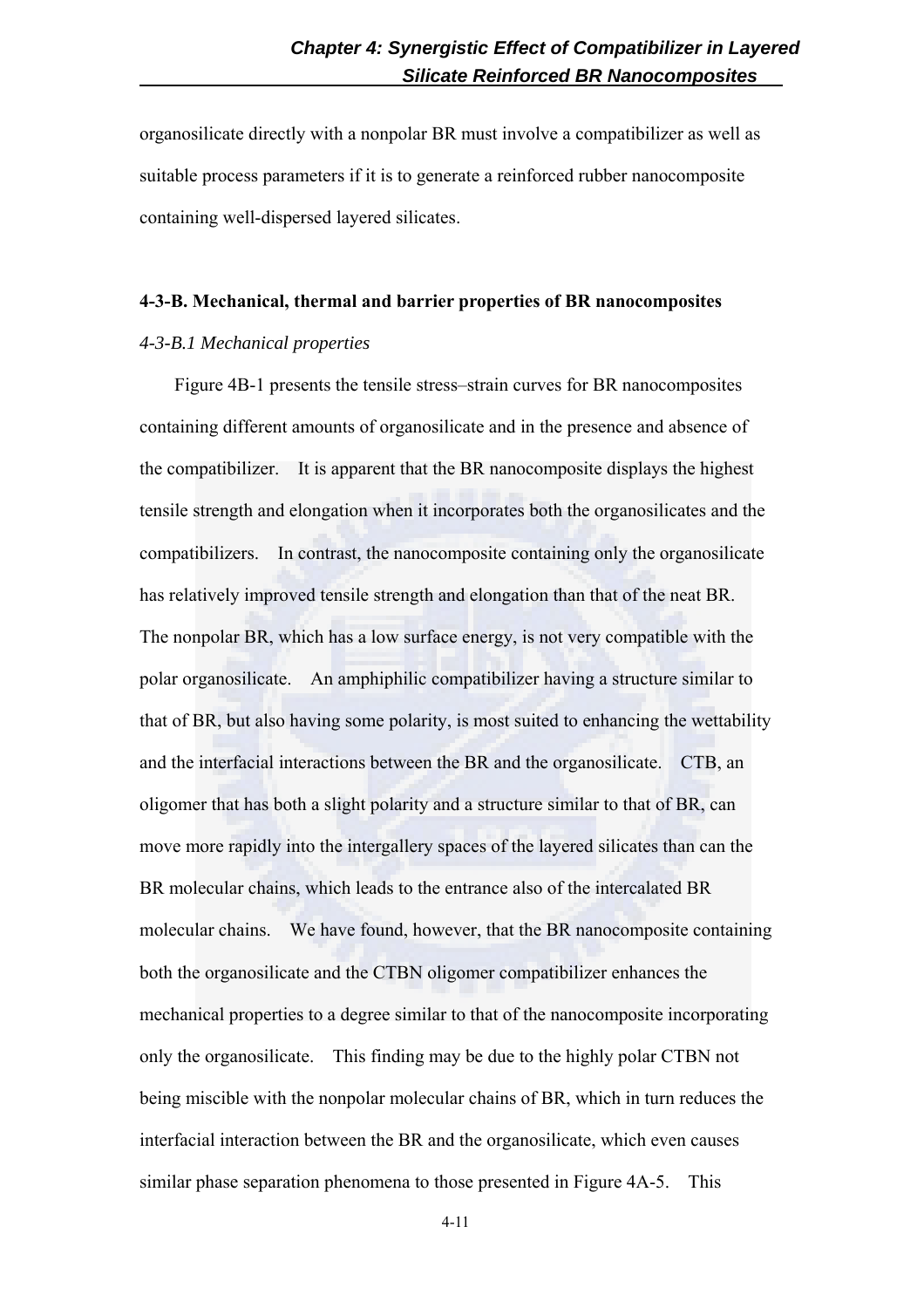organosilicate directly with a nonpolar BR must involve a compatibilizer as well as suitable process parameters if it is to generate a reinforced rubber nanocomposite containing well-dispersed layered silicates.

### 4-3-B. Mechanical, thermal and barrier properties of BR nanocomposites

#### *4-3-B.1 Mechanical properties*

Figure 4B-1 presents the tensile stress–strain curves for BR nanocomposites containing different amounts of organosilicate and in the presence and absence of the compatibilizer. It is apparent that the BR nanocomposite displays the highest tensile strength and elongation when it incorporates both the organosilicates and the compatibilizers. In contrast, the nanocomposite containing only the organosilicate has relatively improved tensile strength and elongation than that of the neat BR. The nonpolar BR, which has a low surface energy, is not very compatible with the polar organosilicate. An amphiphilic compatibilizer having a structure similar to that of BR, but also having some polarity, is most suited to enhancing the wettability and the interfacial interactions between the BR and the organosilicate. CTB, an oligomer that has both a slight polarity and a structure similar to that of BR, can move more rapidly into the intergallery spaces of the layered silicates than can the BR molecular chains, which leads to the entrance also of the intercalated BR molecular chains. We have found, however, that the BR nanocomposite containing both the organosilicate and the CTBN oligomer compatibilizer enhances the mechanical properties to a degree similar to that of the nanocomposite incorporating only the organosilicate. This finding may be due to the highly polar CTBN not being miscible with the nonpolar molecular chains of BR, which in turn reduces the interfacial interaction between the BR and the organosilicate, which even causes similar phase separation phenomena to those presented in Figure 4A-5. This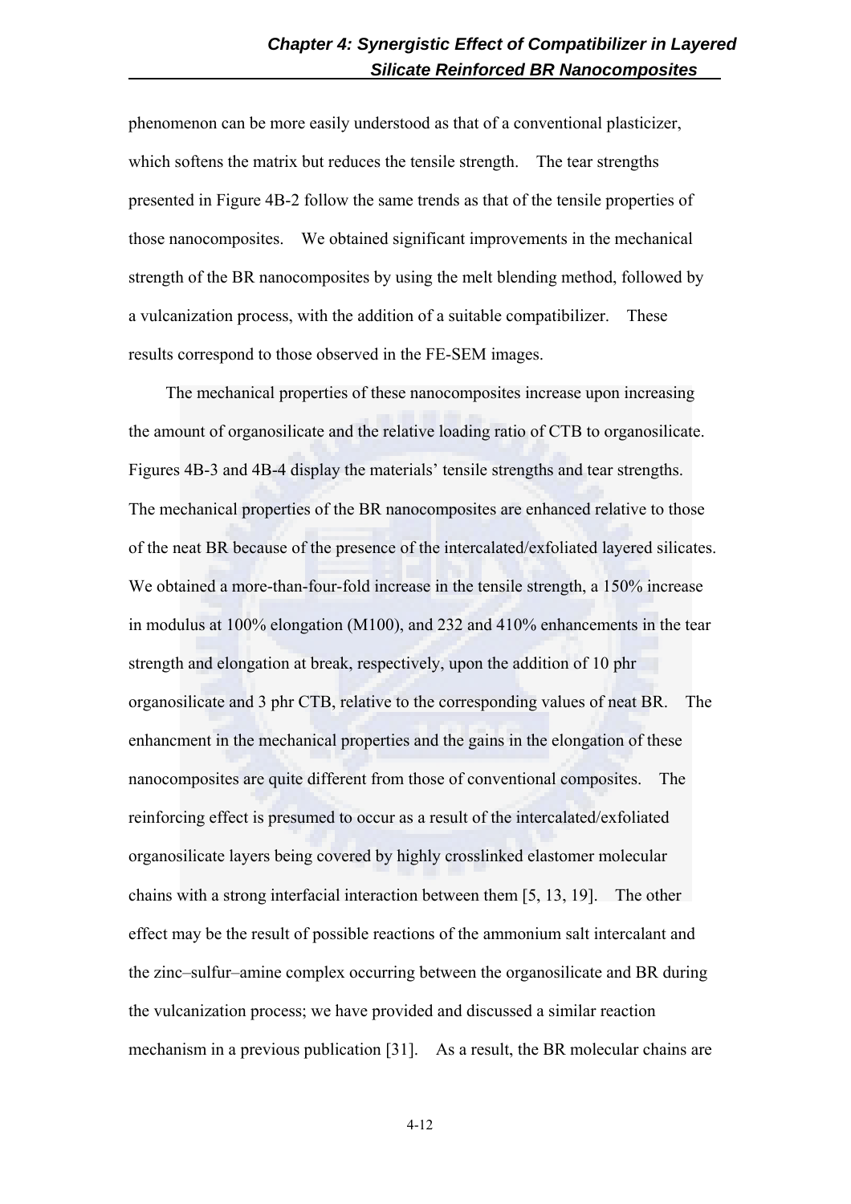phenomenon can be more easily understood as that of a conventional plasticizer, which softens the matrix but reduces the tensile strength. The tear strengths presented in Figure 4B-2 follow the same trends as that of the tensile properties of those nanocomposites. We obtained significant improvements in the mechanical strength of the BR nanocomposites by using the melt blending method, followed by a vulcanization process, with the addition of a suitable compatibilizer. These results correspond to those observed in the FE-SEM images.

The mechanical properties of these nanocomposites increase upon increasing the amount of organosilicate and the relative loading ratio of CTB to organosilicate. Figures 4B-3 and 4B-4 display the materials' tensile strengths and tear strengths. The mechanical properties of the BR nanocomposites are enhanced relative to those of the neat BR because of the presence of the intercalated/exfoliated layered silicates. We obtained a more-than-four-fold increase in the tensile strength, a 150% increase in modulus at 100% elongation (M100), and 232 and 410% enhancements in the tear strength and elongation at break, respectively, upon the addition of 10 phr organosilicate and 3 phr CTB, relative to the corresponding values of neat BR. The enhancment in the mechanical properties and the gains in the elongation of these nanocomposites are quite different from those of conventional composites. The reinforcing effect is presumed to occur as a result of the intercalated/exfoliated organosilicate layers being covered by highly crosslinked elastomer molecular chains with a strong interfacial interaction between them [5, 13, 19]. The other effect may be the result of possible reactions of the ammonium salt intercalant and the zinc–sulfur–amine complex occurring between the organosilicate and BR during the vulcanization process; we have provided and discussed a similar reaction mechanism in a previous publication [31]. As a result, the BR molecular chains are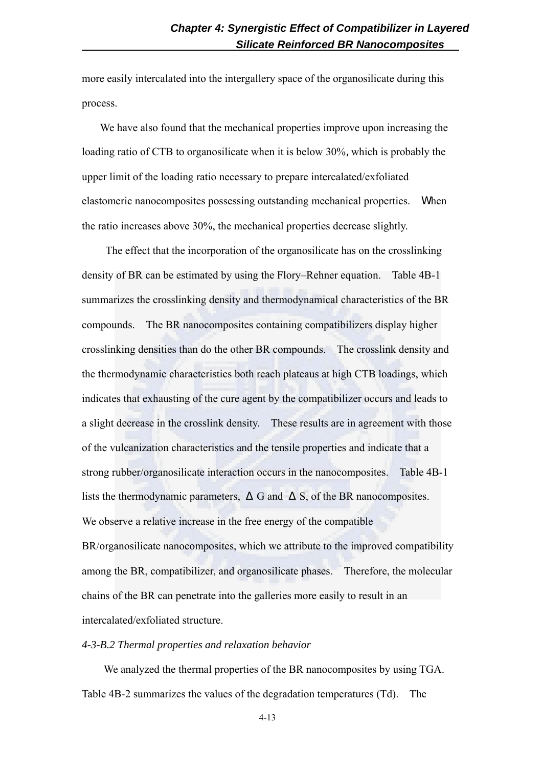more easily intercalated into the intergallery space of the organosilicate during this process.

We have also found that the mechanical properties improve upon increasing the loading ratio of CTB to organosilicate when it is below 30%, which is probably the upper limit of the loading ratio necessary to prepare intercalated/exfoliated elastomeric nanocomposites possessing outstanding mechanical properties. When the ratio increases above 30%, the mechanical properties decrease slightly.

The effect that the incorporation of the organosilicate has on the crosslinking density of BR can be estimated by using the Flory–Rehner equation. Table 4B-1 summarizes the crosslinking density and thermodynamical characteristics of the BR compounds. The BR nanocomposites containing compatibilizers display higher crosslinking densities than do the other BR compounds. The crosslink density and the thermodynamic characteristics both reach plateaus at high CTB loadings, which indicates that exhausting of the cure agent by the compatibilizer occurs and leads to a slight decrease in the crosslink density. These results are in agreement with those of the vulcanization characteristics and the tensile properties and indicate that a strong rubber/organosilicate interaction occurs in the nanocomposites. Table 4B-1 lists the thermodynamic parameters, $\Delta G$ and $\Delta S$, of the BR nanocomposites. We observe a relative increase in the free energy of the compatible BR/organosilicate nanocomposites, which we attribute to the improved compatibility among the BR, compatibilizer, and organosilicate phases. Therefore, the molecular chains of the BR can penetrate into the galleries more easily to result in an intercalated/exfoliated structure.

*4-3-B.2 Thermal properties and relaxation behavior*

We analyzed the thermal properties of the BR nanocomposites by using TGA. Table 4B-2 summarizes the values of the degradation temperatures (Td). The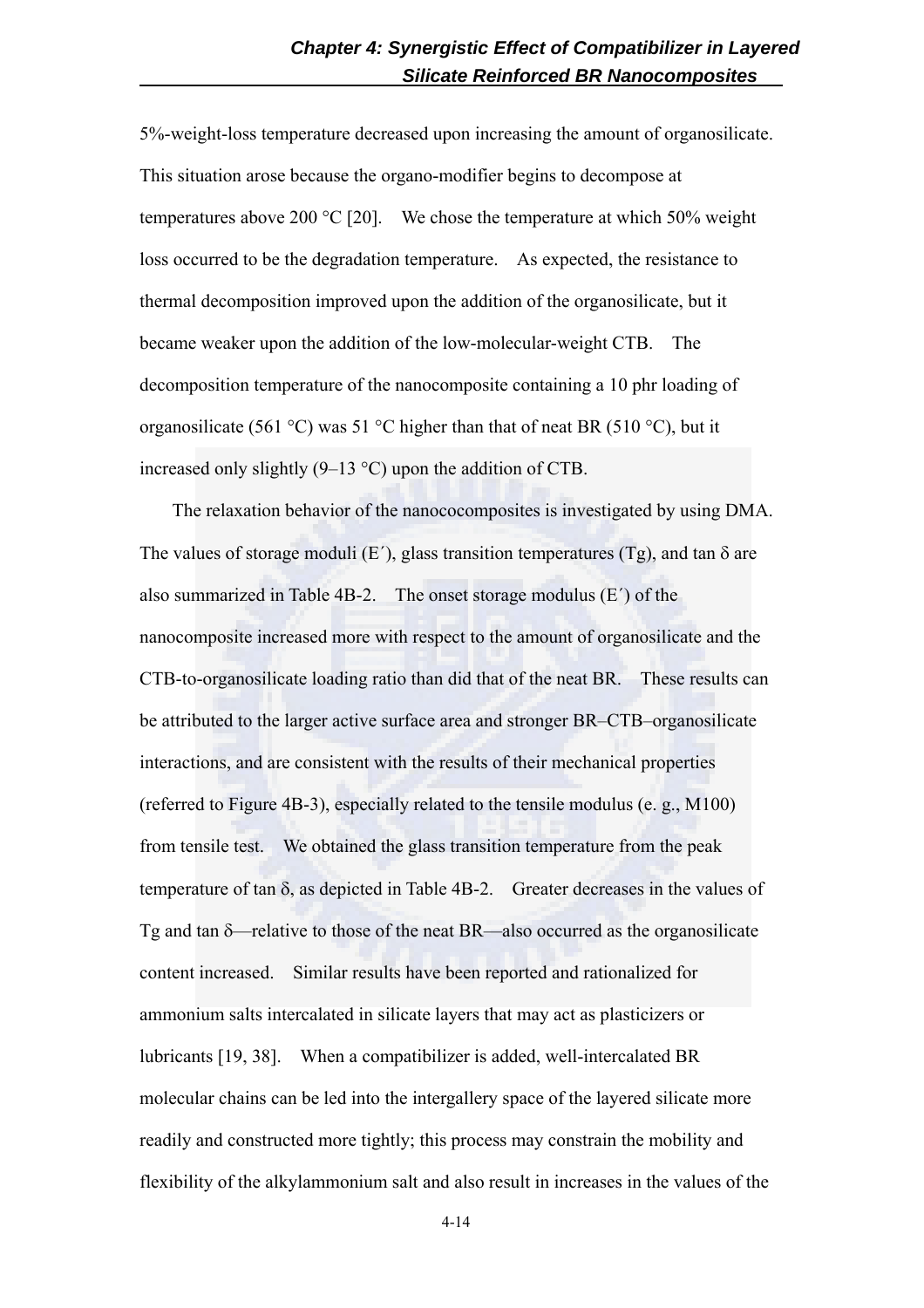5%-weight-loss temperature decreased upon increasing the amount of organosilicate. This situation arose because the organo-modifier begins to decompose at temperatures above 200 °C [20]. We chose the temperature at which 50% weight loss occurred to be the degradation temperature. As expected, the resistance to thermal decomposition improved upon the addition of the organosilicate, but it became weaker upon the addition of the low-molecular-weight CTB. The decomposition temperature of the nanocomposite containing a 10 phr loading of organosilicate (561 °C) was 51 °C higher than that of neat BR (510 °C), but it increased only slightly (9–13 °C) upon the addition of CTB.

The relaxation behavior of the nanococomposites is investigated by using DMA. The values of storage moduli (E´), glass transition temperatures (Tg), and tan δ are also summarized in Table 4B-2. The onset storage modulus (E´) of the nanocomposite increased more with respect to the amount of organosilicate and the CTB-to-organosilicate loading ratio than did that of the neat BR. These results can be attributed to the larger active surface area and stronger BR–CTB–organosilicate interactions, and are consistent with the results of their mechanical properties (referred to Figure 4B-3), especially related to the tensile modulus (e. g., M100) from tensile test. We obtained the glass transition temperature from the peak temperature of tan δ, as depicted in Table 4B-2. Greater decreases in the values of Tg and tan δ—relative to those of the neat BR—also occurred as the organosilicate content increased. Similar results have been reported and rationalized for ammonium salts intercalated in silicate layers that may act as plasticizers or lubricants [19, 38]. When a compatibilizer is added, well-intercalated BR molecular chains can be led into the intergallery space of the layered silicate more readily and constructed more tightly; this process may constrain the mobility and flexibility of the alkylammonium salt and also result in increases in the values of the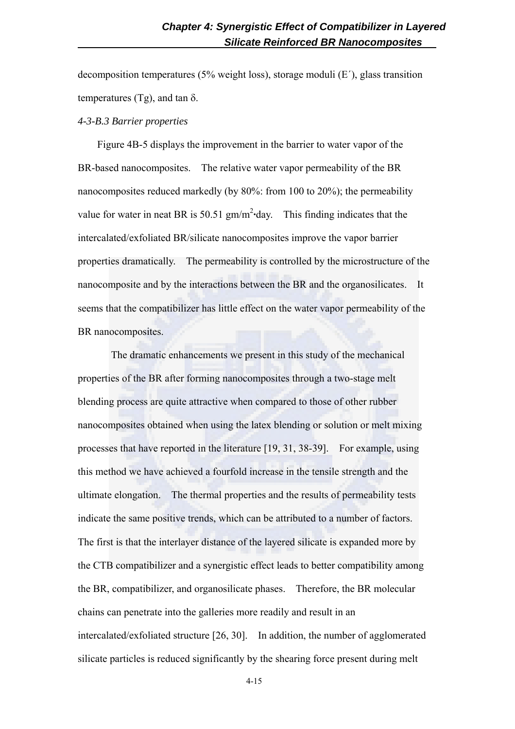decomposition temperatures (5% weight loss), storage moduli (E´), glass transition temperatures (Tg), and tan δ.

*4-3-B.3 Barrier properties*

Figure 4B-5 displays the improvement in the barrier to water vapor of the BR-based nanocomposites. The relative water vapor permeability of the BR nanocomposites reduced markedly (by 80%: from 100 to 20%); the permeability value for water in neat BR is 50.51 gm/$m^2$•day. This finding indicates that the intercalated/exfoliated BR/silicate nanocomposites improve the vapor barrier properties dramatically. The permeability is controlled by the microstructure of the nanocomposite and by the interactions between the BR and the organosilicates. It seems that the compatibilizer has little effect on the water vapor permeability of the BR nanocomposites.

The dramatic enhancements we present in this study of the mechanical properties of the BR after forming nanocomposites through a two-stage melt blending process are quite attractive when compared to those of other rubber nanocomposites obtained when using the latex blending or solution or melt mixing processes that have reported in the literature [19, 31, 38-39]. For example, using this method we have achieved a fourfold increase in the tensile strength and the ultimate elongation. The thermal properties and the results of permeability tests indicate the same positive trends, which can be attributed to a number of factors. The first is that the interlayer distance of the layered silicate is expanded more by the CTB compatibilizer and a synergistic effect leads to better compatibility among the BR, compatibilizer, and organosilicate phases. Therefore, the BR molecular chains can penetrate into the galleries more readily and result in an intercalated/exfoliated structure [26, 30]. In addition, the number of agglomerated silicate particles is reduced significantly by the shearing force present during melt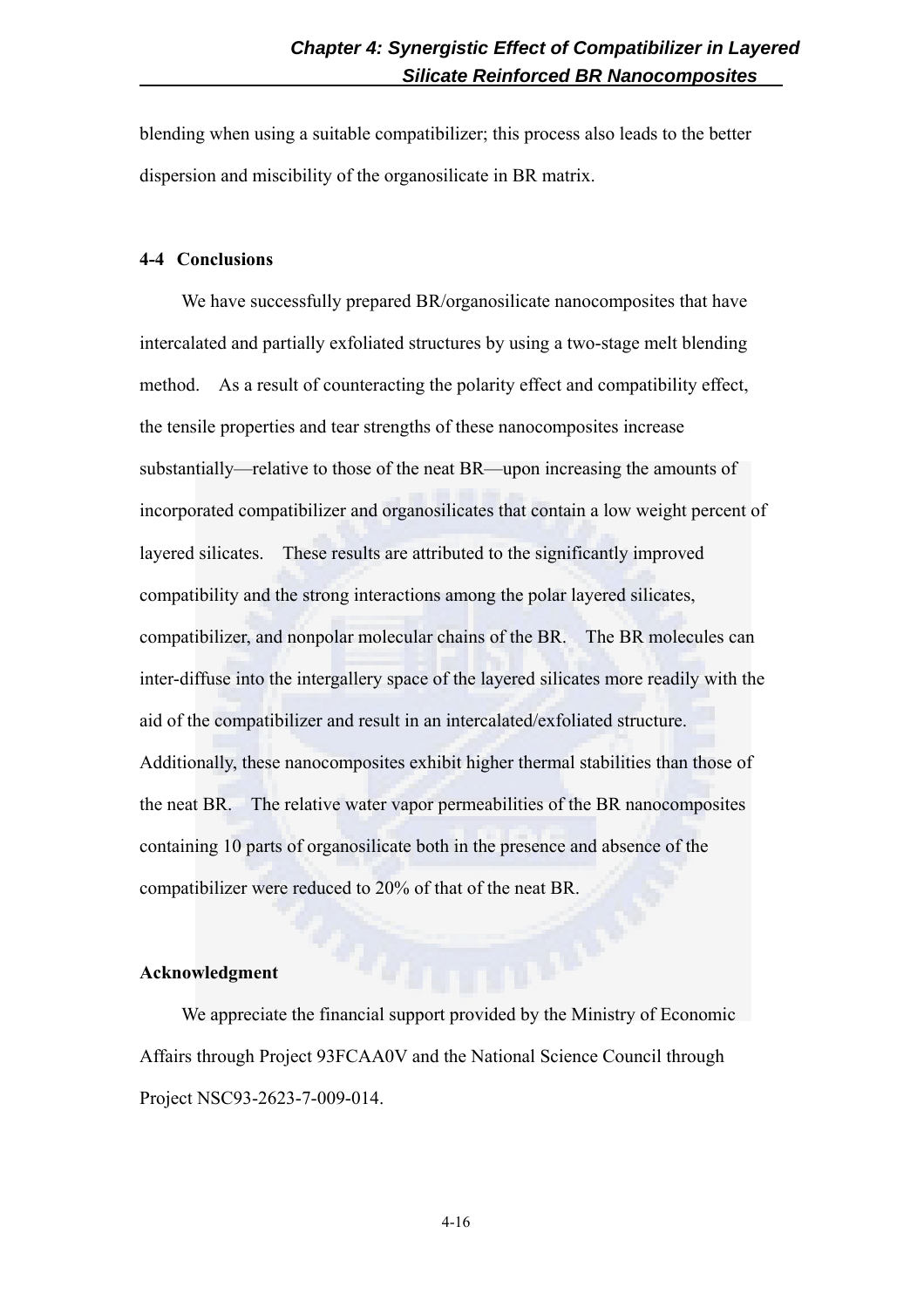blending when using a suitable compatibilizer; this process also leads to the better dispersion and miscibility of the organosilicate in BR matrix.

## 4-4 Conclusions

We have successfully prepared BR/organosilicate nanocomposites that have intercalated and partially exfoliated structures by using a two-stage melt blending method. As a result of counteracting the polarity effect and compatibility effect, the tensile properties and tear strengths of these nanocomposites increase substantially—relative to those of the neat BR—upon increasing the amounts of incorporated compatibilizer and organosilicates that contain a low weight percent of layered silicates. These results are attributed to the significantly improved compatibility and the strong interactions among the polar layered silicates, compatibilizer, and nonpolar molecular chains of the BR. The BR molecules can inter-diffuse into the intergallery space of the layered silicates more readily with the aid of the compatibilizer and result in an intercalated/exfoliated structure. Additionally, these nanocomposites exhibit higher thermal stabilities than those of the neat BR. The relative water vapor permeabilities of the BR nanocomposites containing 10 parts of organosilicate both in the presence and absence of the compatibilizer were reduced to 20% of that of the neat BR.

## Acknowledgment

We appreciate the financial support provided by the Ministry of Economic Affairs through Project 93FCAA0V and the National Science Council through Project NSC93-2623-7-009-014.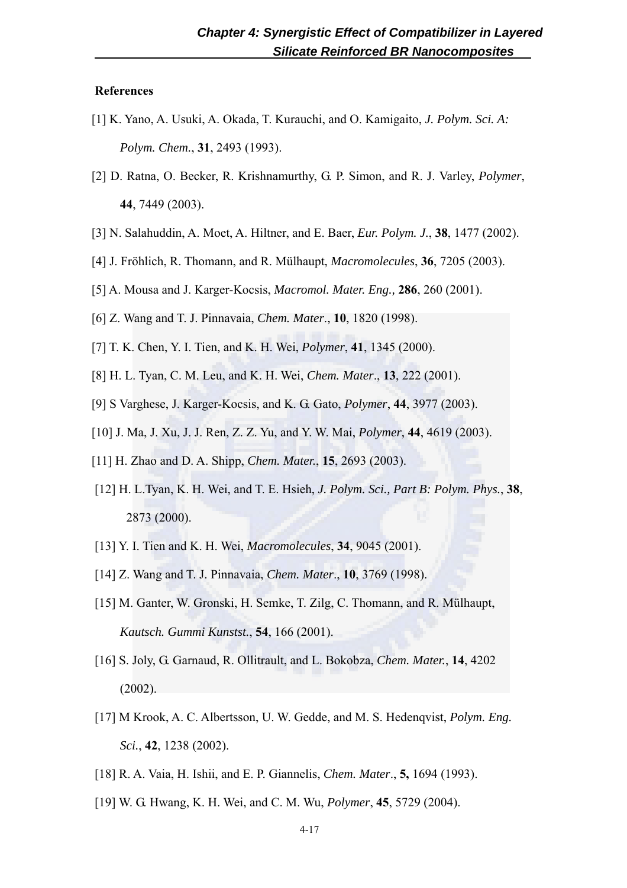**References**

[1] K. Yano, A. Usuki, A. Okada, T. Kurauchi, and O. Kamigaito, *J. Polym. Sci. A: Polym. Chem.*, **31**, 2493 (1993).

[2] D. Ratna, O. Becker, R. Krishnamurthy, G. P. Simon, and R. J. Varley, *Polymer*, **44**, 7449 (2003).

[3] N. Salahuddin, A. Moet, A. Hiltner, and E. Baer, *Eur. Polym. J.*, **38**, 1477 (2002).

[4] J. Fröhlich, R. Thomann, and R. Mülhaupt, *Macromolecules*, **36**, 7205 (2003).

[5] A. Mousa and J. Karger-Kocsis, *Macromol. Mater. Eng.,* **286**, 260 (2001).

[6] Z. Wang and T. J. Pinnavaia, *Chem. Mater*., **10**, 1820 (1998).

[7] T. K. Chen, Y. I. Tien, and K. H. Wei, *Polymer*, **41**, 1345 (2000).

[8] H. L. Tyan, C. M. Leu, and K. H. Wei, *Chem. Mater*., **13**, 222 (2001).

[9] S Varghese, J. Karger-Kocsis, and K. G. Gato, *Polymer*, **44**, 3977 (2003).

[10] J. Ma, J. Xu, J. J. Ren, Z. Z. Yu, and Y. W. Mai, *Polymer*, **44**, 4619 (2003).

[11] H. Zhao and D. A. Shipp, *Chem. Mater.*, **15**, 2693 (2003).

[12] H. L.Tyan, K. H. Wei, and T. E. Hsieh, *J. Polym. Sci., Part B: Polym. Phys.*, **38**, 2873 (2000).

[13] Y. I. Tien and K. H. Wei, *Macromolecules*, **34**, 9045 (2001).

[14] Z. Wang and T. J. Pinnavaia, *Chem. Mater*., **10**, 3769 (1998).

[15] M. Ganter, W. Gronski, H. Semke, T. Zilg, C. Thomann, and R. Mülhaupt, *Kautsch. Gummi Kunstst.*, **54**, 166 (2001).

[16] S. Joly, G. Garnaud, R. Ollitrault, and L. Bokobza, *Chem. Mater.*, **14**, 4202 (2002).

[17] M Krook, A. C. Albertsson, U. W. Gedde, and M. S. Hedenqvist, *Polym. Eng. Sci.*, **42**, 1238 (2002).

[18] R. A. Vaia, H. Ishii, and E. P. Giannelis, *Chem. Mater*., **5,** 1694 (1993).

[19] W. G. Hwang, K. H. Wei, and C. M. Wu, *Polymer*, **45**, 5729 (2004).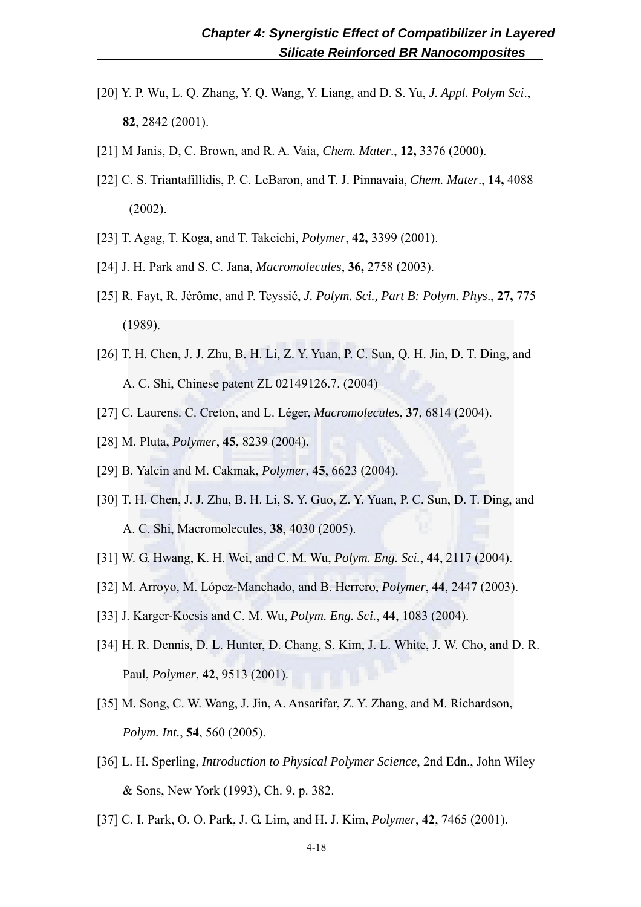[20] Y. P. Wu, L. Q. Zhang, Y. Q. Wang, Y. Liang, and D. S. Yu, *J. Appl. Polym Sci*., **82**, 2842 (2001).

[21] M Janis, D, C. Brown, and R. A. Vaia, *Chem. Mater*., **12,** 3376 (2000).

[22] C. S. Triantafillidis, P. C. LeBaron, and T. J. Pinnavaia, *Chem. Mater*., **14,** 4088 (2002).

[23] T. Agag, T. Koga, and T. Takeichi, *Polymer*, **42,** 3399 (2001).

[24] J. H. Park and S. C. Jana, *Macromolecules*, **36,** 2758 (2003).

[25] R. Fayt, R. Jérôme, and P. Teyssié, *J. Polym. Sci., Part B: Polym. Phys*., **27,** 775 (1989).

[26] T. H. Chen, J. J. Zhu, B. H. Li, Z. Y. Yuan, P. C. Sun, Q. H. Jin, D. T. Ding, and A. C. Shi, Chinese patent ZL 02149126.7. (2004)

[27] C. Laurens. C. Creton, and L. Léger, *Macromolecules*, **37**, 6814 (2004).

[28] M. Pluta, *Polymer*, **45**, 8239 (2004).

[29] B. Yalcin and M. Cakmak, *Polymer*, **45**, 6623 (2004).

[30] T. H. Chen, J. J. Zhu, B. H. Li, S. Y. Guo, Z. Y. Yuan, P. C. Sun, D. T. Ding, and A. C. Shi, Macromolecules, **38**, 4030 (2005).

[31] W. G. Hwang, K. H. Wei, and C. M. Wu, *Polym. Eng. Sci.*, **44**, 2117 (2004).

[32] M. Arroyo, M. López-Manchado, and B. Herrero, *Polymer*, **44**, 2447 (2003).

[33] J. Karger-Kocsis and C. M. Wu, *Polym. Eng. Sci.*, **44**, 1083 (2004).

[34] H. R. Dennis, D. L. Hunter, D. Chang, S. Kim, J. L. White, J. W. Cho, and D. R. Paul, *Polymer*, **42**, 9513 (2001).

[35] M. Song, C. W. Wang, J. Jin, A. Ansarifar, Z. Y. Zhang, and M. Richardson, *Polym. Int.*, **54**, 560 (2005).

[36] L. H. Sperling, *Introduction to Physical Polymer Science*, 2nd Edn., John Wiley & Sons, New York (1993), Ch. 9, p. 382.

[37] C. I. Park, O. O. Park, J. G. Lim, and H. J. Kim, *Polymer*, **42**, 7465 (2001).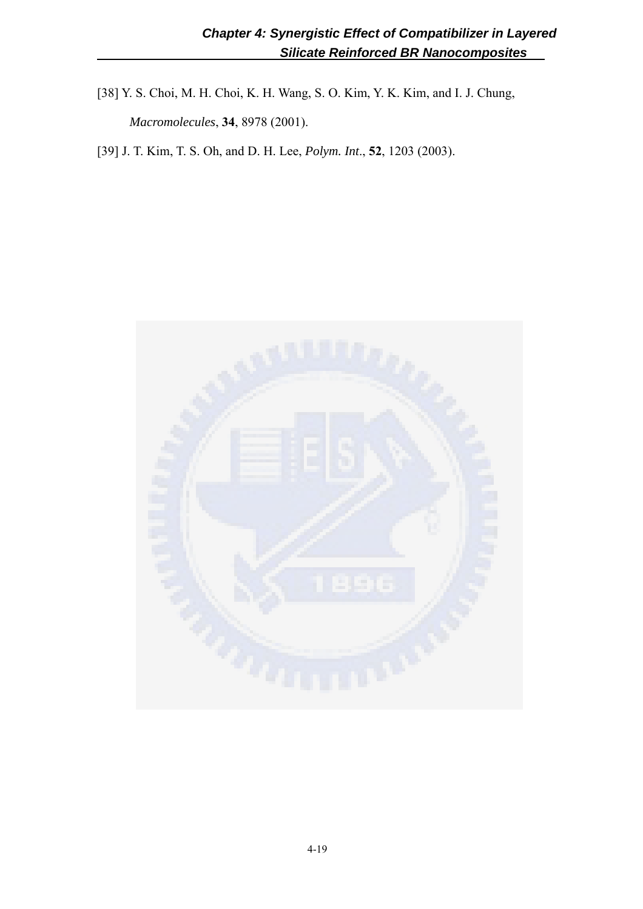[38] Y. S. Choi, M. H. Choi, K. H. Wang, S. O. Kim, Y. K. Kim, and I. J. Chung, *Macromolecules*, **34**, 8978 (2001).

[39] J. T. Kim, T. S. Oh, and D. H. Lee, *Polym. Int*., **52**, 1203 (2003).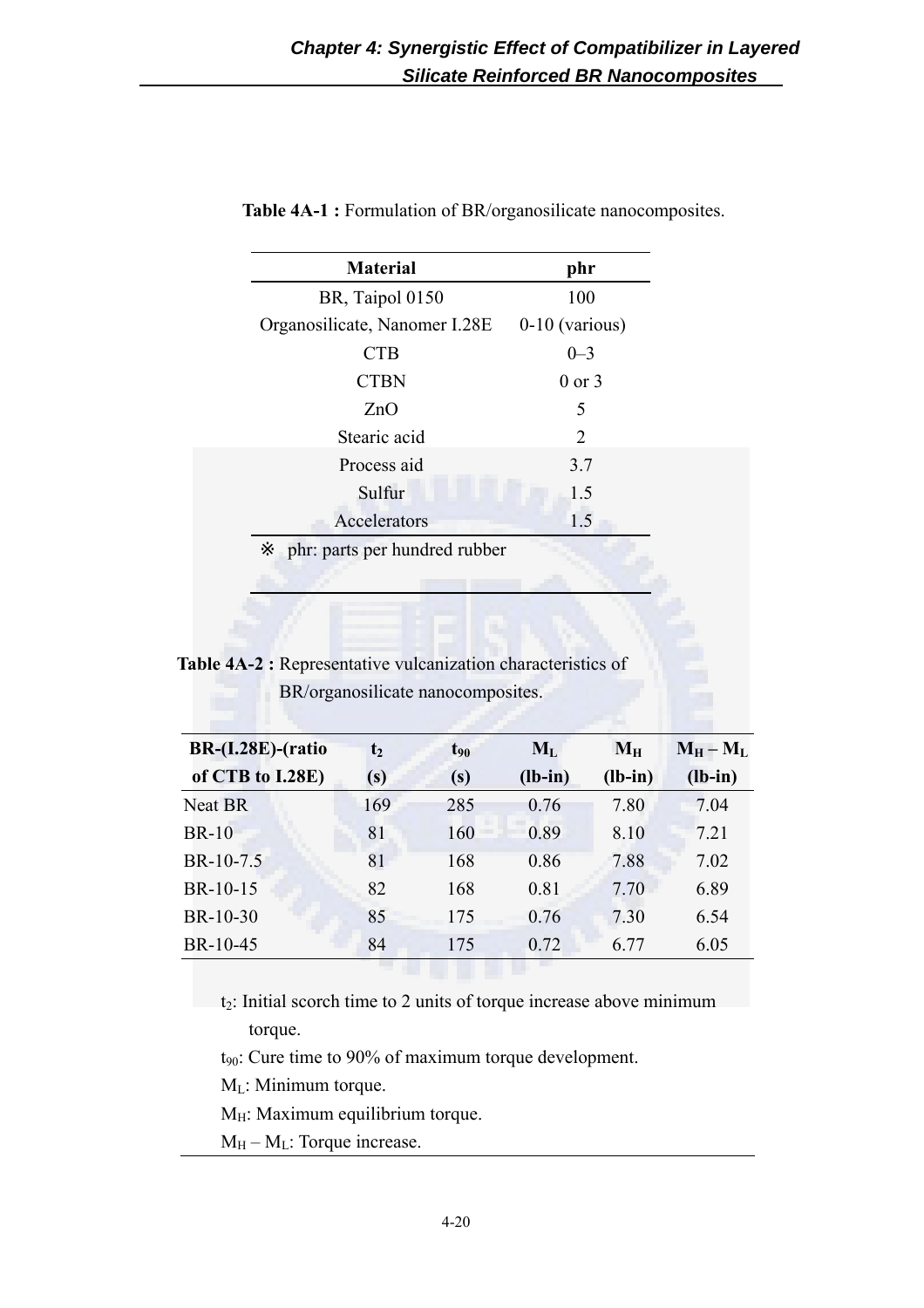**Table 4A-1 :** Formulation of BR/organosilicate nanocomposites.

| Material | phr |
|---|---|
| BR, Taipol 0150 | 100 |
| Organosilicate, Nanomer I.28E | 0-10 (various) |
| CTB | 0–3 |
| CTBN | 0 or 3 |
| ZnO | 5 |
| Stearic acid | 2 |
| Process aid | 3.7 |
| Sulfur | 1.5 |
| Accelerators | 1.5 |

※ phr: parts per hundred rubber

**Table 4A-2 :** Representative vulcanization characteristics of BR/organosilicate nanocomposites.

| BR-(I.28E)-(ratio of CTB to I.28E) | $t_2$ (s) | $t_{90}$ (s) | $M_L$ (lb-in) | $M_H$ (lb-in) | $M_H - M_L$ (lb-in) |
|---|---|---|---|---|---|
| Neat BR | 169 | 285 | 0.76 | 7.80 | 7.04 |
| BR-10 | 81 | 160 | 0.89 | 8.10 | 7.21 |
| BR-10-7.5 | 81 | 168 | 0.86 | 7.88 | 7.02 |
| BR-10-15 | 82 | 168 | 0.81 | 7.70 | 6.89 |
| BR-10-30 | 85 | 175 | 0.76 | 7.30 | 6.54 |
| BR-10-45 | 84 | 175 | 0.72 | 6.77 | 6.05 |

$t_2$: Initial scorch time to 2 units of torque increase above minimum torque.

$t_{90}$: Cure time to 90% of maximum torque development.

$M_L$: Minimum torque.

$M_H$: Maximum equilibrium torque.

$M_H - M_L$: Torque increase.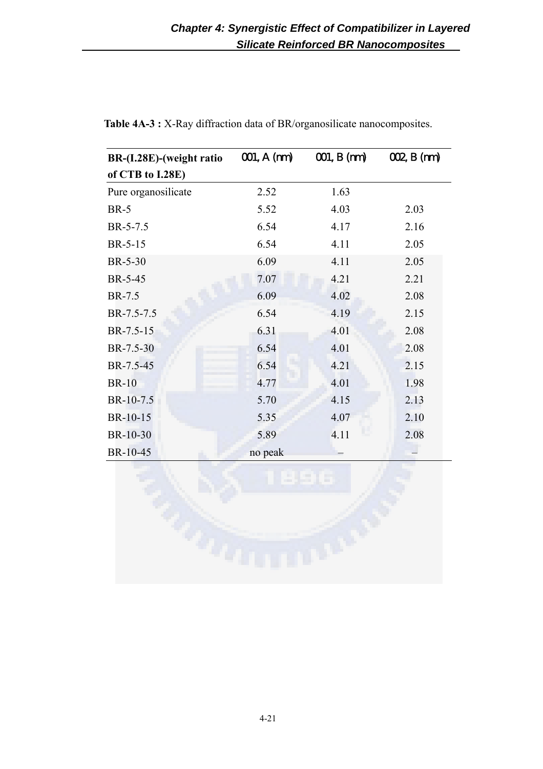**Table 4A-3 :** X-Ray diffraction data of BR/organosilicate nanocomposites.

| BR-(I.28E)-(weight ratio of CTB to I.28E) | 001, A (nm) | 001, B (nm) | 002, B (nm) |
|---|---|---|---|
| Pure organosilicate | 2.52 | 1.63 | |
| BR-5 | 5.52 | 4.03 | 2.03 |
| BR-5-7.5 | 6.54 | 4.17 | 2.16 |
| BR-5-15 | 6.54 | 4.11 | 2.05 |
| BR-5-30 | 6.09 | 4.11 | 2.05 |
| BR-5-45 | 7.07 | 4.21 | 2.21 |
| BR-7.5 | 6.09 | 4.02 | 2.08 |
| BR-7.5-7.5 | 6.54 | 4.19 | 2.15 |
| BR-7.5-15 | 6.31 | 4.01 | 2.08 |
| BR-7.5-30 | 6.54 | 4.01 | 2.08 |
| BR-7.5-45 | 6.54 | 4.21 | 2.15 |
| BR-10 | 4.77 | 4.01 | 1.98 |
| BR-10-7.5 | 5.70 | 4.15 | 2.13 |
| BR-10-15 | 5.35 | 4.07 | 2.10 |
| BR-10-30 | 5.89 | 4.11 | 2.08 |
| BR-10-45 | no peak | – | – |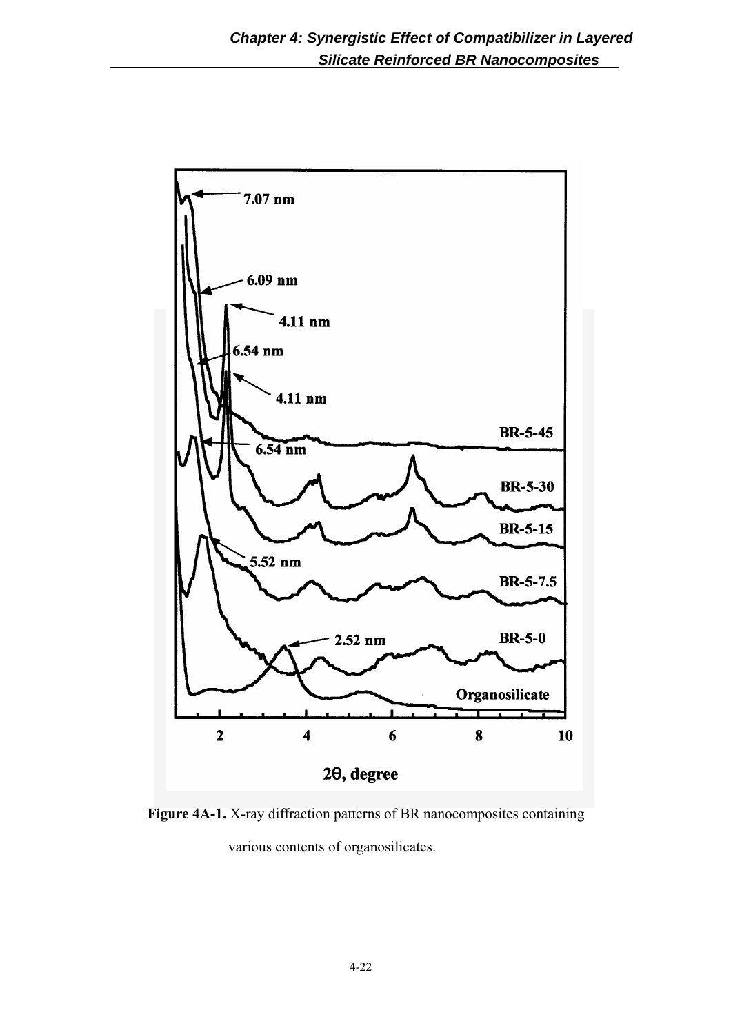**Figure 4A-1.** X-ray diffraction patterns of BR nanocomposites containing various contents of organosilicates.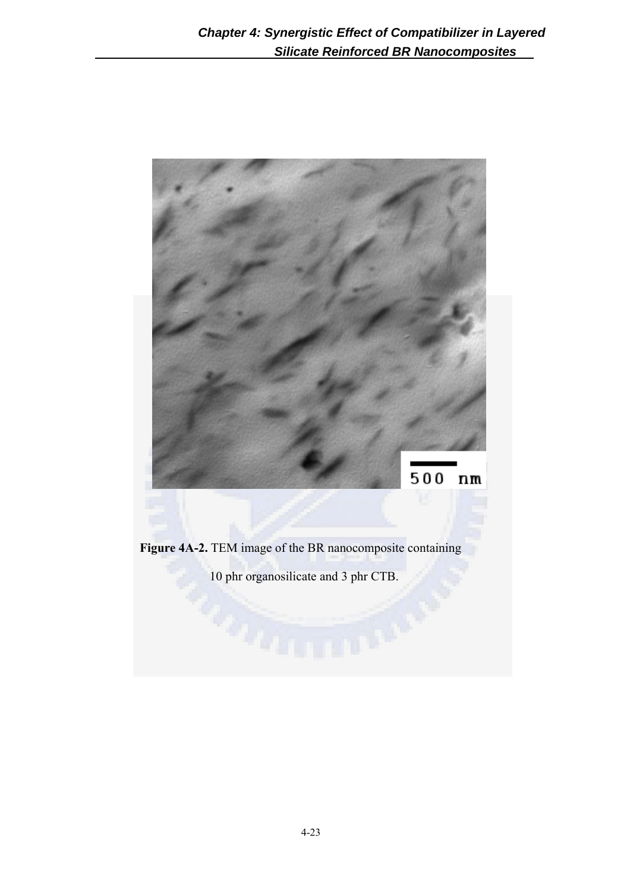**Figure 4A-2.** TEM image of the BR nanocomposite containing 10 phr organosilicate and 3 phr CTB.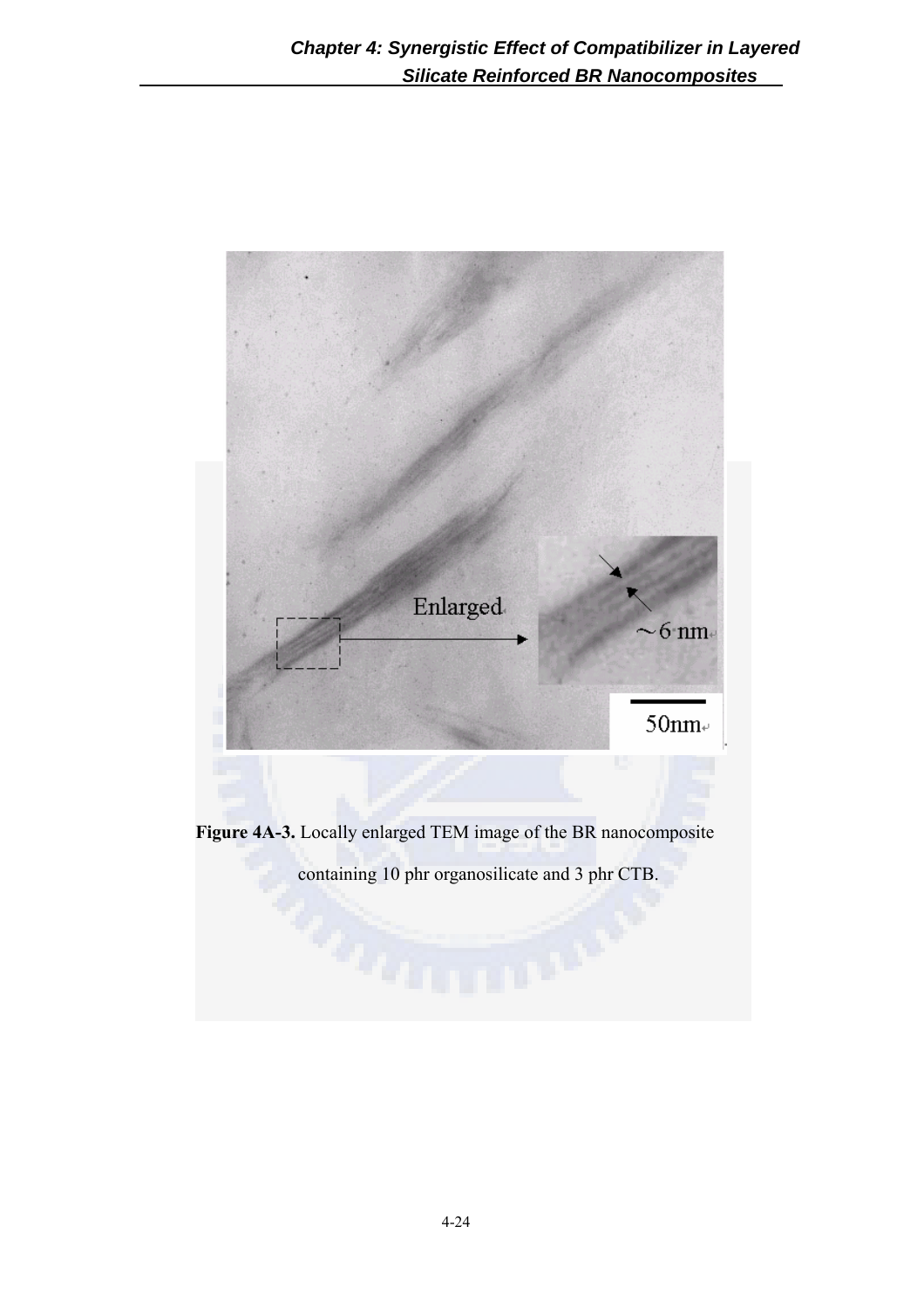**Figure 4A-3.** Locally enlarged TEM image of the BR nanocomposite containing 10 phr organosilicate and 3 phr CTB.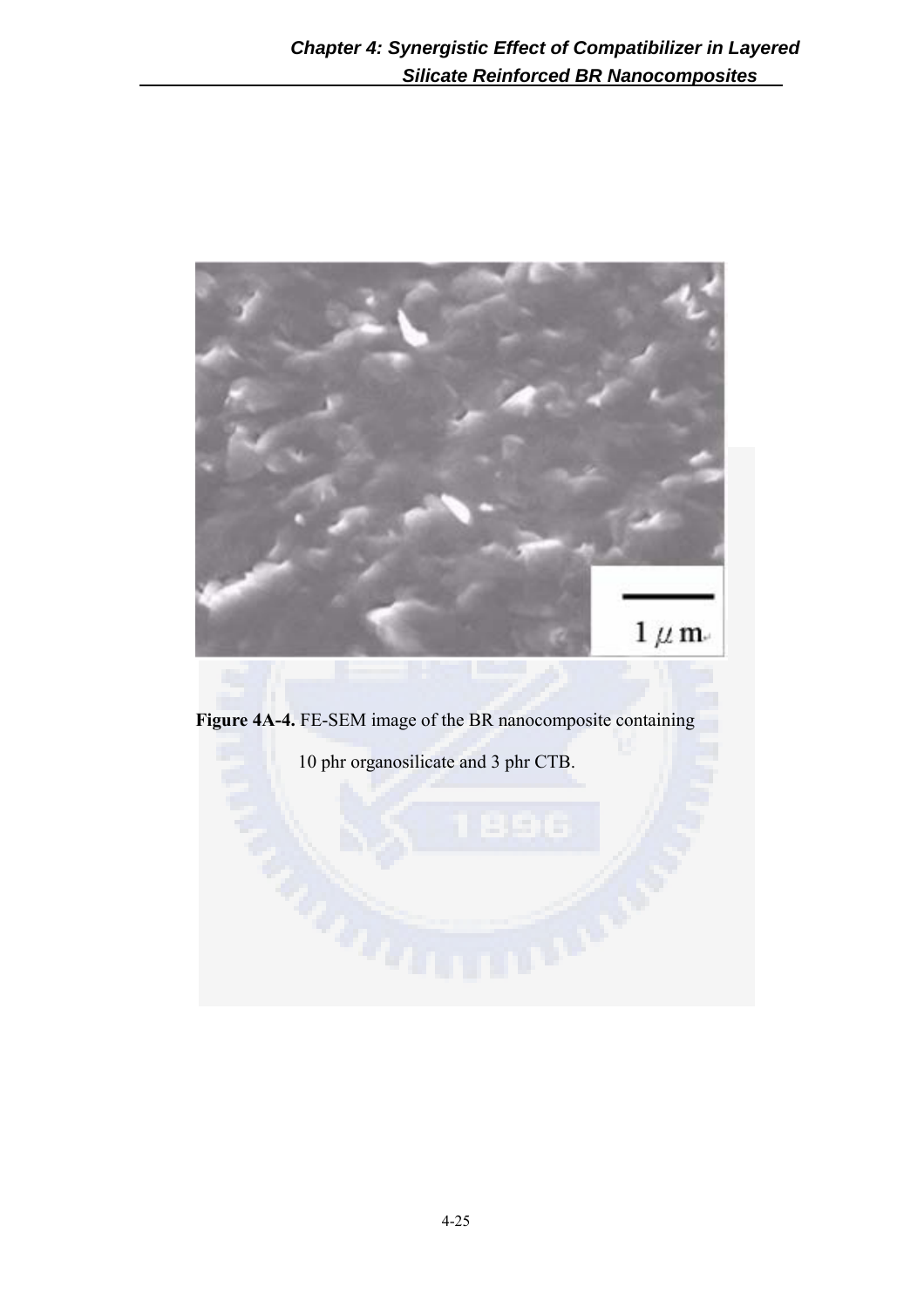**Figure 4A-4.** FE-SEM image of the BR nanocomposite containing 10 phr organosilicate and 3 phr CTB.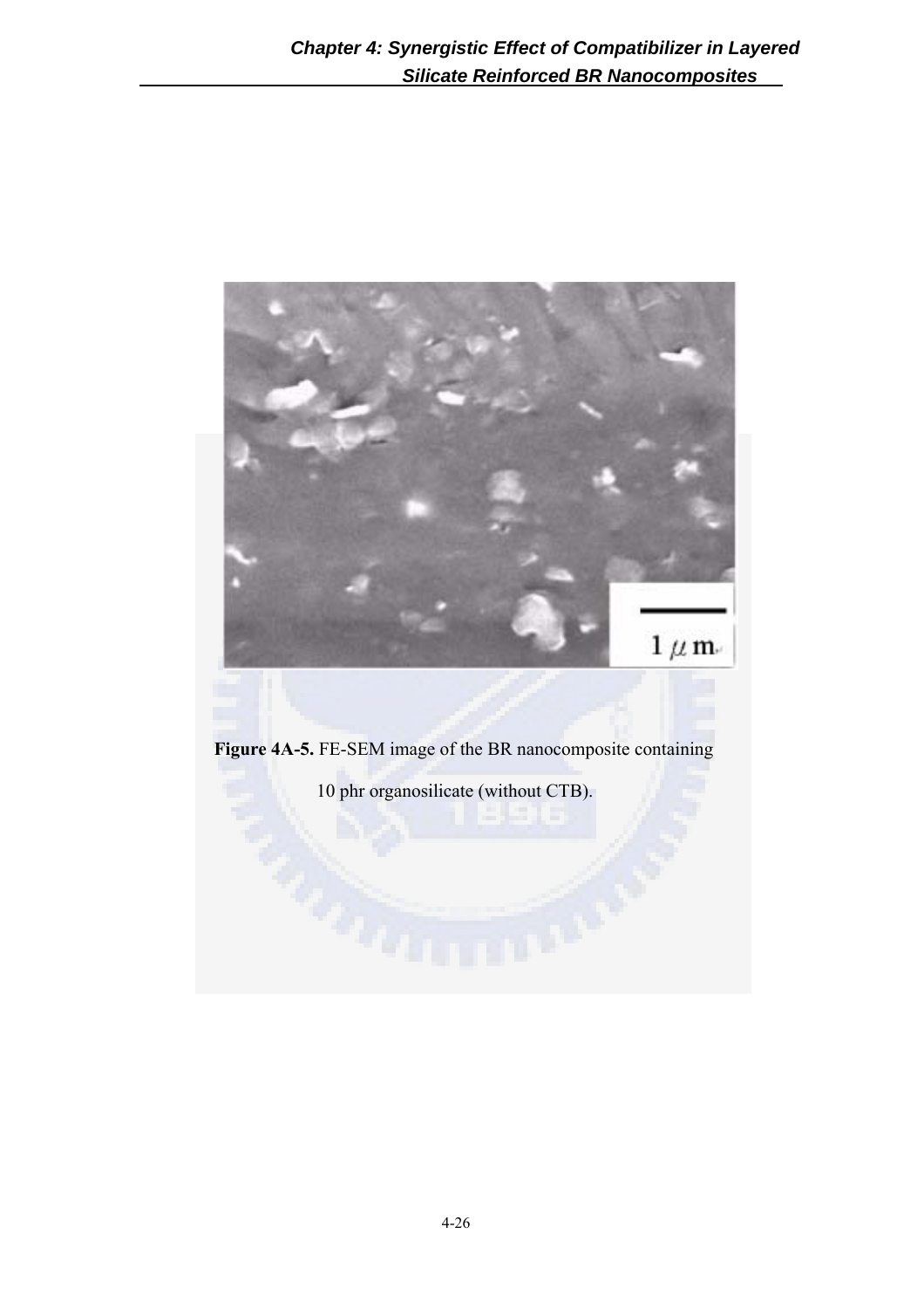**Figure 4A-5.** FE-SEM image of the BR nanocomposite containing 10 phr organosilicate (without CTB).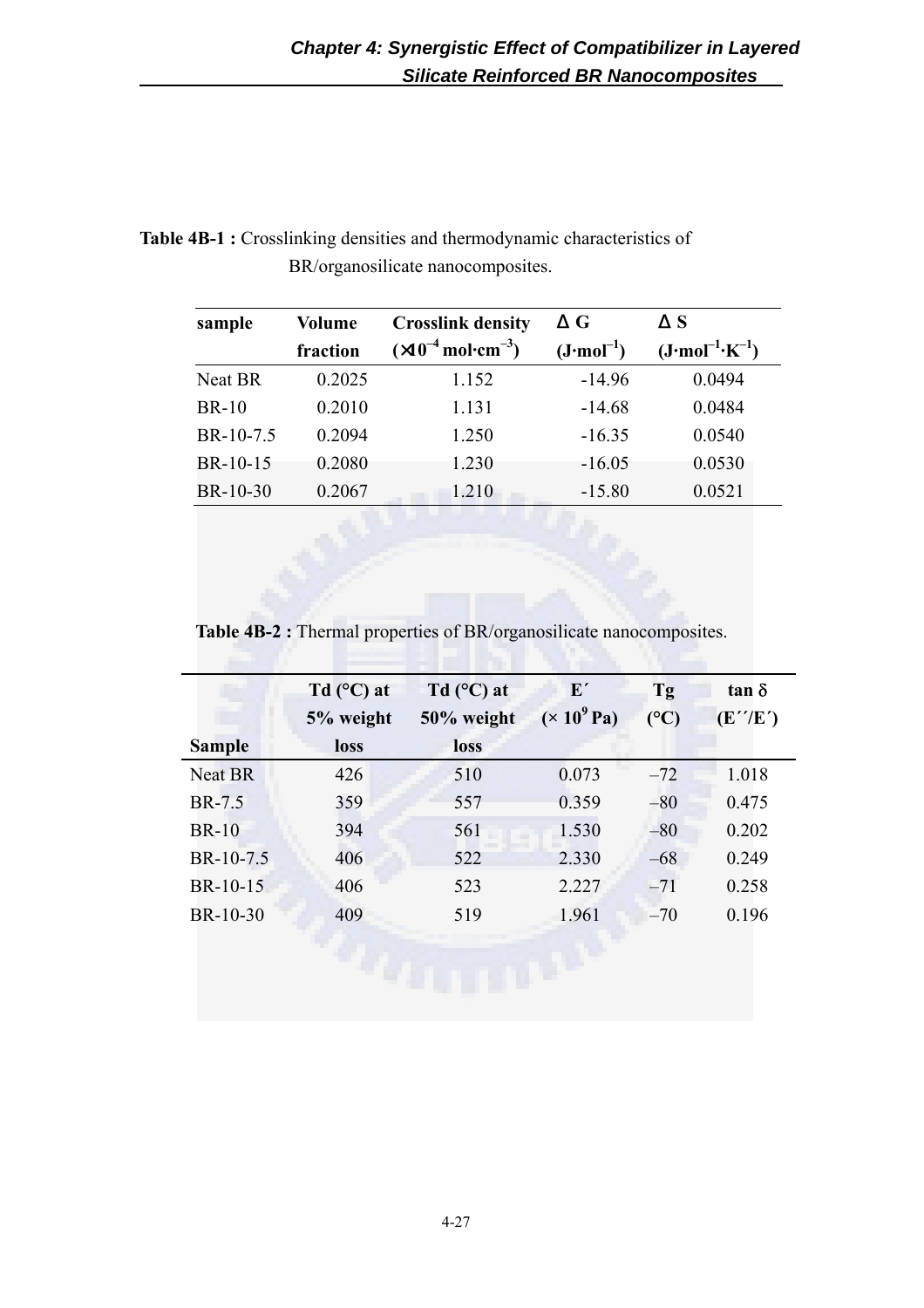**Table 4B-1 :** Crosslinking densities and thermodynamic characteristics of BR/organosilicate nanocomposites.

| sample | Volume fraction | Crosslink density ($\times 10^{-4}$ mol·cm$^{-3}$) | ΔG (J·mol$^{-1}$) | ΔS (J·mol$^{-1}$·K$^{-1}$) |
|---|---|---|---|---|
| Neat BR | 0.2025 | 1.152 | -14.96 | 0.0494 |
| BR-10 | 0.2010 | 1.131 | -14.68 | 0.0484 |
| BR-10-7.5 | 0.2094 | 1.250 | -16.35 | 0.0540 |
| BR-10-15 | 0.2080 | 1.230 | -16.05 | 0.0530 |
| BR-10-30 | 0.2067 | 1.210 | -15.80 | 0.0521 |

**Table 4B-2 :** Thermal properties of BR/organosilicate nanocomposites.

| Sample | Td (°C) at 5% weight loss | Td (°C) at 50% weight loss | E′ ($\times 10^9$ Pa) | Tg (°C) | tan δ (E′′/E′) |
|---|---|---|---|---|---|
| Neat BR | 426 | 510 | 0.073 | –72 | 1.018 |
| BR-7.5 | 359 | 557 | 0.359 | –80 | 0.475 |
| BR-10 | 394 | 561 | 1.530 | –80 | 0.202 |
| BR-10-7.5 | 406 | 522 | 2.330 | –68 | 0.249 |
| BR-10-15 | 406 | 523 | 2.227 | –71 | 0.258 |
| BR-10-30 | 409 | 519 | 1.961 | –70 | 0.196 |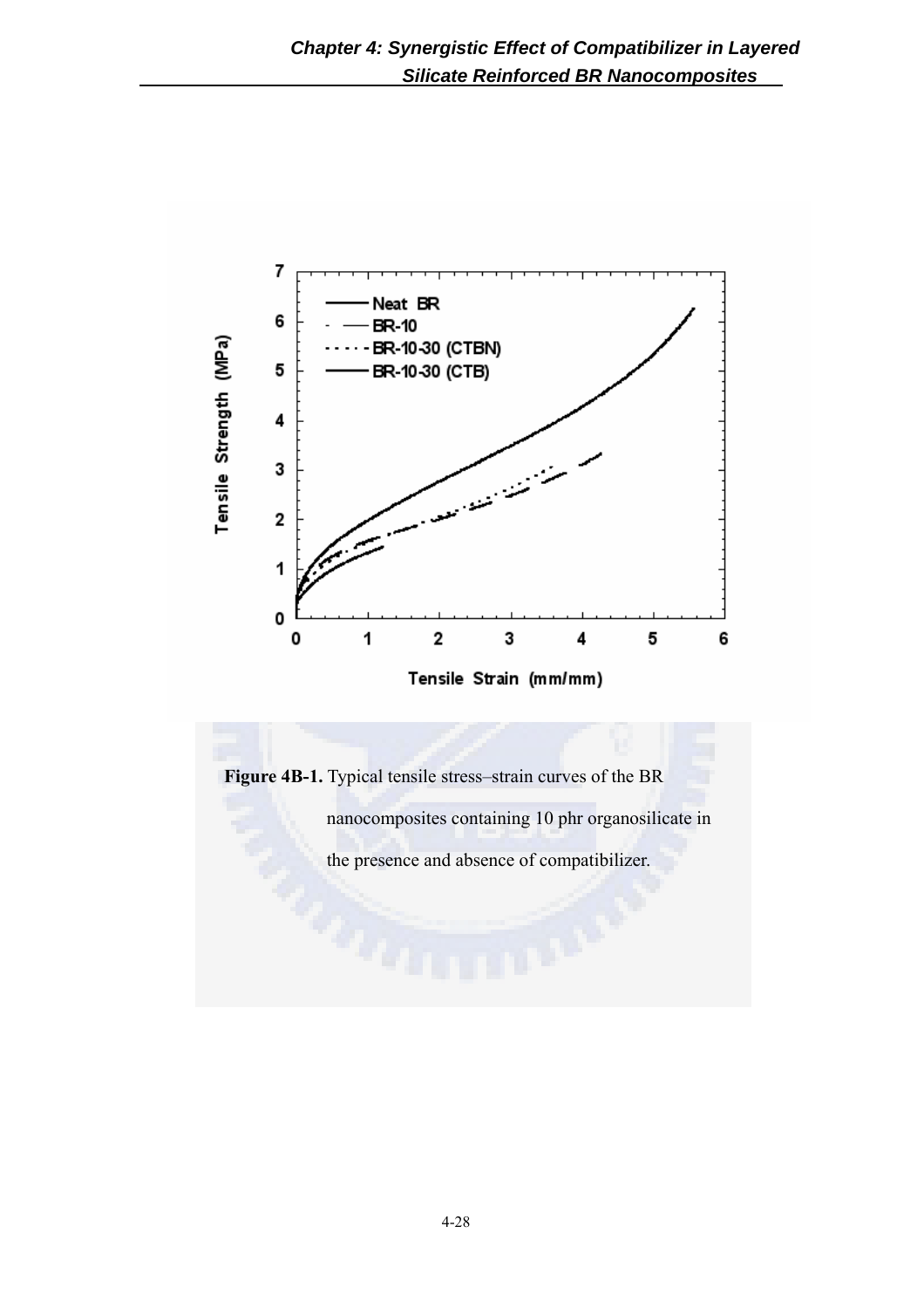**Figure 4B-1.** Typical tensile stress–strain curves of the BR nanocomposites containing 10 phr organosilicate in the presence and absence of compatibilizer.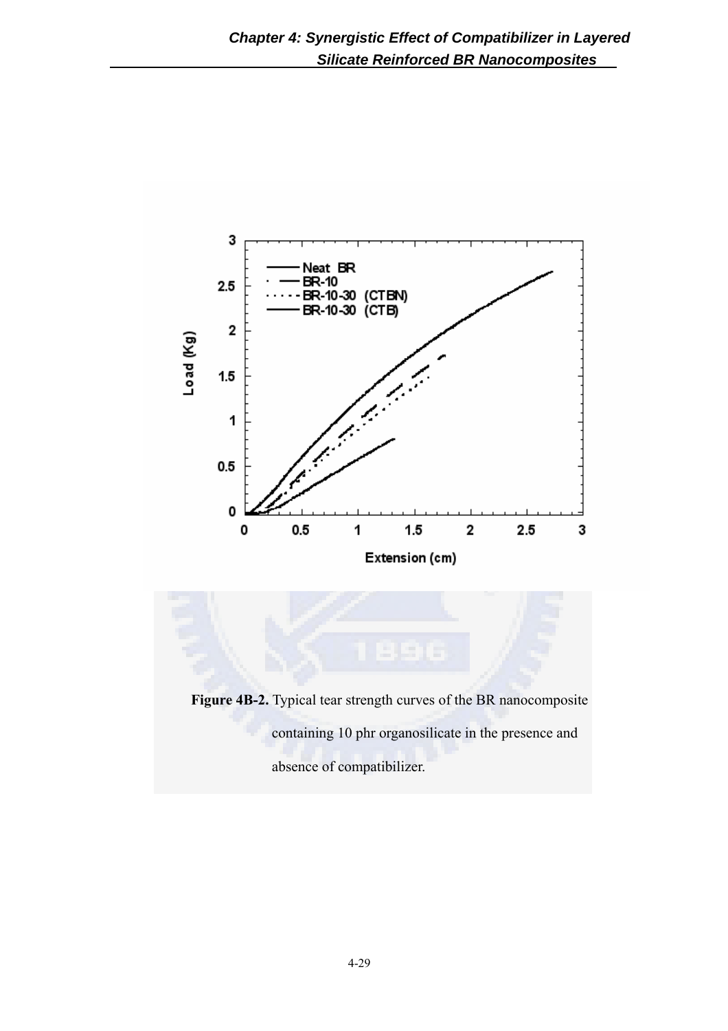**Figure 4B-2.** Typical tear strength curves of the BR nanocomposite containing 10 phr organosilicate in the presence and absence of compatibilizer.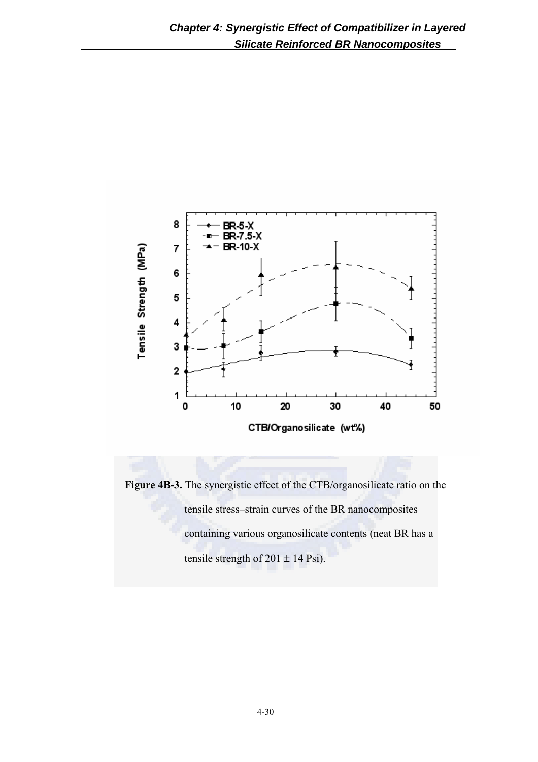**Figure 4B-3.** The synergistic effect of the CTB/organosilicate ratio on the tensile stress–strain curves of the BR nanocomposites containing various organosilicate contents (neat BR has a tensile strength of 201 ± 14 Psi).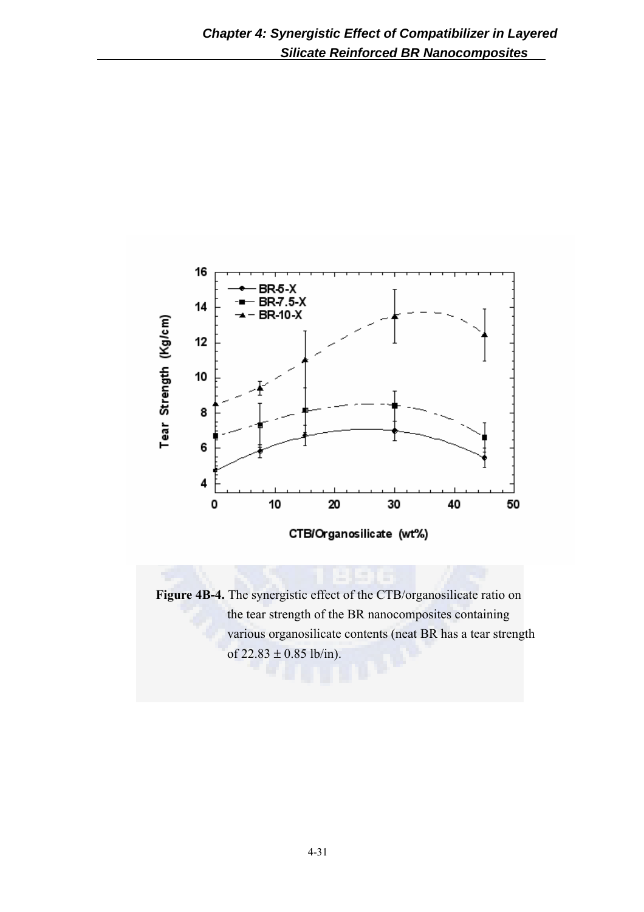**Figure 4B-4.** The synergistic effect of the CTB/organosilicate ratio on the tear strength of the BR nanocomposites containing various organosilicate contents (neat BR has a tear strength of 22.83 ± 0.85 lb/in).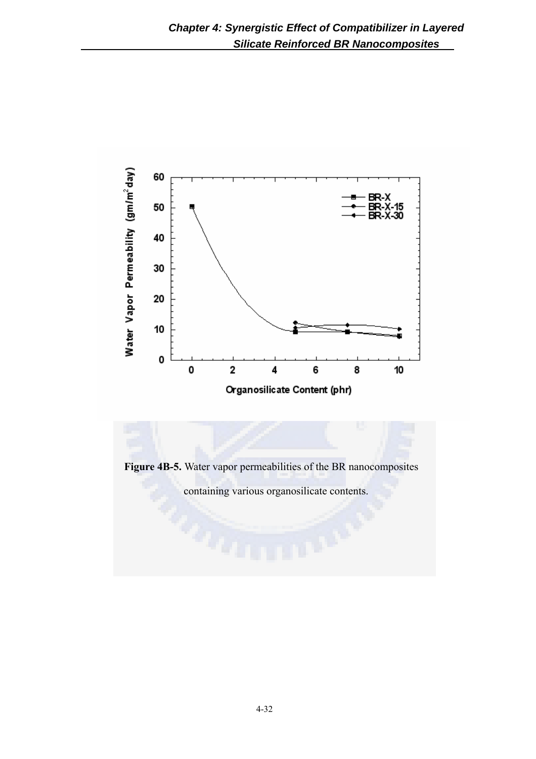**Figure 4B-5.** Water vapor permeabilities of the BR nanocomposites containing various organosilicate contents.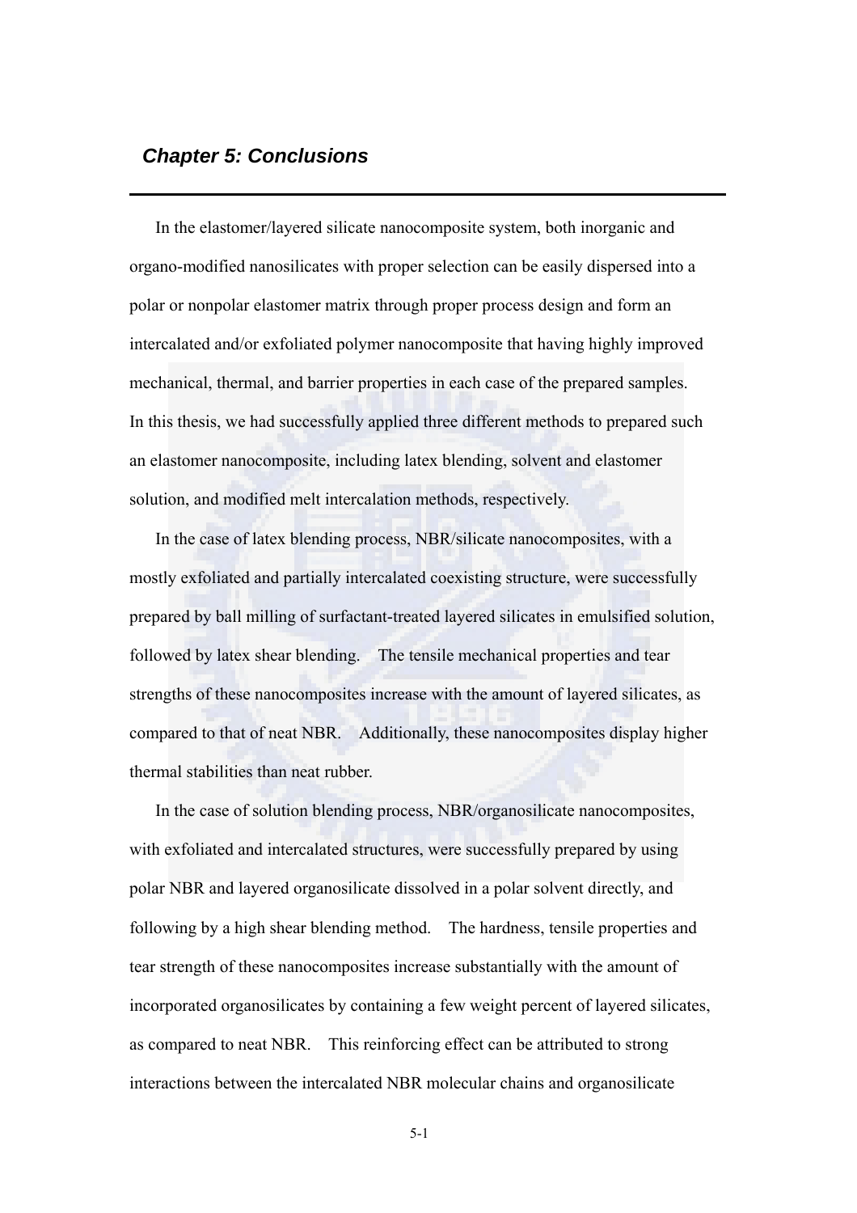# *Chapter 5: Conclusions*

In the elastomer/layered silicate nanocomposite system, both inorganic and organo-modified nanosilicates with proper selection can be easily dispersed into a polar or nonpolar elastomer matrix through proper process design and form an intercalated and/or exfoliated polymer nanocomposite that having highly improved mechanical, thermal, and barrier properties in each case of the prepared samples. In this thesis, we had successfully applied three different methods to prepared such an elastomer nanocomposite, including latex blending, solvent and elastomer solution, and modified melt intercalation methods, respectively.

In the case of latex blending process, NBR/silicate nanocomposites, with a mostly exfoliated and partially intercalated coexisting structure, were successfully prepared by ball milling of surfactant-treated layered silicates in emulsified solution, followed by latex shear blending. The tensile mechanical properties and tear strengths of these nanocomposites increase with the amount of layered silicates, as compared to that of neat NBR. Additionally, these nanocomposites display higher thermal stabilities than neat rubber.

In the case of solution blending process, NBR/organosilicate nanocomposites, with exfoliated and intercalated structures, were successfully prepared by using polar NBR and layered organosilicate dissolved in a polar solvent directly, and following by a high shear blending method. The hardness, tensile properties and tear strength of these nanocomposites increase substantially with the amount of incorporated organosilicates by containing a few weight percent of layered silicates, as compared to neat NBR. This reinforcing effect can be attributed to strong interactions between the intercalated NBR molecular chains and organosilicate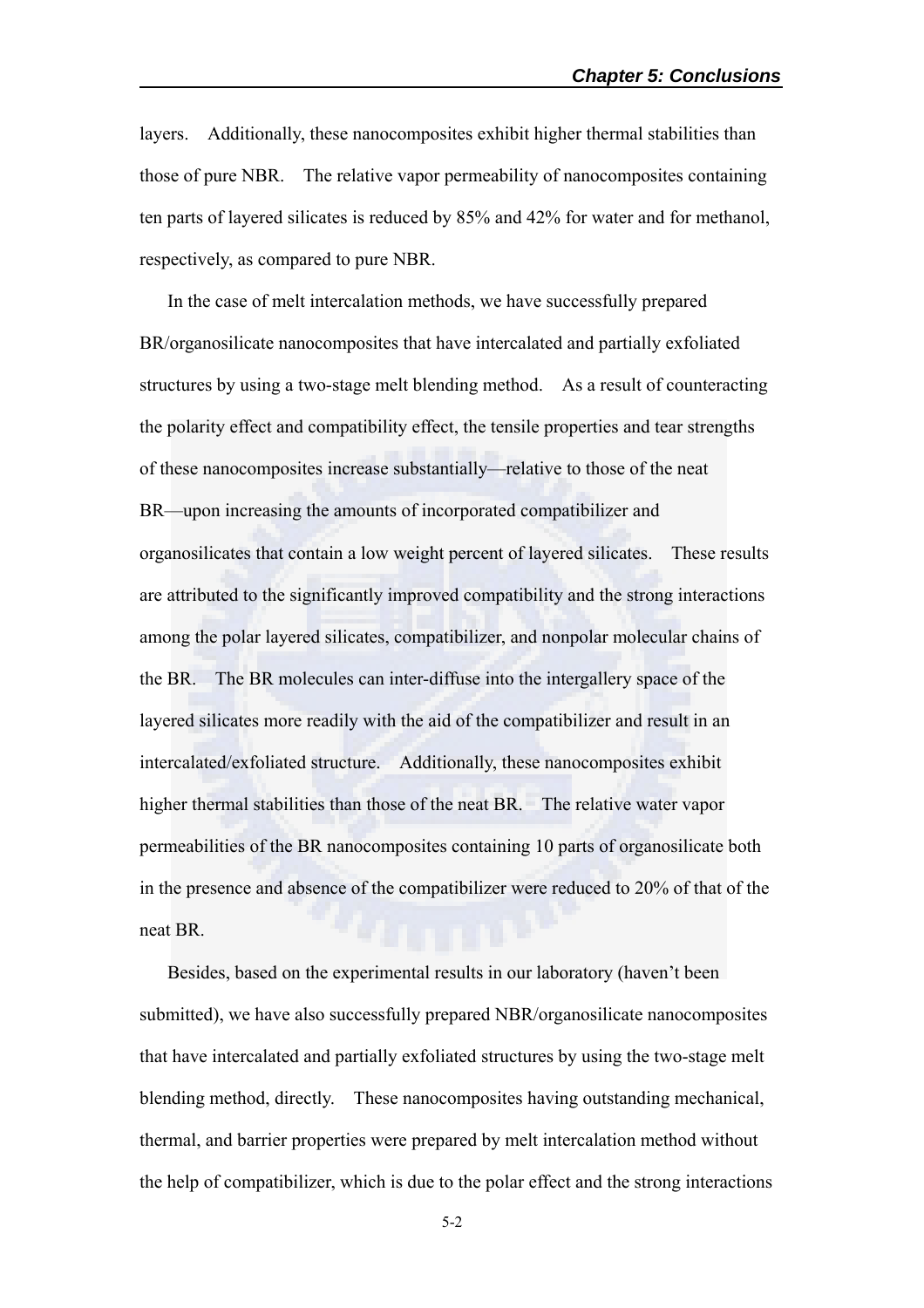layers. Additionally, these nanocomposites exhibit higher thermal stabilities than those of pure NBR. The relative vapor permeability of nanocomposites containing ten parts of layered silicates is reduced by 85% and 42% for water and for methanol, respectively, as compared to pure NBR.

In the case of melt intercalation methods, we have successfully prepared BR/organosilicate nanocomposites that have intercalated and partially exfoliated structures by using a two-stage melt blending method. As a result of counteracting the polarity effect and compatibility effect, the tensile properties and tear strengths of these nanocomposites increase substantially—relative to those of the neat BR—upon increasing the amounts of incorporated compatibilizer and organosilicates that contain a low weight percent of layered silicates. These results are attributed to the significantly improved compatibility and the strong interactions among the polar layered silicates, compatibilizer, and nonpolar molecular chains of the BR. The BR molecules can inter-diffuse into the intergallery space of the layered silicates more readily with the aid of the compatibilizer and result in an intercalated/exfoliated structure. Additionally, these nanocomposites exhibit higher thermal stabilities than those of the neat BR. The relative water vapor permeabilities of the BR nanocomposites containing 10 parts of organosilicate both in the presence and absence of the compatibilizer were reduced to 20% of that of the neat BR.

Besides, based on the experimental results in our laboratory (haven't been submitted), we have also successfully prepared NBR/organosilicate nanocomposites that have intercalated and partially exfoliated structures by using the two-stage melt blending method, directly. These nanocomposites having outstanding mechanical, thermal, and barrier properties were prepared by melt intercalation method without the help of compatibilizer, which is due to the polar effect and the strong interactions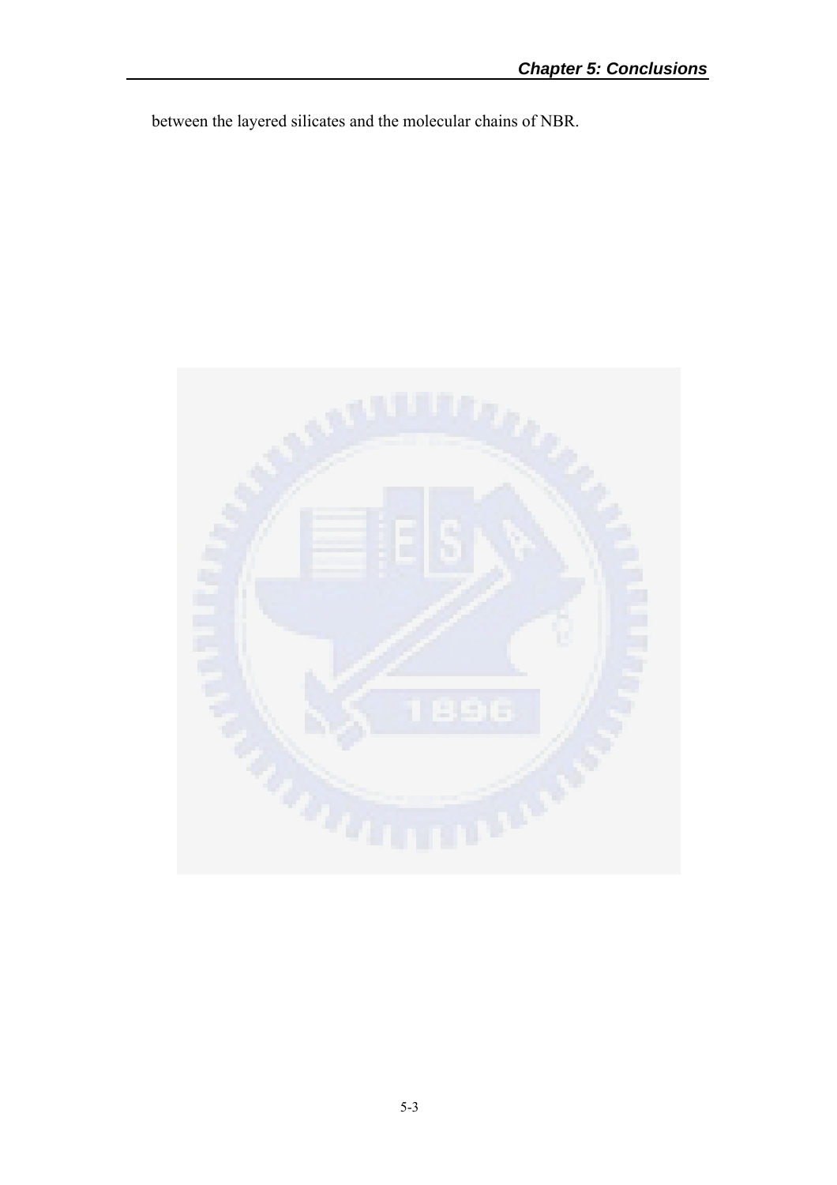between the layered silicates and the molecular chains of NBR.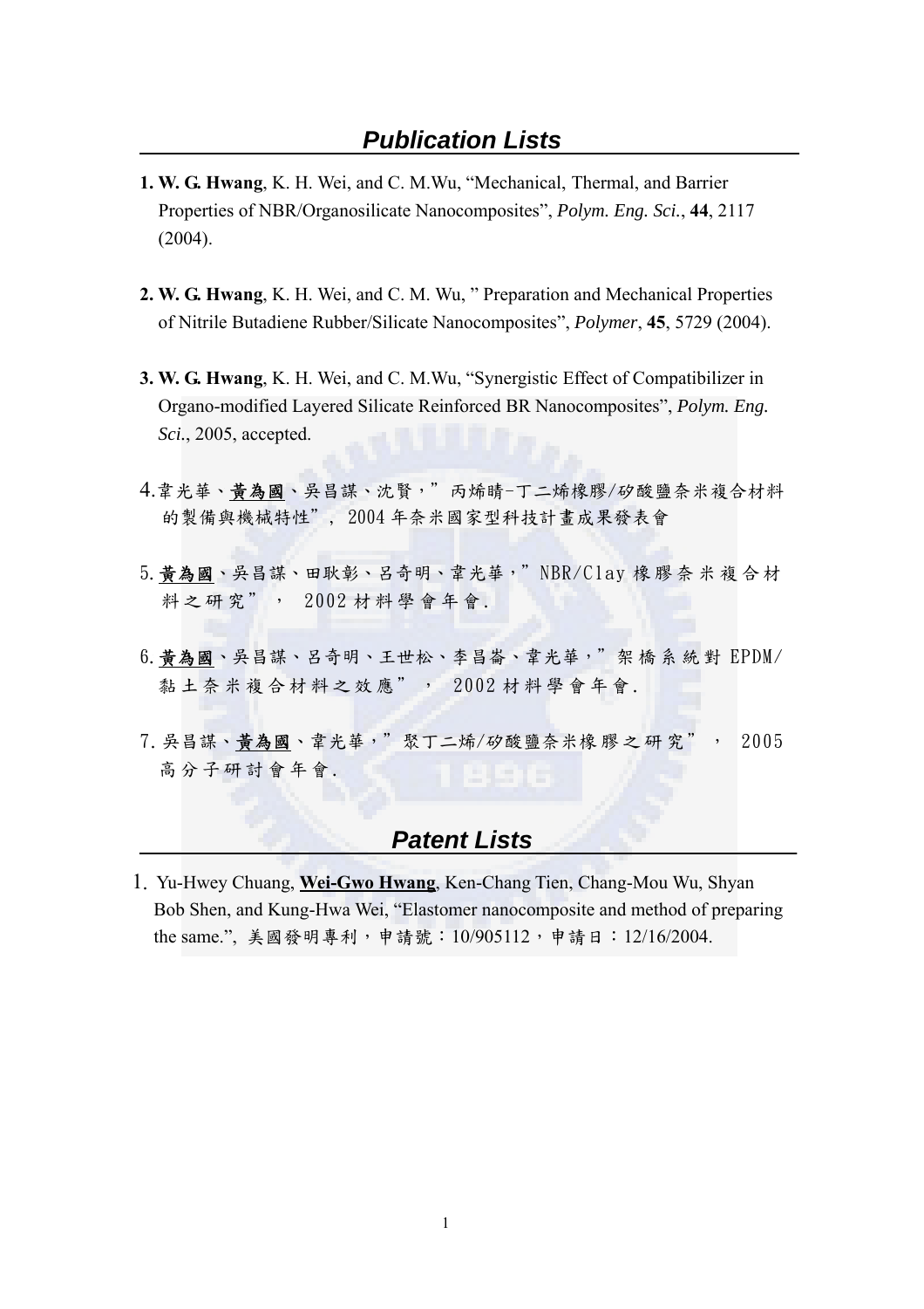## *Publication Lists*

1. **W. G. Hwang**, K. H. Wei, and C. M.Wu, "Mechanical, Thermal, and Barrier Properties of NBR/Organosilicate Nanocomposites", *Polym. Eng. Sci.*, **44**, 2117 (2004).

2. **W. G. Hwang**, K. H. Wei, and C. M. Wu, " Preparation and Mechanical Properties of Nitrile Butadiene Rubber/Silicate Nanocomposites", *Polymer*, **45**, 5729 (2004).

3. **W. G. Hwang**, K. H. Wei, and C. M.Wu, "Synergistic Effect of Compatibilizer in Organo-modified Layered Silicate Reinforced BR Nanocomposites", *Polym. Eng. Sci.*, 2005, accepted.

4. 韋光華、<u>**黃為國**</u>、吳昌謀、沈賢，" 丙烯睛-丁二烯橡膠/矽酸鹽奈米複合材料的製備與機械特性", 2004 年奈米國家型科技計畫成果發表會

5. <u>**黃為國**</u>、吳昌謀、田耿彰、呂奇明、韋光華，" NBR/Clay 橡膠奈米複合材料之研究"， 2002 材料學會年會.

6. <u>**黃為國**</u>、吳昌謀、呂奇明、王世松、李昌崙、韋光華，" 架橋系統對 EPDM/黏土奈米複合材料之效應"， 2002 材料學會年會.

7. 吳昌謀、<u>**黃為國**</u>、韋光華，" 聚丁二烯/矽酸鹽奈米橡膠之研究"， 2005 高分子研討會年會.

## *Patent Lists*

1. Yu-Hwey Chuang, <u>**Wei-Gwo Hwang**</u>, Ken-Chang Tien, Chang-Mou Wu, Shyan Bob Shen, and Kung-Hwa Wei, "Elastomer nanocomposite and method of preparing the same.", 美國發明專利，申請號：10/905112，申請日：12/16/2004.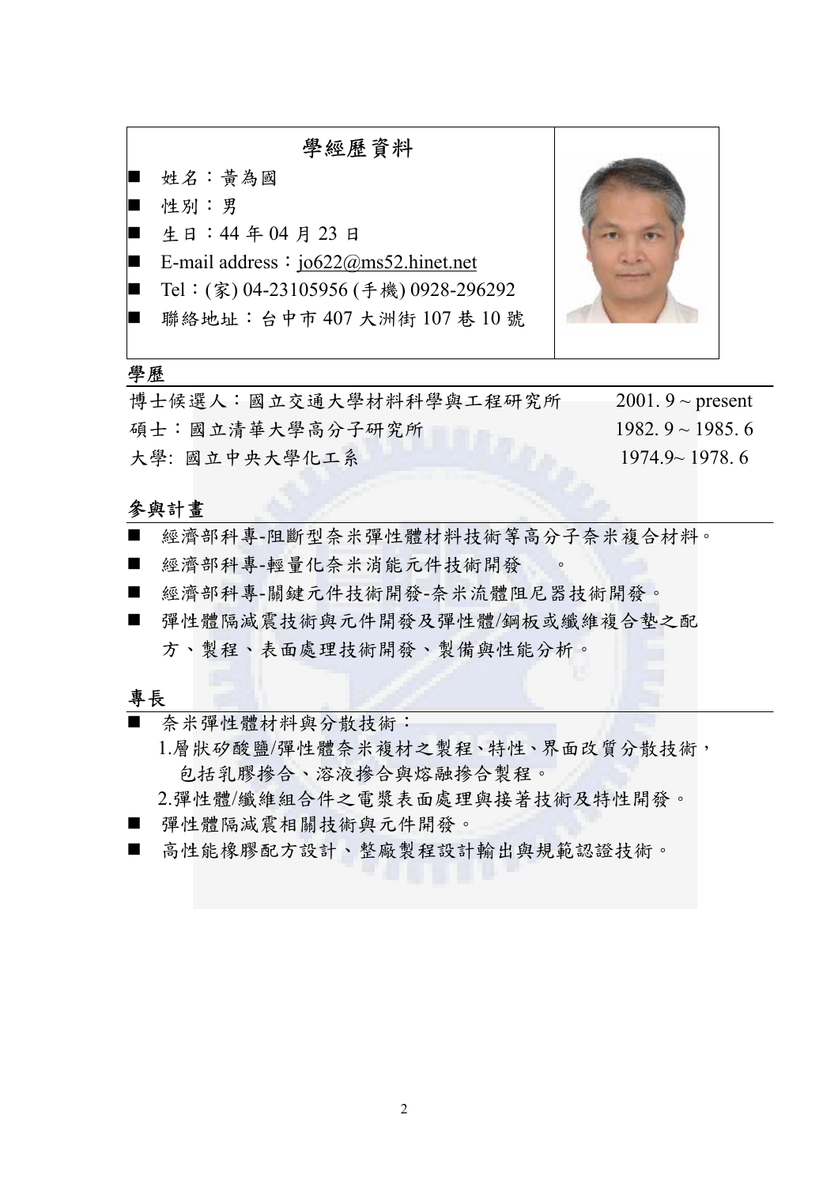# 學經歷資料

- 姓名：黃為國
- 性別：男
- 生日：44 年 04 月 23 日
- E-mail address：jo622@ms52.hinet.net
- Tel：(家) 04-23105956 (手機) 0928-296292
- 聯絡地址：台中市 407 大洲街 107 巷 10 號

## 學歷

| | |
|---|---|
| 博士候選人：國立交通大學材料科學與工程研究所 | 2001. 9 ~ present |
| 碩士：國立清華大學高分子研究所 | 1982. 9 ~ 1985. 6 |
| 大學: 國立中央大學化工系 | 1974.9~ 1978. 6 |

## 參與計畫

- 經濟部科專-阻斷型奈米彈性體材料技術等高分子奈米複合材料。
- 經濟部科專-輕量化奈米消能元件技術開發 。
- 經濟部科專-關鍵元件技術開發-奈米流體阻尼器技術開發。
- 彈性體隔減震技術與元件開發及彈性體/鋼板或纖維複合墊之配方、製程、表面處理技術開發、製備與性能分析。

## 專長

- 奈米彈性體材料與分散技術：
  1.層狀矽酸鹽/彈性體奈米複材之製程、特性、界面改質分散技術，包括乳膠摻合、溶液摻合與熔融摻合製程。
  2.彈性體/纖維組合件之電漿表面處理與接著技術及特性開發。
- 彈性體隔減震相關技術與元件開發。
- 高性能橡膠配方設計、整廠製程設計輸出與規範認證技術。